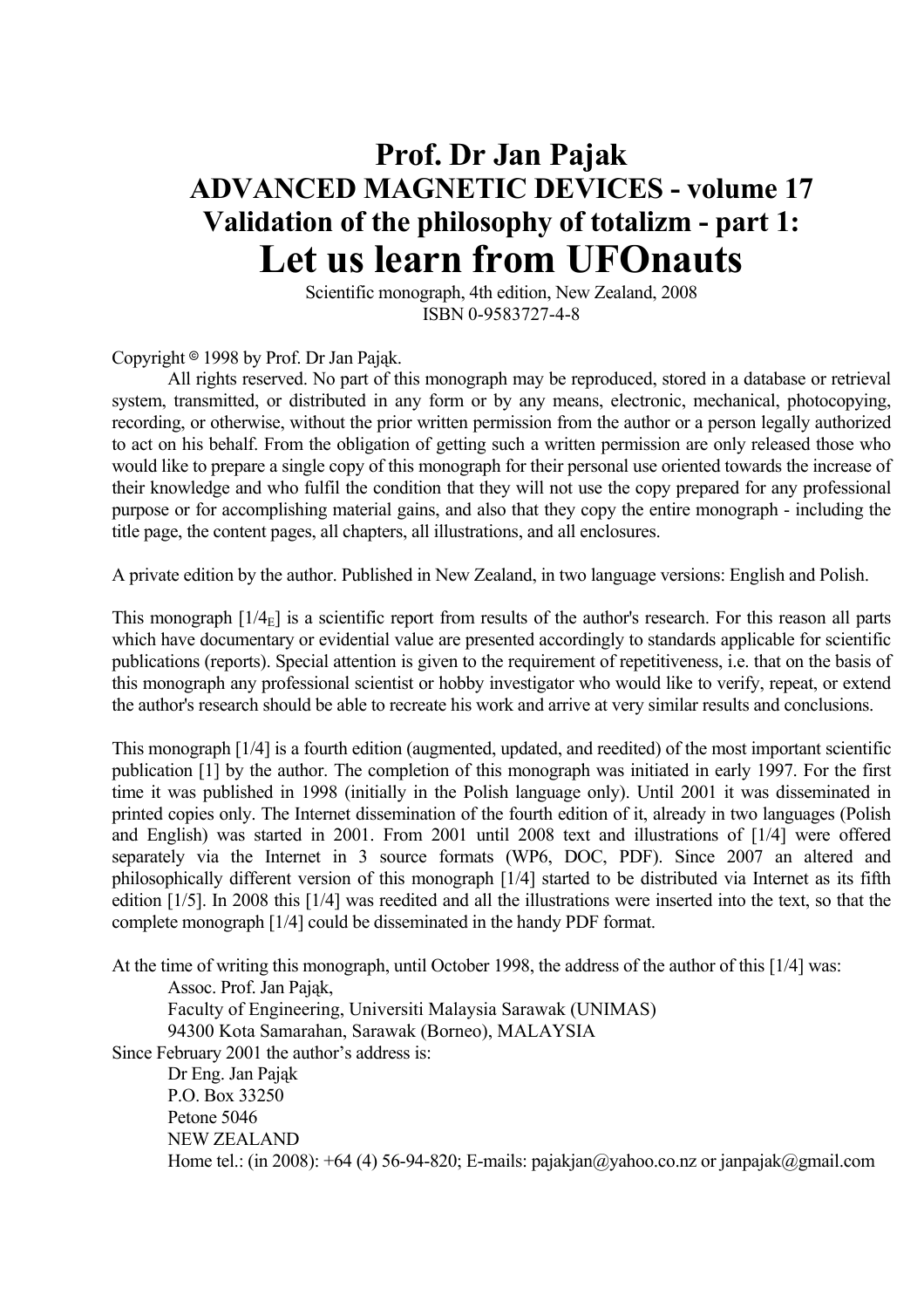# Prof. Dr Jan Pajak
## ADVANCED MAGNETIC DEVICES - volume 17
## Validation of the philosophy of totalizm - part 1:
# Let us learn from UFOnauts

Scientific monograph, 4th edition, New Zealand, 2008
ISBN 0-9583727-4-8

Copyright © 1998 by Prof. Dr Jan Pająk.

All rights reserved. No part of this monograph may be reproduced, stored in a database or retrieval system, transmitted, or distributed in any form or by any means, electronic, mechanical, photocopying, recording, or otherwise, without the prior written permission from the author or a person legally authorized to act on his behalf. From the obligation of getting such a written permission are only released those who would like to prepare a single copy of this monograph for their personal use oriented towards the increase of their knowledge and who fulfil the condition that they will not use the copy prepared for any professional purpose or for accomplishing material gains, and also that they copy the entire monograph - including the title page, the content pages, all chapters, all illustrations, and all enclosures.

A private edition by the author. Published in New Zealand, in two language versions: English and Polish.

This monograph [$1/4_E$] is a scientific report from results of the author's research. For this reason all parts which have documentary or evidential value are presented accordingly to standards applicable for scientific publications (reports). Special attention is given to the requirement of repetitiveness, i.e. that on the basis of this monograph any professional scientist or hobby investigator who would like to verify, repeat, or extend the author's research should be able to recreate his work and arrive at very similar results and conclusions.

This monograph [1/4] is a fourth edition (augmented, updated, and reedited) of the most important scientific publication [1] by the author. The completion of this monograph was initiated in early 1997. For the first time it was published in 1998 (initially in the Polish language only). Until 2001 it was disseminated in printed copies only. The Internet dissemination of the fourth edition of it, already in two languages (Polish and English) was started in 2001. From 2001 until 2008 text and illustrations of [1/4] were offered separately via the Internet in 3 source formats (WP6, DOC, PDF). Since 2007 an altered and philosophically different version of this monograph [1/4] started to be distributed via Internet as its fifth edition [1/5]. In 2008 this [1/4] was reedited and all the illustrations were inserted into the text, so that the complete monograph [1/4] could be disseminated in the handy PDF format.

At the time of writing this monograph, until October 1998, the address of the author of this [1/4] was:

Assoc. Prof. Jan Pająk,
Faculty of Engineering, Universiti Malaysia Sarawak (UNIMAS)
94300 Kota Samarahan, Sarawak (Borneo), MALAYSIA

Since February 2001 the author's address is:

Dr Eng. Jan Pająk
P.O. Box 33250
Petone 5046
NEW ZEALAND
Home tel.: (in 2008): +64 (4) 56-94-820; E-mails: pajakjan@yahoo.co.nz or janpajak@gmail.com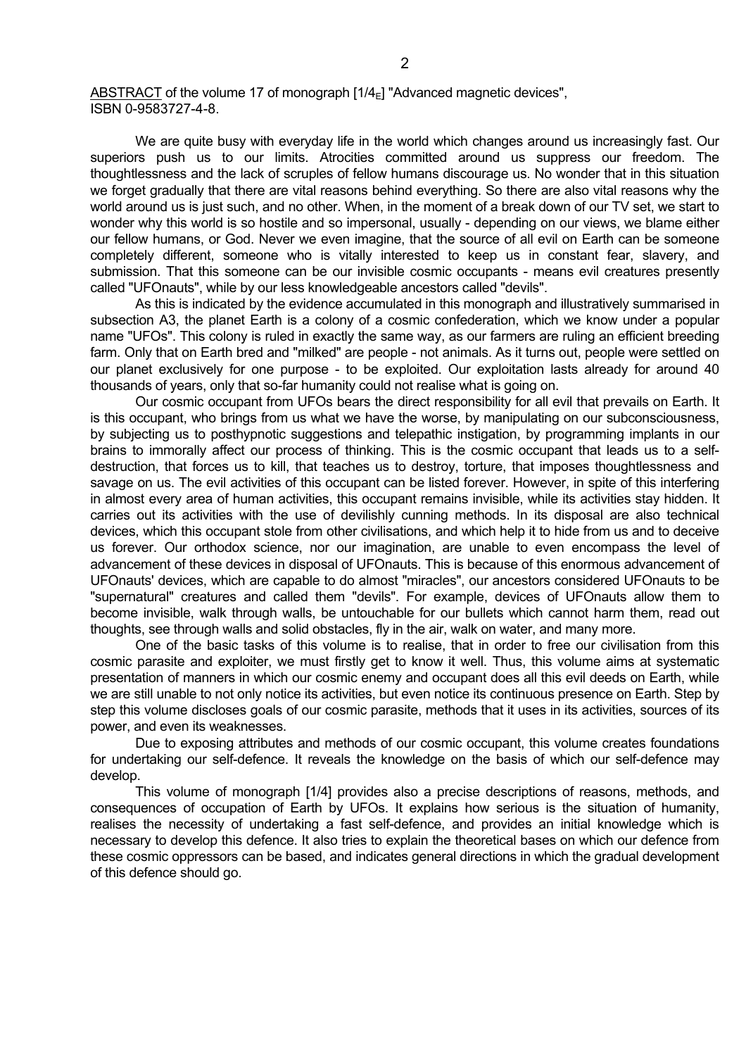<u>ABSTRACT</u> of the volume 17 of monograph [$1/4_E$] "Advanced magnetic devices", ISBN 0-9583727-4-8.

We are quite busy with everyday life in the world which changes around us increasingly fast. Our superiors push us to our limits. Atrocities committed around us suppress our freedom. The thoughtlessness and the lack of scruples of fellow humans discourage us. No wonder that in this situation we forget gradually that there are vital reasons behind everything. So there are also vital reasons why the world around us is just such, and no other. When, in the moment of a break down of our TV set, we start to wonder why this world is so hostile and so impersonal, usually - depending on our views, we blame either our fellow humans, or God. Never we even imagine, that the source of all evil on Earth can be someone completely different, someone who is vitally interested to keep us in constant fear, slavery, and submission. That this someone can be our invisible cosmic occupants - means evil creatures presently called "UFOnauts", while by our less knowledgeable ancestors called "devils".

As this is indicated by the evidence accumulated in this monograph and illustratively summarised in subsection A3, the planet Earth is a colony of a cosmic confederation, which we know under a popular name "UFOs". This colony is ruled in exactly the same way, as our farmers are ruling an efficient breeding farm. Only that on Earth bred and "milked" are people - not animals. As it turns out, people were settled on our planet exclusively for one purpose - to be exploited. Our exploitation lasts already for around 40 thousands of years, only that so-far humanity could not realise what is going on.

Our cosmic occupant from UFOs bears the direct responsibility for all evil that prevails on Earth. It is this occupant, who brings from us what we have the worse, by manipulating on our subconsciousness, by subjecting us to posthypnotic suggestions and telepathic instigation, by programming implants in our brains to immorally affect our process of thinking. This is the cosmic occupant that leads us to a self-destruction, that forces us to kill, that teaches us to destroy, torture, that imposes thoughtlessness and savage on us. The evil activities of this occupant can be listed forever. However, in spite of this interfering in almost every area of human activities, this occupant remains invisible, while its activities stay hidden. It carries out its activities with the use of devilishly cunning methods. In its disposal are also technical devices, which this occupant stole from other civilisations, and which help it to hide from us and to deceive us forever. Our orthodox science, nor our imagination, are unable to even encompass the level of advancement of these devices in disposal of UFOnauts. This is because of this enormous advancement of UFOnauts' devices, which are capable to do almost "miracles", our ancestors considered UFOnauts to be "supernatural" creatures and called them "devils". For example, devices of UFOnauts allow them to become invisible, walk through walls, be untouchable for our bullets which cannot harm them, read out thoughts, see through walls and solid obstacles, fly in the air, walk on water, and many more.

One of the basic tasks of this volume is to realise, that in order to free our civilisation from this cosmic parasite and exploiter, we must firstly get to know it well. Thus, this volume aims at systematic presentation of manners in which our cosmic enemy and occupant does all this evil deeds on Earth, while we are still unable to not only notice its activities, but even notice its continuous presence on Earth. Step by step this volume discloses goals of our cosmic parasite, methods that it uses in its activities, sources of its power, and even its weaknesses.

Due to exposing attributes and methods of our cosmic occupant, this volume creates foundations for undertaking our self-defence. It reveals the knowledge on the basis of which our self-defence may develop.

This volume of monograph [1/4] provides also a precise descriptions of reasons, methods, and consequences of occupation of Earth by UFOs. It explains how serious is the situation of humanity, realises the necessity of undertaking a fast self-defence, and provides an initial knowledge which is necessary to develop this defence. It also tries to explain the theoretical bases on which our defence from these cosmic oppressors can be based, and indicates general directions in which the gradual development of this defence should go.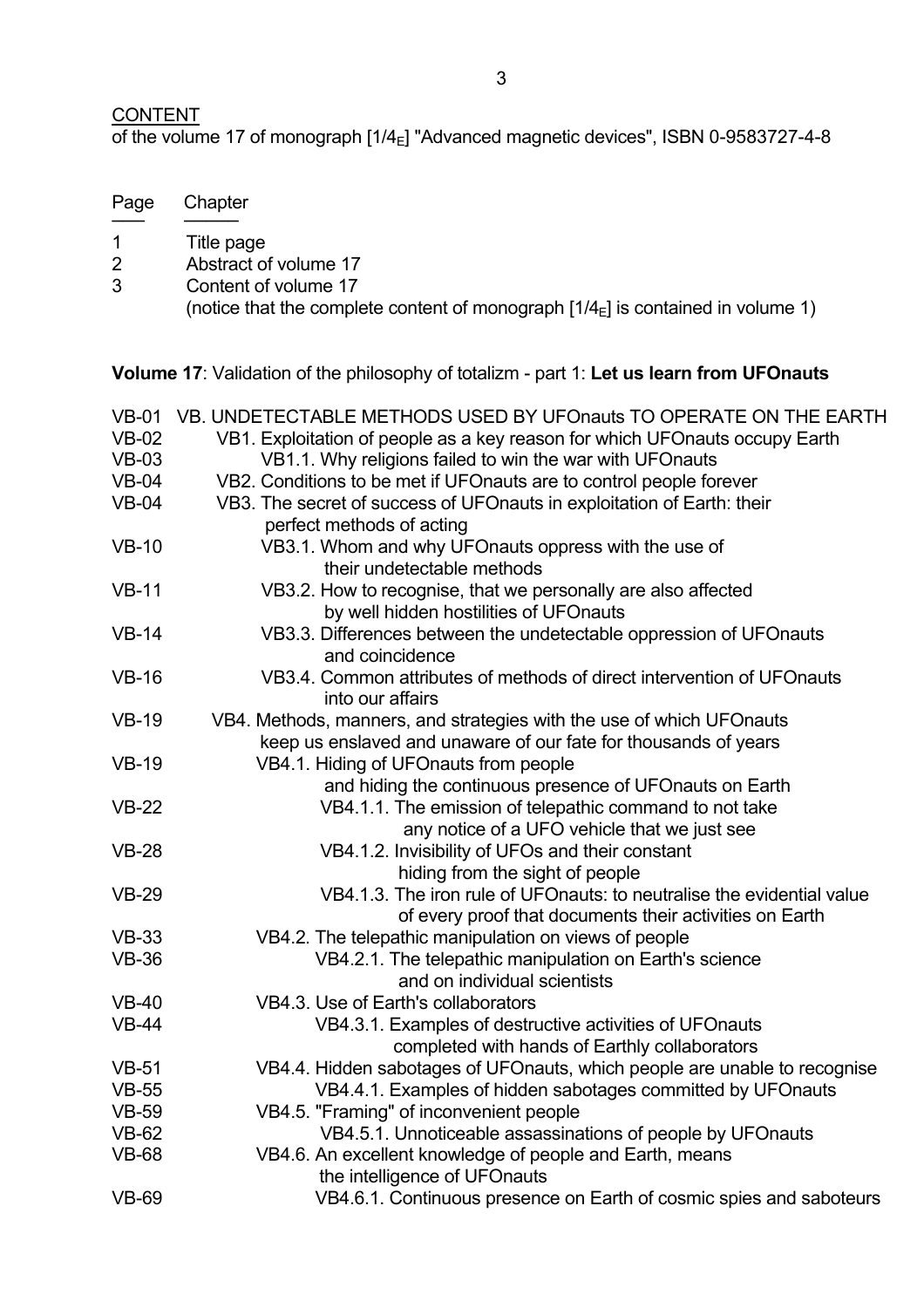CONTENT
of the volume 17 of monograph [$1/4_E$] "Advanced magnetic devices", ISBN 0-9583727-4-8

| Page | Chapter |
|---|---|
| 1 | Title page |
| 2 | Abstract of volume 17 |
| 3 | Content of volume 17 (notice that the complete content of monograph [$1/4_E$] is contained in volume 1) |

**Volume 17**: Validation of the philosophy of totalizm - part 1: **Let us learn from UFOnauts**

| Page | Chapter |
|---|---|
| VB-01 | VB. UNDETECTABLE METHODS USED BY UFOnauts TO OPERATE ON THE EARTH |
| VB-02 | VB1. Exploitation of people as a key reason for which UFOnauts occupy Earth |
| VB-03 | VB1.1. Why religions failed to win the war with UFOnauts |
| VB-04 | VB2. Conditions to be met if UFOnauts are to control people forever |
| VB-04 | VB3. The secret of success of UFOnauts in exploitation of Earth: their perfect methods of acting |
| VB-10 | VB3.1. Whom and why UFOnauts oppress with the use of their undetectable methods |
| VB-11 | VB3.2. How to recognise, that we personally are also affected by well hidden hostilities of UFOnauts |
| VB-14 | VB3.3. Differences between the undetectable oppression of UFOnauts and coincidence |
| VB-16 | VB3.4. Common attributes of methods of direct intervention of UFOnauts into our affairs |
| VB-19 | VB4. Methods, manners, and strategies with the use of which UFOnauts keep us enslaved and unaware of our fate for thousands of years |
| VB-19 | VB4.1. Hiding of UFOnauts from people and hiding the continuous presence of UFOnauts on Earth |
| VB-22 | VB4.1.1. The emission of telepathic command to not take any notice of a UFO vehicle that we just see |
| VB-28 | VB4.1.2. Invisibility of UFOs and their constant hiding from the sight of people |
| VB-29 | VB4.1.3. The iron rule of UFOnauts: to neutralise the evidential value of every proof that documents their activities on Earth |
| VB-33 | VB4.2. The telepathic manipulation on views of people |
| VB-36 | VB4.2.1. The telepathic manipulation on Earth's science and on individual scientists |
| VB-40 | VB4.3. Use of Earth's collaborators |
| VB-44 | VB4.3.1. Examples of destructive activities of UFOnauts completed with hands of Earthly collaborators |
| VB-51 | VB4.4. Hidden sabotages of UFOnauts, which people are unable to recognise |
| VB-55 | VB4.4.1. Examples of hidden sabotages committed by UFOnauts |
| VB-59 | VB4.5. "Framing" of inconvenient people |
| VB-62 | VB4.5.1. Unnoticeable assassinations of people by UFOnauts |
| VB-68 | VB4.6. An excellent knowledge of people and Earth, means the intelligence of UFOnauts |
| VB-69 | VB4.6.1. Continuous presence on Earth of cosmic spies and saboteurs |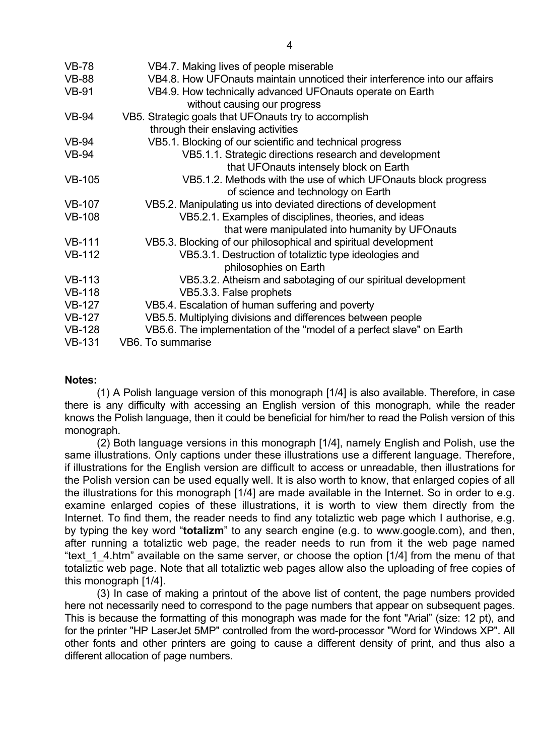VB-78 VB4.7. Making lives of people miserable
VB-88 VB4.8. How UFOnauts maintain unnoticed their interference into our affairs
VB-91 VB4.9. How technically advanced UFOnauts operate on Earth without causing our progress
VB-94 VB5. Strategic goals that UFOnauts try to accomplish through their enslaving activities
VB-94 VB5.1. Blocking of our scientific and technical progress
VB-94 VB5.1.1. Strategic directions research and development that UFOnauts intensely block on Earth
VB-105 VB5.1.2. Methods with the use of which UFOnauts block progress of science and technology on Earth
VB-107 VB5.2. Manipulating us into deviated directions of development
VB-108 VB5.2.1. Examples of disciplines, theories, and ideas that were manipulated into humanity by UFOnauts
VB-111 VB5.3. Blocking of our philosophical and spiritual development
VB-112 VB5.3.1. Destruction of totaliztic type ideologies and philosophies on Earth
VB-113 VB5.3.2. Atheism and sabotaging of our spiritual development
VB-118 VB5.3.3. False prophets
VB-127 VB5.4. Escalation of human suffering and poverty
VB-127 VB5.5. Multiplying divisions and differences between people
VB-128 VB5.6. The implementation of the "model of a perfect slave" on Earth
VB-131 VB6. To summarise

**Notes:**

(1) A Polish language version of this monograph [1/4] is also available. Therefore, in case there is any difficulty with accessing an English version of this monograph, while the reader knows the Polish language, then it could be beneficial for him/her to read the Polish version of this monograph.

(2) Both language versions in this monograph [1/4], namely English and Polish, use the same illustrations. Only captions under these illustrations use a different language. Therefore, if illustrations for the English version are difficult to access or unreadable, then illustrations for the Polish version can be used equally well. It is also worth to know, that enlarged copies of all the illustrations for this monograph [1/4] are made available in the Internet. So in order to e.g. examine enlarged copies of these illustrations, it is worth to view them directly from the Internet. To find them, the reader needs to find any totaliztic web page which I authorise, e.g. by typing the key word "**totalizm**" to any search engine (e.g. to www.google.com), and then, after running a totaliztic web page, the reader needs to run from it the web page named "text_1_4.htm" available on the same server, or choose the option [1/4] from the menu of that totaliztic web page. Note that all totaliztic web pages allow also the uploading of free copies of this monograph [1/4].

(3) In case of making a printout of the above list of content, the page numbers provided here not necessarily need to correspond to the page numbers that appear on subsequent pages. This is because the formatting of this monograph was made for the font "Arial" (size: 12 pt), and for the printer "HP LaserJet 5MP" controlled from the word-processor "Word for Windows XP". All other fonts and other printers are going to cause a different density of print, and thus also a different allocation of page numbers.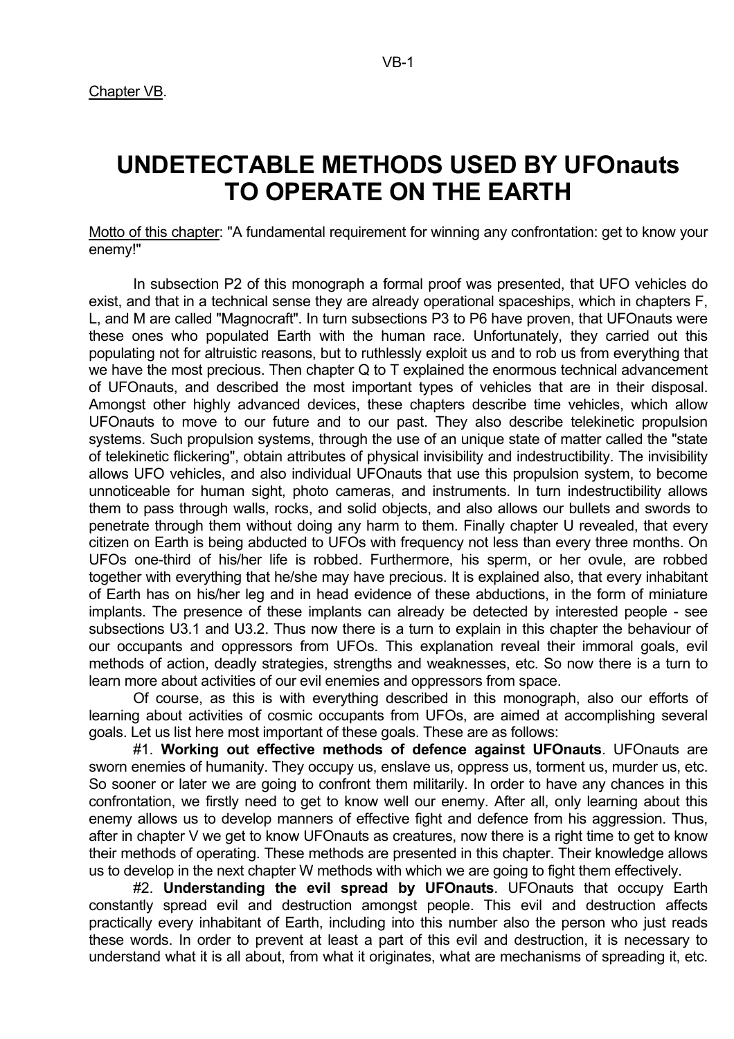Chapter VB.

# UNDETECTABLE METHODS USED BY UFOnauts TO OPERATE ON THE EARTH

Motto of this chapter: "A fundamental requirement for winning any confrontation: get to know your enemy!"

In subsection P2 of this monograph a formal proof was presented, that UFO vehicles do exist, and that in a technical sense they are already operational spaceships, which in chapters F, L, and M are called "Magnocraft". In turn subsections P3 to P6 have proven, that UFOnauts were these ones who populated Earth with the human race. Unfortunately, they carried out this populating not for altruistic reasons, but to ruthlessly exploit us and to rob us from everything that we have the most precious. Then chapter Q to T explained the enormous technical advancement of UFOnauts, and described the most important types of vehicles that are in their disposal. Amongst other highly advanced devices, these chapters describe time vehicles, which allow UFOnauts to move to our future and to our past. They also describe telekinetic propulsion systems. Such propulsion systems, through the use of an unique state of matter called the "state of telekinetic flickering", obtain attributes of physical invisibility and indestructibility. The invisibility allows UFO vehicles, and also individual UFOnauts that use this propulsion system, to become unnoticeable for human sight, photo cameras, and instruments. In turn indestructibility allows them to pass through walls, rocks, and solid objects, and also allows our bullets and swords to penetrate through them without doing any harm to them. Finally chapter U revealed, that every citizen on Earth is being abducted to UFOs with frequency not less than every three months. On UFOs one-third of his/her life is robbed. Furthermore, his sperm, or her ovule, are robbed together with everything that he/she may have precious. It is explained also, that every inhabitant of Earth has on his/her leg and in head evidence of these abductions, in the form of miniature implants. The presence of these implants can already be detected by interested people - see subsections U3.1 and U3.2. Thus now there is a turn to explain in this chapter the behaviour of our occupants and oppressors from UFOs. This explanation reveal their immoral goals, evil methods of action, deadly strategies, strengths and weaknesses, etc. So now there is a turn to learn more about activities of our evil enemies and oppressors from space.

Of course, as this is with everything described in this monograph, also our efforts of learning about activities of cosmic occupants from UFOs, are aimed at accomplishing several goals. Let us list here most important of these goals. These are as follows:

#1. **Working out effective methods of defence against UFOnauts**. UFOnauts are sworn enemies of humanity. They occupy us, enslave us, oppress us, torment us, murder us, etc. So sooner or later we are going to confront them militarily. In order to have any chances in this confrontation, we firstly need to get to know well our enemy. After all, only learning about this enemy allows us to develop manners of effective fight and defence from his aggression. Thus, after in chapter V we get to know UFOnauts as creatures, now there is a right time to get to know their methods of operating. These methods are presented in this chapter. Their knowledge allows us to develop in the next chapter W methods with which we are going to fight them effectively.

#2. **Understanding the evil spread by UFOnauts**. UFOnauts that occupy Earth constantly spread evil and destruction amongst people. This evil and destruction affects practically every inhabitant of Earth, including into this number also the person who just reads these words. In order to prevent at least a part of this evil and destruction, it is necessary to understand what it is all about, from what it originates, what are mechanisms of spreading it, etc.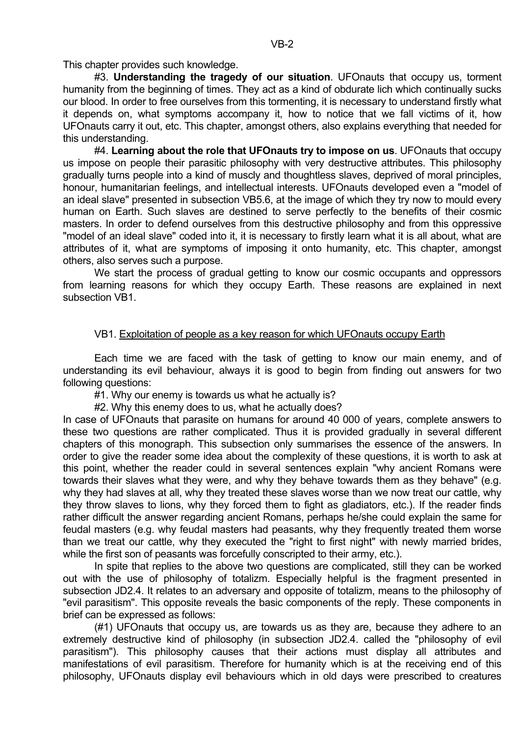This chapter provides such knowledge.

#3. **Understanding the tragedy of our situation**. UFOnauts that occupy us, torment humanity from the beginning of times. They act as a kind of obdurate lich which continually sucks our blood. In order to free ourselves from this tormenting, it is necessary to understand firstly what it depends on, what symptoms accompany it, how to notice that we fall victims of it, how UFOnauts carry it out, etc. This chapter, amongst others, also explains everything that needed for this understanding.

#4. **Learning about the role that UFOnauts try to impose on us**. UFOnauts that occupy us impose on people their parasitic philosophy with very destructive attributes. This philosophy gradually turns people into a kind of muscly and thoughtless slaves, deprived of moral principles, honour, humanitarian feelings, and intellectual interests. UFOnauts developed even a "model of an ideal slave" presented in subsection VB5.6, at the image of which they try now to mould every human on Earth. Such slaves are destined to serve perfectly to the benefits of their cosmic masters. In order to defend ourselves from this destructive philosophy and from this oppressive "model of an ideal slave" coded into it, it is necessary to firstly learn what it is all about, what are attributes of it, what are symptoms of imposing it onto humanity, etc. This chapter, amongst others, also serves such a purpose.

We start the process of gradual getting to know our cosmic occupants and oppressors from learning reasons for which they occupy Earth. These reasons are explained in next subsection VB1.

## VB1. Exploitation of people as a key reason for which UFOnauts occupy Earth

Each time we are faced with the task of getting to know our main enemy, and of understanding its evil behaviour, always it is good to begin from finding out answers for two following questions:

#1. Why our enemy is towards us what he actually is?

#2. Why this enemy does to us, what he actually does?

In case of UFOnauts that parasite on humans for around 40 000 of years, complete answers to these two questions are rather complicated. Thus it is provided gradually in several different chapters of this monograph. This subsection only summarises the essence of the answers. In order to give the reader some idea about the complexity of these questions, it is worth to ask at this point, whether the reader could in several sentences explain "why ancient Romans were towards their slaves what they were, and why they behave towards them as they behave" (e.g. why they had slaves at all, why they treated these slaves worse than we now treat our cattle, why they throw slaves to lions, why they forced them to fight as gladiators, etc.). If the reader finds rather difficult the answer regarding ancient Romans, perhaps he/she could explain the same for feudal masters (e.g. why feudal masters had peasants, why they frequently treated them worse than we treat our cattle, why they executed the "right to first night" with newly married brides, while the first son of peasants was forcefully conscripted to their army, etc.).

In spite that replies to the above two questions are complicated, still they can be worked out with the use of philosophy of totalizm. Especially helpful is the fragment presented in subsection JD2.4. It relates to an adversary and opposite of totalizm, means to the philosophy of "evil parasitism". This opposite reveals the basic components of the reply. These components in brief can be expressed as follows:

(#1) UFOnauts that occupy us, are towards us as they are, because they adhere to an extremely destructive kind of philosophy (in subsection JD2.4. called the "philosophy of evil parasitism"). This philosophy causes that their actions must display all attributes and manifestations of evil parasitism. Therefore for humanity which is at the receiving end of this philosophy, UFOnauts display evil behaviours which in old days were prescribed to creatures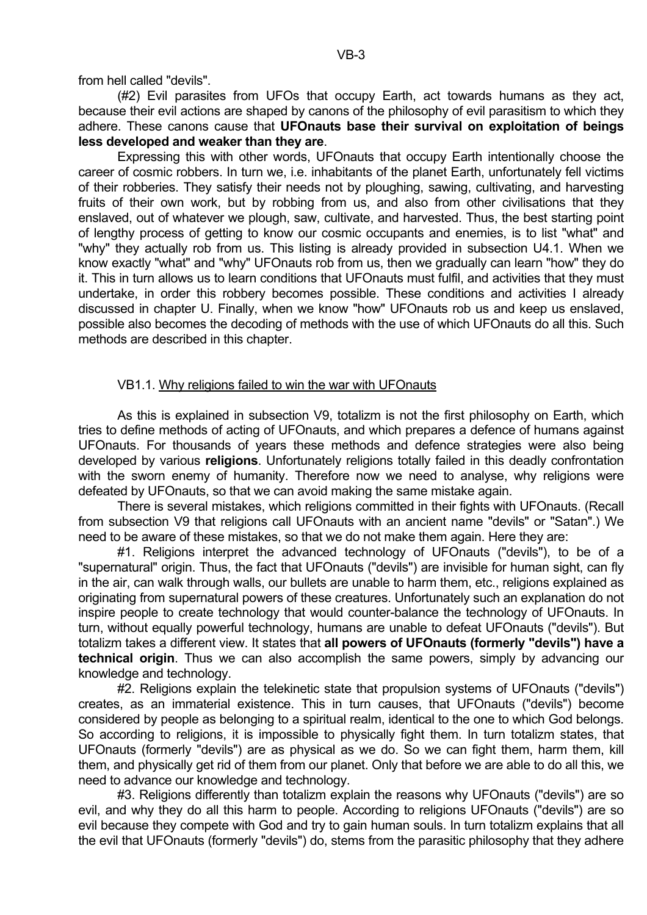from hell called "devils".

(#2) Evil parasites from UFOs that occupy Earth, act towards humans as they act, because their evil actions are shaped by canons of the philosophy of evil parasitism to which they adhere. These canons cause that **UFOnauts base their survival on exploitation of beings less developed and weaker than they are**.

Expressing this with other words, UFOnauts that occupy Earth intentionally choose the career of cosmic robbers. In turn we, i.e. inhabitants of the planet Earth, unfortunately fell victims of their robberies. They satisfy their needs not by ploughing, sawing, cultivating, and harvesting fruits of their own work, but by robbing from us, and also from other civilisations that they enslaved, out of whatever we plough, saw, cultivate, and harvested. Thus, the best starting point of lengthy process of getting to know our cosmic occupants and enemies, is to list "what" and "why" they actually rob from us. This listing is already provided in subsection U4.1. When we know exactly "what" and "why" UFOnauts rob from us, then we gradually can learn "how" they do it. This in turn allows us to learn conditions that UFOnauts must fulfil, and activities that they must undertake, in order this robbery becomes possible. These conditions and activities I already discussed in chapter U. Finally, when we know "how" UFOnauts rob us and keep us enslaved, possible also becomes the decoding of methods with the use of which UFOnauts do all this. Such methods are described in this chapter.

### VB1.1. Why religions failed to win the war with UFOnauts

As this is explained in subsection V9, totalizm is not the first philosophy on Earth, which tries to define methods of acting of UFOnauts, and which prepares a defence of humans against UFOnauts. For thousands of years these methods and defence strategies were also being developed by various **religions**. Unfortunately religions totally failed in this deadly confrontation with the sworn enemy of humanity. Therefore now we need to analyse, why religions were defeated by UFOnauts, so that we can avoid making the same mistake again.

There is several mistakes, which religions committed in their fights with UFOnauts. (Recall from subsection V9 that religions call UFOnauts with an ancient name "devils" or "Satan".) We need to be aware of these mistakes, so that we do not make them again. Here they are:

#1. Religions interpret the advanced technology of UFOnauts ("devils"), to be of a "supernatural" origin. Thus, the fact that UFOnauts ("devils") are invisible for human sight, can fly in the air, can walk through walls, our bullets are unable to harm them, etc., religions explained as originating from supernatural powers of these creatures. Unfortunately such an explanation do not inspire people to create technology that would counter-balance the technology of UFOnauts. In turn, without equally powerful technology, humans are unable to defeat UFOnauts ("devils"). But totalizm takes a different view. It states that **all powers of UFOnauts (formerly "devils") have a technical origin**. Thus we can also accomplish the same powers, simply by advancing our knowledge and technology.

#2. Religions explain the telekinetic state that propulsion systems of UFOnauts ("devils") creates, as an immaterial existence. This in turn causes, that UFOnauts ("devils") become considered by people as belonging to a spiritual realm, identical to the one to which God belongs. So according to religions, it is impossible to physically fight them. In turn totalizm states, that UFOnauts (formerly "devils") are as physical as we do. So we can fight them, harm them, kill them, and physically get rid of them from our planet. Only that before we are able to do all this, we need to advance our knowledge and technology.

#3. Religions differently than totalizm explain the reasons why UFOnauts ("devils") are so evil, and why they do all this harm to people. According to religions UFOnauts ("devils") are so evil because they compete with God and try to gain human souls. In turn totalizm explains that all the evil that UFOnauts (formerly "devils") do, stems from the parasitic philosophy that they adhere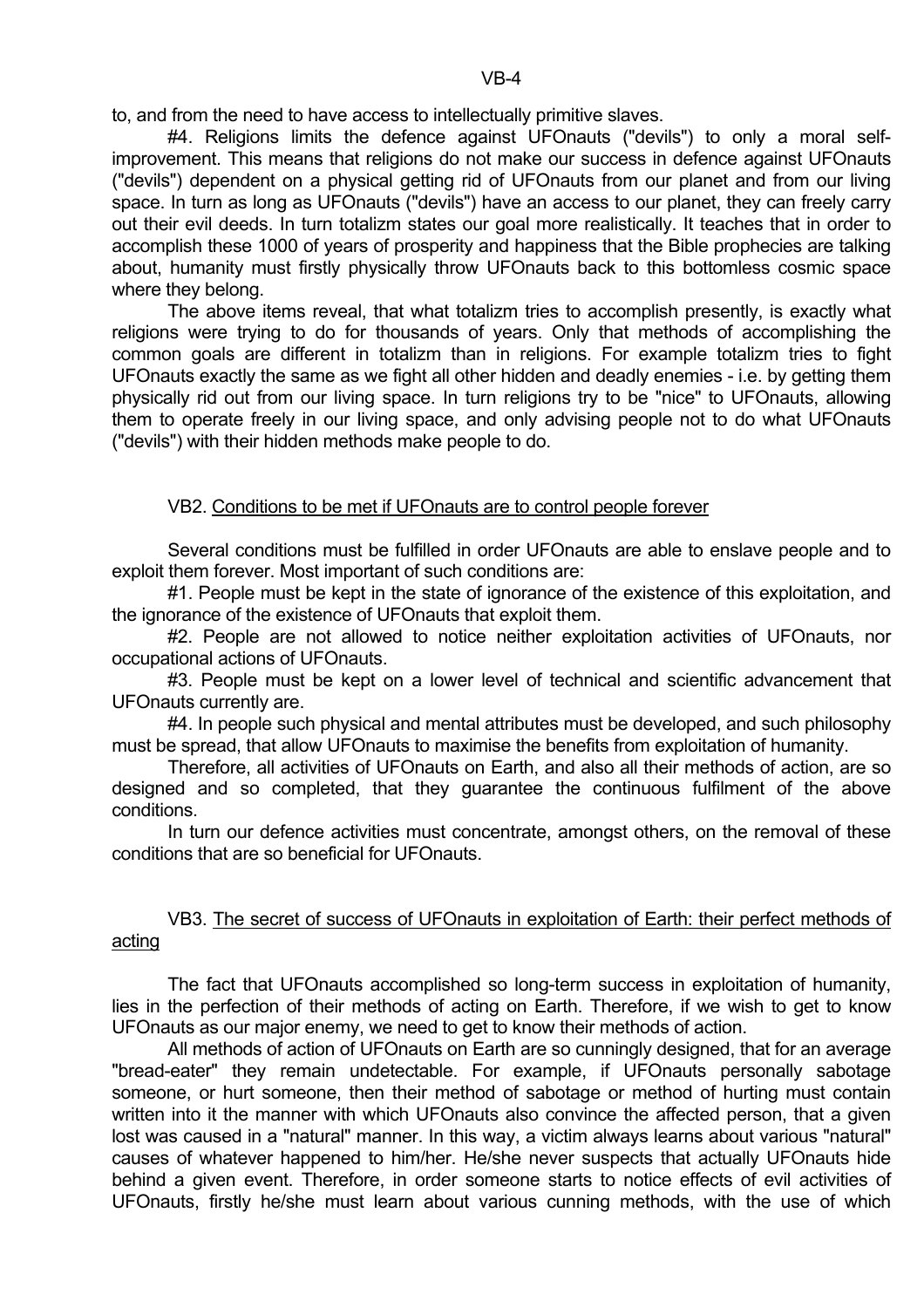to, and from the need to have access to intellectually primitive slaves.

#4. Religions limits the defence against UFOnauts ("devils") to only a moral self-improvement. This means that religions do not make our success in defence against UFOnauts ("devils") dependent on a physical getting rid of UFOnauts from our planet and from our living space. In turn as long as UFOnauts ("devils") have an access to our planet, they can freely carry out their evil deeds. In turn totalizm states our goal more realistically. It teaches that in order to accomplish these 1000 of years of prosperity and happiness that the Bible prophecies are talking about, humanity must firstly physically throw UFOnauts back to this bottomless cosmic space where they belong.

The above items reveal, that what totalizm tries to accomplish presently, is exactly what religions were trying to do for thousands of years. Only that methods of accomplishing the common goals are different in totalizm than in religions. For example totalizm tries to fight UFOnauts exactly the same as we fight all other hidden and deadly enemies - i.e. by getting them physically rid out from our living space. In turn religions try to be "nice" to UFOnauts, allowing them to operate freely in our living space, and only advising people not to do what UFOnauts ("devils") with their hidden methods make people to do.

## VB2. Conditions to be met if UFOnauts are to control people forever

Several conditions must be fulfilled in order UFOnauts are able to enslave people and to exploit them forever. Most important of such conditions are:

#1. People must be kept in the state of ignorance of the existence of this exploitation, and the ignorance of the existence of UFOnauts that exploit them.

#2. People are not allowed to notice neither exploitation activities of UFOnauts, nor occupational actions of UFOnauts.

#3. People must be kept on a lower level of technical and scientific advancement that UFOnauts currently are.

#4. In people such physical and mental attributes must be developed, and such philosophy must be spread, that allow UFOnauts to maximise the benefits from exploitation of humanity.

Therefore, all activities of UFOnauts on Earth, and also all their methods of action, are so designed and so completed, that they guarantee the continuous fulfilment of the above conditions.

In turn our defence activities must concentrate, amongst others, on the removal of these conditions that are so beneficial for UFOnauts.

## VB3. The secret of success of UFOnauts in exploitation of Earth: their perfect methods of acting

The fact that UFOnauts accomplished so long-term success in exploitation of humanity, lies in the perfection of their methods of acting on Earth. Therefore, if we wish to get to know UFOnauts as our major enemy, we need to get to know their methods of action.

All methods of action of UFOnauts on Earth are so cunningly designed, that for an average "bread-eater" they remain undetectable. For example, if UFOnauts personally sabotage someone, or hurt someone, then their method of sabotage or method of hurting must contain written into it the manner with which UFOnauts also convince the affected person, that a given lost was caused in a "natural" manner. In this way, a victim always learns about various "natural" causes of whatever happened to him/her. He/she never suspects that actually UFOnauts hide behind a given event. Therefore, in order someone starts to notice effects of evil activities of UFOnauts, firstly he/she must learn about various cunning methods, with the use of which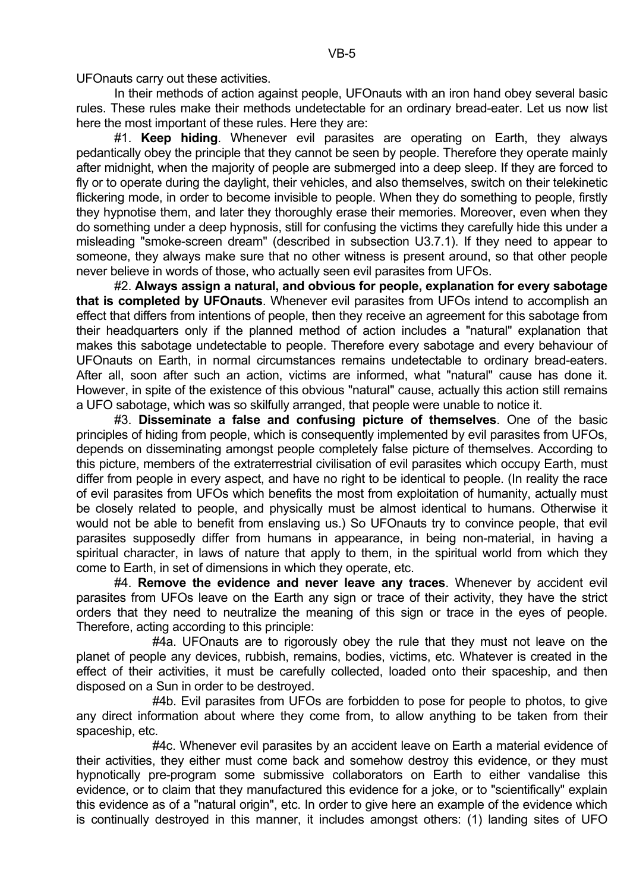UFOnauts carry out these activities.

In their methods of action against people, UFOnauts with an iron hand obey several basic rules. These rules make their methods undetectable for an ordinary bread-eater. Let us now list here the most important of these rules. Here they are:

#1. **Keep hiding**. Whenever evil parasites are operating on Earth, they always pedantically obey the principle that they cannot be seen by people. Therefore they operate mainly after midnight, when the majority of people are submerged into a deep sleep. If they are forced to fly or to operate during the daylight, their vehicles, and also themselves, switch on their telekinetic flickering mode, in order to become invisible to people. When they do something to people, firstly they hypnotise them, and later they thoroughly erase their memories. Moreover, even when they do something under a deep hypnosis, still for confusing the victims they carefully hide this under a misleading "smoke-screen dream" (described in subsection U3.7.1). If they need to appear to someone, they always make sure that no other witness is present around, so that other people never believe in words of those, who actually seen evil parasites from UFOs.

#2. **Always assign a natural, and obvious for people, explanation for every sabotage that is completed by UFOnauts**. Whenever evil parasites from UFOs intend to accomplish an effect that differs from intentions of people, then they receive an agreement for this sabotage from their headquarters only if the planned method of action includes a "natural" explanation that makes this sabotage undetectable to people. Therefore every sabotage and every behaviour of UFOnauts on Earth, in normal circumstances remains undetectable to ordinary bread-eaters. After all, soon after such an action, victims are informed, what "natural" cause has done it. However, in spite of the existence of this obvious "natural" cause, actually this action still remains a UFO sabotage, which was so skilfully arranged, that people were unable to notice it.

#3. **Disseminate a false and confusing picture of themselves**. One of the basic principles of hiding from people, which is consequently implemented by evil parasites from UFOs, depends on disseminating amongst people completely false picture of themselves. According to this picture, members of the extraterrestrial civilisation of evil parasites which occupy Earth, must differ from people in every aspect, and have no right to be identical to people. (In reality the race of evil parasites from UFOs which benefits the most from exploitation of humanity, actually must be closely related to people, and physically must be almost identical to humans. Otherwise it would not be able to benefit from enslaving us.) So UFOnauts try to convince people, that evil parasites supposedly differ from humans in appearance, in being non-material, in having a spiritual character, in laws of nature that apply to them, in the spiritual world from which they come to Earth, in set of dimensions in which they operate, etc.

#4. **Remove the evidence and never leave any traces**. Whenever by accident evil parasites from UFOs leave on the Earth any sign or trace of their activity, they have the strict orders that they need to neutralize the meaning of this sign or trace in the eyes of people. Therefore, acting according to this principle:

#4a. UFOnauts are to rigorously obey the rule that they must not leave on the planet of people any devices, rubbish, remains, bodies, victims, etc. Whatever is created in the effect of their activities, it must be carefully collected, loaded onto their spaceship, and then disposed on a Sun in order to be destroyed.

#4b. Evil parasites from UFOs are forbidden to pose for people to photos, to give any direct information about where they come from, to allow anything to be taken from their spaceship, etc.

#4c. Whenever evil parasites by an accident leave on Earth a material evidence of their activities, they either must come back and somehow destroy this evidence, or they must hypnotically pre-program some submissive collaborators on Earth to either vandalise this evidence, or to claim that they manufactured this evidence for a joke, or to "scientifically" explain this evidence as of a "natural origin", etc. In order to give here an example of the evidence which is continually destroyed in this manner, it includes amongst others: (1) landing sites of UFO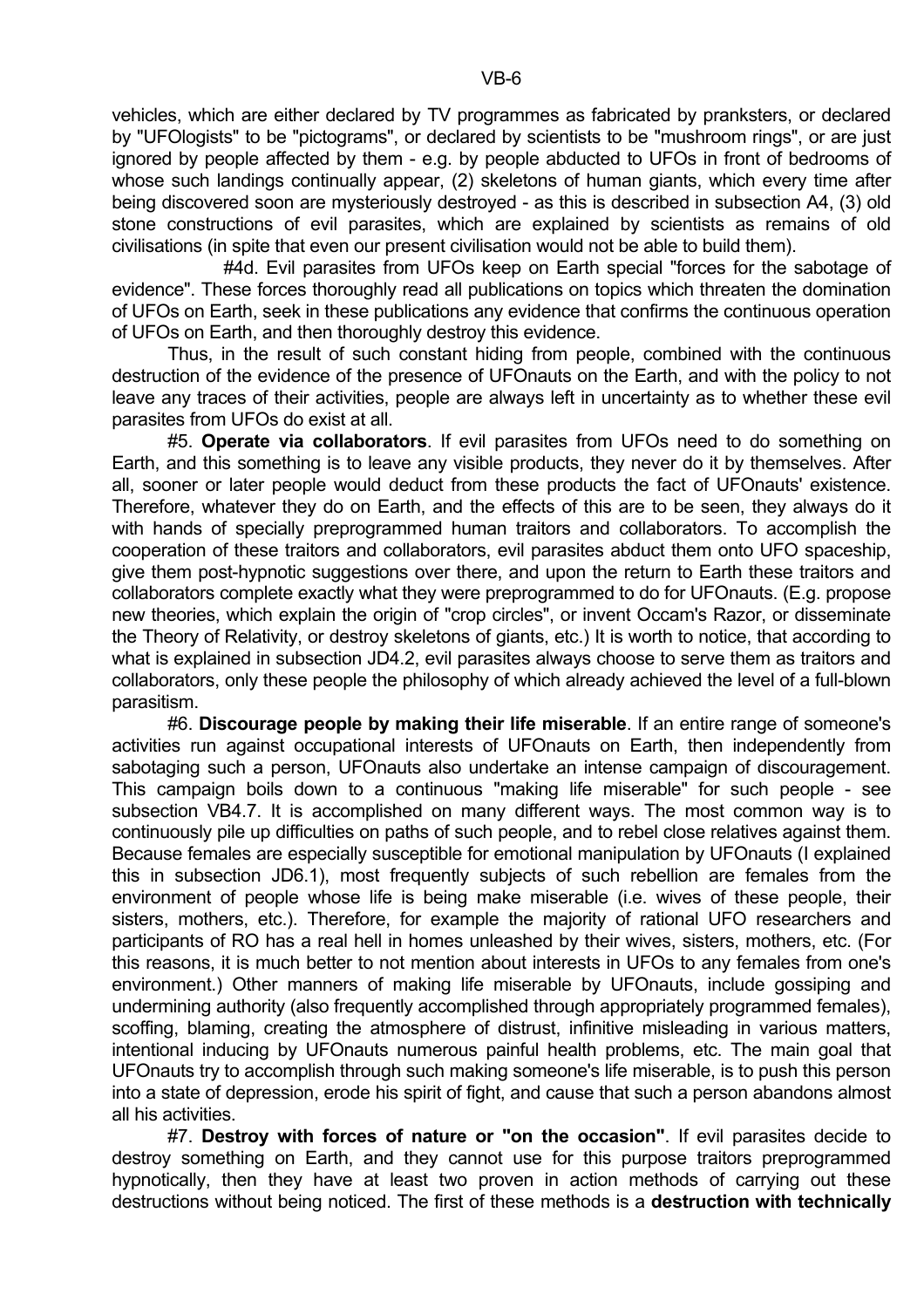vehicles, which are either declared by TV programmes as fabricated by pranksters, or declared by "UFOlogists" to be "pictograms", or declared by scientists to be "mushroom rings", or are just ignored by people affected by them - e.g. by people abducted to UFOs in front of bedrooms of whose such landings continually appear, (2) skeletons of human giants, which every time after being discovered soon are mysteriously destroyed - as this is described in subsection A4, (3) old stone constructions of evil parasites, which are explained by scientists as remains of old civilisations (in spite that even our present civilisation would not be able to build them).

#4d. Evil parasites from UFOs keep on Earth special "forces for the sabotage of evidence". These forces thoroughly read all publications on topics which threaten the domination of UFOs on Earth, seek in these publications any evidence that confirms the continuous operation of UFOs on Earth, and then thoroughly destroy this evidence.

Thus, in the result of such constant hiding from people, combined with the continuous destruction of the evidence of the presence of UFOnauts on the Earth, and with the policy to not leave any traces of their activities, people are always left in uncertainty as to whether these evil parasites from UFOs do exist at all.

#5. **Operate via collaborators**. If evil parasites from UFOs need to do something on Earth, and this something is to leave any visible products, they never do it by themselves. After all, sooner or later people would deduct from these products the fact of UFOnauts' existence. Therefore, whatever they do on Earth, and the effects of this are to be seen, they always do it with hands of specially preprogrammed human traitors and collaborators. To accomplish the cooperation of these traitors and collaborators, evil parasites abduct them onto UFO spaceship, give them post-hypnotic suggestions over there, and upon the return to Earth these traitors and collaborators complete exactly what they were preprogrammed to do for UFOnauts. (E.g. propose new theories, which explain the origin of "crop circles", or invent Occam's Razor, or disseminate the Theory of Relativity, or destroy skeletons of giants, etc.) It is worth to notice, that according to what is explained in subsection JD4.2, evil parasites always choose to serve them as traitors and collaborators, only these people the philosophy of which already achieved the level of a full-blown parasitism.

#6. **Discourage people by making their life miserable**. If an entire range of someone's activities run against occupational interests of UFOnauts on Earth, then independently from sabotaging such a person, UFOnauts also undertake an intense campaign of discouragement. This campaign boils down to a continuous "making life miserable" for such people - see subsection VB4.7. It is accomplished on many different ways. The most common way is to continuously pile up difficulties on paths of such people, and to rebel close relatives against them. Because females are especially susceptible for emotional manipulation by UFOnauts (I explained this in subsection JD6.1), most frequently subjects of such rebellion are females from the environment of people whose life is being make miserable (i.e. wives of these people, their sisters, mothers, etc.). Therefore, for example the majority of rational UFO researchers and participants of RO has a real hell in homes unleashed by their wives, sisters, mothers, etc. (For this reasons, it is much better to not mention about interests in UFOs to any females from one's environment.) Other manners of making life miserable by UFOnauts, include gossiping and undermining authority (also frequently accomplished through appropriately programmed females), scoffing, blaming, creating the atmosphere of distrust, infinitive misleading in various matters, intentional inducing by UFOnauts numerous painful health problems, etc. The main goal that UFOnauts try to accomplish through such making someone's life miserable, is to push this person into a state of depression, erode his spirit of fight, and cause that such a person abandons almost all his activities.

#7. **Destroy with forces of nature or "on the occasion"**. If evil parasites decide to destroy something on Earth, and they cannot use for this purpose traitors preprogrammed hypnotically, then they have at least two proven in action methods of carrying out these destructions without being noticed. The first of these methods is a **destruction with technically**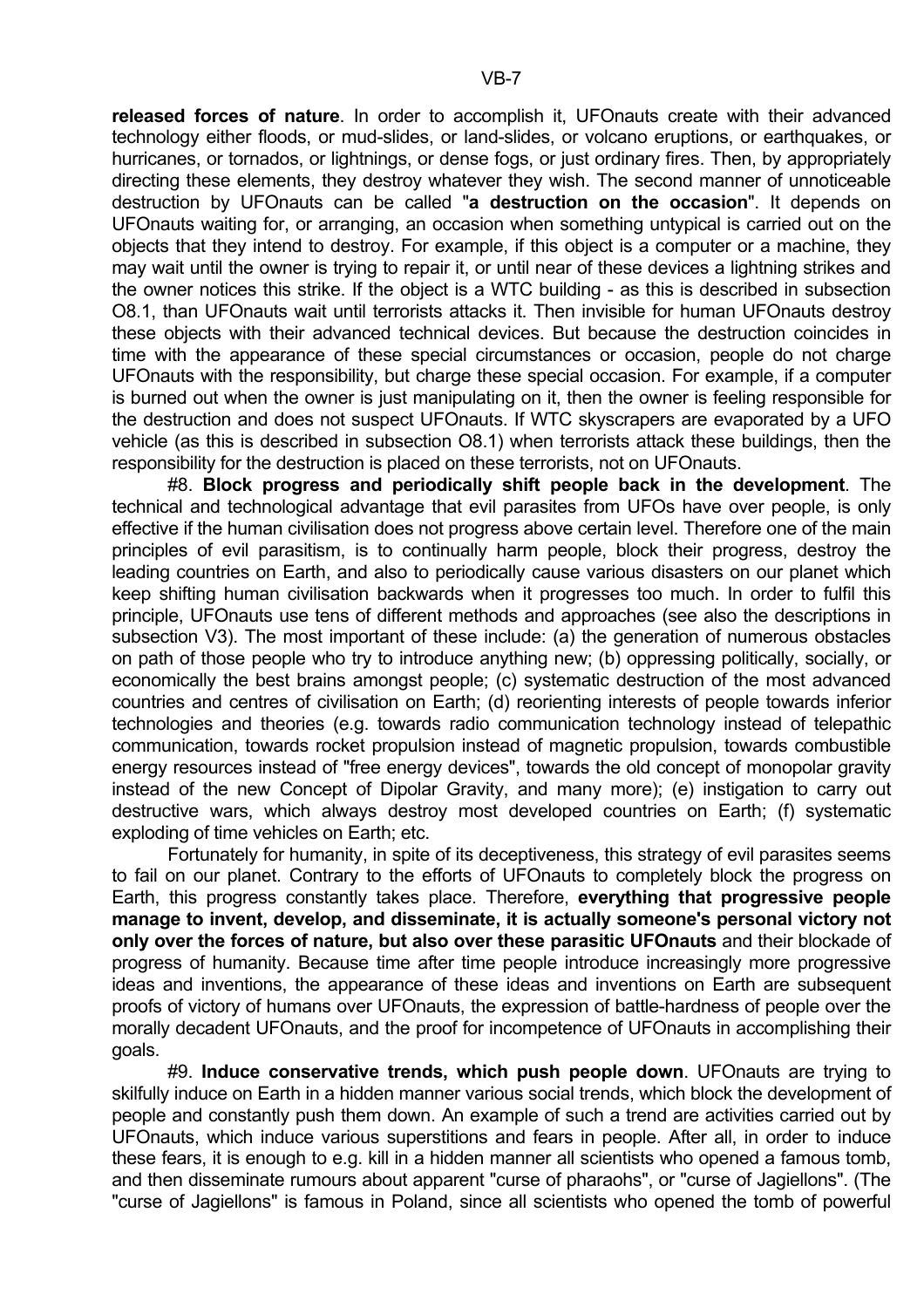**released forces of nature**. In order to accomplish it, UFOnauts create with their advanced technology either floods, or mud-slides, or land-slides, or volcano eruptions, or earthquakes, or hurricanes, or tornados, or lightnings, or dense fogs, or just ordinary fires. Then, by appropriately directing these elements, they destroy whatever they wish. The second manner of unnoticeable destruction by UFOnauts can be called "**a destruction on the occasion**". It depends on UFOnauts waiting for, or arranging, an occasion when something untypical is carried out on the objects that they intend to destroy. For example, if this object is a computer or a machine, they may wait until the owner is trying to repair it, or until near of these devices a lightning strikes and the owner notices this strike. If the object is a WTC building - as this is described in subsection O8.1, than UFOnauts wait until terrorists attacks it. Then invisible for human UFOnauts destroy these objects with their advanced technical devices. But because the destruction coincides in time with the appearance of these special circumstances or occasion, people do not charge UFOnauts with the responsibility, but charge these special occasion. For example, if a computer is burned out when the owner is just manipulating on it, then the owner is feeling responsible for the destruction and does not suspect UFOnauts. If WTC skyscrapers are evaporated by a UFO vehicle (as this is described in subsection O8.1) when terrorists attack these buildings, then the responsibility for the destruction is placed on these terrorists, not on UFOnauts.

#8. **Block progress and periodically shift people back in the development**. The technical and technological advantage that evil parasites from UFOs have over people, is only effective if the human civilisation does not progress above certain level. Therefore one of the main principles of evil parasitism, is to continually harm people, block their progress, destroy the leading countries on Earth, and also to periodically cause various disasters on our planet which keep shifting human civilisation backwards when it progresses too much. In order to fulfil this principle, UFOnauts use tens of different methods and approaches (see also the descriptions in subsection V3). The most important of these include: (a) the generation of numerous obstacles on path of those people who try to introduce anything new; (b) oppressing politically, socially, or economically the best brains amongst people; (c) systematic destruction of the most advanced countries and centres of civilisation on Earth; (d) reorienting interests of people towards inferior technologies and theories (e.g. towards radio communication technology instead of telepathic communication, towards rocket propulsion instead of magnetic propulsion, towards combustible energy resources instead of "free energy devices", towards the old concept of monopolar gravity instead of the new Concept of Dipolar Gravity, and many more); (e) instigation to carry out destructive wars, which always destroy most developed countries on Earth; (f) systematic exploding of time vehicles on Earth; etc.

Fortunately for humanity, in spite of its deceptiveness, this strategy of evil parasites seems to fail on our planet. Contrary to the efforts of UFOnauts to completely block the progress on Earth, this progress constantly takes place. Therefore, **everything that progressive people manage to invent, develop, and disseminate, it is actually someone's personal victory not only over the forces of nature, but also over these parasitic UFOnauts** and their blockade of progress of humanity. Because time after time people introduce increasingly more progressive ideas and inventions, the appearance of these ideas and inventions on Earth are subsequent proofs of victory of humans over UFOnauts, the expression of battle-hardness of people over the morally decadent UFOnauts, and the proof for incompetence of UFOnauts in accomplishing their goals.

#9. **Induce conservative trends, which push people down**. UFOnauts are trying to skilfully induce on Earth in a hidden manner various social trends, which block the development of people and constantly push them down. An example of such a trend are activities carried out by UFOnauts, which induce various superstitions and fears in people. After all, in order to induce these fears, it is enough to e.g. kill in a hidden manner all scientists who opened a famous tomb, and then disseminate rumours about apparent "curse of pharaohs", or "curse of Jagiellons". (The "curse of Jagiellons" is famous in Poland, since all scientists who opened the tomb of powerful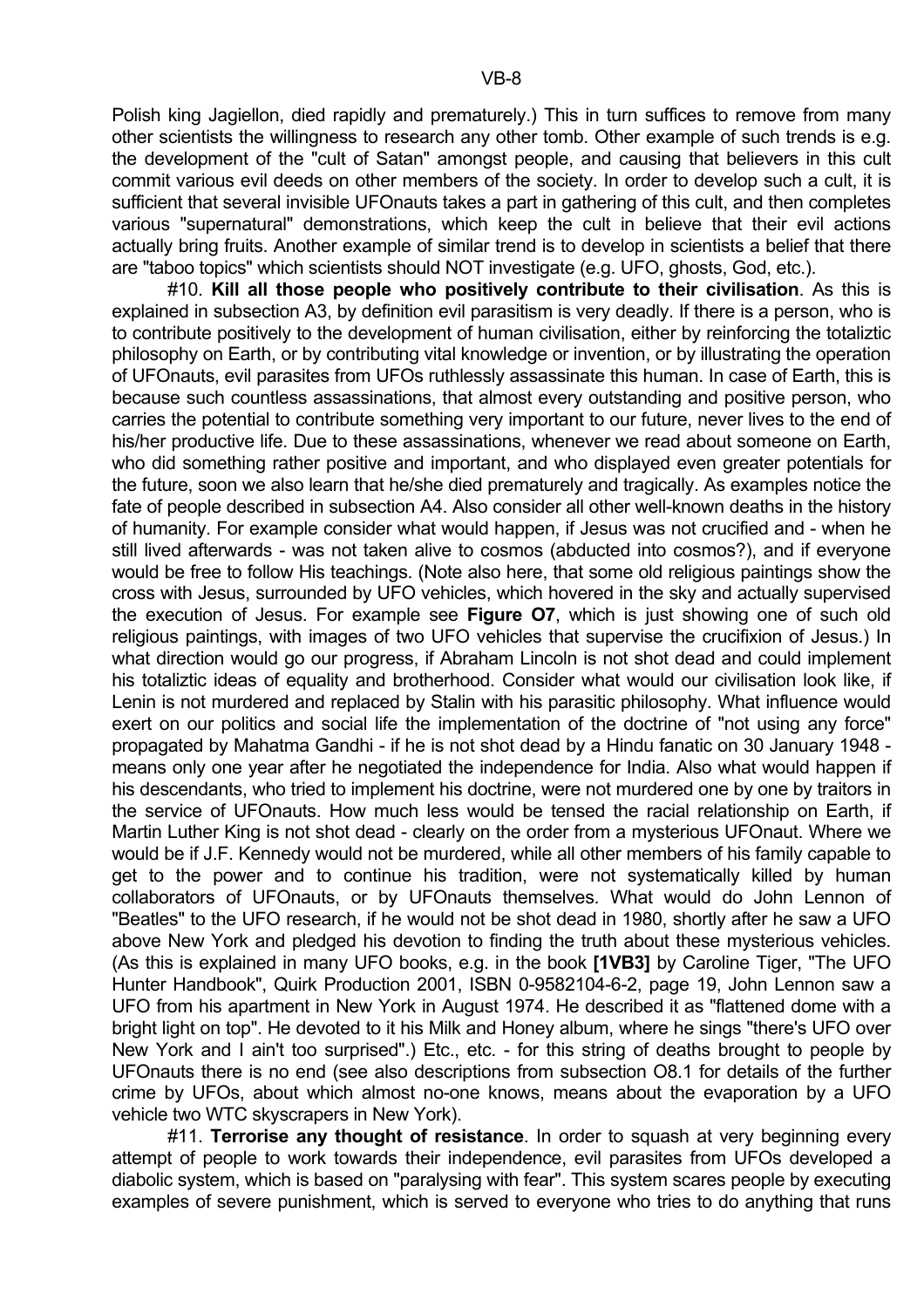Polish king Jagiellon, died rapidly and prematurely.) This in turn suffices to remove from many other scientists the willingness to research any other tomb. Other example of such trends is e.g. the development of the "cult of Satan" amongst people, and causing that believers in this cult commit various evil deeds on other members of the society. In order to develop such a cult, it is sufficient that several invisible UFOnauts takes a part in gathering of this cult, and then completes various "supernatural" demonstrations, which keep the cult in believe that their evil actions actually bring fruits. Another example of similar trend is to develop in scientists a belief that there are "taboo topics" which scientists should NOT investigate (e.g. UFO, ghosts, God, etc.).

#10. **Kill all those people who positively contribute to their civilisation**. As this is explained in subsection A3, by definition evil parasitism is very deadly. If there is a person, who is to contribute positively to the development of human civilisation, either by reinforcing the totaliztic philosophy on Earth, or by contributing vital knowledge or invention, or by illustrating the operation of UFOnauts, evil parasites from UFOs ruthlessly assassinate this human. In case of Earth, this is because such countless assassinations, that almost every outstanding and positive person, who carries the potential to contribute something very important to our future, never lives to the end of his/her productive life. Due to these assassinations, whenever we read about someone on Earth, who did something rather positive and important, and who displayed even greater potentials for the future, soon we also learn that he/she died prematurely and tragically. As examples notice the fate of people described in subsection A4. Also consider all other well-known deaths in the history of humanity. For example consider what would happen, if Jesus was not crucified and - when he still lived afterwards - was not taken alive to cosmos (abducted into cosmos?), and if everyone would be free to follow His teachings. (Note also here, that some old religious paintings show the cross with Jesus, surrounded by UFO vehicles, which hovered in the sky and actually supervised the execution of Jesus. For example see **Figure O7**, which is just showing one of such old religious paintings, with images of two UFO vehicles that supervise the crucifixion of Jesus.) In what direction would go our progress, if Abraham Lincoln is not shot dead and could implement his totaliztic ideas of equality and brotherhood. Consider what would our civilisation look like, if Lenin is not murdered and replaced by Stalin with his parasitic philosophy. What influence would exert on our politics and social life the implementation of the doctrine of "not using any force" propagated by Mahatma Gandhi - if he is not shot dead by a Hindu fanatic on 30 January 1948 - means only one year after he negotiated the independence for India. Also what would happen if his descendants, who tried to implement his doctrine, were not murdered one by one by traitors in the service of UFOnauts. How much less would be tensed the racial relationship on Earth, if Martin Luther King is not shot dead - clearly on the order from a mysterious UFOnaut. Where we would be if J.F. Kennedy would not be murdered, while all other members of his family capable to get to the power and to continue his tradition, were not systematically killed by human collaborators of UFOnauts, or by UFOnauts themselves. What would do John Lennon of "Beatles" to the UFO research, if he would not be shot dead in 1980, shortly after he saw a UFO above New York and pledged his devotion to finding the truth about these mysterious vehicles. (As this is explained in many UFO books, e.g. in the book **[1VB3]** by Caroline Tiger, "The UFO Hunter Handbook", Quirk Production 2001, ISBN 0-9582104-6-2, page 19, John Lennon saw a UFO from his apartment in New York in August 1974. He described it as "flattened dome with a bright light on top". He devoted to it his Milk and Honey album, where he sings "there's UFO over New York and I ain't too surprised".) Etc., etc. - for this string of deaths brought to people by UFOnauts there is no end (see also descriptions from subsection O8.1 for details of the further crime by UFOs, about which almost no-one knows, means about the evaporation by a UFO vehicle two WTC skyscrapers in New York).

#11. **Terrorise any thought of resistance**. In order to squash at very beginning every attempt of people to work towards their independence, evil parasites from UFOs developed a diabolic system, which is based on "paralysing with fear". This system scares people by executing examples of severe punishment, which is served to everyone who tries to do anything that runs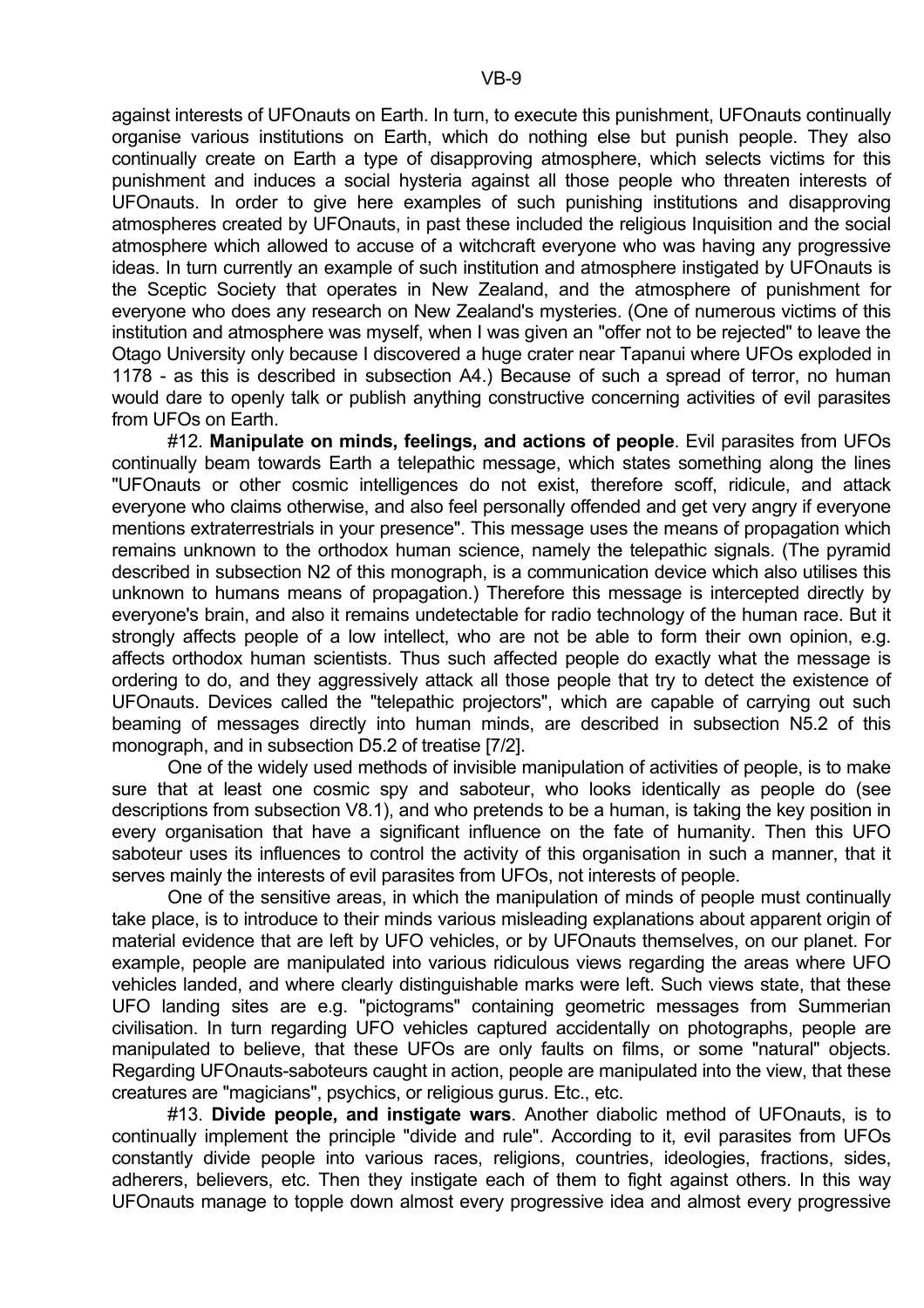against interests of UFOnauts on Earth. In turn, to execute this punishment, UFOnauts continually organise various institutions on Earth, which do nothing else but punish people. They also continually create on Earth a type of disapproving atmosphere, which selects victims for this punishment and induces a social hysteria against all those people who threaten interests of UFOnauts. In order to give here examples of such punishing institutions and disapproving atmospheres created by UFOnauts, in past these included the religious Inquisition and the social atmosphere which allowed to accuse of a witchcraft everyone who was having any progressive ideas. In turn currently an example of such institution and atmosphere instigated by UFOnauts is the Sceptic Society that operates in New Zealand, and the atmosphere of punishment for everyone who does any research on New Zealand's mysteries. (One of numerous victims of this institution and atmosphere was myself, when I was given an "offer not to be rejected" to leave the Otago University only because I discovered a huge crater near Tapanui where UFOs exploded in 1178 - as this is described in subsection A4.) Because of such a spread of terror, no human would dare to openly talk or publish anything constructive concerning activities of evil parasites from UFOs on Earth.

#12. **Manipulate on minds, feelings, and actions of people**. Evil parasites from UFOs continually beam towards Earth a telepathic message, which states something along the lines "UFOnauts or other cosmic intelligences do not exist, therefore scoff, ridicule, and attack everyone who claims otherwise, and also feel personally offended and get very angry if everyone mentions extraterrestrials in your presence". This message uses the means of propagation which remains unknown to the orthodox human science, namely the telepathic signals. (The pyramid described in subsection N2 of this monograph, is a communication device which also utilises this unknown to humans means of propagation.) Therefore this message is intercepted directly by everyone's brain, and also it remains undetectable for radio technology of the human race. But it strongly affects people of a low intellect, who are not be able to form their own opinion, e.g. affects orthodox human scientists. Thus such affected people do exactly what the message is ordering to do, and they aggressively attack all those people that try to detect the existence of UFOnauts. Devices called the "telepathic projectors", which are capable of carrying out such beaming of messages directly into human minds, are described in subsection N5.2 of this monograph, and in subsection D5.2 of treatise [7/2].

One of the widely used methods of invisible manipulation of activities of people, is to make sure that at least one cosmic spy and saboteur, who looks identically as people do (see descriptions from subsection V8.1), and who pretends to be a human, is taking the key position in every organisation that have a significant influence on the fate of humanity. Then this UFO saboteur uses its influences to control the activity of this organisation in such a manner, that it serves mainly the interests of evil parasites from UFOs, not interests of people.

One of the sensitive areas, in which the manipulation of minds of people must continually take place, is to introduce to their minds various misleading explanations about apparent origin of material evidence that are left by UFO vehicles, or by UFOnauts themselves, on our planet. For example, people are manipulated into various ridiculous views regarding the areas where UFO vehicles landed, and where clearly distinguishable marks were left. Such views state, that these UFO landing sites are e.g. "pictograms" containing geometric messages from Summerian civilisation. In turn regarding UFO vehicles captured accidentally on photographs, people are manipulated to believe, that these UFOs are only faults on films, or some "natural" objects. Regarding UFOnauts-saboteurs caught in action, people are manipulated into the view, that these creatures are "magicians", psychics, or religious gurus. Etc., etc.

#13. **Divide people, and instigate wars**. Another diabolic method of UFOnauts, is to continually implement the principle "divide and rule". According to it, evil parasites from UFOs constantly divide people into various races, religions, countries, ideologies, fractions, sides, adherers, believers, etc. Then they instigate each of them to fight against others. In this way UFOnauts manage to topple down almost every progressive idea and almost every progressive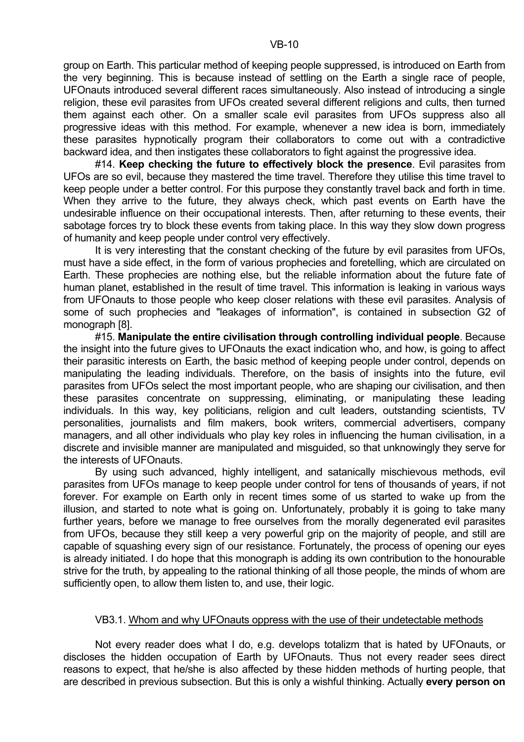group on Earth. This particular method of keeping people suppressed, is introduced on Earth from the very beginning. This is because instead of settling on the Earth a single race of people, UFOnauts introduced several different races simultaneously. Also instead of introducing a single religion, these evil parasites from UFOs created several different religions and cults, then turned them against each other. On a smaller scale evil parasites from UFOs suppress also all progressive ideas with this method. For example, whenever a new idea is born, immediately these parasites hypnotically program their collaborators to come out with a contradictive backward idea, and then instigates these collaborators to fight against the progressive idea.

#14. **Keep checking the future to effectively block the presence**. Evil parasites from UFOs are so evil, because they mastered the time travel. Therefore they utilise this time travel to keep people under a better control. For this purpose they constantly travel back and forth in time. When they arrive to the future, they always check, which past events on Earth have the undesirable influence on their occupational interests. Then, after returning to these events, their sabotage forces try to block these events from taking place. In this way they slow down progress of humanity and keep people under control very effectively.

It is very interesting that the constant checking of the future by evil parasites from UFOs, must have a side effect, in the form of various prophecies and foretelling, which are circulated on Earth. These prophecies are nothing else, but the reliable information about the future fate of human planet, established in the result of time travel. This information is leaking in various ways from UFOnauts to those people who keep closer relations with these evil parasites. Analysis of some of such prophecies and "leakages of information", is contained in subsection G2 of monograph [8].

#15. **Manipulate the entire civilisation through controlling individual people**. Because the insight into the future gives to UFOnauts the exact indication who, and how, is going to affect their parasitic interests on Earth, the basic method of keeping people under control, depends on manipulating the leading individuals. Therefore, on the basis of insights into the future, evil parasites from UFOs select the most important people, who are shaping our civilisation, and then these parasites concentrate on suppressing, eliminating, or manipulating these leading individuals. In this way, key politicians, religion and cult leaders, outstanding scientists, TV personalities, journalists and film makers, book writers, commercial advertisers, company managers, and all other individuals who play key roles in influencing the human civilisation, in a discrete and invisible manner are manipulated and misguided, so that unknowingly they serve for the interests of UFOnauts.

By using such advanced, highly intelligent, and satanically mischievous methods, evil parasites from UFOs manage to keep people under control for tens of thousands of years, if not forever. For example on Earth only in recent times some of us started to wake up from the illusion, and started to note what is going on. Unfortunately, probably it is going to take many further years, before we manage to free ourselves from the morally degenerated evil parasites from UFOs, because they still keep a very powerful grip on the majority of people, and still are capable of squashing every sign of our resistance. Fortunately, the process of opening our eyes is already initiated. I do hope that this monograph is adding its own contribution to the honourable strive for the truth, by appealing to the rational thinking of all those people, the minds of whom are sufficiently open, to allow them listen to, and use, their logic.

### VB3.1. Whom and why UFOnauts oppress with the use of their undetectable methods

Not every reader does what I do, e.g. develops totalizm that is hated by UFOnauts, or discloses the hidden occupation of Earth by UFOnauts. Thus not every reader sees direct reasons to expect, that he/she is also affected by these hidden methods of hurting people, that are described in previous subsection. But this is only a wishful thinking. Actually **every person on**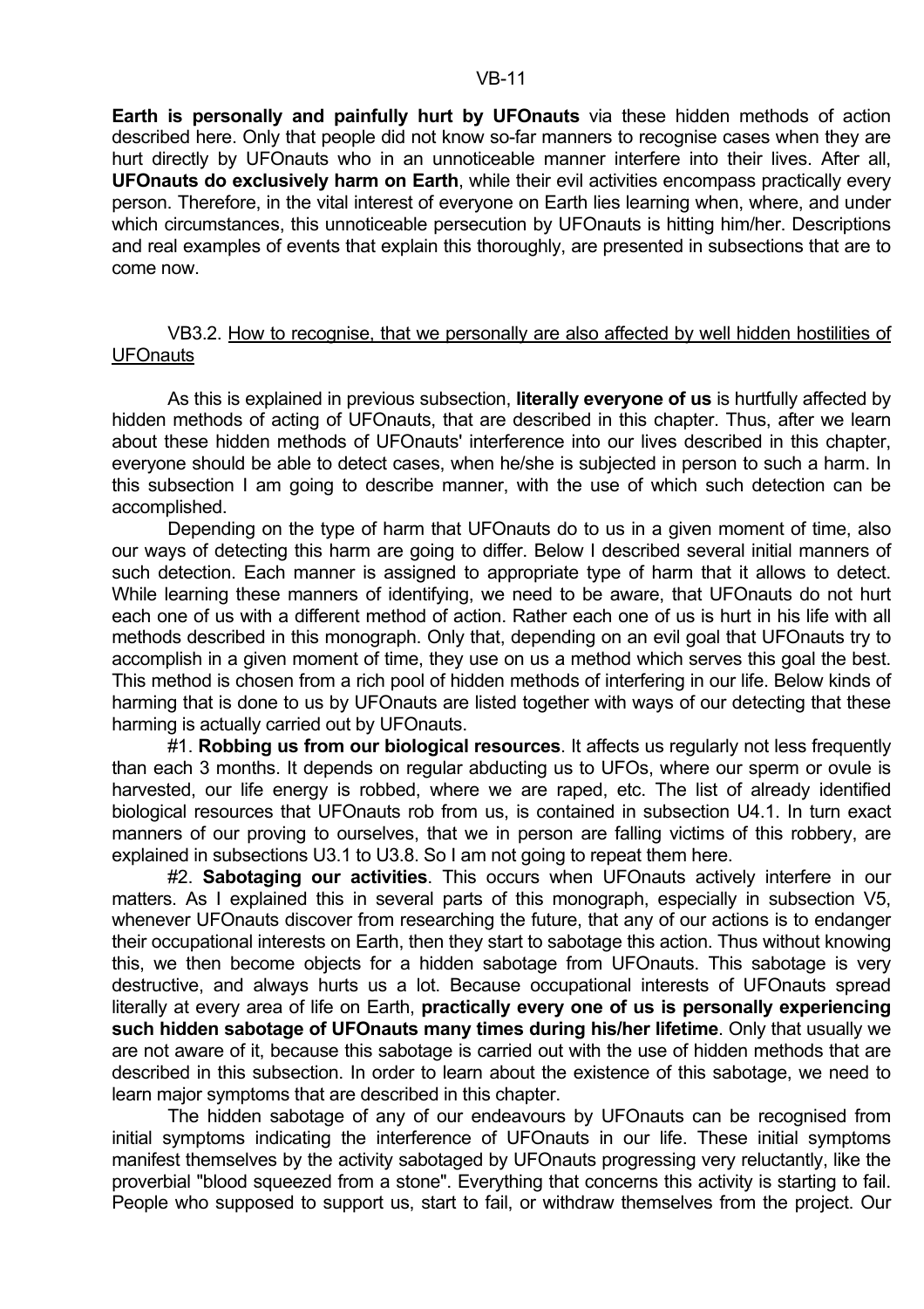**Earth is personally and painfully hurt by UFOnauts** via these hidden methods of action described here. Only that people did not know so-far manners to recognise cases when they are hurt directly by UFOnauts who in an unnoticeable manner interfere into their lives. After all, **UFOnauts do exclusively harm on Earth**, while their evil activities encompass practically every person. Therefore, in the vital interest of everyone on Earth lies learning when, where, and under which circumstances, this unnoticeable persecution by UFOnauts is hitting him/her. Descriptions and real examples of events that explain this thoroughly, are presented in subsections that are to come now.

### VB3.2. <u>How to recognise, that we personally are also affected by well hidden hostilities of UFOnauts</u>

As this is explained in previous subsection, **literally everyone of us** is hurtfully affected by hidden methods of acting of UFOnauts, that are described in this chapter. Thus, after we learn about these hidden methods of UFOnauts' interference into our lives described in this chapter, everyone should be able to detect cases, when he/she is subjected in person to such a harm. In this subsection I am going to describe manner, with the use of which such detection can be accomplished.

Depending on the type of harm that UFOnauts do to us in a given moment of time, also our ways of detecting this harm are going to differ. Below I described several initial manners of such detection. Each manner is assigned to appropriate type of harm that it allows to detect. While learning these manners of identifying, we need to be aware, that UFOnauts do not hurt each one of us with a different method of action. Rather each one of us is hurt in his life with all methods described in this monograph. Only that, depending on an evil goal that UFOnauts try to accomplish in a given moment of time, they use on us a method which serves this goal the best. This method is chosen from a rich pool of hidden methods of interfering in our life. Below kinds of harming that is done to us by UFOnauts are listed together with ways of our detecting that these harming is actually carried out by UFOnauts.

#1. **Robbing us from our biological resources**. It affects us regularly not less frequently than each 3 months. It depends on regular abducting us to UFOs, where our sperm or ovule is harvested, our life energy is robbed, where we are raped, etc. The list of already identified biological resources that UFOnauts rob from us, is contained in subsection U4.1. In turn exact manners of our proving to ourselves, that we in person are falling victims of this robbery, are explained in subsections U3.1 to U3.8. So I am not going to repeat them here.

#2. **Sabotaging our activities**. This occurs when UFOnauts actively interfere in our matters. As I explained this in several parts of this monograph, especially in subsection V5, whenever UFOnauts discover from researching the future, that any of our actions is to endanger their occupational interests on Earth, then they start to sabotage this action. Thus without knowing this, we then become objects for a hidden sabotage from UFOnauts. This sabotage is very destructive, and always hurts us a lot. Because occupational interests of UFOnauts spread literally at every area of life on Earth, **practically every one of us is personally experiencing such hidden sabotage of UFOnauts many times during his/her lifetime**. Only that usually we are not aware of it, because this sabotage is carried out with the use of hidden methods that are described in this subsection. In order to learn about the existence of this sabotage, we need to learn major symptoms that are described in this chapter.

The hidden sabotage of any of our endeavours by UFOnauts can be recognised from initial symptoms indicating the interference of UFOnauts in our life. These initial symptoms manifest themselves by the activity sabotaged by UFOnauts progressing very reluctantly, like the proverbial "blood squeezed from a stone". Everything that concerns this activity is starting to fail. People who supposed to support us, start to fail, or withdraw themselves from the project. Our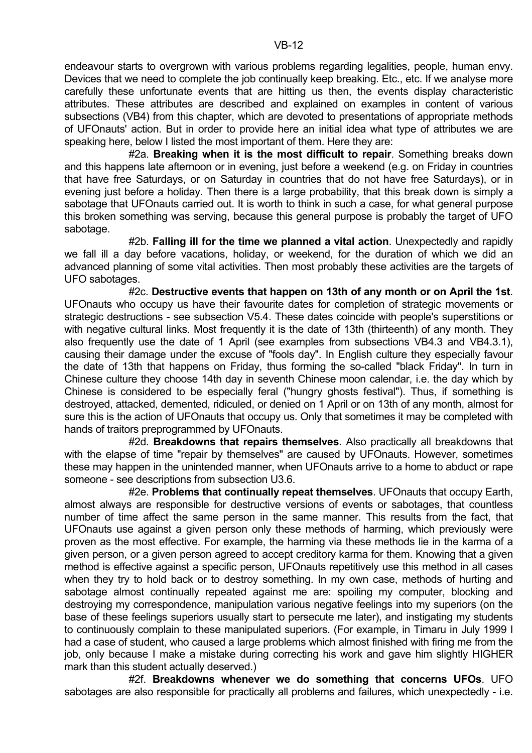endeavour starts to overgrown with various problems regarding legalities, people, human envy. Devices that we need to complete the job continually keep breaking. Etc., etc. If we analyse more carefully these unfortunate events that are hitting us then, the events display characteristic attributes. These attributes are described and explained on examples in content of various subsections (VB4) from this chapter, which are devoted to presentations of appropriate methods of UFOnauts' action. But in order to provide here an initial idea what type of attributes we are speaking here, below I listed the most important of them. Here they are:

#2a. **Breaking when it is the most difficult to repair**. Something breaks down and this happens late afternoon or in evening, just before a weekend (e.g. on Friday in countries that have free Saturdays, or on Saturday in countries that do not have free Saturdays), or in evening just before a holiday. Then there is a large probability, that this break down is simply a sabotage that UFOnauts carried out. It is worth to think in such a case, for what general purpose this broken something was serving, because this general purpose is probably the target of UFO sabotage.

#2b. **Falling ill for the time we planned a vital action**. Unexpectedly and rapidly we fall ill a day before vacations, holiday, or weekend, for the duration of which we did an advanced planning of some vital activities. Then most probably these activities are the targets of UFO sabotages.

#2c. **Destructive events that happen on 13th of any month or on April the 1st**. UFOnauts who occupy us have their favourite dates for completion of strategic movements or strategic destructions - see subsection V5.4. These dates coincide with people's superstitions or with negative cultural links. Most frequently it is the date of 13th (thirteenth) of any month. They also frequently use the date of 1 April (see examples from subsections VB4.3 and VB4.3.1), causing their damage under the excuse of "fools day". In English culture they especially favour the date of 13th that happens on Friday, thus forming the so-called "black Friday". In turn in Chinese culture they choose 14th day in seventh Chinese moon calendar, i.e. the day which by Chinese is considered to be especially feral ("hungry ghosts festival"). Thus, if something is destroyed, attacked, demented, ridiculed, or denied on 1 April or on 13th of any month, almost for sure this is the action of UFOnauts that occupy us. Only that sometimes it may be completed with hands of traitors preprogrammed by UFOnauts.

#2d. **Breakdowns that repairs themselves**. Also practically all breakdowns that with the elapse of time "repair by themselves" are caused by UFOnauts. However, sometimes these may happen in the unintended manner, when UFOnauts arrive to a home to abduct or rape someone - see descriptions from subsection U3.6.

#2e. **Problems that continually repeat themselves**. UFOnauts that occupy Earth, almost always are responsible for destructive versions of events or sabotages, that countless number of time affect the same person in the same manner. This results from the fact, that UFOnauts use against a given person only these methods of harming, which previously were proven as the most effective. For example, the harming via these methods lie in the karma of a given person, or a given person agreed to accept creditory karma for them. Knowing that a given method is effective against a specific person, UFOnauts repetitively use this method in all cases when they try to hold back or to destroy something. In my own case, methods of hurting and sabotage almost continually repeated against me are: spoiling my computer, blocking and destroying my correspondence, manipulation various negative feelings into my superiors (on the base of these feelings superiors usually start to persecute me later), and instigating my students to continuously complain to these manipulated superiors. (For example, in Timaru in July 1999 I had a case of student, who caused a large problems which almost finished with firing me from the job, only because I make a mistake during correcting his work and gave him slightly HIGHER mark than this student actually deserved.)

#2f. **Breakdowns whenever we do something that concerns UFOs**. UFO sabotages are also responsible for practically all problems and failures, which unexpectedly - i.e.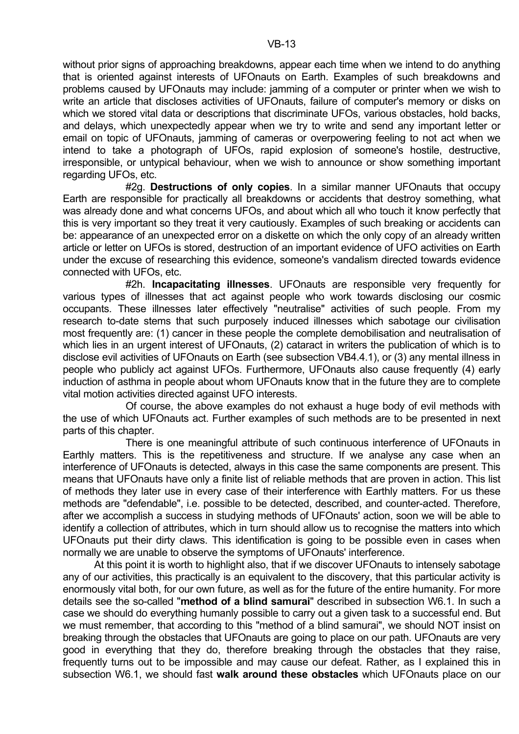without prior signs of approaching breakdowns, appear each time when we intend to do anything that is oriented against interests of UFOnauts on Earth. Examples of such breakdowns and problems caused by UFOnauts may include: jamming of a computer or printer when we wish to write an article that discloses activities of UFOnauts, failure of computer's memory or disks on which we stored vital data or descriptions that discriminate UFOs, various obstacles, hold backs, and delays, which unexpectedly appear when we try to write and send any important letter or email on topic of UFOnauts, jamming of cameras or overpowering feeling to not act when we intend to take a photograph of UFOs, rapid explosion of someone's hostile, destructive, irresponsible, or untypical behaviour, when we wish to announce or show something important regarding UFOs, etc.

#2g. **Destructions of only copies**. In a similar manner UFOnauts that occupy Earth are responsible for practically all breakdowns or accidents that destroy something, what was already done and what concerns UFOs, and about which all who touch it know perfectly that this is very important so they treat it very cautiously. Examples of such breaking or accidents can be: appearance of an unexpected error on a diskette on which the only copy of an already written article or letter on UFOs is stored, destruction of an important evidence of UFO activities on Earth under the excuse of researching this evidence, someone's vandalism directed towards evidence connected with UFOs, etc.

#2h. **Incapacitating illnesses**. UFOnauts are responsible very frequently for various types of illnesses that act against people who work towards disclosing our cosmic occupants. These illnesses later effectively "neutralise" activities of such people. From my research to-date stems that such purposely induced illnesses which sabotage our civilisation most frequently are: (1) cancer in these people the complete demobilisation and neutralisation of which lies in an urgent interest of UFOnauts, (2) cataract in writers the publication of which is to disclose evil activities of UFOnauts on Earth (see subsection VB4.4.1), or (3) any mental illness in people who publicly act against UFOs. Furthermore, UFOnauts also cause frequently (4) early induction of asthma in people about whom UFOnauts know that in the future they are to complete vital motion activities directed against UFO interests.

Of course, the above examples do not exhaust a huge body of evil methods with the use of which UFOnauts act. Further examples of such methods are to be presented in next parts of this chapter.

There is one meaningful attribute of such continuous interference of UFOnauts in Earthly matters. This is the repetitiveness and structure. If we analyse any case when an interference of UFOnauts is detected, always in this case the same components are present. This means that UFOnauts have only a finite list of reliable methods that are proven in action. This list of methods they later use in every case of their interference with Earthly matters. For us these methods are "defendable", i.e. possible to be detected, described, and counter-acted. Therefore, after we accomplish a success in studying methods of UFOnauts' action, soon we will be able to identify a collection of attributes, which in turn should allow us to recognise the matters into which UFOnauts put their dirty claws. This identification is going to be possible even in cases when normally we are unable to observe the symptoms of UFOnauts' interference.

At this point it is worth to highlight also, that if we discover UFOnauts to intensely sabotage any of our activities, this practically is an equivalent to the discovery, that this particular activity is enormously vital both, for our own future, as well as for the future of the entire humanity. For more details see the so-called "**method of a blind samurai**" described in subsection W6.1. In such a case we should do everything humanly possible to carry out a given task to a successful end. But we must remember, that according to this "method of a blind samurai", we should NOT insist on breaking through the obstacles that UFOnauts are going to place on our path. UFOnauts are very good in everything that they do, therefore breaking through the obstacles that they raise, frequently turns out to be impossible and may cause our defeat. Rather, as I explained this in subsection W6.1, we should fast **walk around these obstacles** which UFOnauts place on our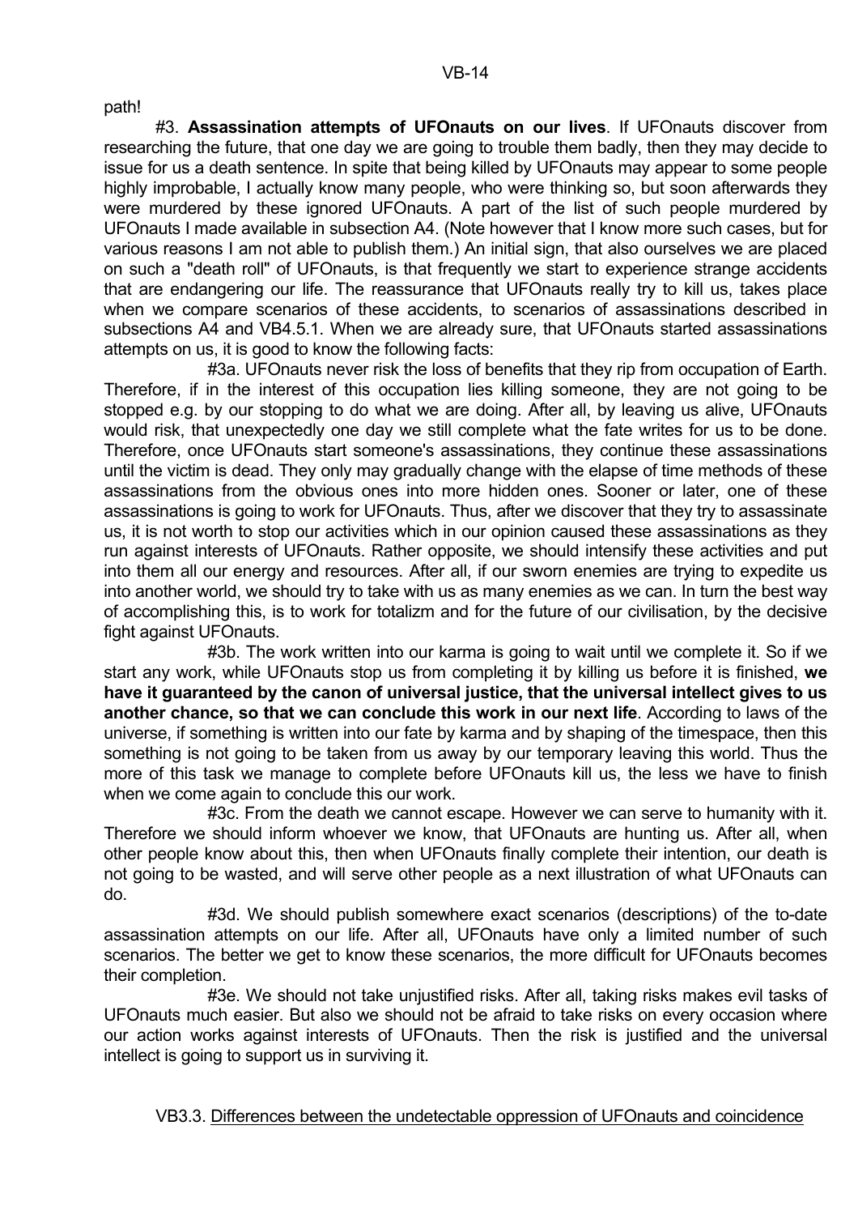path!

#3. **Assassination attempts of UFOnauts on our lives**. If UFOnauts discover from researching the future, that one day we are going to trouble them badly, then they may decide to issue for us a death sentence. In spite that being killed by UFOnauts may appear to some people highly improbable, I actually know many people, who were thinking so, but soon afterwards they were murdered by these ignored UFOnauts. A part of the list of such people murdered by UFOnauts I made available in subsection A4. (Note however that I know more such cases, but for various reasons I am not able to publish them.) An initial sign, that also ourselves we are placed on such a "death roll" of UFOnauts, is that frequently we start to experience strange accidents that are endangering our life. The reassurance that UFOnauts really try to kill us, takes place when we compare scenarios of these accidents, to scenarios of assassinations described in subsections A4 and VB4.5.1. When we are already sure, that UFOnauts started assassinations attempts on us, it is good to know the following facts:

#3a. UFOnauts never risk the loss of benefits that they rip from occupation of Earth. Therefore, if in the interest of this occupation lies killing someone, they are not going to be stopped e.g. by our stopping to do what we are doing. After all, by leaving us alive, UFOnauts would risk, that unexpectedly one day we still complete what the fate writes for us to be done. Therefore, once UFOnauts start someone's assassinations, they continue these assassinations until the victim is dead. They only may gradually change with the elapse of time methods of these assassinations from the obvious ones into more hidden ones. Sooner or later, one of these assassinations is going to work for UFOnauts. Thus, after we discover that they try to assassinate us, it is not worth to stop our activities which in our opinion caused these assassinations as they run against interests of UFOnauts. Rather opposite, we should intensify these activities and put into them all our energy and resources. After all, if our sworn enemies are trying to expedite us into another world, we should try to take with us as many enemies as we can. In turn the best way of accomplishing this, is to work for totalizm and for the future of our civilisation, by the decisive fight against UFOnauts.

#3b. The work written into our karma is going to wait until we complete it. So if we start any work, while UFOnauts stop us from completing it by killing us before it is finished, **we have it guaranteed by the canon of universal justice, that the universal intellect gives to us another chance, so that we can conclude this work in our next life**. According to laws of the universe, if something is written into our fate by karma and by shaping of the timespace, then this something is not going to be taken from us away by our temporary leaving this world. Thus the more of this task we manage to complete before UFOnauts kill us, the less we have to finish when we come again to conclude this our work.

#3c. From the death we cannot escape. However we can serve to humanity with it. Therefore we should inform whoever we know, that UFOnauts are hunting us. After all, when other people know about this, then when UFOnauts finally complete their intention, our death is not going to be wasted, and will serve other people as a next illustration of what UFOnauts can do.

#3d. We should publish somewhere exact scenarios (descriptions) of the to-date assassination attempts on our life. After all, UFOnauts have only a limited number of such scenarios. The better we get to know these scenarios, the more difficult for UFOnauts becomes their completion.

#3e. We should not take unjustified risks. After all, taking risks makes evil tasks of UFOnauts much easier. But also we should not be afraid to take risks on every occasion where our action works against interests of UFOnauts. Then the risk is justified and the universal intellect is going to support us in surviving it.

VB3.3. Differences between the undetectable oppression of UFOnauts and coincidence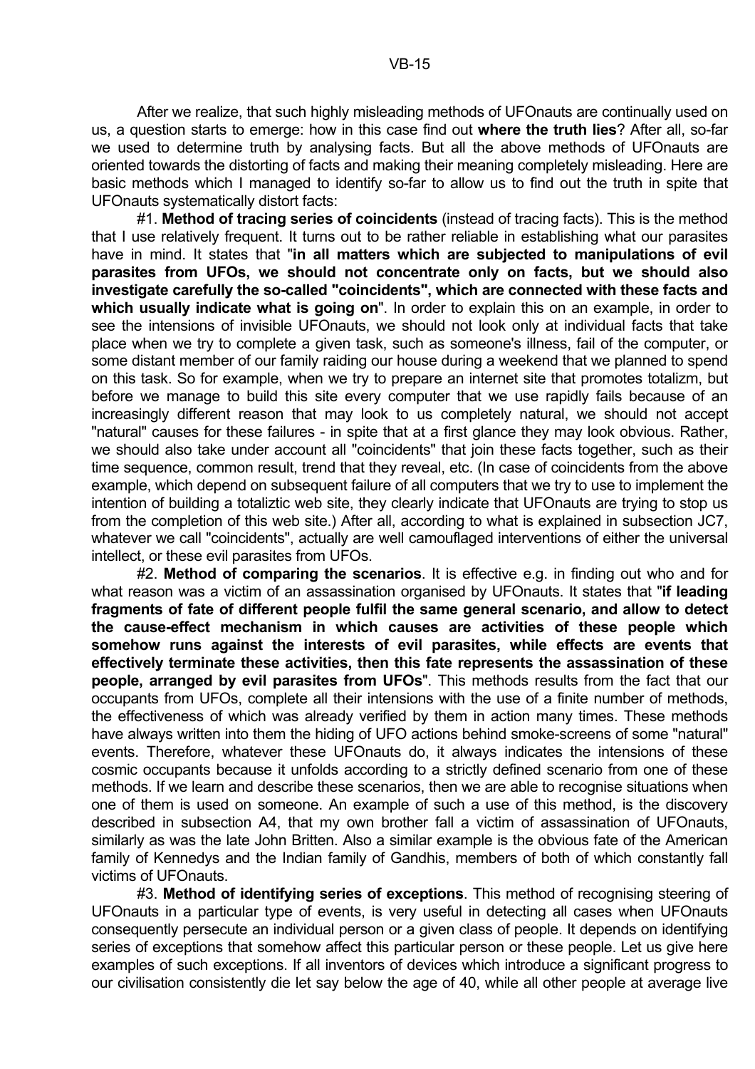After we realize, that such highly misleading methods of UFOnauts are continually used on us, a question starts to emerge: how in this case find out **where the truth lies**? After all, so-far we used to determine truth by analysing facts. But all the above methods of UFOnauts are oriented towards the distorting of facts and making their meaning completely misleading. Here are basic methods which I managed to identify so-far to allow us to find out the truth in spite that UFOnauts systematically distort facts:

#1. **Method of tracing series of coincidents** (instead of tracing facts). This is the method that I use relatively frequent. It turns out to be rather reliable in establishing what our parasites have in mind. It states that "**in all matters which are subjected to manipulations of evil parasites from UFOs, we should not concentrate only on facts, but we should also investigate carefully the so-called "coincidents", which are connected with these facts and which usually indicate what is going on**". In order to explain this on an example, in order to see the intensions of invisible UFOnauts, we should not look only at individual facts that take place when we try to complete a given task, such as someone's illness, fail of the computer, or some distant member of our family raiding our house during a weekend that we planned to spend on this task. So for example, when we try to prepare an internet site that promotes totalizm, but before we manage to build this site every computer that we use rapidly fails because of an increasingly different reason that may look to us completely natural, we should not accept "natural" causes for these failures - in spite that at a first glance they may look obvious. Rather, we should also take under account all "coincidents" that join these facts together, such as their time sequence, common result, trend that they reveal, etc. (In case of coincidents from the above example, which depend on subsequent failure of all computers that we try to use to implement the intention of building a totaliztic web site, they clearly indicate that UFOnauts are trying to stop us from the completion of this web site.) After all, according to what is explained in subsection JC7, whatever we call "coincidents", actually are well camouflaged interventions of either the universal intellect, or these evil parasites from UFOs.

#2. **Method of comparing the scenarios**. It is effective e.g. in finding out who and for what reason was a victim of an assassination organised by UFOnauts. It states that "**if leading fragments of fate of different people fulfil the same general scenario, and allow to detect the cause-effect mechanism in which causes are activities of these people which somehow runs against the interests of evil parasites, while effects are events that effectively terminate these activities, then this fate represents the assassination of these people, arranged by evil parasites from UFOs**". This methods results from the fact that our occupants from UFOs, complete all their intensions with the use of a finite number of methods, the effectiveness of which was already verified by them in action many times. These methods have always written into them the hiding of UFO actions behind smoke-screens of some "natural" events. Therefore, whatever these UFOnauts do, it always indicates the intensions of these cosmic occupants because it unfolds according to a strictly defined scenario from one of these methods. If we learn and describe these scenarios, then we are able to recognise situations when one of them is used on someone. An example of such a use of this method, is the discovery described in subsection A4, that my own brother fall a victim of assassination of UFOnauts, similarly as was the late John Britten. Also a similar example is the obvious fate of the American family of Kennedys and the Indian family of Gandhis, members of both of which constantly fall victims of UFOnauts.

#3. **Method of identifying series of exceptions**. This method of recognising steering of UFOnauts in a particular type of events, is very useful in detecting all cases when UFOnauts consequently persecute an individual person or a given class of people. It depends on identifying series of exceptions that somehow affect this particular person or these people. Let us give here examples of such exceptions. If all inventors of devices which introduce a significant progress to our civilisation consistently die let say below the age of 40, while all other people at average live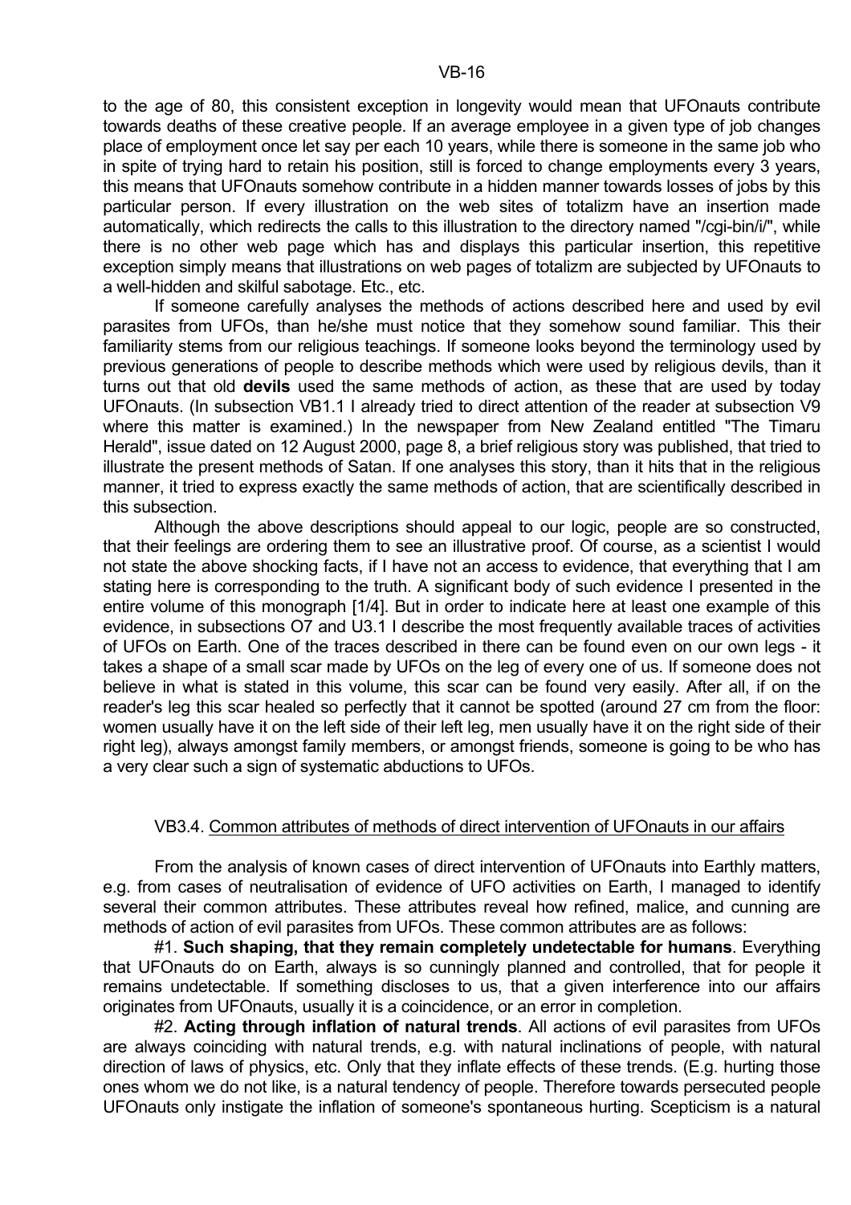to the age of 80, this consistent exception in longevity would mean that UFOnauts contribute towards deaths of these creative people. If an average employee in a given type of job changes place of employment once let say per each 10 years, while there is someone in the same job who in spite of trying hard to retain his position, still is forced to change employments every 3 years, this means that UFOnauts somehow contribute in a hidden manner towards losses of jobs by this particular person. If every illustration on the web sites of totalizm have an insertion made automatically, which redirects the calls to this illustration to the directory named "/cgi-bin/i/", while there is no other web page which has and displays this particular insertion, this repetitive exception simply means that illustrations on web pages of totalizm are subjected by UFOnauts to a well-hidden and skilful sabotage. Etc., etc.

If someone carefully analyses the methods of actions described here and used by evil parasites from UFOs, than he/she must notice that they somehow sound familiar. This their familiarity stems from our religious teachings. If someone looks beyond the terminology used by previous generations of people to describe methods which were used by religious devils, than it turns out that old **devils** used the same methods of action, as these that are used by today UFOnauts. (In subsection VB1.1 I already tried to direct attention of the reader at subsection V9 where this matter is examined.) In the newspaper from New Zealand entitled "The Timaru Herald", issue dated on 12 August 2000, page 8, a brief religious story was published, that tried to illustrate the present methods of Satan. If one analyses this story, than it hits that in the religious manner, it tried to express exactly the same methods of action, that are scientifically described in this subsection.

Although the above descriptions should appeal to our logic, people are so constructed, that their feelings are ordering them to see an illustrative proof. Of course, as a scientist I would not state the above shocking facts, if I have not an access to evidence, that everything that I am stating here is corresponding to the truth. A significant body of such evidence I presented in the entire volume of this monograph [1/4]. But in order to indicate here at least one example of this evidence, in subsections O7 and U3.1 I describe the most frequently available traces of activities of UFOs on Earth. One of the traces described in there can be found even on our own legs - it takes a shape of a small scar made by UFOs on the leg of every one of us. If someone does not believe in what is stated in this volume, this scar can be found very easily. After all, if on the reader's leg this scar healed so perfectly that it cannot be spotted (around 27 cm from the floor: women usually have it on the left side of their left leg, men usually have it on the right side of their right leg), always amongst family members, or amongst friends, someone is going to be who has a very clear such a sign of systematic abductions to UFOs.

### VB3.4. Common attributes of methods of direct intervention of UFOnauts in our affairs

From the analysis of known cases of direct intervention of UFOnauts into Earthly matters, e.g. from cases of neutralisation of evidence of UFO activities on Earth, I managed to identify several their common attributes. These attributes reveal how refined, malice, and cunning are methods of action of evil parasites from UFOs. These common attributes are as follows:

#1. **Such shaping, that they remain completely undetectable for humans**. Everything that UFOnauts do on Earth, always is so cunningly planned and controlled, that for people it remains undetectable. If something discloses to us, that a given interference into our affairs originates from UFOnauts, usually it is a coincidence, or an error in completion.

#2. **Acting through inflation of natural trends**. All actions of evil parasites from UFOs are always coinciding with natural trends, e.g. with natural inclinations of people, with natural direction of laws of physics, etc. Only that they inflate effects of these trends. (E.g. hurting those ones whom we do not like, is a natural tendency of people. Therefore towards persecuted people UFOnauts only instigate the inflation of someone's spontaneous hurting. Scepticism is a natural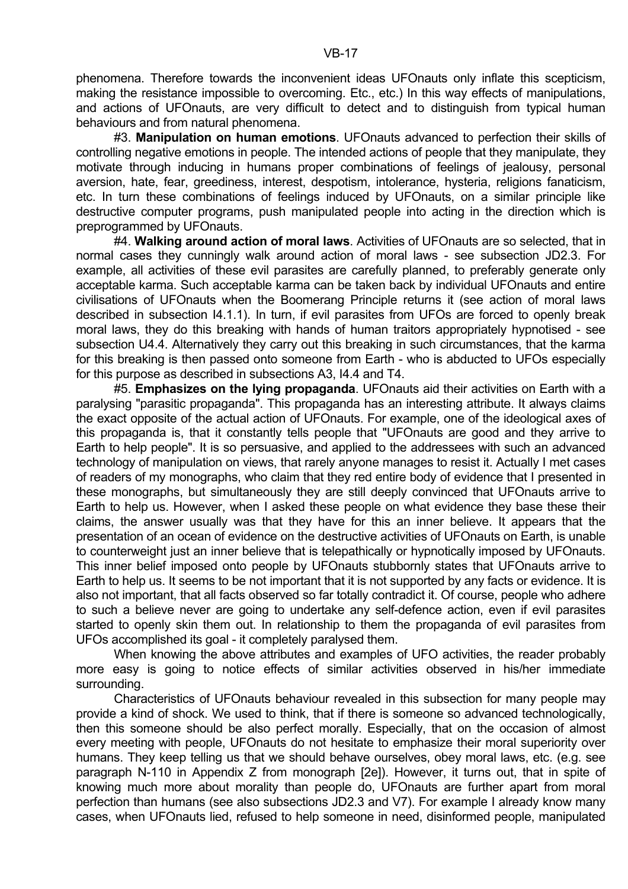phenomena. Therefore towards the inconvenient ideas UFOnauts only inflate this scepticism, making the resistance impossible to overcoming. Etc., etc.) In this way effects of manipulations, and actions of UFOnauts, are very difficult to detect and to distinguish from typical human behaviours and from natural phenomena.

#3. **Manipulation on human emotions**. UFOnauts advanced to perfection their skills of controlling negative emotions in people. The intended actions of people that they manipulate, they motivate through inducing in humans proper combinations of feelings of jealousy, personal aversion, hate, fear, greediness, interest, despotism, intolerance, hysteria, religions fanaticism, etc. In turn these combinations of feelings induced by UFOnauts, on a similar principle like destructive computer programs, push manipulated people into acting in the direction which is preprogrammed by UFOnauts.

#4. **Walking around action of moral laws**. Activities of UFOnauts are so selected, that in normal cases they cunningly walk around action of moral laws - see subsection JD2.3. For example, all activities of these evil parasites are carefully planned, to preferably generate only acceptable karma. Such acceptable karma can be taken back by individual UFOnauts and entire civilisations of UFOnauts when the Boomerang Principle returns it (see action of moral laws described in subsection I4.1.1). In turn, if evil parasites from UFOs are forced to openly break moral laws, they do this breaking with hands of human traitors appropriately hypnotised - see subsection U4.4. Alternatively they carry out this breaking in such circumstances, that the karma for this breaking is then passed onto someone from Earth - who is abducted to UFOs especially for this purpose as described in subsections A3, I4.4 and T4.

#5. **Emphasizes on the lying propaganda**. UFOnauts aid their activities on Earth with a paralysing "parasitic propaganda". This propaganda has an interesting attribute. It always claims the exact opposite of the actual action of UFOnauts. For example, one of the ideological axes of this propaganda is, that it constantly tells people that "UFOnauts are good and they arrive to Earth to help people". It is so persuasive, and applied to the addressees with such an advanced technology of manipulation on views, that rarely anyone manages to resist it. Actually I met cases of readers of my monographs, who claim that they red entire body of evidence that I presented in these monographs, but simultaneously they are still deeply convinced that UFOnauts arrive to Earth to help us. However, when I asked these people on what evidence they base these their claims, the answer usually was that they have for this an inner believe. It appears that the presentation of an ocean of evidence on the destructive activities of UFOnauts on Earth, is unable to counterweight just an inner believe that is telepathically or hypnotically imposed by UFOnauts. This inner belief imposed onto people by UFOnauts stubbornly states that UFOnauts arrive to Earth to help us. It seems to be not important that it is not supported by any facts or evidence. It is also not important, that all facts observed so far totally contradict it. Of course, people who adhere to such a believe never are going to undertake any self-defence action, even if evil parasites started to openly skin them out. In relationship to them the propaganda of evil parasites from UFOs accomplished its goal - it completely paralysed them.

When knowing the above attributes and examples of UFO activities, the reader probably more easy is going to notice effects of similar activities observed in his/her immediate surrounding.

Characteristics of UFOnauts behaviour revealed in this subsection for many people may provide a kind of shock. We used to think, that if there is someone so advanced technologically, then this someone should be also perfect morally. Especially, that on the occasion of almost every meeting with people, UFOnauts do not hesitate to emphasize their moral superiority over humans. They keep telling us that we should behave ourselves, obey moral laws, etc. (e.g. see paragraph N-110 in Appendix Z from monograph [2e]). However, it turns out, that in spite of knowing much more about morality than people do, UFOnauts are further apart from moral perfection than humans (see also subsections JD2.3 and V7). For example I already know many cases, when UFOnauts lied, refused to help someone in need, disinformed people, manipulated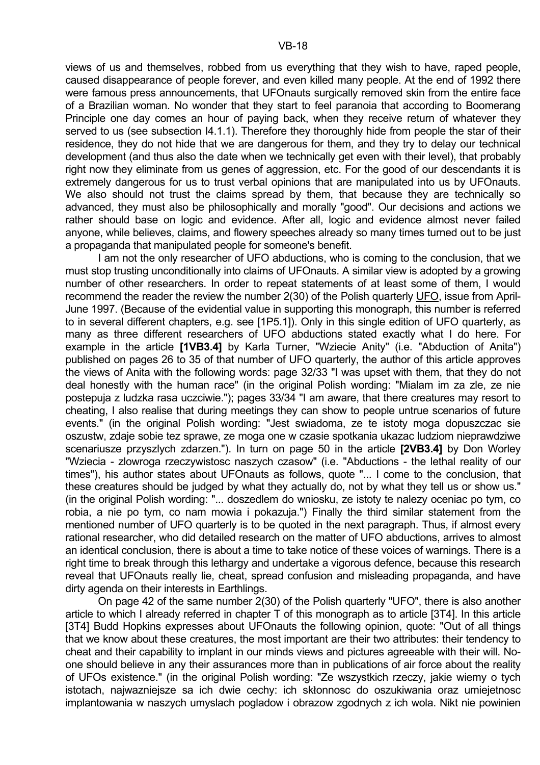views of us and themselves, robbed from us everything that they wish to have, raped people, caused disappearance of people forever, and even killed many people. At the end of 1992 there were famous press announcements, that UFOnauts surgically removed skin from the entire face of a Brazilian woman. No wonder that they start to feel paranoia that according to Boomerang Principle one day comes an hour of paying back, when they receive return of whatever they served to us (see subsection I4.1.1). Therefore they thoroughly hide from people the star of their residence, they do not hide that we are dangerous for them, and they try to delay our technical development (and thus also the date when we technically get even with their level), that probably right now they eliminate from us genes of aggression, etc. For the good of our descendants it is extremely dangerous for us to trust verbal opinions that are manipulated into us by UFOnauts. We also should not trust the claims spread by them, that because they are technically so advanced, they must also be philosophically and morally "good". Our decisions and actions we rather should base on logic and evidence. After all, logic and evidence almost never failed anyone, while believes, claims, and flowery speeches already so many times turned out to be just a propaganda that manipulated people for someone's benefit.

I am not the only researcher of UFO abductions, who is coming to the conclusion, that we must stop trusting unconditionally into claims of UFOnauts. A similar view is adopted by a growing number of other researchers. In order to repeat statements of at least some of them, I would recommend the reader the review the number 2(30) of the Polish quarterly UFO, issue from April-June 1997. (Because of the evidential value in supporting this monograph, this number is referred to in several different chapters, e.g. see [1P5.1]). Only in this single edition of UFO quarterly, as many as three different researchers of UFO abductions stated exactly what I do here. For example in the article **[1VB3.4]** by Karla Turner, "Wziecie Anity" (i.e. "Abduction of Anita") published on pages 26 to 35 of that number of UFO quarterly, the author of this article approves the views of Anita with the following words: page 32/33 "I was upset with them, that they do not deal honestly with the human race" (in the original Polish wording: "Mialam im za zle, ze nie postepuja z ludzka rasa uczciwie."); pages 33/34 "I am aware, that there creatures may resort to cheating, I also realise that during meetings they can show to people untrue scenarios of future events." (in the original Polish wording: "Jest swiadoma, ze te istoty moga dopuszczac sie oszustw, zdaje sobie tez sprawe, ze moga one w czasie spotkania ukazac ludziom nieprawdziwe scenariusze przyszlych zdarzen."). In turn on page 50 in the article **[2VB3.4]** by Don Worley "Wziecia - zlowroga rzeczywistosc naszych czasow" (i.e. "Abductions - the lethal reality of our times"), his author states about UFOnauts as follows, quote "... I come to the conclusion, that these creatures should be judged by what they actually do, not by what they tell us or show us." (in the original Polish wording: "... doszedlem do wniosku, ze istoty te nalezy oceniac po tym, co robia, a nie po tym, co nam mowia i pokazuja.") Finally the third similar statement from the mentioned number of UFO quarterly is to be quoted in the next paragraph. Thus, if almost every rational researcher, who did detailed research on the matter of UFO abductions, arrives to almost an identical conclusion, there is about a time to take notice of these voices of warnings. There is a right time to break through this lethargy and undertake a vigorous defence, because this research reveal that UFOnauts really lie, cheat, spread confusion and misleading propaganda, and have dirty agenda on their interests in Earthlings.

On page 42 of the same number 2(30) of the Polish quarterly "UFO", there is also another article to which I already referred in chapter T of this monograph as to article [3T4]. In this article [3T4] Budd Hopkins expresses about UFOnauts the following opinion, quote: "Out of all things that we know about these creatures, the most important are their two attributes: their tendency to cheat and their capability to implant in our minds views and pictures agreeable with their will. No-one should believe in any their assurances more than in publications of air force about the reality of UFOs existence." (in the original Polish wording: "Ze wszystkich rzeczy, jakie wiemy o tych istotach, najwazniejsze sa ich dwie cechy: ich skłonnosc do oszukiwania oraz umiejetnosc implantowania w naszych umyslach pogladow i obrazow zgodnych z ich wola. Nikt nie powinien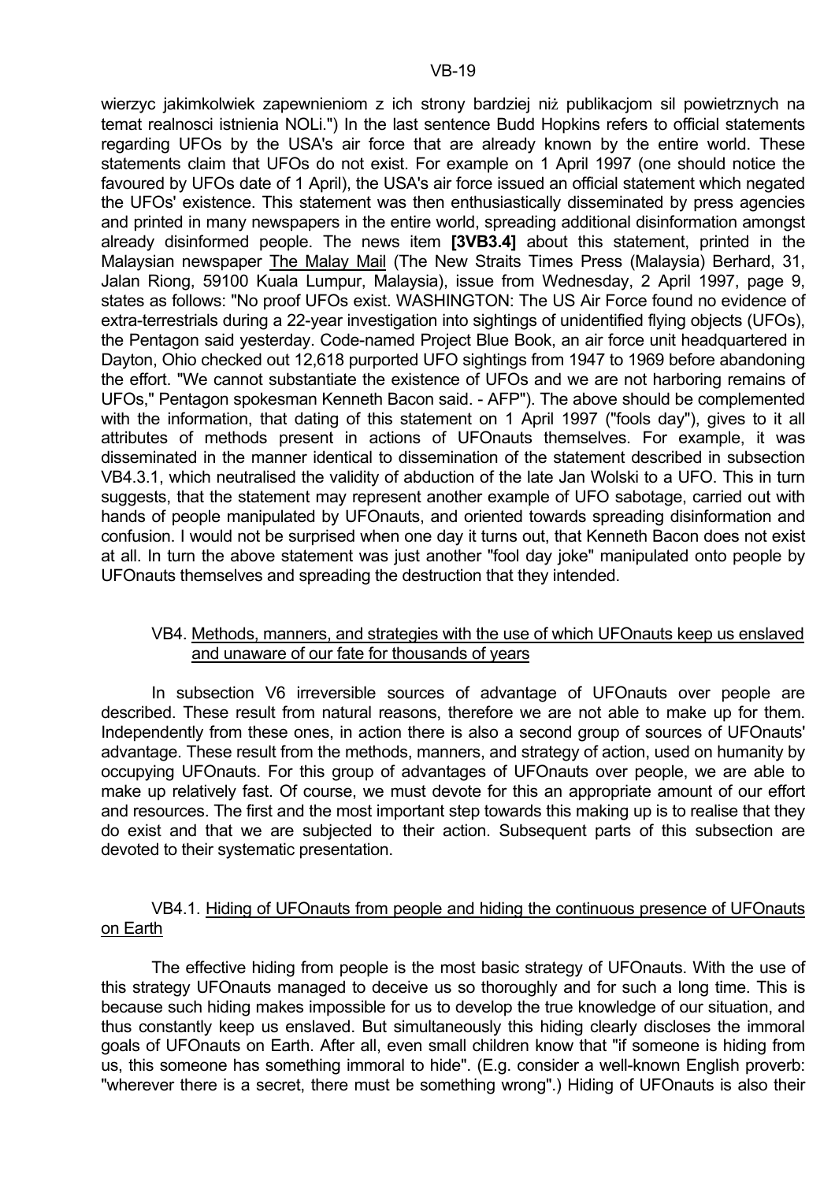wierzyc jakimkolwiek zapewnieniom z ich strony bardziej niż publikacjom sil powietrznych na temat realnosci istnienia NOLi.") In the last sentence Budd Hopkins refers to official statements regarding UFOs by the USA's air force that are already known by the entire world. These statements claim that UFOs do not exist. For example on 1 April 1997 (one should notice the favoured by UFOs date of 1 April), the USA's air force issued an official statement which negated the UFOs' existence. This statement was then enthusiastically disseminated by press agencies and printed in many newspapers in the entire world, spreading additional disinformation amongst already disinformed people. The news item **[3VB3.4]** about this statement, printed in the Malaysian newspaper The Malay Mail (The New Straits Times Press (Malaysia) Berhard, 31, Jalan Riong, 59100 Kuala Lumpur, Malaysia), issue from Wednesday, 2 April 1997, page 9, states as follows: "No proof UFOs exist. WASHINGTON: The US Air Force found no evidence of extra-terrestrials during a 22-year investigation into sightings of unidentified flying objects (UFOs), the Pentagon said yesterday. Code-named Project Blue Book, an air force unit headquartered in Dayton, Ohio checked out 12,618 purported UFO sightings from 1947 to 1969 before abandoning the effort. "We cannot substantiate the existence of UFOs and we are not harboring remains of UFOs," Pentagon spokesman Kenneth Bacon said. - AFP"). The above should be complemented with the information, that dating of this statement on 1 April 1997 ("fools day"), gives to it all attributes of methods present in actions of UFOnauts themselves. For example, it was disseminated in the manner identical to dissemination of the statement described in subsection VB4.3.1, which neutralised the validity of abduction of the late Jan Wolski to a UFO. This in turn suggests, that the statement may represent another example of UFO sabotage, carried out with hands of people manipulated by UFOnauts, and oriented towards spreading disinformation and confusion. I would not be surprised when one day it turns out, that Kenneth Bacon does not exist at all. In turn the above statement was just another "fool day joke" manipulated onto people by UFOnauts themselves and spreading the destruction that they intended.

## VB4. Methods, manners, and strategies with the use of which UFOnauts keep us enslaved and unaware of our fate for thousands of years

In subsection V6 irreversible sources of advantage of UFOnauts over people are described. These result from natural reasons, therefore we are not able to make up for them. Independently from these ones, in action there is also a second group of sources of UFOnauts' advantage. These result from the methods, manners, and strategy of action, used on humanity by occupying UFOnauts. For this group of advantages of UFOnauts over people, we are able to make up relatively fast. Of course, we must devote for this an appropriate amount of our effort and resources. The first and the most important step towards this making up is to realise that they do exist and that we are subjected to their action. Subsequent parts of this subsection are devoted to their systematic presentation.

### VB4.1. Hiding of UFOnauts from people and hiding the continuous presence of UFOnauts on Earth

The effective hiding from people is the most basic strategy of UFOnauts. With the use of this strategy UFOnauts managed to deceive us so thoroughly and for such a long time. This is because such hiding makes impossible for us to develop the true knowledge of our situation, and thus constantly keep us enslaved. But simultaneously this hiding clearly discloses the immoral goals of UFOnauts on Earth. After all, even small children know that "if someone is hiding from us, this someone has something immoral to hide". (E.g. consider a well-known English proverb: "wherever there is a secret, there must be something wrong".) Hiding of UFOnauts is also their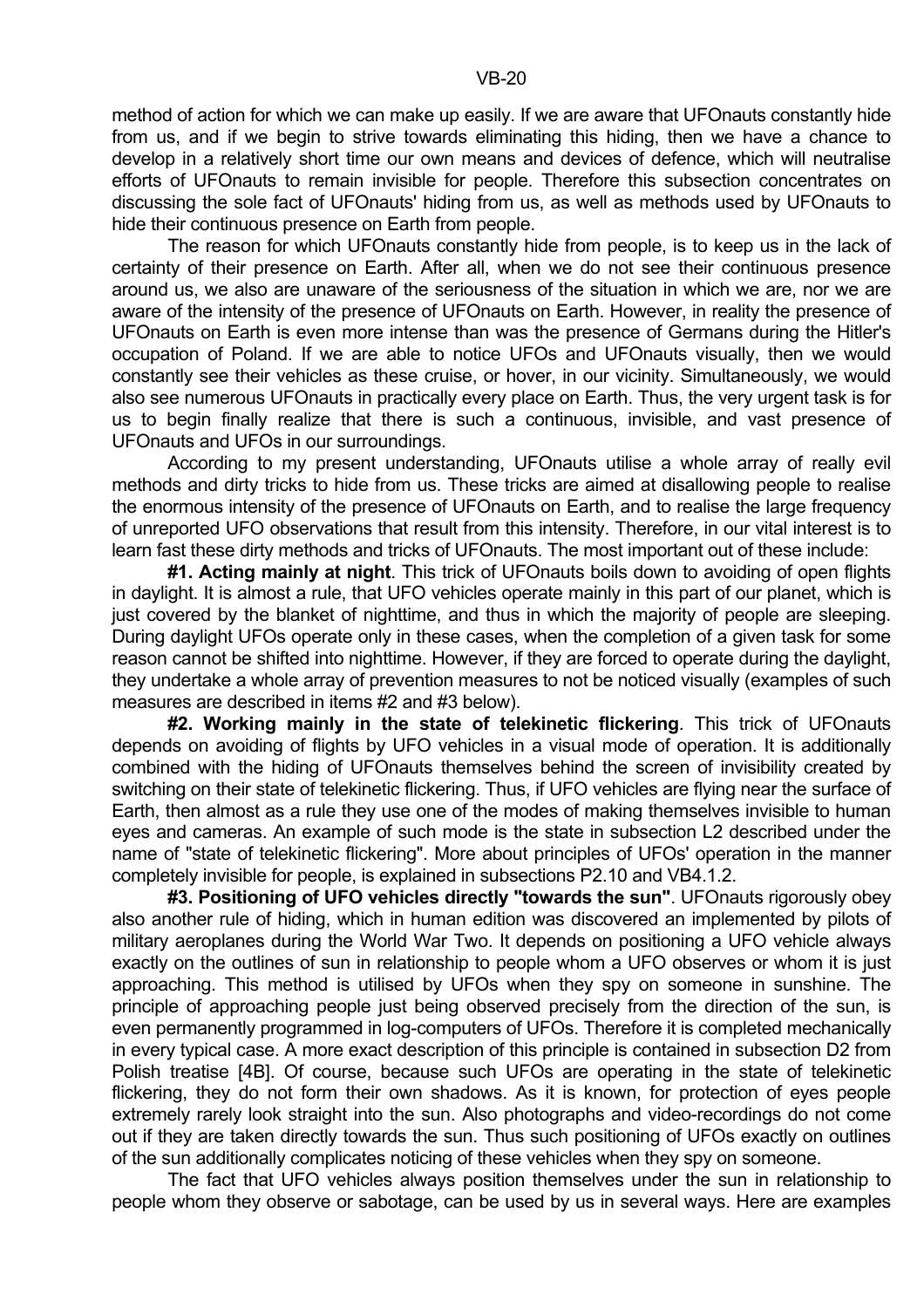method of action for which we can make up easily. If we are aware that UFOnauts constantly hide from us, and if we begin to strive towards eliminating this hiding, then we have a chance to develop in a relatively short time our own means and devices of defence, which will neutralise efforts of UFOnauts to remain invisible for people. Therefore this subsection concentrates on discussing the sole fact of UFOnauts' hiding from us, as well as methods used by UFOnauts to hide their continuous presence on Earth from people.

The reason for which UFOnauts constantly hide from people, is to keep us in the lack of certainty of their presence on Earth. After all, when we do not see their continuous presence around us, we also are unaware of the seriousness of the situation in which we are, nor we are aware of the intensity of the presence of UFOnauts on Earth. However, in reality the presence of UFOnauts on Earth is even more intense than was the presence of Germans during the Hitler's occupation of Poland. If we are able to notice UFOs and UFOnauts visually, then we would constantly see their vehicles as these cruise, or hover, in our vicinity. Simultaneously, we would also see numerous UFOnauts in practically every place on Earth. Thus, the very urgent task is for us to begin finally realize that there is such a continuous, invisible, and vast presence of UFOnauts and UFOs in our surroundings.

According to my present understanding, UFOnauts utilise a whole array of really evil methods and dirty tricks to hide from us. These tricks are aimed at disallowing people to realise the enormous intensity of the presence of UFOnauts on Earth, and to realise the large frequency of unreported UFO observations that result from this intensity. Therefore, in our vital interest is to learn fast these dirty methods and tricks of UFOnauts. The most important out of these include:

**#1. Acting mainly at night**. This trick of UFOnauts boils down to avoiding of open flights in daylight. It is almost a rule, that UFO vehicles operate mainly in this part of our planet, which is just covered by the blanket of nighttime, and thus in which the majority of people are sleeping. During daylight UFOs operate only in these cases, when the completion of a given task for some reason cannot be shifted into nighttime. However, if they are forced to operate during the daylight, they undertake a whole array of prevention measures to not be noticed visually (examples of such measures are described in items #2 and #3 below).

**#2. Working mainly in the state of telekinetic flickering**. This trick of UFOnauts depends on avoiding of flights by UFO vehicles in a visual mode of operation. It is additionally combined with the hiding of UFOnauts themselves behind the screen of invisibility created by switching on their state of telekinetic flickering. Thus, if UFO vehicles are flying near the surface of Earth, then almost as a rule they use one of the modes of making themselves invisible to human eyes and cameras. An example of such mode is the state in subsection L2 described under the name of "state of telekinetic flickering". More about principles of UFOs' operation in the manner completely invisible for people, is explained in subsections P2.10 and VB4.1.2.

**#3. Positioning of UFO vehicles directly "towards the sun"**. UFOnauts rigorously obey also another rule of hiding, which in human edition was discovered an implemented by pilots of military aeroplanes during the World War Two. It depends on positioning a UFO vehicle always exactly on the outlines of sun in relationship to people whom a UFO observes or whom it is just approaching. This method is utilised by UFOs when they spy on someone in sunshine. The principle of approaching people just being observed precisely from the direction of the sun, is even permanently programmed in log-computers of UFOs. Therefore it is completed mechanically in every typical case. A more exact description of this principle is contained in subsection D2 from Polish treatise [4B]. Of course, because such UFOs are operating in the state of telekinetic flickering, they do not form their own shadows. As it is known, for protection of eyes people extremely rarely look straight into the sun. Also photographs and video-recordings do not come out if they are taken directly towards the sun. Thus such positioning of UFOs exactly on outlines of the sun additionally complicates noticing of these vehicles when they spy on someone.

The fact that UFO vehicles always position themselves under the sun in relationship to people whom they observe or sabotage, can be used by us in several ways. Here are examples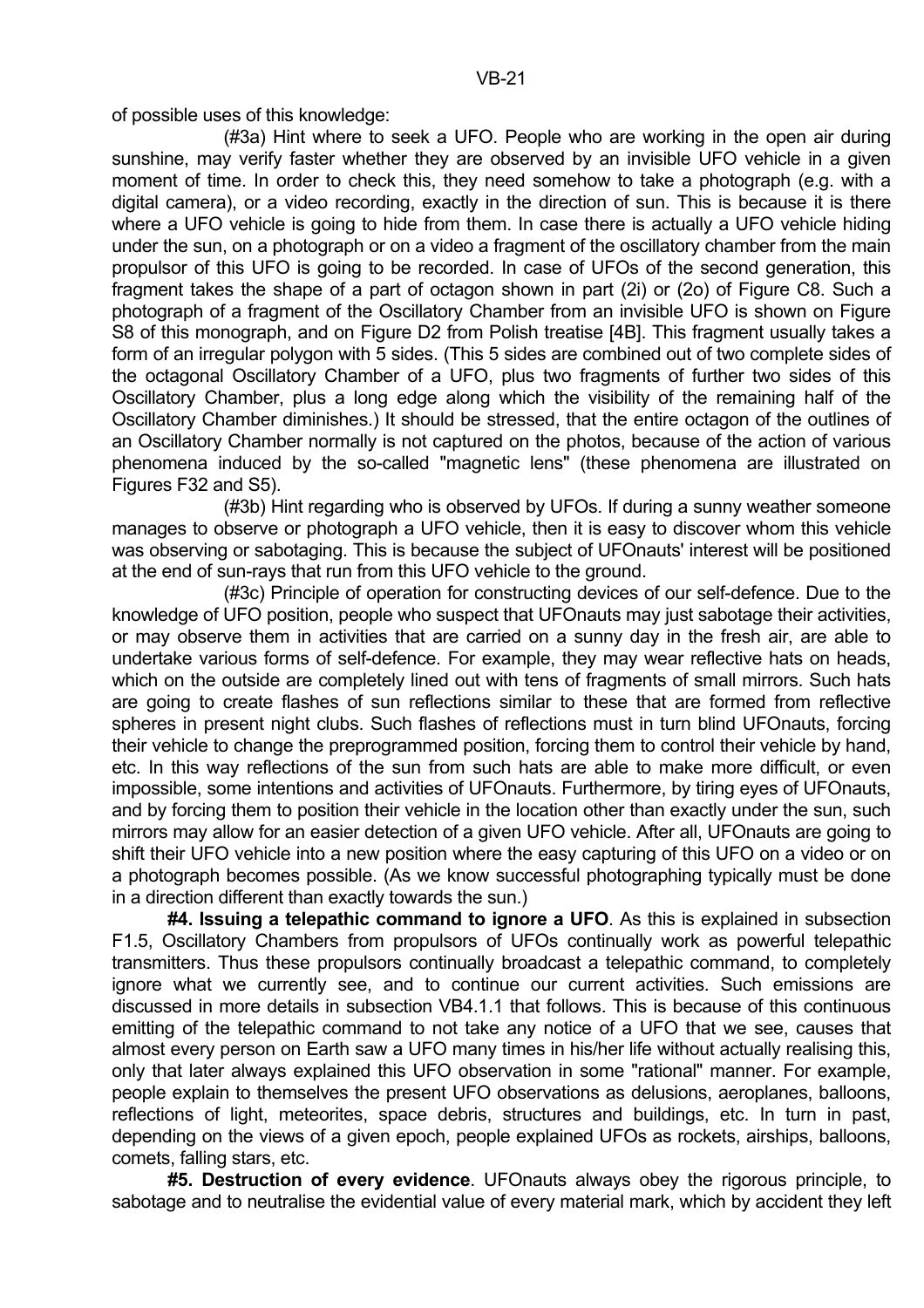of possible uses of this knowledge:

(#3a) Hint where to seek a UFO. People who are working in the open air during sunshine, may verify faster whether they are observed by an invisible UFO vehicle in a given moment of time. In order to check this, they need somehow to take a photograph (e.g. with a digital camera), or a video recording, exactly in the direction of sun. This is because it is there where a UFO vehicle is going to hide from them. In case there is actually a UFO vehicle hiding under the sun, on a photograph or on a video a fragment of the oscillatory chamber from the main propulsor of this UFO is going to be recorded. In case of UFOs of the second generation, this fragment takes the shape of a part of octagon shown in part (2i) or (2o) of Figure C8. Such a photograph of a fragment of the Oscillatory Chamber from an invisible UFO is shown on Figure S8 of this monograph, and on Figure D2 from Polish treatise [4B]. This fragment usually takes a form of an irregular polygon with 5 sides. (This 5 sides are combined out of two complete sides of the octagonal Oscillatory Chamber of a UFO, plus two fragments of further two sides of this Oscillatory Chamber, plus a long edge along which the visibility of the remaining half of the Oscillatory Chamber diminishes.) It should be stressed, that the entire octagon of the outlines of an Oscillatory Chamber normally is not captured on the photos, because of the action of various phenomena induced by the so-called "magnetic lens" (these phenomena are illustrated on Figures F32 and S5).

(#3b) Hint regarding who is observed by UFOs. If during a sunny weather someone manages to observe or photograph a UFO vehicle, then it is easy to discover whom this vehicle was observing or sabotaging. This is because the subject of UFOnauts' interest will be positioned at the end of sun-rays that run from this UFO vehicle to the ground.

(#3c) Principle of operation for constructing devices of our self-defence. Due to the knowledge of UFO position, people who suspect that UFOnauts may just sabotage their activities, or may observe them in activities that are carried on a sunny day in the fresh air, are able to undertake various forms of self-defence. For example, they may wear reflective hats on heads, which on the outside are completely lined out with tens of fragments of small mirrors. Such hats are going to create flashes of sun reflections similar to these that are formed from reflective spheres in present night clubs. Such flashes of reflections must in turn blind UFOnauts, forcing their vehicle to change the preprogrammed position, forcing them to control their vehicle by hand, etc. In this way reflections of the sun from such hats are able to make more difficult, or even impossible, some intentions and activities of UFOnauts. Furthermore, by tiring eyes of UFOnauts, and by forcing them to position their vehicle in the location other than exactly under the sun, such mirrors may allow for an easier detection of a given UFO vehicle. After all, UFOnauts are going to shift their UFO vehicle into a new position where the easy capturing of this UFO on a video or on a photograph becomes possible. (As we know successful photographing typically must be done in a direction different than exactly towards the sun.)

**#4. Issuing a telepathic command to ignore a UFO**. As this is explained in subsection F1.5, Oscillatory Chambers from propulsors of UFOs continually work as powerful telepathic transmitters. Thus these propulsors continually broadcast a telepathic command, to completely ignore what we currently see, and to continue our current activities. Such emissions are discussed in more details in subsection VB4.1.1 that follows. This is because of this continuous emitting of the telepathic command to not take any notice of a UFO that we see, causes that almost every person on Earth saw a UFO many times in his/her life without actually realising this, only that later always explained this UFO observation in some "rational" manner. For example, people explain to themselves the present UFO observations as delusions, aeroplanes, balloons, reflections of light, meteorites, space debris, structures and buildings, etc. In turn in past, depending on the views of a given epoch, people explained UFOs as rockets, airships, balloons, comets, falling stars, etc.

**#5. Destruction of every evidence**. UFOnauts always obey the rigorous principle, to sabotage and to neutralise the evidential value of every material mark, which by accident they left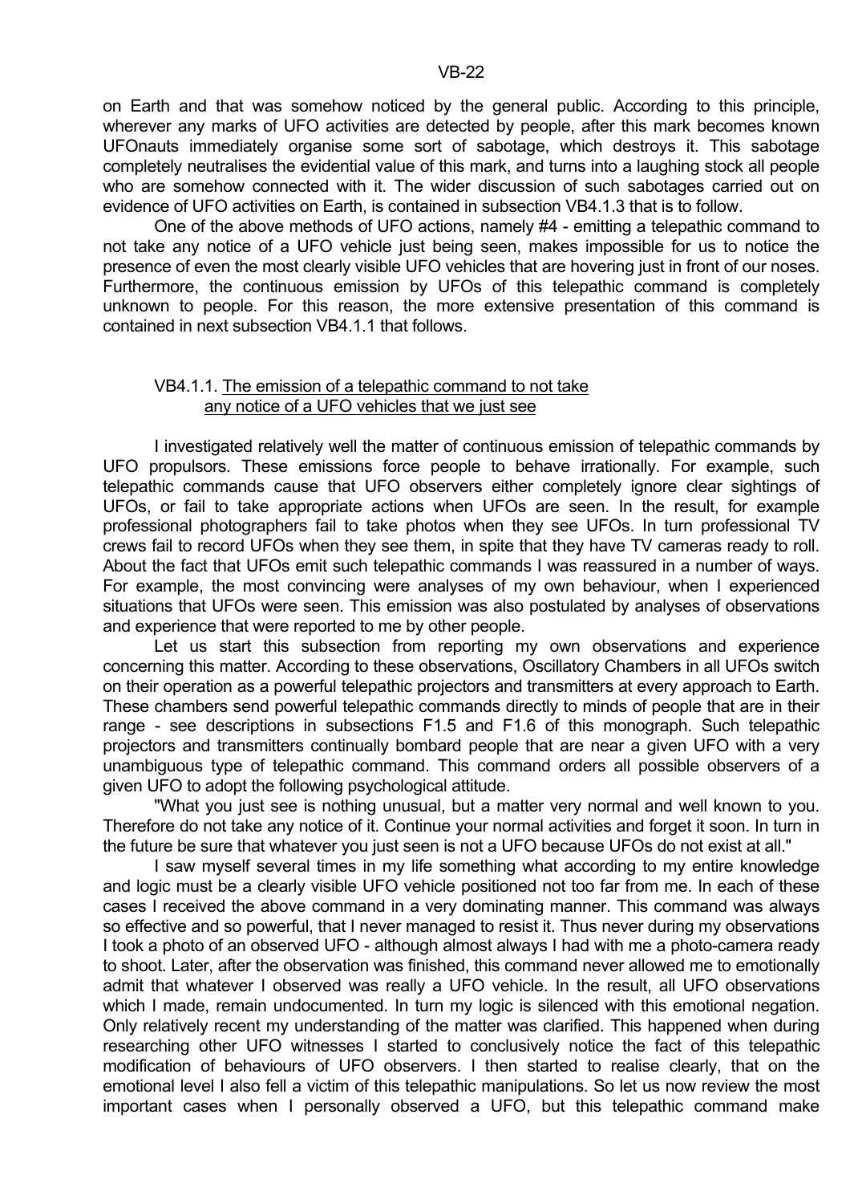on Earth and that was somehow noticed by the general public. According to this principle, wherever any marks of UFO activities are detected by people, after this mark becomes known UFOnauts immediately organise some sort of sabotage, which destroys it. This sabotage completely neutralises the evidential value of this mark, and turns into a laughing stock all people who are somehow connected with it. The wider discussion of such sabotages carried out on evidence of UFO activities on Earth, is contained in subsection VB4.1.3 that is to follow.

One of the above methods of UFO actions, namely #4 - emitting a telepathic command to not take any notice of a UFO vehicle just being seen, makes impossible for us to notice the presence of even the most clearly visible UFO vehicles that are hovering just in front of our noses. Furthermore, the continuous emission by UFOs of this telepathic command is completely unknown to people. For this reason, the more extensive presentation of this command is contained in next subsection VB4.1.1 that follows.

### VB4.1.1. The emission of a telepathic command to not take any notice of a UFO vehicles that we just see

I investigated relatively well the matter of continuous emission of telepathic commands by UFO propulsors. These emissions force people to behave irrationally. For example, such telepathic commands cause that UFO observers either completely ignore clear sightings of UFOs, or fail to take appropriate actions when UFOs are seen. In the result, for example professional photographers fail to take photos when they see UFOs. In turn professional TV crews fail to record UFOs when they see them, in spite that they have TV cameras ready to roll. About the fact that UFOs emit such telepathic commands I was reassured in a number of ways. For example, the most convincing were analyses of my own behaviour, when I experienced situations that UFOs were seen. This emission was also postulated by analyses of observations and experience that were reported to me by other people.

Let us start this subsection from reporting my own observations and experience concerning this matter. According to these observations, Oscillatory Chambers in all UFOs switch on their operation as a powerful telepathic projectors and transmitters at every approach to Earth. These chambers send powerful telepathic commands directly to minds of people that are in their range - see descriptions in subsections F1.5 and F1.6 of this monograph. Such telepathic projectors and transmitters continually bombard people that are near a given UFO with a very unambiguous type of telepathic command. This command orders all possible observers of a given UFO to adopt the following psychological attitude.

"What you just see is nothing unusual, but a matter very normal and well known to you. Therefore do not take any notice of it. Continue your normal activities and forget it soon. In turn in the future be sure that whatever you just seen is not a UFO because UFOs do not exist at all."

I saw myself several times in my life something what according to my entire knowledge and logic must be a clearly visible UFO vehicle positioned not too far from me. In each of these cases I received the above command in a very dominating manner. This command was always so effective and so powerful, that I never managed to resist it. Thus never during my observations I took a photo of an observed UFO - although almost always I had with me a photo-camera ready to shoot. Later, after the observation was finished, this command never allowed me to emotionally admit that whatever I observed was really a UFO vehicle. In the result, all UFO observations which I made, remain undocumented. In turn my logic is silenced with this emotional negation. Only relatively recent my understanding of the matter was clarified. This happened when during researching other UFO witnesses I started to conclusively notice the fact of this telepathic modification of behaviours of UFO observers. I then started to realise clearly, that on the emotional level I also fell a victim of this telepathic manipulations. So let us now review the most important cases when I personally observed a UFO, but this telepathic command make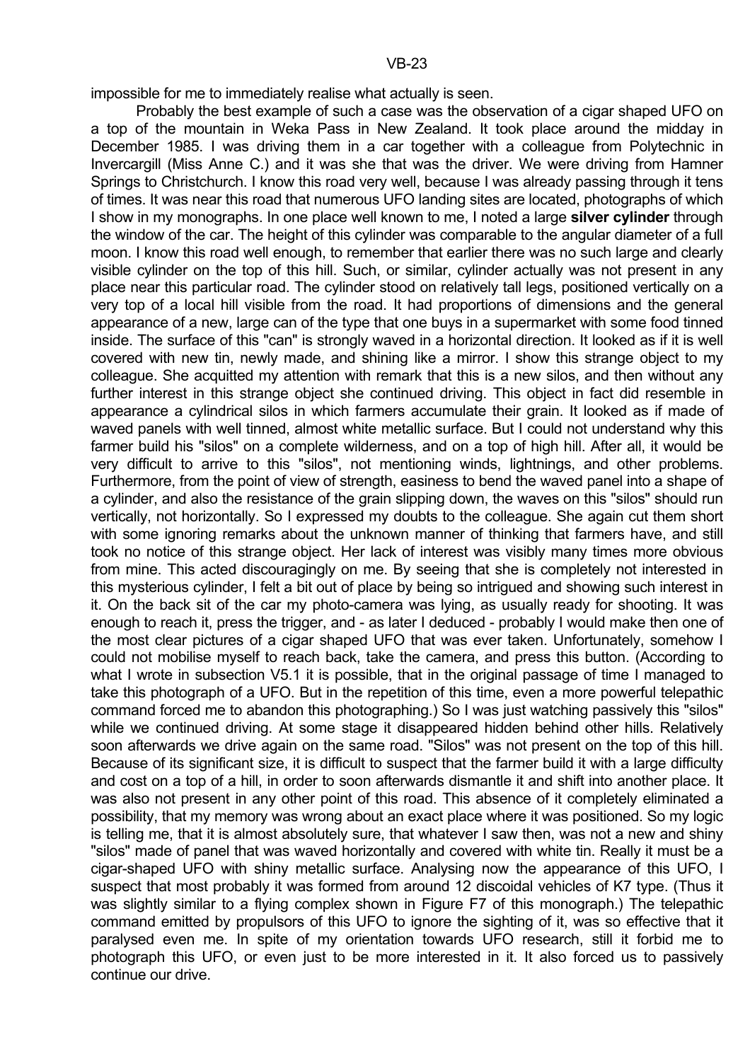impossible for me to immediately realise what actually is seen.

Probably the best example of such a case was the observation of a cigar shaped UFO on a top of the mountain in Weka Pass in New Zealand. It took place around the midday in December 1985. I was driving them in a car together with a colleague from Polytechnic in Invercargill (Miss Anne C.) and it was she that was the driver. We were driving from Hamner Springs to Christchurch. I know this road very well, because I was already passing through it tens of times. It was near this road that numerous UFO landing sites are located, photographs of which I show in my monographs. In one place well known to me, I noted a large **silver cylinder** through the window of the car. The height of this cylinder was comparable to the angular diameter of a full moon. I know this road well enough, to remember that earlier there was no such large and clearly visible cylinder on the top of this hill. Such, or similar, cylinder actually was not present in any place near this particular road. The cylinder stood on relatively tall legs, positioned vertically on a very top of a local hill visible from the road. It had proportions of dimensions and the general appearance of a new, large can of the type that one buys in a supermarket with some food tinned inside. The surface of this "can" is strongly waved in a horizontal direction. It looked as if it is well covered with new tin, newly made, and shining like a mirror. I show this strange object to my colleague. She acquitted my attention with remark that this is a new silos, and then without any further interest in this strange object she continued driving. This object in fact did resemble in appearance a cylindrical silos in which farmers accumulate their grain. It looked as if made of waved panels with well tinned, almost white metallic surface. But I could not understand why this farmer build his "silos" on a complete wilderness, and on a top of high hill. After all, it would be very difficult to arrive to this "silos", not mentioning winds, lightnings, and other problems. Furthermore, from the point of view of strength, easiness to bend the waved panel into a shape of a cylinder, and also the resistance of the grain slipping down, the waves on this "silos" should run vertically, not horizontally. So I expressed my doubts to the colleague. She again cut them short with some ignoring remarks about the unknown manner of thinking that farmers have, and still took no notice of this strange object. Her lack of interest was visibly many times more obvious from mine. This acted discouragingly on me. By seeing that she is completely not interested in this mysterious cylinder, I felt a bit out of place by being so intrigued and showing such interest in it. On the back sit of the car my photo-camera was lying, as usually ready for shooting. It was enough to reach it, press the trigger, and - as later I deduced - probably I would make then one of the most clear pictures of a cigar shaped UFO that was ever taken. Unfortunately, somehow I could not mobilise myself to reach back, take the camera, and press this button. (According to what I wrote in subsection V5.1 it is possible, that in the original passage of time I managed to take this photograph of a UFO. But in the repetition of this time, even a more powerful telepathic command forced me to abandon this photographing.) So I was just watching passively this "silos" while we continued driving. At some stage it disappeared hidden behind other hills. Relatively soon afterwards we drive again on the same road. "Silos" was not present on the top of this hill. Because of its significant size, it is difficult to suspect that the farmer build it with a large difficulty and cost on a top of a hill, in order to soon afterwards dismantle it and shift into another place. It was also not present in any other point of this road. This absence of it completely eliminated a possibility, that my memory was wrong about an exact place where it was positioned. So my logic is telling me, that it is almost absolutely sure, that whatever I saw then, was not a new and shiny "silos" made of panel that was waved horizontally and covered with white tin. Really it must be a cigar-shaped UFO with shiny metallic surface. Analysing now the appearance of this UFO, I suspect that most probably it was formed from around 12 discoidal vehicles of K7 type. (Thus it was slightly similar to a flying complex shown in Figure F7 of this monograph.) The telepathic command emitted by propulsors of this UFO to ignore the sighting of it, was so effective that it paralysed even me. In spite of my orientation towards UFO research, still it forbid me to photograph this UFO, or even just to be more interested in it. It also forced us to passively continue our drive.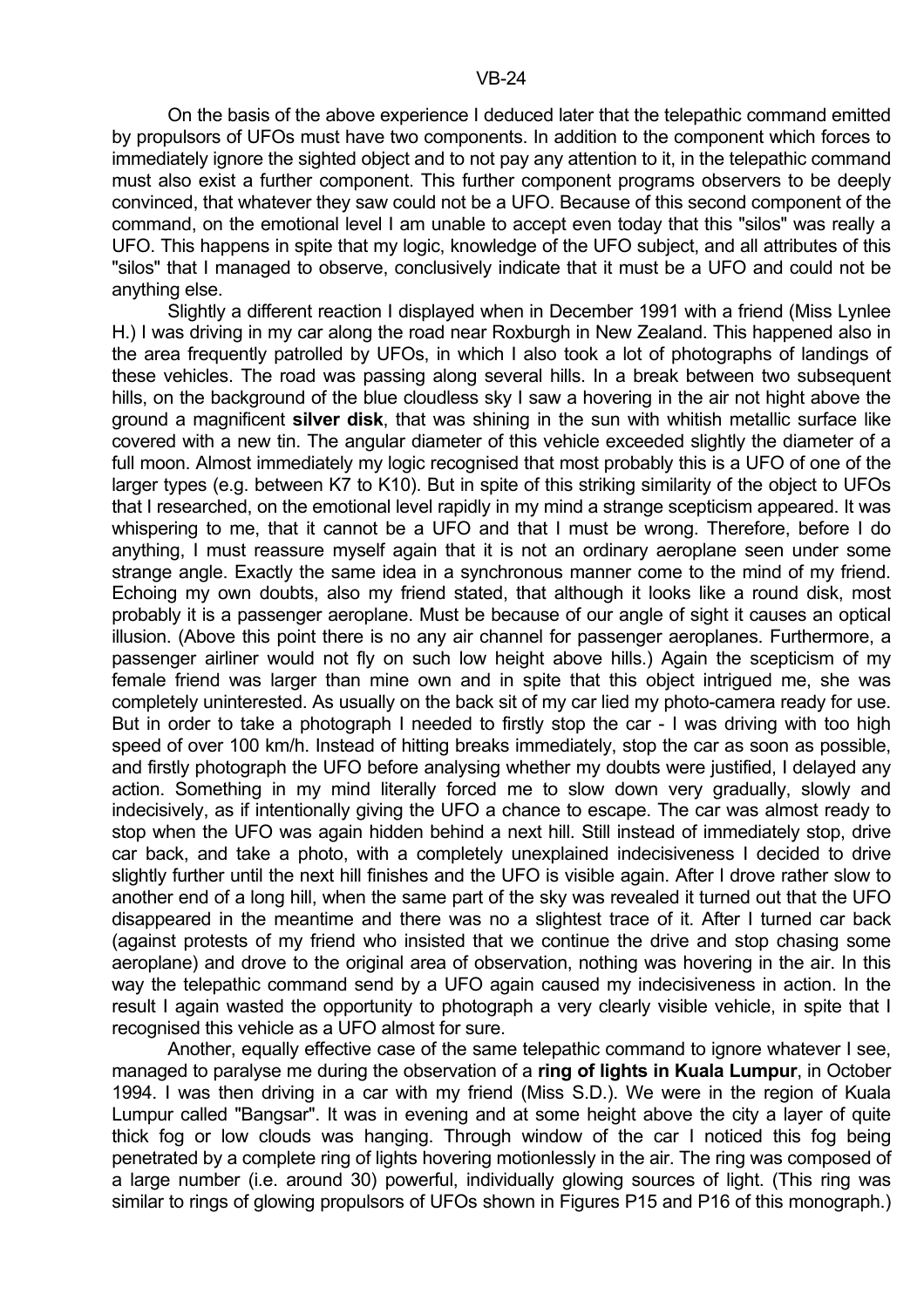On the basis of the above experience I deduced later that the telepathic command emitted by propulsors of UFOs must have two components. In addition to the component which forces to immediately ignore the sighted object and to not pay any attention to it, in the telepathic command must also exist a further component. This further component programs observers to be deeply convinced, that whatever they saw could not be a UFO. Because of this second component of the command, on the emotional level I am unable to accept even today that this "silos" was really a UFO. This happens in spite that my logic, knowledge of the UFO subject, and all attributes of this "silos" that I managed to observe, conclusively indicate that it must be a UFO and could not be anything else.

Slightly a different reaction I displayed when in December 1991 with a friend (Miss Lynlee H.) I was driving in my car along the road near Roxburgh in New Zealand. This happened also in the area frequently patrolled by UFOs, in which I also took a lot of photographs of landings of these vehicles. The road was passing along several hills. In a break between two subsequent hills, on the background of the blue cloudless sky I saw a hovering in the air not hight above the ground a magnificent **silver disk**, that was shining in the sun with whitish metallic surface like covered with a new tin. The angular diameter of this vehicle exceeded slightly the diameter of a full moon. Almost immediately my logic recognised that most probably this is a UFO of one of the larger types (e.g. between K7 to K10). But in spite of this striking similarity of the object to UFOs that I researched, on the emotional level rapidly in my mind a strange scepticism appeared. It was whispering to me, that it cannot be a UFO and that I must be wrong. Therefore, before I do anything, I must reassure myself again that it is not an ordinary aeroplane seen under some strange angle. Exactly the same idea in a synchronous manner come to the mind of my friend. Echoing my own doubts, also my friend stated, that although it looks like a round disk, most probably it is a passenger aeroplane. Must be because of our angle of sight it causes an optical illusion. (Above this point there is no any air channel for passenger aeroplanes. Furthermore, a passenger airliner would not fly on such low height above hills.) Again the scepticism of my female friend was larger than mine own and in spite that this object intrigued me, she was completely uninterested. As usually on the back sit of my car lied my photo-camera ready for use. But in order to take a photograph I needed to firstly stop the car - I was driving with too high speed of over 100 km/h. Instead of hitting breaks immediately, stop the car as soon as possible, and firstly photograph the UFO before analysing whether my doubts were justified, I delayed any action. Something in my mind literally forced me to slow down very gradually, slowly and indecisively, as if intentionally giving the UFO a chance to escape. The car was almost ready to stop when the UFO was again hidden behind a next hill. Still instead of immediately stop, drive car back, and take a photo, with a completely unexplained indecisiveness I decided to drive slightly further until the next hill finishes and the UFO is visible again. After I drove rather slow to another end of a long hill, when the same part of the sky was revealed it turned out that the UFO disappeared in the meantime and there was no a slightest trace of it. After I turned car back (against protests of my friend who insisted that we continue the drive and stop chasing some aeroplane) and drove to the original area of observation, nothing was hovering in the air. In this way the telepathic command send by a UFO again caused my indecisiveness in action. In the result I again wasted the opportunity to photograph a very clearly visible vehicle, in spite that I recognised this vehicle as a UFO almost for sure.

Another, equally effective case of the same telepathic command to ignore whatever I see, managed to paralyse me during the observation of a **ring of lights in Kuala Lumpur**, in October 1994. I was then driving in a car with my friend (Miss S.D.). We were in the region of Kuala Lumpur called "Bangsar". It was in evening and at some height above the city a layer of quite thick fog or low clouds was hanging. Through window of the car I noticed this fog being penetrated by a complete ring of lights hovering motionlessly in the air. The ring was composed of a large number (i.e. around 30) powerful, individually glowing sources of light. (This ring was similar to rings of glowing propulsors of UFOs shown in Figures P15 and P16 of this monograph.)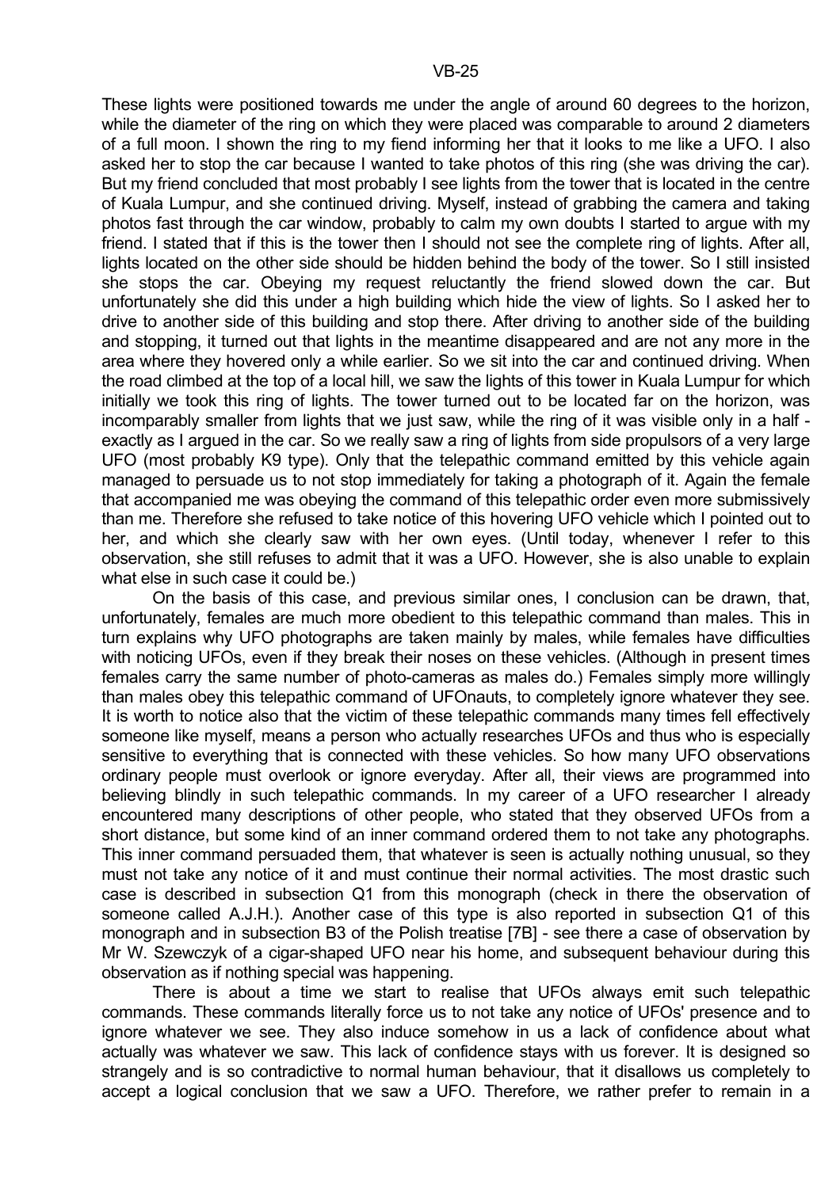These lights were positioned towards me under the angle of around 60 degrees to the horizon, while the diameter of the ring on which they were placed was comparable to around 2 diameters of a full moon. I shown the ring to my fiend informing her that it looks to me like a UFO. I also asked her to stop the car because I wanted to take photos of this ring (she was driving the car). But my friend concluded that most probably I see lights from the tower that is located in the centre of Kuala Lumpur, and she continued driving. Myself, instead of grabbing the camera and taking photos fast through the car window, probably to calm my own doubts I started to argue with my friend. I stated that if this is the tower then I should not see the complete ring of lights. After all, lights located on the other side should be hidden behind the body of the tower. So I still insisted she stops the car. Obeying my request reluctantly the friend slowed down the car. But unfortunately she did this under a high building which hide the view of lights. So I asked her to drive to another side of this building and stop there. After driving to another side of the building and stopping, it turned out that lights in the meantime disappeared and are not any more in the area where they hovered only a while earlier. So we sit into the car and continued driving. When the road climbed at the top of a local hill, we saw the lights of this tower in Kuala Lumpur for which initially we took this ring of lights. The tower turned out to be located far on the horizon, was incomparably smaller from lights that we just saw, while the ring of it was visible only in a half - exactly as I argued in the car. So we really saw a ring of lights from side propulsors of a very large UFO (most probably K9 type). Only that the telepathic command emitted by this vehicle again managed to persuade us to not stop immediately for taking a photograph of it. Again the female that accompanied me was obeying the command of this telepathic order even more submissively than me. Therefore she refused to take notice of this hovering UFO vehicle which I pointed out to her, and which she clearly saw with her own eyes. (Until today, whenever I refer to this observation, she still refuses to admit that it was a UFO. However, she is also unable to explain what else in such case it could be.)

On the basis of this case, and previous similar ones, I conclusion can be drawn, that, unfortunately, females are much more obedient to this telepathic command than males. This in turn explains why UFO photographs are taken mainly by males, while females have difficulties with noticing UFOs, even if they break their noses on these vehicles. (Although in present times females carry the same number of photo-cameras as males do.) Females simply more willingly than males obey this telepathic command of UFOnauts, to completely ignore whatever they see. It is worth to notice also that the victim of these telepathic commands many times fell effectively someone like myself, means a person who actually researches UFOs and thus who is especially sensitive to everything that is connected with these vehicles. So how many UFO observations ordinary people must overlook or ignore everyday. After all, their views are programmed into believing blindly in such telepathic commands. In my career of a UFO researcher I already encountered many descriptions of other people, who stated that they observed UFOs from a short distance, but some kind of an inner command ordered them to not take any photographs. This inner command persuaded them, that whatever is seen is actually nothing unusual, so they must not take any notice of it and must continue their normal activities. The most drastic such case is described in subsection Q1 from this monograph (check in there the observation of someone called A.J.H.). Another case of this type is also reported in subsection Q1 of this monograph and in subsection B3 of the Polish treatise [7B] - see there a case of observation by Mr W. Szewczyk of a cigar-shaped UFO near his home, and subsequent behaviour during this observation as if nothing special was happening.

There is about a time we start to realise that UFOs always emit such telepathic commands. These commands literally force us to not take any notice of UFOs' presence and to ignore whatever we see. They also induce somehow in us a lack of confidence about what actually was whatever we saw. This lack of confidence stays with us forever. It is designed so strangely and is so contradictive to normal human behaviour, that it disallows us completely to accept a logical conclusion that we saw a UFO. Therefore, we rather prefer to remain in a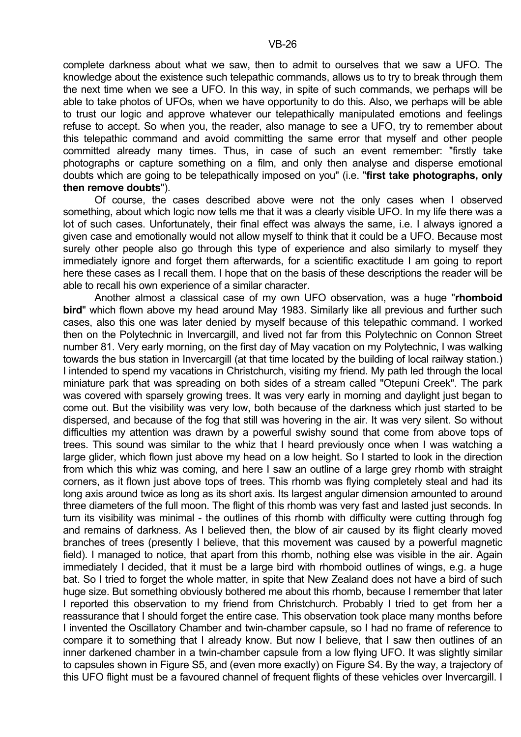complete darkness about what we saw, then to admit to ourselves that we saw a UFO. The knowledge about the existence such telepathic commands, allows us to try to break through them the next time when we see a UFO. In this way, in spite of such commands, we perhaps will be able to take photos of UFOs, when we have opportunity to do this. Also, we perhaps will be able to trust our logic and approve whatever our telepathically manipulated emotions and feelings refuse to accept. So when you, the reader, also manage to see a UFO, try to remember about this telepathic command and avoid committing the same error that myself and other people committed already many times. Thus, in case of such an event remember: "firstly take photographs or capture something on a film, and only then analyse and disperse emotional doubts which are going to be telepathically imposed on you" (i.e. "**first take photographs, only then remove doubts**").

Of course, the cases described above were not the only cases when I observed something, about which logic now tells me that it was a clearly visible UFO. In my life there was a lot of such cases. Unfortunately, their final effect was always the same, i.e. I always ignored a given case and emotionally would not allow myself to think that it could be a UFO. Because most surely other people also go through this type of experience and also similarly to myself they immediately ignore and forget them afterwards, for a scientific exactitude I am going to report here these cases as I recall them. I hope that on the basis of these descriptions the reader will be able to recall his own experience of a similar character.

Another almost a classical case of my own UFO observation, was a huge "**rhomboid bird**" which flown above my head around May 1983. Similarly like all previous and further such cases, also this one was later denied by myself because of this telepathic command. I worked then on the Polytechnic in Invercargill, and lived not far from this Polytechnic on Connon Street number 81. Very early morning, on the first day of May vacation on my Polytechnic, I was walking towards the bus station in Invercargill (at that time located by the building of local railway station.) I intended to spend my vacations in Christchurch, visiting my friend. My path led through the local miniature park that was spreading on both sides of a stream called "Otepuni Creek". The park was covered with sparsely growing trees. It was very early in morning and daylight just began to come out. But the visibility was very low, both because of the darkness which just started to be dispersed, and because of the fog that still was hovering in the air. It was very silent. So without difficulties my attention was drawn by a powerful swishy sound that come from above tops of trees. This sound was similar to the whiz that I heard previously once when I was watching a large glider, which flown just above my head on a low height. So I started to look in the direction from which this whiz was coming, and here I saw an outline of a large grey rhomb with straight corners, as it flown just above tops of trees. This rhomb was flying completely steal and had its long axis around twice as long as its short axis. Its largest angular dimension amounted to around three diameters of the full moon. The flight of this rhomb was very fast and lasted just seconds. In turn its visibility was minimal - the outlines of this rhomb with difficulty were cutting through fog and remains of darkness. As I believed then, the blow of air caused by its flight clearly moved branches of trees (presently I believe, that this movement was caused by a powerful magnetic field). I managed to notice, that apart from this rhomb, nothing else was visible in the air. Again immediately I decided, that it must be a large bird with rhomboid outlines of wings, e.g. a huge bat. So I tried to forget the whole matter, in spite that New Zealand does not have a bird of such huge size. But something obviously bothered me about this rhomb, because I remember that later I reported this observation to my friend from Christchurch. Probably I tried to get from her a reassurance that I should forget the entire case. This observation took place many months before I invented the Oscillatory Chamber and twin-chamber capsule, so I had no frame of reference to compare it to something that I already know. But now I believe, that I saw then outlines of an inner darkened chamber in a twin-chamber capsule from a low flying UFO. It was slightly similar to capsules shown in Figure S5, and (even more exactly) on Figure S4. By the way, a trajectory of this UFO flight must be a favoured channel of frequent flights of these vehicles over Invercargill. I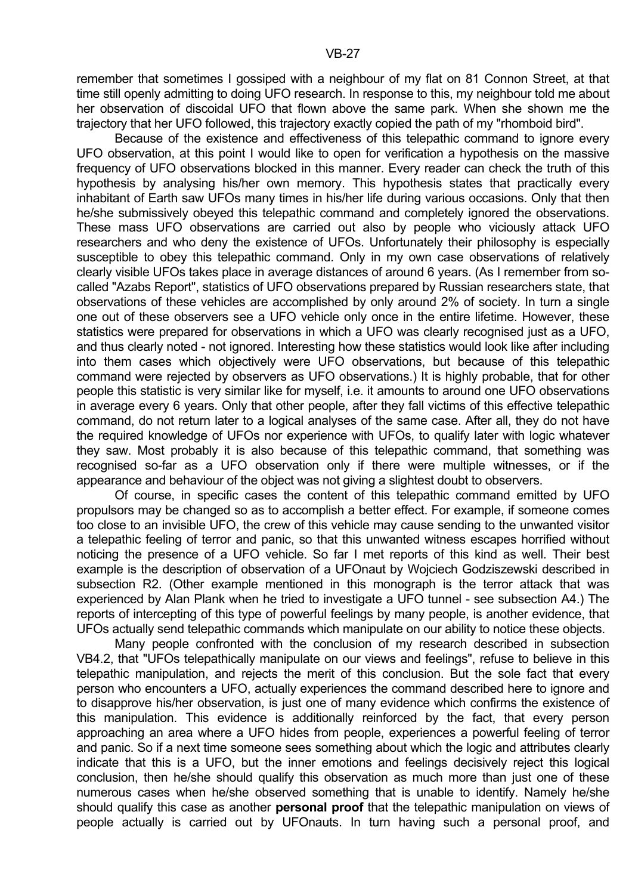remember that sometimes I gossiped with a neighbour of my flat on 81 Connon Street, at that time still openly admitting to doing UFO research. In response to this, my neighbour told me about her observation of discoidal UFO that flown above the same park. When she shown me the trajectory that her UFO followed, this trajectory exactly copied the path of my "rhomboid bird".

Because of the existence and effectiveness of this telepathic command to ignore every UFO observation, at this point I would like to open for verification a hypothesis on the massive frequency of UFO observations blocked in this manner. Every reader can check the truth of this hypothesis by analysing his/her own memory. This hypothesis states that practically every inhabitant of Earth saw UFOs many times in his/her life during various occasions. Only that then he/she submissively obeyed this telepathic command and completely ignored the observations. These mass UFO observations are carried out also by people who viciously attack UFO researchers and who deny the existence of UFOs. Unfortunately their philosophy is especially susceptible to obey this telepathic command. Only in my own case observations of relatively clearly visible UFOs takes place in average distances of around 6 years. (As I remember from so-called "Azabs Report", statistics of UFO observations prepared by Russian researchers state, that observations of these vehicles are accomplished by only around 2% of society. In turn a single one out of these observers see a UFO vehicle only once in the entire lifetime. However, these statistics were prepared for observations in which a UFO was clearly recognised just as a UFO, and thus clearly noted - not ignored. Interesting how these statistics would look like after including into them cases which objectively were UFO observations, but because of this telepathic command were rejected by observers as UFO observations.) It is highly probable, that for other people this statistic is very similar like for myself, i.e. it amounts to around one UFO observations in average every 6 years. Only that other people, after they fall victims of this effective telepathic command, do not return later to a logical analyses of the same case. After all, they do not have the required knowledge of UFOs nor experience with UFOs, to qualify later with logic whatever they saw. Most probably it is also because of this telepathic command, that something was recognised so-far as a UFO observation only if there were multiple witnesses, or if the appearance and behaviour of the object was not giving a slightest doubt to observers.

Of course, in specific cases the content of this telepathic command emitted by UFO propulsors may be changed so as to accomplish a better effect. For example, if someone comes too close to an invisible UFO, the crew of this vehicle may cause sending to the unwanted visitor a telepathic feeling of terror and panic, so that this unwanted witness escapes horrified without noticing the presence of a UFO vehicle. So far I met reports of this kind as well. Their best example is the description of observation of a UFOnaut by Wojciech Godziszewski described in subsection R2. (Other example mentioned in this monograph is the terror attack that was experienced by Alan Plank when he tried to investigate a UFO tunnel - see subsection A4.) The reports of intercepting of this type of powerful feelings by many people, is another evidence, that UFOs actually send telepathic commands which manipulate on our ability to notice these objects.

Many people confronted with the conclusion of my research described in subsection VB4.2, that "UFOs telepathically manipulate on our views and feelings", refuse to believe in this telepathic manipulation, and rejects the merit of this conclusion. But the sole fact that every person who encounters a UFO, actually experiences the command described here to ignore and to disapprove his/her observation, is just one of many evidence which confirms the existence of this manipulation. This evidence is additionally reinforced by the fact, that every person approaching an area where a UFO hides from people, experiences a powerful feeling of terror and panic. So if a next time someone sees something about which the logic and attributes clearly indicate that this is a UFO, but the inner emotions and feelings decisively reject this logical conclusion, then he/she should qualify this observation as much more than just one of these numerous cases when he/she observed something that is unable to identify. Namely he/she should qualify this case as another **personal proof** that the telepathic manipulation on views of people actually is carried out by UFOnauts. In turn having such a personal proof, and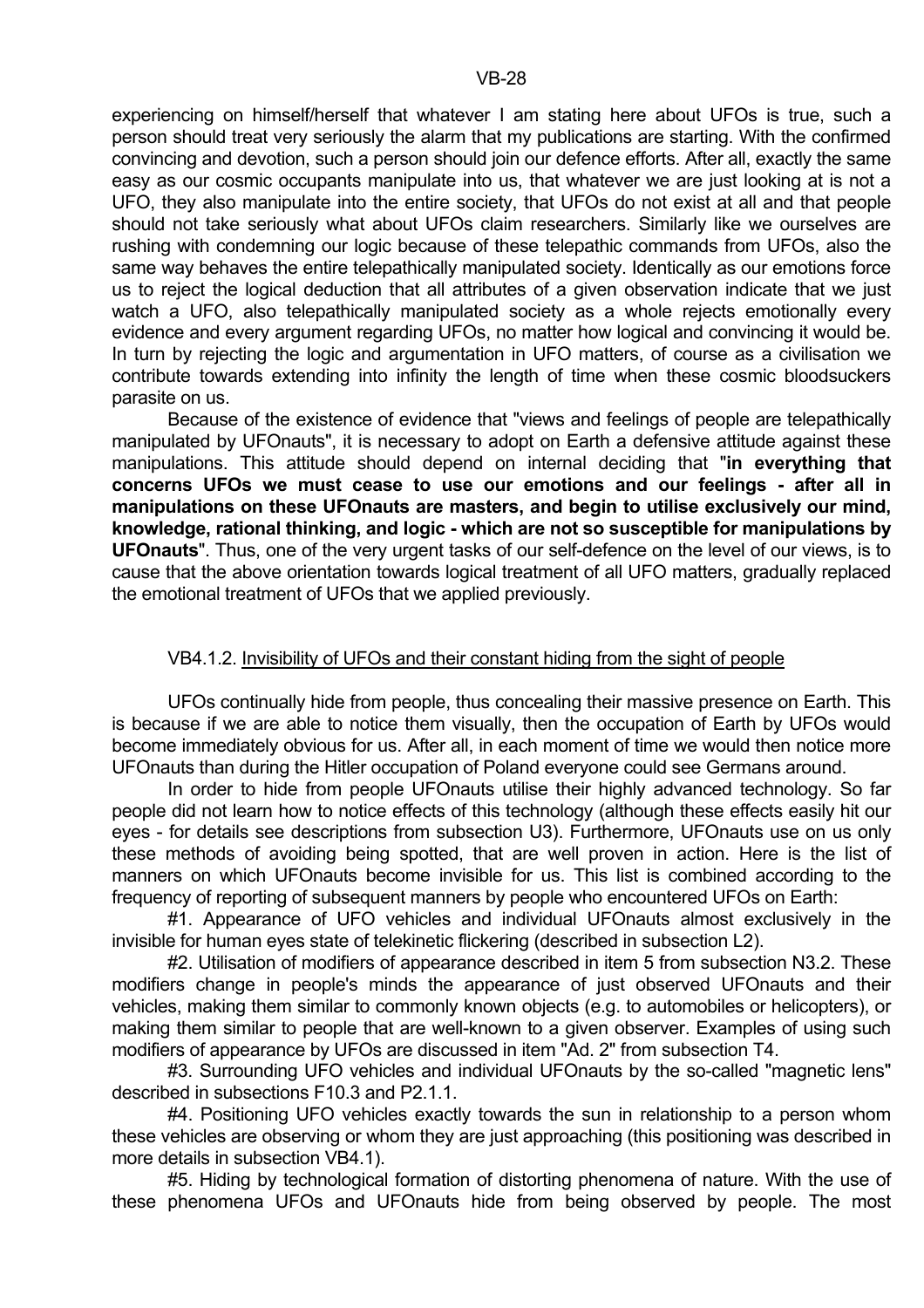experiencing on himself/herself that whatever I am stating here about UFOs is true, such a person should treat very seriously the alarm that my publications are starting. With the confirmed convincing and devotion, such a person should join our defence efforts. After all, exactly the same easy as our cosmic occupants manipulate into us, that whatever we are just looking at is not a UFO, they also manipulate into the entire society, that UFOs do not exist at all and that people should not take seriously what about UFOs claim researchers. Similarly like we ourselves are rushing with condemning our logic because of these telepathic commands from UFOs, also the same way behaves the entire telepathically manipulated society. Identically as our emotions force us to reject the logical deduction that all attributes of a given observation indicate that we just watch a UFO, also telepathically manipulated society as a whole rejects emotionally every evidence and every argument regarding UFOs, no matter how logical and convincing it would be. In turn by rejecting the logic and argumentation in UFO matters, of course as a civilisation we contribute towards extending into infinity the length of time when these cosmic bloodsuckers parasite on us.

Because of the existence of evidence that "views and feelings of people are telepathically manipulated by UFOnauts", it is necessary to adopt on Earth a defensive attitude against these manipulations. This attitude should depend on internal deciding that "**in everything that concerns UFOs we must cease to use our emotions and our feelings - after all in manipulations on these UFOnauts are masters, and begin to utilise exclusively our mind, knowledge, rational thinking, and logic - which are not so susceptible for manipulations by UFOnauts**". Thus, one of the very urgent tasks of our self-defence on the level of our views, is to cause that the above orientation towards logical treatment of all UFO matters, gradually replaced the emotional treatment of UFOs that we applied previously.

### VB4.1.2. Invisibility of UFOs and their constant hiding from the sight of people

UFOs continually hide from people, thus concealing their massive presence on Earth. This is because if we are able to notice them visually, then the occupation of Earth by UFOs would become immediately obvious for us. After all, in each moment of time we would then notice more UFOnauts than during the Hitler occupation of Poland everyone could see Germans around.

In order to hide from people UFOnauts utilise their highly advanced technology. So far people did not learn how to notice effects of this technology (although these effects easily hit our eyes - for details see descriptions from subsection U3). Furthermore, UFOnauts use on us only these methods of avoiding being spotted, that are well proven in action. Here is the list of manners on which UFOnauts become invisible for us. This list is combined according to the frequency of reporting of subsequent manners by people who encountered UFOs on Earth:

#1. Appearance of UFO vehicles and individual UFOnauts almost exclusively in the invisible for human eyes state of telekinetic flickering (described in subsection L2).

#2. Utilisation of modifiers of appearance described in item 5 from subsection N3.2. These modifiers change in people's minds the appearance of just observed UFOnauts and their vehicles, making them similar to commonly known objects (e.g. to automobiles or helicopters), or making them similar to people that are well-known to a given observer. Examples of using such modifiers of appearance by UFOs are discussed in item "Ad. 2" from subsection T4.

#3. Surrounding UFO vehicles and individual UFOnauts by the so-called "magnetic lens" described in subsections F10.3 and P2.1.1.

#4. Positioning UFO vehicles exactly towards the sun in relationship to a person whom these vehicles are observing or whom they are just approaching (this positioning was described in more details in subsection VB4.1).

#5. Hiding by technological formation of distorting phenomena of nature. With the use of these phenomena UFOs and UFOnauts hide from being observed by people. The most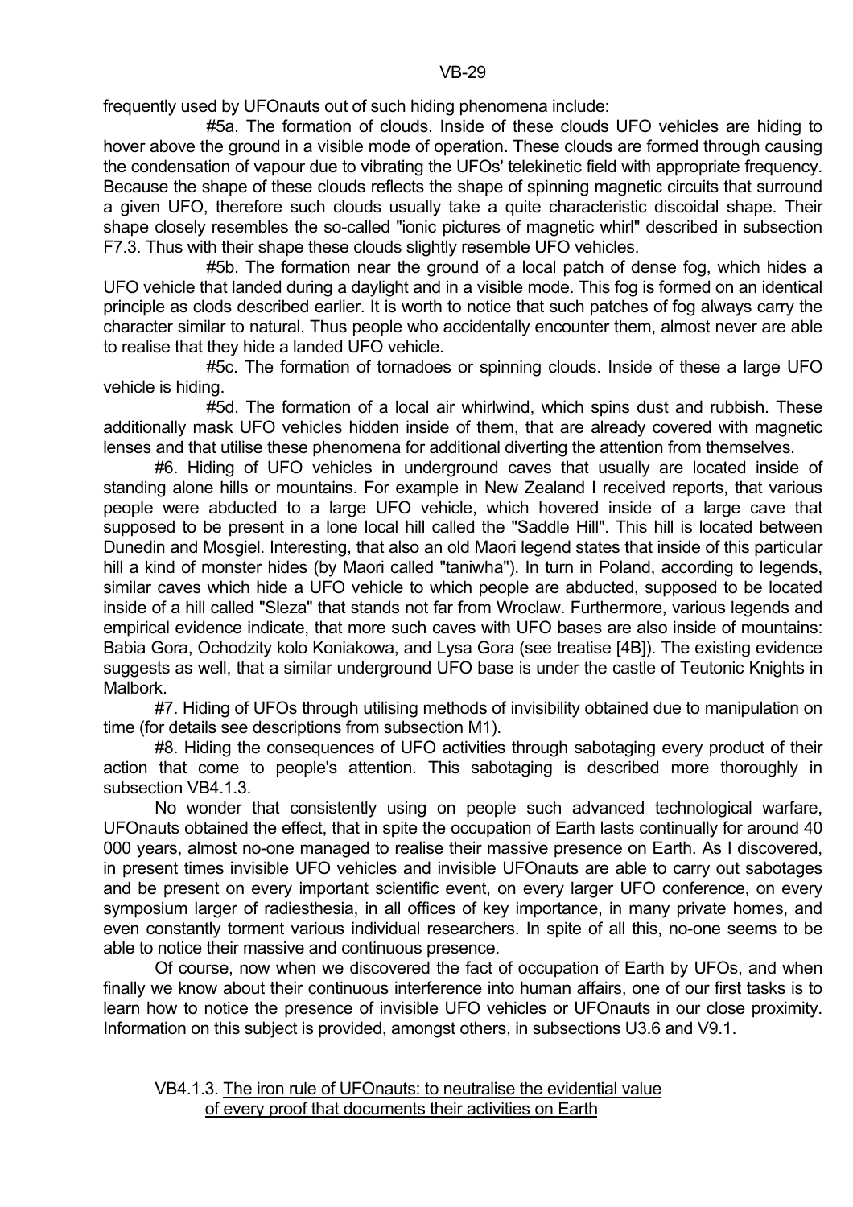frequently used by UFOnauts out of such hiding phenomena include:

#5a. The formation of clouds. Inside of these clouds UFO vehicles are hiding to hover above the ground in a visible mode of operation. These clouds are formed through causing the condensation of vapour due to vibrating the UFOs' telekinetic field with appropriate frequency. Because the shape of these clouds reflects the shape of spinning magnetic circuits that surround a given UFO, therefore such clouds usually take a quite characteristic discoidal shape. Their shape closely resembles the so-called "ionic pictures of magnetic whirl" described in subsection F7.3. Thus with their shape these clouds slightly resemble UFO vehicles.

#5b. The formation near the ground of a local patch of dense fog, which hides a UFO vehicle that landed during a daylight and in a visible mode. This fog is formed on an identical principle as clods described earlier. It is worth to notice that such patches of fog always carry the character similar to natural. Thus people who accidentally encounter them, almost never are able to realise that they hide a landed UFO vehicle.

#5c. The formation of tornadoes or spinning clouds. Inside of these a large UFO vehicle is hiding.

#5d. The formation of a local air whirlwind, which spins dust and rubbish. These additionally mask UFO vehicles hidden inside of them, that are already covered with magnetic lenses and that utilise these phenomena for additional diverting the attention from themselves.

#6. Hiding of UFO vehicles in underground caves that usually are located inside of standing alone hills or mountains. For example in New Zealand I received reports, that various people were abducted to a large UFO vehicle, which hovered inside of a large cave that supposed to be present in a lone local hill called the "Saddle Hill". This hill is located between Dunedin and Mosgiel. Interesting, that also an old Maori legend states that inside of this particular hill a kind of monster hides (by Maori called "taniwha"). In turn in Poland, according to legends, similar caves which hide a UFO vehicle to which people are abducted, supposed to be located inside of a hill called "Sleza" that stands not far from Wroclaw. Furthermore, various legends and empirical evidence indicate, that more such caves with UFO bases are also inside of mountains: Babia Gora, Ochodzity kolo Koniakowa, and Lysa Gora (see treatise [4B]). The existing evidence suggests as well, that a similar underground UFO base is under the castle of Teutonic Knights in Malbork.

#7. Hiding of UFOs through utilising methods of invisibility obtained due to manipulation on time (for details see descriptions from subsection M1).

#8. Hiding the consequences of UFO activities through sabotaging every product of their action that come to people's attention. This sabotaging is described more thoroughly in subsection VB4.1.3.

No wonder that consistently using on people such advanced technological warfare, UFOnauts obtained the effect, that in spite the occupation of Earth lasts continually for around 40 000 years, almost no-one managed to realise their massive presence on Earth. As I discovered, in present times invisible UFO vehicles and invisible UFOnauts are able to carry out sabotages and be present on every important scientific event, on every larger UFO conference, on every symposium larger of radiesthesia, in all offices of key importance, in many private homes, and even constantly torment various individual researchers. In spite of all this, no-one seems to be able to notice their massive and continuous presence.

Of course, now when we discovered the fact of occupation of Earth by UFOs, and when finally we know about their continuous interference into human affairs, one of our first tasks is to learn how to notice the presence of invisible UFO vehicles or UFOnauts in our close proximity. Information on this subject is provided, amongst others, in subsections U3.6 and V9.1.

### VB4.1.3. The iron rule of UFOnauts: to neutralise the evidential value of every proof that documents their activities on Earth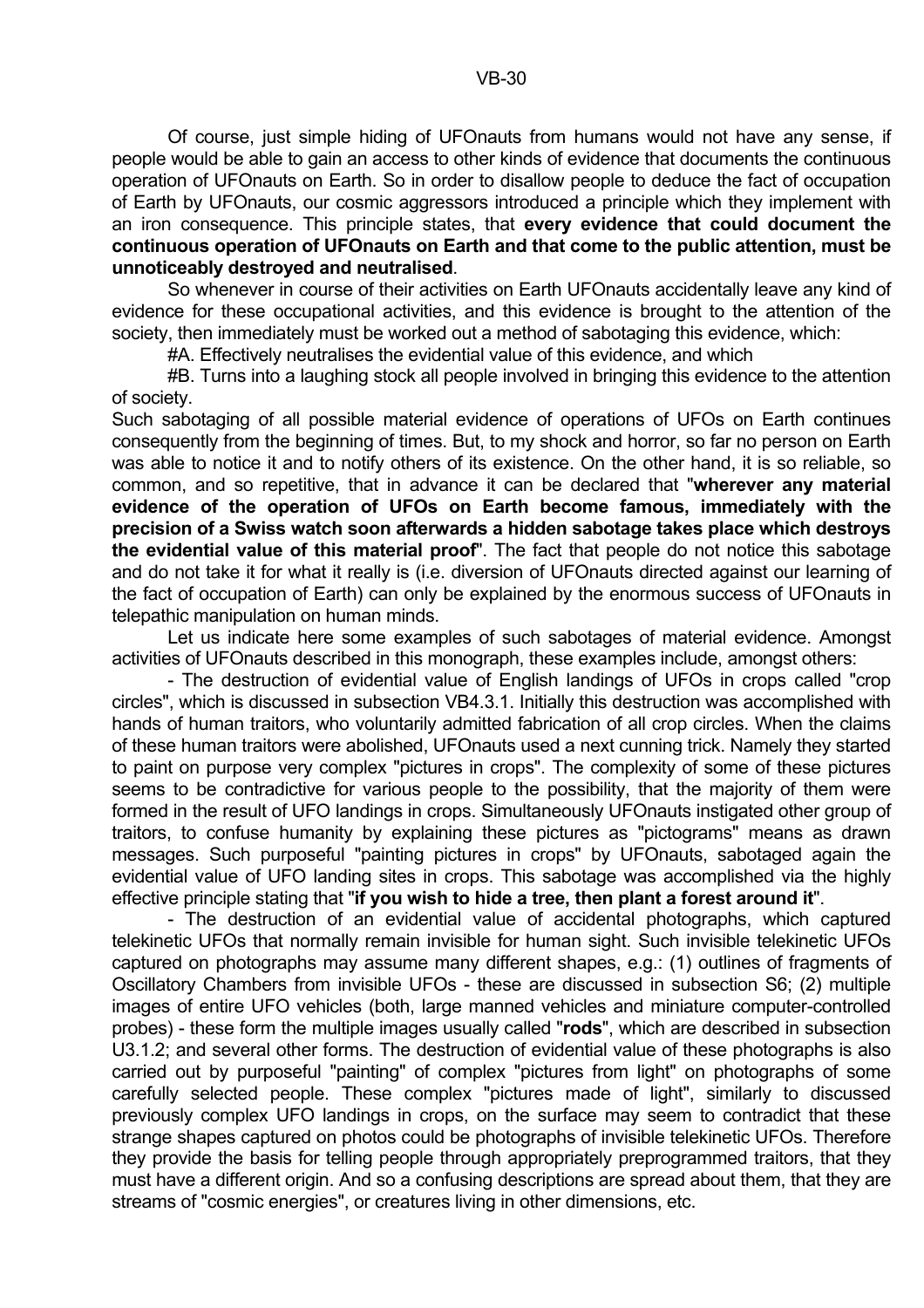Of course, just simple hiding of UFOnauts from humans would not have any sense, if people would be able to gain an access to other kinds of evidence that documents the continuous operation of UFOnauts on Earth. So in order to disallow people to deduce the fact of occupation of Earth by UFOnauts, our cosmic aggressors introduced a principle which they implement with an iron consequence. This principle states, that **every evidence that could document the continuous operation of UFOnauts on Earth and that come to the public attention, must be unnoticeably destroyed and neutralised**.

So whenever in course of their activities on Earth UFOnauts accidentally leave any kind of evidence for these occupational activities, and this evidence is brought to the attention of the society, then immediately must be worked out a method of sabotaging this evidence, which:

#A. Effectively neutralises the evidential value of this evidence, and which

#B. Turns into a laughing stock all people involved in bringing this evidence to the attention of society.

Such sabotaging of all possible material evidence of operations of UFOs on Earth continues consequently from the beginning of times. But, to my shock and horror, so far no person on Earth was able to notice it and to notify others of its existence. On the other hand, it is so reliable, so common, and so repetitive, that in advance it can be declared that "**wherever any material evidence of the operation of UFOs on Earth become famous, immediately with the precision of a Swiss watch soon afterwards a hidden sabotage takes place which destroys the evidential value of this material proof**". The fact that people do not notice this sabotage and do not take it for what it really is (i.e. diversion of UFOnauts directed against our learning of the fact of occupation of Earth) can only be explained by the enormous success of UFOnauts in telepathic manipulation on human minds.

Let us indicate here some examples of such sabotages of material evidence. Amongst activities of UFOnauts described in this monograph, these examples include, amongst others:

- The destruction of evidential value of English landings of UFOs in crops called "crop circles", which is discussed in subsection VB4.3.1. Initially this destruction was accomplished with hands of human traitors, who voluntarily admitted fabrication of all crop circles. When the claims of these human traitors were abolished, UFOnauts used a next cunning trick. Namely they started to paint on purpose very complex "pictures in crops". The complexity of some of these pictures seems to be contradictive for various people to the possibility, that the majority of them were formed in the result of UFO landings in crops. Simultaneously UFOnauts instigated other group of traitors, to confuse humanity by explaining these pictures as "pictograms" means as drawn messages. Such purposeful "painting pictures in crops" by UFOnauts, sabotaged again the evidential value of UFO landing sites in crops. This sabotage was accomplished via the highly effective principle stating that "**if you wish to hide a tree, then plant a forest around it**".

- The destruction of an evidential value of accidental photographs, which captured telekinetic UFOs that normally remain invisible for human sight. Such invisible telekinetic UFOs captured on photographs may assume many different shapes, e.g.: (1) outlines of fragments of Oscillatory Chambers from invisible UFOs - these are discussed in subsection S6; (2) multiple images of entire UFO vehicles (both, large manned vehicles and miniature computer-controlled probes) - these form the multiple images usually called "**rods**", which are described in subsection U3.1.2; and several other forms. The destruction of evidential value of these photographs is also carried out by purposeful "painting" of complex "pictures from light" on photographs of some carefully selected people. These complex "pictures made of light", similarly to discussed previously complex UFO landings in crops, on the surface may seem to contradict that these strange shapes captured on photos could be photographs of invisible telekinetic UFOs. Therefore they provide the basis for telling people through appropriately preprogrammed traitors, that they must have a different origin. And so a confusing descriptions are spread about them, that they are streams of "cosmic energies", or creatures living in other dimensions, etc.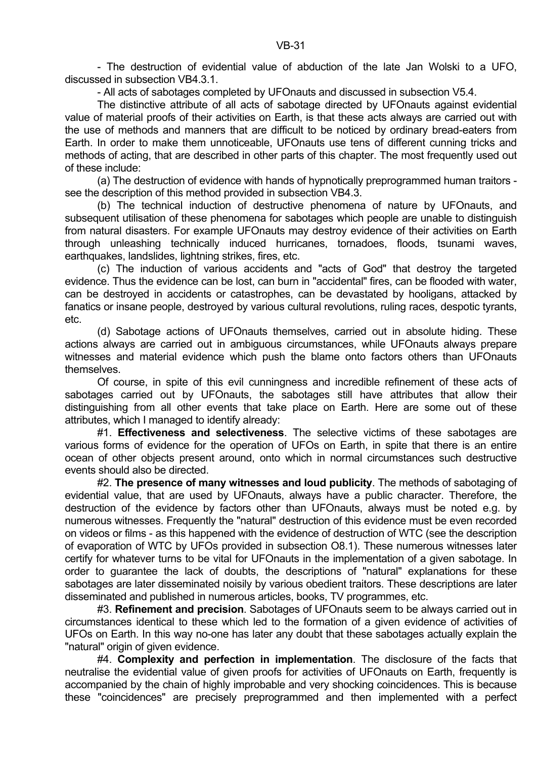- The destruction of evidential value of abduction of the late Jan Wolski to a UFO, discussed in subsection VB4.3.1.

- All acts of sabotages completed by UFOnauts and discussed in subsection V5.4.

The distinctive attribute of all acts of sabotage directed by UFOnauts against evidential value of material proofs of their activities on Earth, is that these acts always are carried out with the use of methods and manners that are difficult to be noticed by ordinary bread-eaters from Earth. In order to make them unnoticeable, UFOnauts use tens of different cunning tricks and methods of acting, that are described in other parts of this chapter. The most frequently used out of these include:

(a) The destruction of evidence with hands of hypnotically preprogrammed human traitors - see the description of this method provided in subsection VB4.3.

(b) The technical induction of destructive phenomena of nature by UFOnauts, and subsequent utilisation of these phenomena for sabotages which people are unable to distinguish from natural disasters. For example UFOnauts may destroy evidence of their activities on Earth through unleashing technically induced hurricanes, tornadoes, floods, tsunami waves, earthquakes, landslides, lightning strikes, fires, etc.

(c) The induction of various accidents and "acts of God" that destroy the targeted evidence. Thus the evidence can be lost, can burn in "accidental" fires, can be flooded with water, can be destroyed in accidents or catastrophes, can be devastated by hooligans, attacked by fanatics or insane people, destroyed by various cultural revolutions, ruling races, despotic tyrants, etc.

(d) Sabotage actions of UFOnauts themselves, carried out in absolute hiding. These actions always are carried out in ambiguous circumstances, while UFOnauts always prepare witnesses and material evidence which push the blame onto factors others than UFOnauts themselves.

Of course, in spite of this evil cunningness and incredible refinement of these acts of sabotages carried out by UFOnauts, the sabotages still have attributes that allow their distinguishing from all other events that take place on Earth. Here are some out of these attributes, which I managed to identify already:

#1. **Effectiveness and selectiveness**. The selective victims of these sabotages are various forms of evidence for the operation of UFOs on Earth, in spite that there is an entire ocean of other objects present around, onto which in normal circumstances such destructive events should also be directed.

#2. **The presence of many witnesses and loud publicity**. The methods of sabotaging of evidential value, that are used by UFOnauts, always have a public character. Therefore, the destruction of the evidence by factors other than UFOnauts, always must be noted e.g. by numerous witnesses. Frequently the "natural" destruction of this evidence must be even recorded on videos or films - as this happened with the evidence of destruction of WTC (see the description of evaporation of WTC by UFOs provided in subsection O8.1). These numerous witnesses later certify for whatever turns to be vital for UFOnauts in the implementation of a given sabotage. In order to guarantee the lack of doubts, the descriptions of "natural" explanations for these sabotages are later disseminated noisily by various obedient traitors. These descriptions are later disseminated and published in numerous articles, books, TV programmes, etc.

#3. **Refinement and precision**. Sabotages of UFOnauts seem to be always carried out in circumstances identical to these which led to the formation of a given evidence of activities of UFOs on Earth. In this way no-one has later any doubt that these sabotages actually explain the "natural" origin of given evidence.

#4. **Complexity and perfection in implementation**. The disclosure of the facts that neutralise the evidential value of given proofs for activities of UFOnauts on Earth, frequently is accompanied by the chain of highly improbable and very shocking coincidences. This is because these "coincidences" are precisely preprogrammed and then implemented with a perfect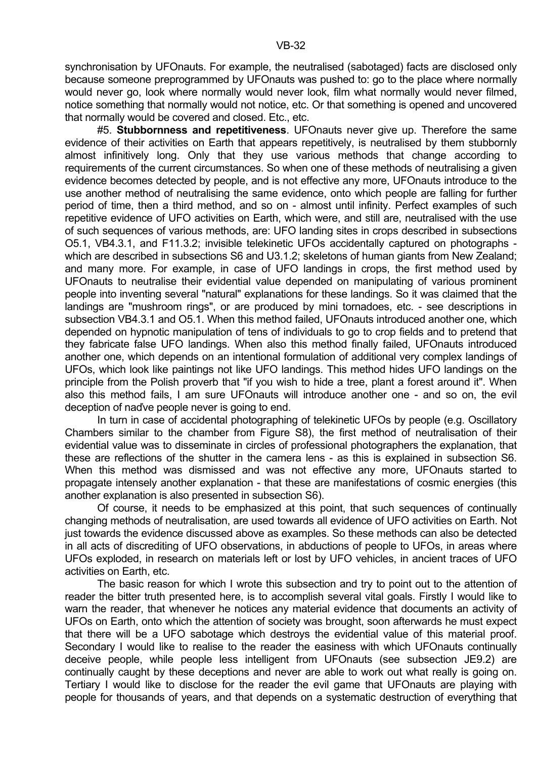synchronisation by UFOnauts. For example, the neutralised (sabotaged) facts are disclosed only because someone preprogrammed by UFOnauts was pushed to: go to the place where normally would never go, look where normally would never look, film what normally would never filmed, notice something that normally would not notice, etc. Or that something is opened and uncovered that normally would be covered and closed. Etc., etc.

#5. **Stubbornness and repetitiveness**. UFOnauts never give up. Therefore the same evidence of their activities on Earth that appears repetitively, is neutralised by them stubbornly almost infinitively long. Only that they use various methods that change according to requirements of the current circumstances. So when one of these methods of neutralising a given evidence becomes detected by people, and is not effective any more, UFOnauts introduce to the use another method of neutralising the same evidence, onto which people are falling for further period of time, then a third method, and so on - almost until infinity. Perfect examples of such repetitive evidence of UFO activities on Earth, which were, and still are, neutralised with the use of such sequences of various methods, are: UFO landing sites in crops described in subsections O5.1, VB4.3.1, and F11.3.2; invisible telekinetic UFOs accidentally captured on photographs - which are described in subsections S6 and U3.1.2; skeletons of human giants from New Zealand; and many more. For example, in case of UFO landings in crops, the first method used by UFOnauts to neutralise their evidential value depended on manipulating of various prominent people into inventing several "natural" explanations for these landings. So it was claimed that the landings are "mushroom rings", or are produced by mini tornadoes, etc. - see descriptions in subsection VB4.3.1 and O5.1. When this method failed, UFOnauts introduced another one, which depended on hypnotic manipulation of tens of individuals to go to crop fields and to pretend that they fabricate false UFO landings. When also this method finally failed, UFOnauts introduced another one, which depends on an intentional formulation of additional very complex landings of UFOs, which look like paintings not like UFO landings. This method hides UFO landings on the principle from the Polish proverb that "if you wish to hide a tree, plant a forest around it". When also this method fails, I am sure UFOnauts will introduce another one - and so on, the evil deception of naďve people never is going to end.

In turn in case of accidental photographing of telekinetic UFOs by people (e.g. Oscillatory Chambers similar to the chamber from Figure S8), the first method of neutralisation of their evidential value was to disseminate in circles of professional photographers the explanation, that these are reflections of the shutter in the camera lens - as this is explained in subsection S6. When this method was dismissed and was not effective any more, UFOnauts started to propagate intensely another explanation - that these are manifestations of cosmic energies (this another explanation is also presented in subsection S6).

Of course, it needs to be emphasized at this point, that such sequences of continually changing methods of neutralisation, are used towards all evidence of UFO activities on Earth. Not just towards the evidence discussed above as examples. So these methods can also be detected in all acts of discrediting of UFO observations, in abductions of people to UFOs, in areas where UFOs exploded, in research on materials left or lost by UFO vehicles, in ancient traces of UFO activities on Earth, etc.

The basic reason for which I wrote this subsection and try to point out to the attention of reader the bitter truth presented here, is to accomplish several vital goals. Firstly I would like to warn the reader, that whenever he notices any material evidence that documents an activity of UFOs on Earth, onto which the attention of society was brought, soon afterwards he must expect that there will be a UFO sabotage which destroys the evidential value of this material proof. Secondary I would like to realise to the reader the easiness with which UFOnauts continually deceive people, while people less intelligent from UFOnauts (see subsection JE9.2) are continually caught by these deceptions and never are able to work out what really is going on. Tertiary I would like to disclose for the reader the evil game that UFOnauts are playing with people for thousands of years, and that depends on a systematic destruction of everything that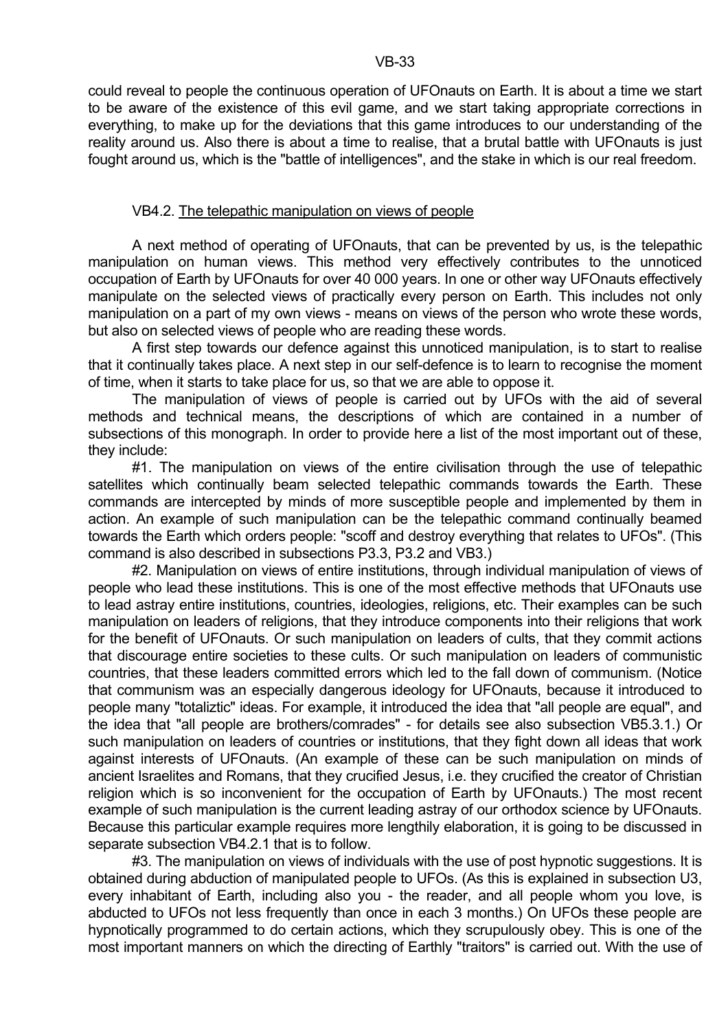could reveal to people the continuous operation of UFOnauts on Earth. It is about a time we start to be aware of the existence of this evil game, and we start taking appropriate corrections in everything, to make up for the deviations that this game introduces to our understanding of the reality around us. Also there is about a time to realise, that a brutal battle with UFOnauts is just fought around us, which is the "battle of intelligences", and the stake in which is our real freedom.

## VB4.2. The telepathic manipulation on views of people

A next method of operating of UFOnauts, that can be prevented by us, is the telepathic manipulation on human views. This method very effectively contributes to the unnoticed occupation of Earth by UFOnauts for over 40 000 years. In one or other way UFOnauts effectively manipulate on the selected views of practically every person on Earth. This includes not only manipulation on a part of my own views - means on views of the person who wrote these words, but also on selected views of people who are reading these words.

A first step towards our defence against this unnoticed manipulation, is to start to realise that it continually takes place. A next step in our self-defence is to learn to recognise the moment of time, when it starts to take place for us, so that we are able to oppose it.

The manipulation of views of people is carried out by UFOs with the aid of several methods and technical means, the descriptions of which are contained in a number of subsections of this monograph. In order to provide here a list of the most important out of these, they include:

#1. The manipulation on views of the entire civilisation through the use of telepathic satellites which continually beam selected telepathic commands towards the Earth. These commands are intercepted by minds of more susceptible people and implemented by them in action. An example of such manipulation can be the telepathic command continually beamed towards the Earth which orders people: "scoff and destroy everything that relates to UFOs". (This command is also described in subsections P3.3, P3.2 and VB3.)

#2. Manipulation on views of entire institutions, through individual manipulation of views of people who lead these institutions. This is one of the most effective methods that UFOnauts use to lead astray entire institutions, countries, ideologies, religions, etc. Their examples can be such manipulation on leaders of religions, that they introduce components into their religions that work for the benefit of UFOnauts. Or such manipulation on leaders of cults, that they commit actions that discourage entire societies to these cults. Or such manipulation on leaders of communistic countries, that these leaders committed errors which led to the fall down of communism. (Notice that communism was an especially dangerous ideology for UFOnauts, because it introduced to people many "totaliztic" ideas. For example, it introduced the idea that "all people are equal", and the idea that "all people are brothers/comrades" - for details see also subsection VB5.3.1.) Or such manipulation on leaders of countries or institutions, that they fight down all ideas that work against interests of UFOnauts. (An example of these can be such manipulation on minds of ancient Israelites and Romans, that they crucified Jesus, i.e. they crucified the creator of Christian religion which is so inconvenient for the occupation of Earth by UFOnauts.) The most recent example of such manipulation is the current leading astray of our orthodox science by UFOnauts. Because this particular example requires more lengthily elaboration, it is going to be discussed in separate subsection VB4.2.1 that is to follow.

#3. The manipulation on views of individuals with the use of post hypnotic suggestions. It is obtained during abduction of manipulated people to UFOs. (As this is explained in subsection U3, every inhabitant of Earth, including also you - the reader, and all people whom you love, is abducted to UFOs not less frequently than once in each 3 months.) On UFOs these people are hypnotically programmed to do certain actions, which they scrupulously obey. This is one of the most important manners on which the directing of Earthly "traitors" is carried out. With the use of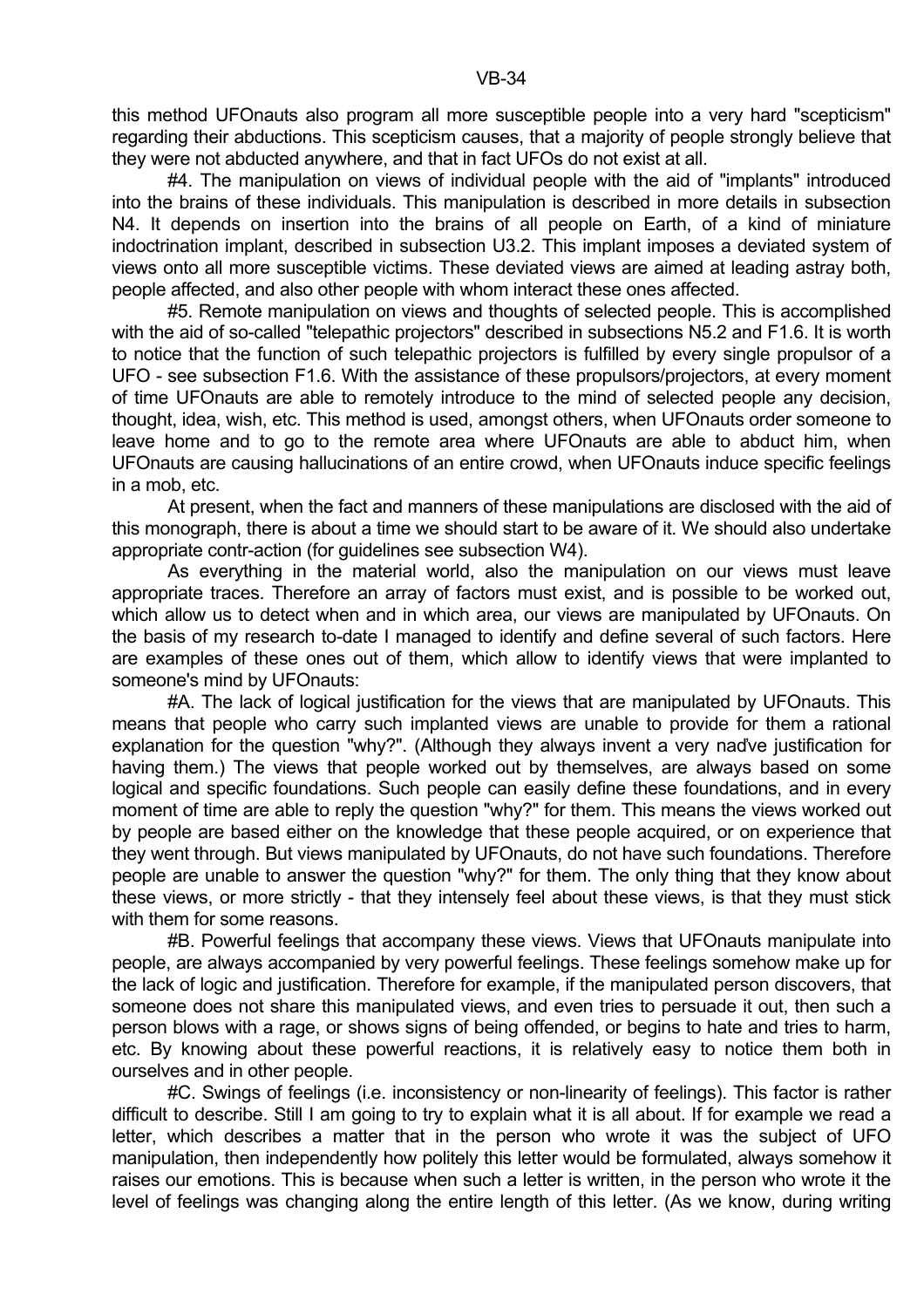this method UFOnauts also program all more susceptible people into a very hard "scepticism" regarding their abductions. This scepticism causes, that a majority of people strongly believe that they were not abducted anywhere, and that in fact UFOs do not exist at all.

#4. The manipulation on views of individual people with the aid of "implants" introduced into the brains of these individuals. This manipulation is described in more details in subsection N4. It depends on insertion into the brains of all people on Earth, of a kind of miniature indoctrination implant, described in subsection U3.2. This implant imposes a deviated system of views onto all more susceptible victims. These deviated views are aimed at leading astray both, people affected, and also other people with whom interact these ones affected.

#5. Remote manipulation on views and thoughts of selected people. This is accomplished with the aid of so-called "telepathic projectors" described in subsections N5.2 and F1.6. It is worth to notice that the function of such telepathic projectors is fulfilled by every single propulsor of a UFO - see subsection F1.6. With the assistance of these propulsors/projectors, at every moment of time UFOnauts are able to remotely introduce to the mind of selected people any decision, thought, idea, wish, etc. This method is used, amongst others, when UFOnauts order someone to leave home and to go to the remote area where UFOnauts are able to abduct him, when UFOnauts are causing hallucinations of an entire crowd, when UFOnauts induce specific feelings in a mob, etc.

At present, when the fact and manners of these manipulations are disclosed with the aid of this monograph, there is about a time we should start to be aware of it. We should also undertake appropriate contr-action (for guidelines see subsection W4).

As everything in the material world, also the manipulation on our views must leave appropriate traces. Therefore an array of factors must exist, and is possible to be worked out, which allow us to detect when and in which area, our views are manipulated by UFOnauts. On the basis of my research to-date I managed to identify and define several of such factors. Here are examples of these ones out of them, which allow to identify views that were implanted to someone's mind by UFOnauts:

#A. The lack of logical justification for the views that are manipulated by UFOnauts. This means that people who carry such implanted views are unable to provide for them a rational explanation for the question "why?". (Although they always invent a very naďve justification for having them.) The views that people worked out by themselves, are always based on some logical and specific foundations. Such people can easily define these foundations, and in every moment of time are able to reply the question "why?" for them. This means the views worked out by people are based either on the knowledge that these people acquired, or on experience that they went through. But views manipulated by UFOnauts, do not have such foundations. Therefore people are unable to answer the question "why?" for them. The only thing that they know about these views, or more strictly - that they intensely feel about these views, is that they must stick with them for some reasons.

#B. Powerful feelings that accompany these views. Views that UFOnauts manipulate into people, are always accompanied by very powerful feelings. These feelings somehow make up for the lack of logic and justification. Therefore for example, if the manipulated person discovers, that someone does not share this manipulated views, and even tries to persuade it out, then such a person blows with a rage, or shows signs of being offended, or begins to hate and tries to harm, etc. By knowing about these powerful reactions, it is relatively easy to notice them both in ourselves and in other people.

#C. Swings of feelings (i.e. inconsistency or non-linearity of feelings). This factor is rather difficult to describe. Still I am going to try to explain what it is all about. If for example we read a letter, which describes a matter that in the person who wrote it was the subject of UFO manipulation, then independently how politely this letter would be formulated, always somehow it raises our emotions. This is because when such a letter is written, in the person who wrote it the level of feelings was changing along the entire length of this letter. (As we know, during writing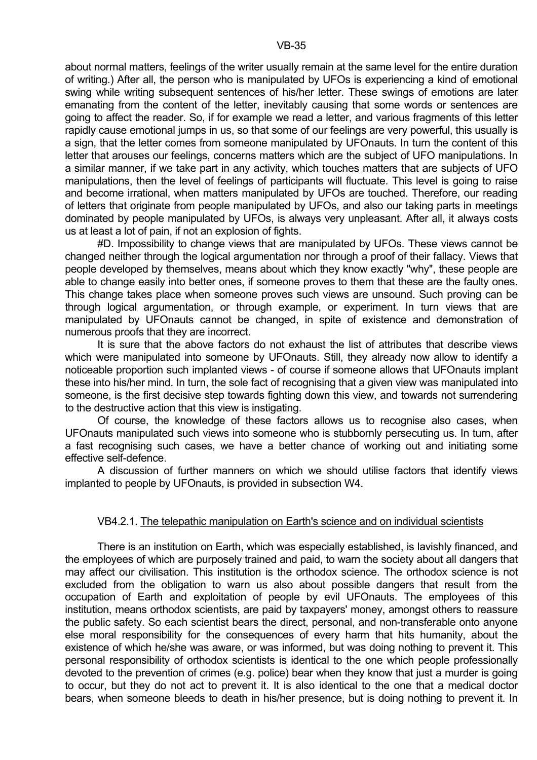about normal matters, feelings of the writer usually remain at the same level for the entire duration of writing.) After all, the person who is manipulated by UFOs is experiencing a kind of emotional swing while writing subsequent sentences of his/her letter. These swings of emotions are later emanating from the content of the letter, inevitably causing that some words or sentences are going to affect the reader. So, if for example we read a letter, and various fragments of this letter rapidly cause emotional jumps in us, so that some of our feelings are very powerful, this usually is a sign, that the letter comes from someone manipulated by UFOnauts. In turn the content of this letter that arouses our feelings, concerns matters which are the subject of UFO manipulations. In a similar manner, if we take part in any activity, which touches matters that are subjects of UFO manipulations, then the level of feelings of participants will fluctuate. This level is going to raise and become irrational, when matters manipulated by UFOs are touched. Therefore, our reading of letters that originate from people manipulated by UFOs, and also our taking parts in meetings dominated by people manipulated by UFOs, is always very unpleasant. After all, it always costs us at least a lot of pain, if not an explosion of fights.

#D. Impossibility to change views that are manipulated by UFOs. These views cannot be changed neither through the logical argumentation nor through a proof of their fallacy. Views that people developed by themselves, means about which they know exactly "why", these people are able to change easily into better ones, if someone proves to them that these are the faulty ones. This change takes place when someone proves such views are unsound. Such proving can be through logical argumentation, or through example, or experiment. In turn views that are manipulated by UFOnauts cannot be changed, in spite of existence and demonstration of numerous proofs that they are incorrect.

It is sure that the above factors do not exhaust the list of attributes that describe views which were manipulated into someone by UFOnauts. Still, they already now allow to identify a noticeable proportion such implanted views - of course if someone allows that UFOnauts implant these into his/her mind. In turn, the sole fact of recognising that a given view was manipulated into someone, is the first decisive step towards fighting down this view, and towards not surrendering to the destructive action that this view is instigating.

Of course, the knowledge of these factors allows us to recognise also cases, when UFOnauts manipulated such views into someone who is stubbornly persecuting us. In turn, after a fast recognising such cases, we have a better chance of working out and initiating some effective self-defence.

A discussion of further manners on which we should utilise factors that identify views implanted to people by UFOnauts, is provided in subsection W4.

### VB4.2.1. The telepathic manipulation on Earth's science and on individual scientists

There is an institution on Earth, which was especially established, is lavishly financed, and the employees of which are purposely trained and paid, to warn the society about all dangers that may affect our civilisation. This institution is the orthodox science. The orthodox science is not excluded from the obligation to warn us also about possible dangers that result from the occupation of Earth and exploitation of people by evil UFOnauts. The employees of this institution, means orthodox scientists, are paid by taxpayers' money, amongst others to reassure the public safety. So each scientist bears the direct, personal, and non-transferable onto anyone else moral responsibility for the consequences of every harm that hits humanity, about the existence of which he/she was aware, or was informed, but was doing nothing to prevent it. This personal responsibility of orthodox scientists is identical to the one which people professionally devoted to the prevention of crimes (e.g. police) bear when they know that just a murder is going to occur, but they do not act to prevent it. It is also identical to the one that a medical doctor bears, when someone bleeds to death in his/her presence, but is doing nothing to prevent it. In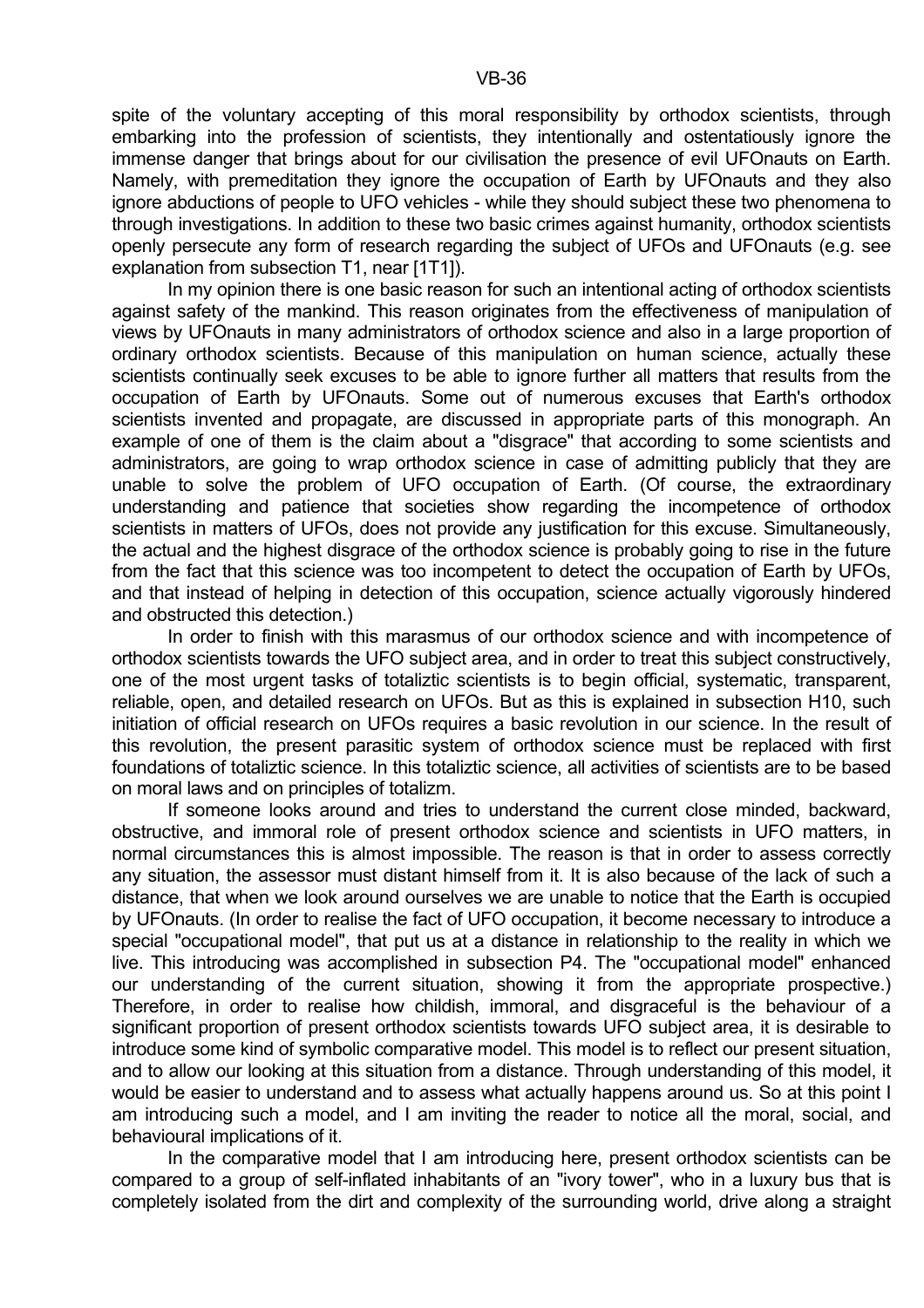spite of the voluntary accepting of this moral responsibility by orthodox scientists, through embarking into the profession of scientists, they intentionally and ostentatiously ignore the immense danger that brings about for our civilisation the presence of evil UFOnauts on Earth. Namely, with premeditation they ignore the occupation of Earth by UFOnauts and they also ignore abductions of people to UFO vehicles - while they should subject these two phenomena to through investigations. In addition to these two basic crimes against humanity, orthodox scientists openly persecute any form of research regarding the subject of UFOs and UFOnauts (e.g. see explanation from subsection T1, near [1T1]).

In my opinion there is one basic reason for such an intentional acting of orthodox scientists against safety of the mankind. This reason originates from the effectiveness of manipulation of views by UFOnauts in many administrators of orthodox science and also in a large proportion of ordinary orthodox scientists. Because of this manipulation on human science, actually these scientists continually seek excuses to be able to ignore further all matters that results from the occupation of Earth by UFOnauts. Some out of numerous excuses that Earth's orthodox scientists invented and propagate, are discussed in appropriate parts of this monograph. An example of one of them is the claim about a "disgrace" that according to some scientists and administrators, are going to wrap orthodox science in case of admitting publicly that they are unable to solve the problem of UFO occupation of Earth. (Of course, the extraordinary understanding and patience that societies show regarding the incompetence of orthodox scientists in matters of UFOs, does not provide any justification for this excuse. Simultaneously, the actual and the highest disgrace of the orthodox science is probably going to rise in the future from the fact that this science was too incompetent to detect the occupation of Earth by UFOs, and that instead of helping in detection of this occupation, science actually vigorously hindered and obstructed this detection.)

In order to finish with this marasmus of our orthodox science and with incompetence of orthodox scientists towards the UFO subject area, and in order to treat this subject constructively, one of the most urgent tasks of totaliztic scientists is to begin official, systematic, transparent, reliable, open, and detailed research on UFOs. But as this is explained in subsection H10, such initiation of official research on UFOs requires a basic revolution in our science. In the result of this revolution, the present parasitic system of orthodox science must be replaced with first foundations of totaliztic science. In this totaliztic science, all activities of scientists are to be based on moral laws and on principles of totalizm.

If someone looks around and tries to understand the current close minded, backward, obstructive, and immoral role of present orthodox science and scientists in UFO matters, in normal circumstances this is almost impossible. The reason is that in order to assess correctly any situation, the assessor must distant himself from it. It is also because of the lack of such a distance, that when we look around ourselves we are unable to notice that the Earth is occupied by UFOnauts. (In order to realise the fact of UFO occupation, it become necessary to introduce a special "occupational model", that put us at a distance in relationship to the reality in which we live. This introducing was accomplished in subsection P4. The "occupational model" enhanced our understanding of the current situation, showing it from the appropriate prospective.) Therefore, in order to realise how childish, immoral, and disgraceful is the behaviour of a significant proportion of present orthodox scientists towards UFO subject area, it is desirable to introduce some kind of symbolic comparative model. This model is to reflect our present situation, and to allow our looking at this situation from a distance. Through understanding of this model, it would be easier to understand and to assess what actually happens around us. So at this point I am introducing such a model, and I am inviting the reader to notice all the moral, social, and behavioural implications of it.

In the comparative model that I am introducing here, present orthodox scientists can be compared to a group of self-inflated inhabitants of an "ivory tower", who in a luxury bus that is completely isolated from the dirt and complexity of the surrounding world, drive along a straight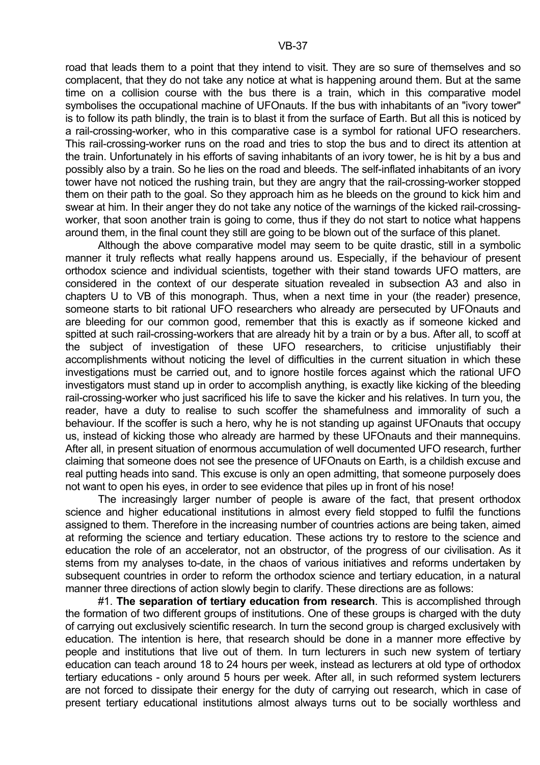road that leads them to a point that they intend to visit. They are so sure of themselves and so complacent, that they do not take any notice at what is happening around them. But at the same time on a collision course with the bus there is a train, which in this comparative model symbolises the occupational machine of UFOnauts. If the bus with inhabitants of an "ivory tower" is to follow its path blindly, the train is to blast it from the surface of Earth. But all this is noticed by a rail-crossing-worker, who in this comparative case is a symbol for rational UFO researchers. This rail-crossing-worker runs on the road and tries to stop the bus and to direct its attention at the train. Unfortunately in his efforts of saving inhabitants of an ivory tower, he is hit by a bus and possibly also by a train. So he lies on the road and bleeds. The self-inflated inhabitants of an ivory tower have not noticed the rushing train, but they are angry that the rail-crossing-worker stopped them on their path to the goal. So they approach him as he bleeds on the ground to kick him and swear at him. In their anger they do not take any notice of the warnings of the kicked rail-crossing-worker, that soon another train is going to come, thus if they do not start to notice what happens around them, in the final count they still are going to be blown out of the surface of this planet.

Although the above comparative model may seem to be quite drastic, still in a symbolic manner it truly reflects what really happens around us. Especially, if the behaviour of present orthodox science and individual scientists, together with their stand towards UFO matters, are considered in the context of our desperate situation revealed in subsection A3 and also in chapters U to VB of this monograph. Thus, when a next time in your (the reader) presence, someone starts to bit rational UFO researchers who already are persecuted by UFOnauts and are bleeding for our common good, remember that this is exactly as if someone kicked and spitted at such rail-crossing-workers that are already hit by a train or by a bus. After all, to scoff at the subject of investigation of these UFO researchers, to criticise unjustifiably their accomplishments without noticing the level of difficulties in the current situation in which these investigations must be carried out, and to ignore hostile forces against which the rational UFO investigators must stand up in order to accomplish anything, is exactly like kicking of the bleeding rail-crossing-worker who just sacrificed his life to save the kicker and his relatives. In turn you, the reader, have a duty to realise to such scoffer the shamefulness and immorality of such a behaviour. If the scoffer is such a hero, why he is not standing up against UFOnauts that occupy us, instead of kicking those who already are harmed by these UFOnauts and their mannequins. After all, in present situation of enormous accumulation of well documented UFO research, further claiming that someone does not see the presence of UFOnauts on Earth, is a childish excuse and real putting heads into sand. This excuse is only an open admitting, that someone purposely does not want to open his eyes, in order to see evidence that piles up in front of his nose!

The increasingly larger number of people is aware of the fact, that present orthodox science and higher educational institutions in almost every field stopped to fulfil the functions assigned to them. Therefore in the increasing number of countries actions are being taken, aimed at reforming the science and tertiary education. These actions try to restore to the science and education the role of an accelerator, not an obstructor, of the progress of our civilisation. As it stems from my analyses to-date, in the chaos of various initiatives and reforms undertaken by subsequent countries in order to reform the orthodox science and tertiary education, in a natural manner three directions of action slowly begin to clarify. These directions are as follows:

#1. **The separation of tertiary education from research**. This is accomplished through the formation of two different groups of institutions. One of these groups is charged with the duty of carrying out exclusively scientific research. In turn the second group is charged exclusively with education. The intention is here, that research should be done in a manner more effective by people and institutions that live out of them. In turn lecturers in such new system of tertiary education can teach around 18 to 24 hours per week, instead as lecturers at old type of orthodox tertiary educations - only around 5 hours per week. After all, in such reformed system lecturers are not forced to dissipate their energy for the duty of carrying out research, which in case of present tertiary educational institutions almost always turns out to be socially worthless and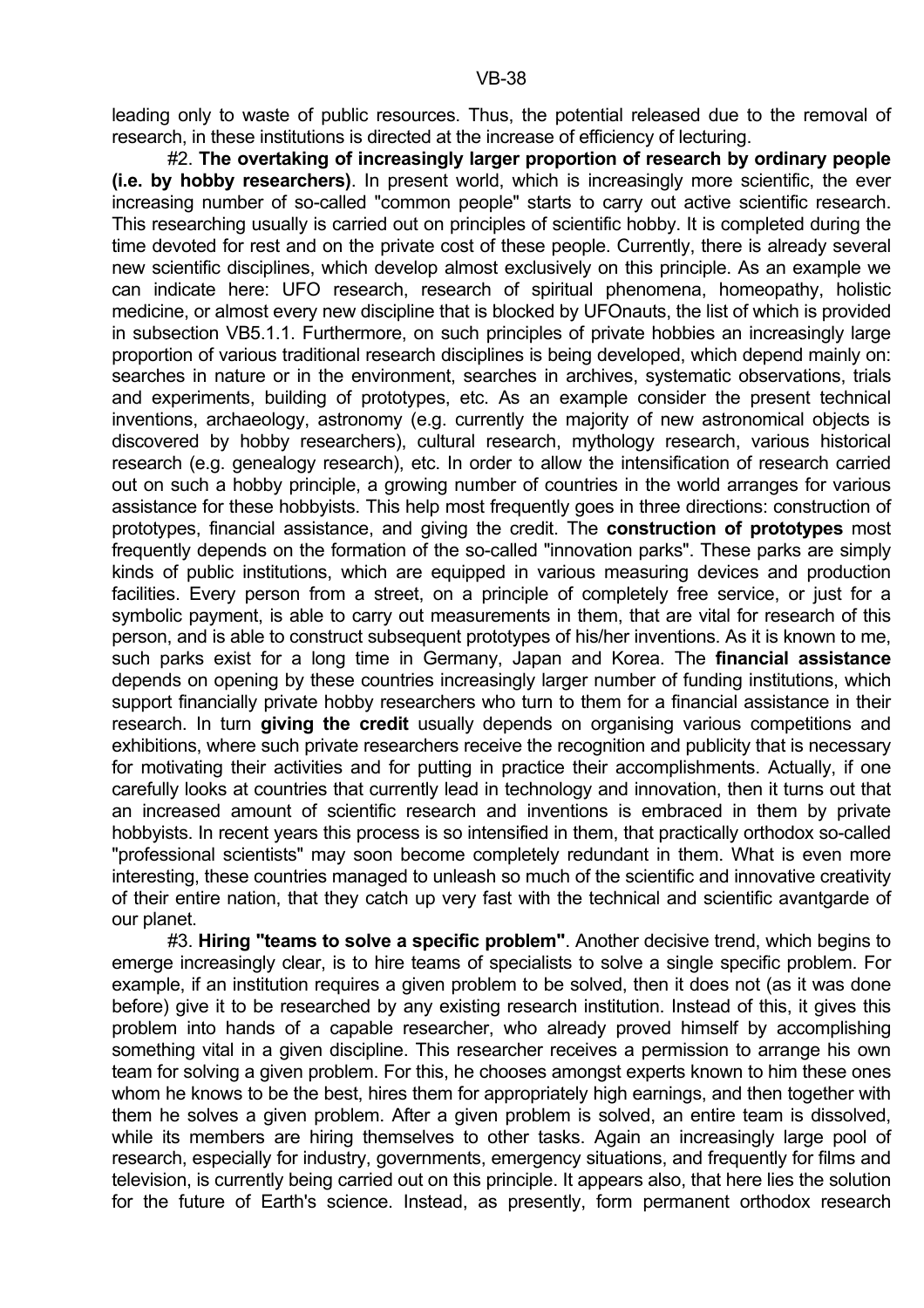leading only to waste of public resources. Thus, the potential released due to the removal of research, in these institutions is directed at the increase of efficiency of lecturing.

#2. **The overtaking of increasingly larger proportion of research by ordinary people (i.e. by hobby researchers)**. In present world, which is increasingly more scientific, the ever increasing number of so-called "common people" starts to carry out active scientific research. This researching usually is carried out on principles of scientific hobby. It is completed during the time devoted for rest and on the private cost of these people. Currently, there is already several new scientific disciplines, which develop almost exclusively on this principle. As an example we can indicate here: UFO research, research of spiritual phenomena, homeopathy, holistic medicine, or almost every new discipline that is blocked by UFOnauts, the list of which is provided in subsection VB5.1.1. Furthermore, on such principles of private hobbies an increasingly large proportion of various traditional research disciplines is being developed, which depend mainly on: searches in nature or in the environment, searches in archives, systematic observations, trials and experiments, building of prototypes, etc. As an example consider the present technical inventions, archaeology, astronomy (e.g. currently the majority of new astronomical objects is discovered by hobby researchers), cultural research, mythology research, various historical research (e.g. genealogy research), etc. In order to allow the intensification of research carried out on such a hobby principle, a growing number of countries in the world arranges for various assistance for these hobbyists. This help most frequently goes in three directions: construction of prototypes, financial assistance, and giving the credit. The **construction of prototypes** most frequently depends on the formation of the so-called "innovation parks". These parks are simply kinds of public institutions, which are equipped in various measuring devices and production facilities. Every person from a street, on a principle of completely free service, or just for a symbolic payment, is able to carry out measurements in them, that are vital for research of this person, and is able to construct subsequent prototypes of his/her inventions. As it is known to me, such parks exist for a long time in Germany, Japan and Korea. The **financial assistance** depends on opening by these countries increasingly larger number of funding institutions, which support financially private hobby researchers who turn to them for a financial assistance in their research. In turn **giving the credit** usually depends on organising various competitions and exhibitions, where such private researchers receive the recognition and publicity that is necessary for motivating their activities and for putting in practice their accomplishments. Actually, if one carefully looks at countries that currently lead in technology and innovation, then it turns out that an increased amount of scientific research and inventions is embraced in them by private hobbyists. In recent years this process is so intensified in them, that practically orthodox so-called "professional scientists" may soon become completely redundant in them. What is even more interesting, these countries managed to unleash so much of the scientific and innovative creativity of their entire nation, that they catch up very fast with the technical and scientific avantgarde of our planet.

#3. **Hiring "teams to solve a specific problem"**. Another decisive trend, which begins to emerge increasingly clear, is to hire teams of specialists to solve a single specific problem. For example, if an institution requires a given problem to be solved, then it does not (as it was done before) give it to be researched by any existing research institution. Instead of this, it gives this problem into hands of a capable researcher, who already proved himself by accomplishing something vital in a given discipline. This researcher receives a permission to arrange his own team for solving a given problem. For this, he chooses amongst experts known to him these ones whom he knows to be the best, hires them for appropriately high earnings, and then together with them he solves a given problem. After a given problem is solved, an entire team is dissolved, while its members are hiring themselves to other tasks. Again an increasingly large pool of research, especially for industry, governments, emergency situations, and frequently for films and television, is currently being carried out on this principle. It appears also, that here lies the solution for the future of Earth's science. Instead, as presently, form permanent orthodox research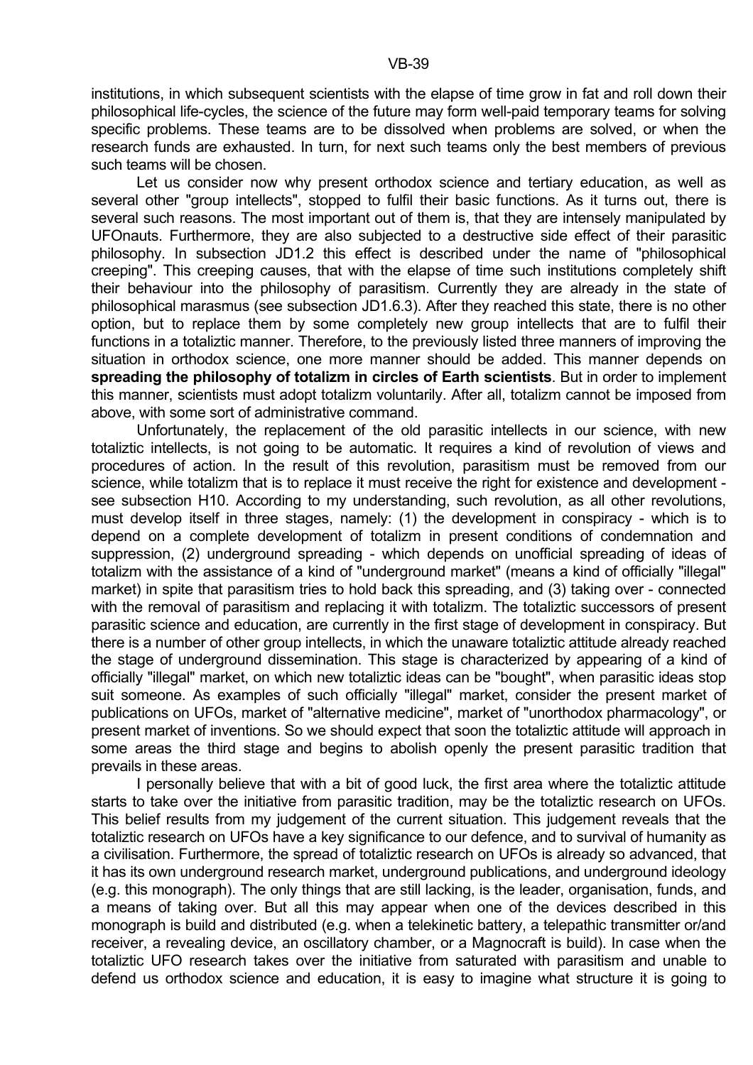institutions, in which subsequent scientists with the elapse of time grow in fat and roll down their philosophical life-cycles, the science of the future may form well-paid temporary teams for solving specific problems. These teams are to be dissolved when problems are solved, or when the research funds are exhausted. In turn, for next such teams only the best members of previous such teams will be chosen.

Let us consider now why present orthodox science and tertiary education, as well as several other "group intellects", stopped to fulfil their basic functions. As it turns out, there is several such reasons. The most important out of them is, that they are intensely manipulated by UFOnauts. Furthermore, they are also subjected to a destructive side effect of their parasitic philosophy. In subsection JD1.2 this effect is described under the name of "philosophical creeping". This creeping causes, that with the elapse of time such institutions completely shift their behaviour into the philosophy of parasitism. Currently they are already in the state of philosophical marasmus (see subsection JD1.6.3). After they reached this state, there is no other option, but to replace them by some completely new group intellects that are to fulfil their functions in a totaliztic manner. Therefore, to the previously listed three manners of improving the situation in orthodox science, one more manner should be added. This manner depends on **spreading the philosophy of totalizm in circles of Earth scientists**. But in order to implement this manner, scientists must adopt totalizm voluntarily. After all, totalizm cannot be imposed from above, with some sort of administrative command.

Unfortunately, the replacement of the old parasitic intellects in our science, with new totaliztic intellects, is not going to be automatic. It requires a kind of revolution of views and procedures of action. In the result of this revolution, parasitism must be removed from our science, while totalizm that is to replace it must receive the right for existence and development - see subsection H10. According to my understanding, such revolution, as all other revolutions, must develop itself in three stages, namely: (1) the development in conspiracy - which is to depend on a complete development of totalizm in present conditions of condemnation and suppression, (2) underground spreading - which depends on unofficial spreading of ideas of totalizm with the assistance of a kind of "underground market" (means a kind of officially "illegal" market) in spite that parasitism tries to hold back this spreading, and (3) taking over - connected with the removal of parasitism and replacing it with totalizm. The totaliztic successors of present parasitic science and education, are currently in the first stage of development in conspiracy. But there is a number of other group intellects, in which the unaware totaliztic attitude already reached the stage of underground dissemination. This stage is characterized by appearing of a kind of officially "illegal" market, on which new totaliztic ideas can be "bought", when parasitic ideas stop suit someone. As examples of such officially "illegal" market, consider the present market of publications on UFOs, market of "alternative medicine", market of "unorthodox pharmacology", or present market of inventions. So we should expect that soon the totaliztic attitude will approach in some areas the third stage and begins to abolish openly the present parasitic tradition that prevails in these areas.

I personally believe that with a bit of good luck, the first area where the totaliztic attitude starts to take over the initiative from parasitic tradition, may be the totaliztic research on UFOs. This belief results from my judgement of the current situation. This judgement reveals that the totaliztic research on UFOs have a key significance to our defence, and to survival of humanity as a civilisation. Furthermore, the spread of totaliztic research on UFOs is already so advanced, that it has its own underground research market, underground publications, and underground ideology (e.g. this monograph). The only things that are still lacking, is the leader, organisation, funds, and a means of taking over. But all this may appear when one of the devices described in this monograph is build and distributed (e.g. when a telekinetic battery, a telepathic transmitter or/and receiver, a revealing device, an oscillatory chamber, or a Magnocraft is build). In case when the totaliztic UFO research takes over the initiative from saturated with parasitism and unable to defend us orthodox science and education, it is easy to imagine what structure it is going to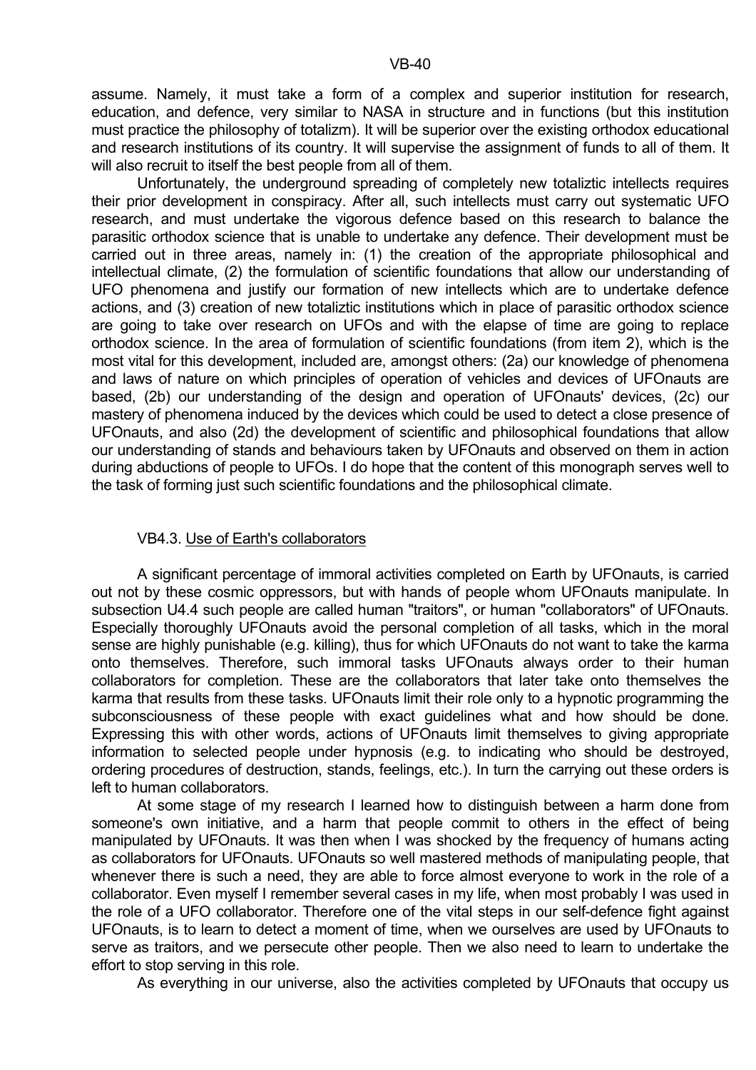assume. Namely, it must take a form of a complex and superior institution for research, education, and defence, very similar to NASA in structure and in functions (but this institution must practice the philosophy of totalizm). It will be superior over the existing orthodox educational and research institutions of its country. It will supervise the assignment of funds to all of them. It will also recruit to itself the best people from all of them.

Unfortunately, the underground spreading of completely new totaliztic intellects requires their prior development in conspiracy. After all, such intellects must carry out systematic UFO research, and must undertake the vigorous defence based on this research to balance the parasitic orthodox science that is unable to undertake any defence. Their development must be carried out in three areas, namely in: (1) the creation of the appropriate philosophical and intellectual climate, (2) the formulation of scientific foundations that allow our understanding of UFO phenomena and justify our formation of new intellects which are to undertake defence actions, and (3) creation of new totaliztic institutions which in place of parasitic orthodox science are going to take over research on UFOs and with the elapse of time are going to replace orthodox science. In the area of formulation of scientific foundations (from item 2), which is the most vital for this development, included are, amongst others: (2a) our knowledge of phenomena and laws of nature on which principles of operation of vehicles and devices of UFOnauts are based, (2b) our understanding of the design and operation of UFOnauts' devices, (2c) our mastery of phenomena induced by the devices which could be used to detect a close presence of UFOnauts, and also (2d) the development of scientific and philosophical foundations that allow our understanding of stands and behaviours taken by UFOnauts and observed on them in action during abductions of people to UFOs. I do hope that the content of this monograph serves well to the task of forming just such scientific foundations and the philosophical climate.

### VB4.3. Use of Earth's collaborators

A significant percentage of immoral activities completed on Earth by UFOnauts, is carried out not by these cosmic oppressors, but with hands of people whom UFOnauts manipulate. In subsection U4.4 such people are called human "traitors", or human "collaborators" of UFOnauts. Especially thoroughly UFOnauts avoid the personal completion of all tasks, which in the moral sense are highly punishable (e.g. killing), thus for which UFOnauts do not want to take the karma onto themselves. Therefore, such immoral tasks UFOnauts always order to their human collaborators for completion. These are the collaborators that later take onto themselves the karma that results from these tasks. UFOnauts limit their role only to a hypnotic programming the subconsciousness of these people with exact guidelines what and how should be done. Expressing this with other words, actions of UFOnauts limit themselves to giving appropriate information to selected people under hypnosis (e.g. to indicating who should be destroyed, ordering procedures of destruction, stands, feelings, etc.). In turn the carrying out these orders is left to human collaborators.

At some stage of my research I learned how to distinguish between a harm done from someone's own initiative, and a harm that people commit to others in the effect of being manipulated by UFOnauts. It was then when I was shocked by the frequency of humans acting as collaborators for UFOnauts. UFOnauts so well mastered methods of manipulating people, that whenever there is such a need, they are able to force almost everyone to work in the role of a collaborator. Even myself I remember several cases in my life, when most probably I was used in the role of a UFO collaborator. Therefore one of the vital steps in our self-defence fight against UFOnauts, is to learn to detect a moment of time, when we ourselves are used by UFOnauts to serve as traitors, and we persecute other people. Then we also need to learn to undertake the effort to stop serving in this role.

As everything in our universe, also the activities completed by UFOnauts that occupy us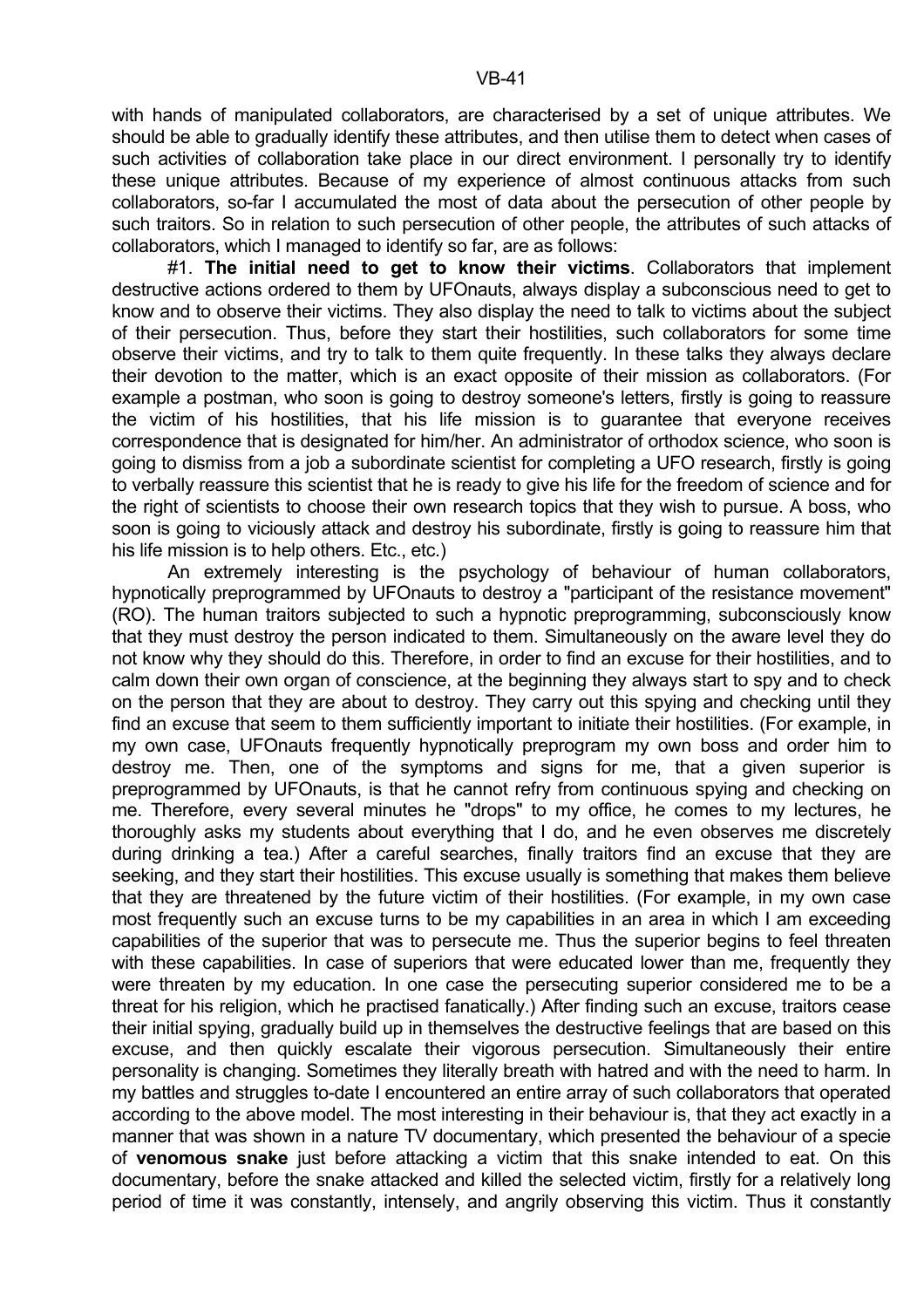with hands of manipulated collaborators, are characterised by a set of unique attributes. We should be able to gradually identify these attributes, and then utilise them to detect when cases of such activities of collaboration take place in our direct environment. I personally try to identify these unique attributes. Because of my experience of almost continuous attacks from such collaborators, so-far I accumulated the most of data about the persecution of other people by such traitors. So in relation to such persecution of other people, the attributes of such attacks of collaborators, which I managed to identify so far, are as follows:

#1. **The initial need to get to know their victims**. Collaborators that implement destructive actions ordered to them by UFOnauts, always display a subconscious need to get to know and to observe their victims. They also display the need to talk to victims about the subject of their persecution. Thus, before they start their hostilities, such collaborators for some time observe their victims, and try to talk to them quite frequently. In these talks they always declare their devotion to the matter, which is an exact opposite of their mission as collaborators. (For example a postman, who soon is going to destroy someone's letters, firstly is going to reassure the victim of his hostilities, that his life mission is to guarantee that everyone receives correspondence that is designated for him/her. An administrator of orthodox science, who soon is going to dismiss from a job a subordinate scientist for completing a UFO research, firstly is going to verbally reassure this scientist that he is ready to give his life for the freedom of science and for the right of scientists to choose their own research topics that they wish to pursue. A boss, who soon is going to viciously attack and destroy his subordinate, firstly is going to reassure him that his life mission is to help others. Etc., etc.)

An extremely interesting is the psychology of behaviour of human collaborators, hypnotically preprogrammed by UFOnauts to destroy a "participant of the resistance movement" (RO). The human traitors subjected to such a hypnotic preprogramming, subconsciously know that they must destroy the person indicated to them. Simultaneously on the aware level they do not know why they should do this. Therefore, in order to find an excuse for their hostilities, and to calm down their own organ of conscience, at the beginning they always start to spy and to check on the person that they are about to destroy. They carry out this spying and checking until they find an excuse that seem to them sufficiently important to initiate their hostilities. (For example, in my own case, UFOnauts frequently hypnotically preprogram my own boss and order him to destroy me. Then, one of the symptoms and signs for me, that a given superior is preprogrammed by UFOnauts, is that he cannot refry from continuous spying and checking on me. Therefore, every several minutes he "drops" to my office, he comes to my lectures, he thoroughly asks my students about everything that I do, and he even observes me discretely during drinking a tea.) After a careful searches, finally traitors find an excuse that they are seeking, and they start their hostilities. This excuse usually is something that makes them believe that they are threatened by the future victim of their hostilities. (For example, in my own case most frequently such an excuse turns to be my capabilities in an area in which I am exceeding capabilities of the superior that was to persecute me. Thus the superior begins to feel threaten with these capabilities. In case of superiors that were educated lower than me, frequently they were threaten by my education. In one case the persecuting superior considered me to be a threat for his religion, which he practised fanatically.) After finding such an excuse, traitors cease their initial spying, gradually build up in themselves the destructive feelings that are based on this excuse, and then quickly escalate their vigorous persecution. Simultaneously their entire personality is changing. Sometimes they literally breath with hatred and with the need to harm. In my battles and struggles to-date I encountered an entire array of such collaborators that operated according to the above model. The most interesting in their behaviour is, that they act exactly in a manner that was shown in a nature TV documentary, which presented the behaviour of a specie of **venomous snake** just before attacking a victim that this snake intended to eat. On this documentary, before the snake attacked and killed the selected victim, firstly for a relatively long period of time it was constantly, intensely, and angrily observing this victim. Thus it constantly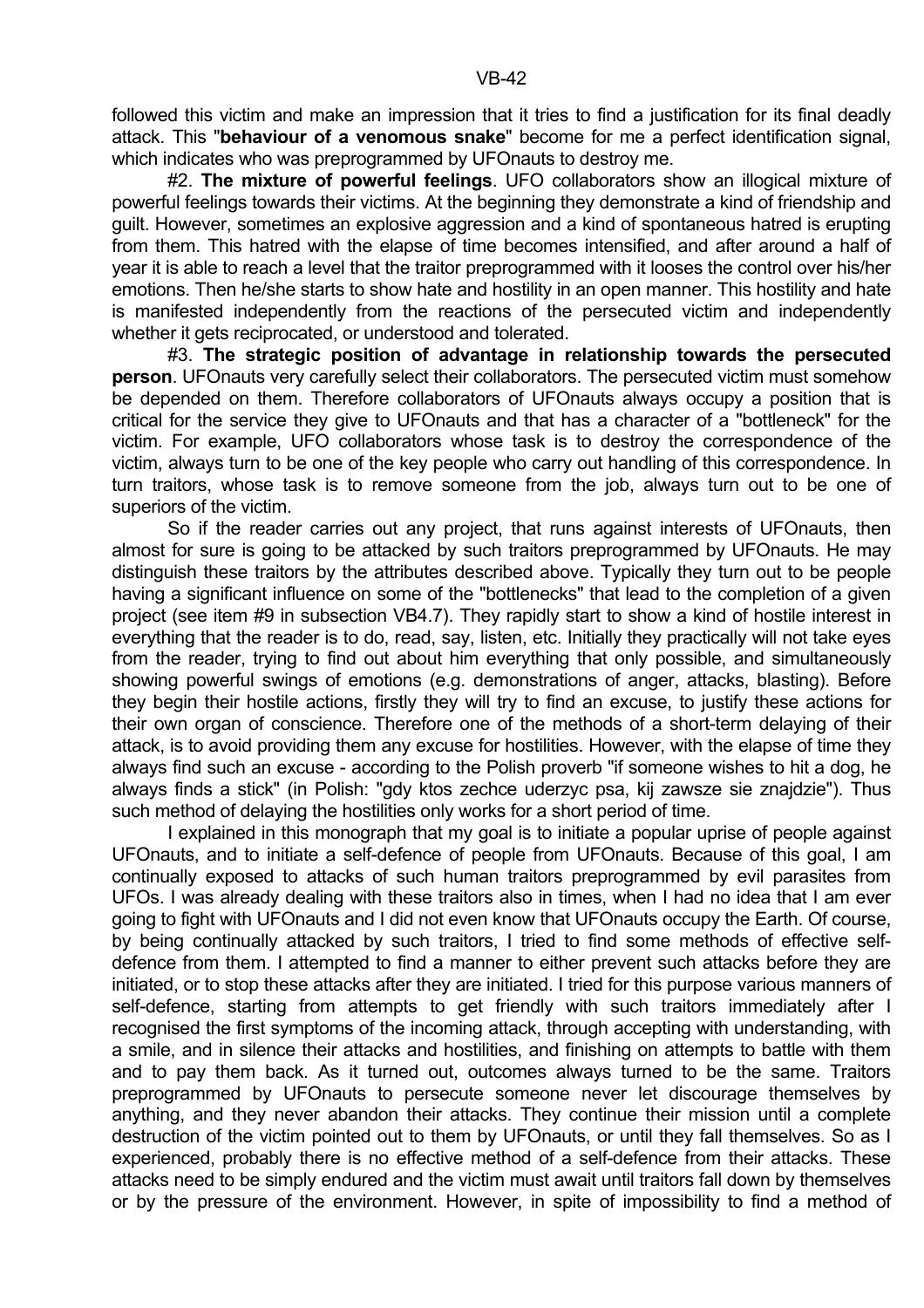followed this victim and make an impression that it tries to find a justification for its final deadly attack. This "**behaviour of a venomous snake**" become for me a perfect identification signal, which indicates who was preprogrammed by UFOnauts to destroy me.

#2. **The mixture of powerful feelings**. UFO collaborators show an illogical mixture of powerful feelings towards their victims. At the beginning they demonstrate a kind of friendship and guilt. However, sometimes an explosive aggression and a kind of spontaneous hatred is erupting from them. This hatred with the elapse of time becomes intensified, and after around a half of year it is able to reach a level that the traitor preprogrammed with it looses the control over his/her emotions. Then he/she starts to show hate and hostility in an open manner. This hostility and hate is manifested independently from the reactions of the persecuted victim and independently whether it gets reciprocated, or understood and tolerated.

#3. **The strategic position of advantage in relationship towards the persecuted person**. UFOnauts very carefully select their collaborators. The persecuted victim must somehow be depended on them. Therefore collaborators of UFOnauts always occupy a position that is critical for the service they give to UFOnauts and that has a character of a "bottleneck" for the victim. For example, UFO collaborators whose task is to destroy the correspondence of the victim, always turn to be one of the key people who carry out handling of this correspondence. In turn traitors, whose task is to remove someone from the job, always turn out to be one of superiors of the victim.

So if the reader carries out any project, that runs against interests of UFOnauts, then almost for sure is going to be attacked by such traitors preprogrammed by UFOnauts. He may distinguish these traitors by the attributes described above. Typically they turn out to be people having a significant influence on some of the "bottlenecks" that lead to the completion of a given project (see item #9 in subsection VB4.7). They rapidly start to show a kind of hostile interest in everything that the reader is to do, read, say, listen, etc. Initially they practically will not take eyes from the reader, trying to find out about him everything that only possible, and simultaneously showing powerful swings of emotions (e.g. demonstrations of anger, attacks, blasting). Before they begin their hostile actions, firstly they will try to find an excuse, to justify these actions for their own organ of conscience. Therefore one of the methods of a short-term delaying of their attack, is to avoid providing them any excuse for hostilities. However, with the elapse of time they always find such an excuse - according to the Polish proverb "if someone wishes to hit a dog, he always finds a stick" (in Polish: "gdy ktos zechce uderzyc psa, kij zawsze sie znajdzie"). Thus such method of delaying the hostilities only works for a short period of time.

I explained in this monograph that my goal is to initiate a popular uprise of people against UFOnauts, and to initiate a self-defence of people from UFOnauts. Because of this goal, I am continually exposed to attacks of such human traitors preprogrammed by evil parasites from UFOs. I was already dealing with these traitors also in times, when I had no idea that I am ever going to fight with UFOnauts and I did not even know that UFOnauts occupy the Earth. Of course, by being continually attacked by such traitors, I tried to find some methods of effective self-defence from them. I attempted to find a manner to either prevent such attacks before they are initiated, or to stop these attacks after they are initiated. I tried for this purpose various manners of self-defence, starting from attempts to get friendly with such traitors immediately after I recognised the first symptoms of the incoming attack, through accepting with understanding, with a smile, and in silence their attacks and hostilities, and finishing on attempts to battle with them and to pay them back. As it turned out, outcomes always turned to be the same. Traitors preprogrammed by UFOnauts to persecute someone never let discourage themselves by anything, and they never abandon their attacks. They continue their mission until a complete destruction of the victim pointed out to them by UFOnauts, or until they fall themselves. So as I experienced, probably there is no effective method of a self-defence from their attacks. These attacks need to be simply endured and the victim must await until traitors fall down by themselves or by the pressure of the environment. However, in spite of impossibility to find a method of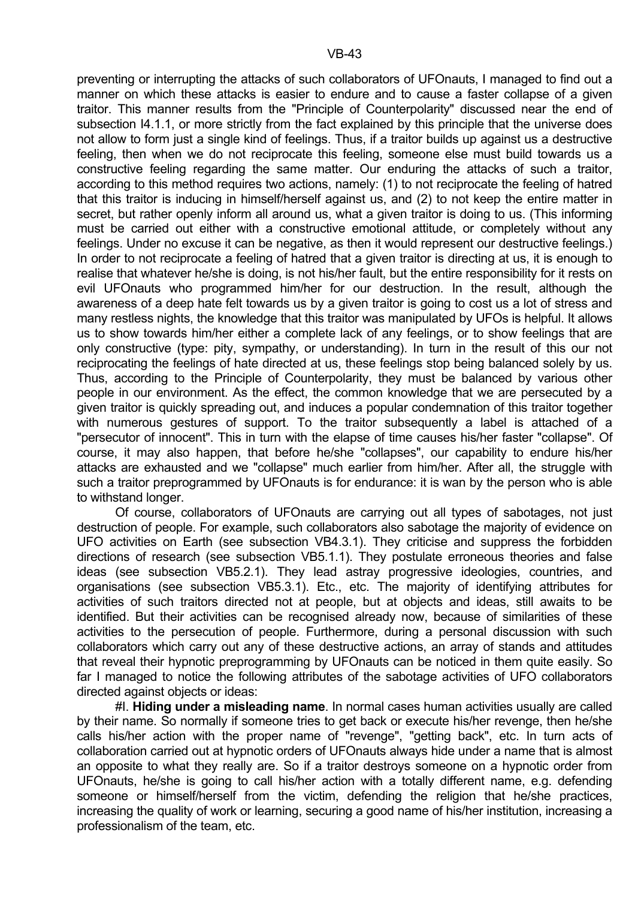preventing or interrupting the attacks of such collaborators of UFOnauts, I managed to find out a manner on which these attacks is easier to endure and to cause a faster collapse of a given traitor. This manner results from the "Principle of Counterpolarity" discussed near the end of subsection I4.1.1, or more strictly from the fact explained by this principle that the universe does not allow to form just a single kind of feelings. Thus, if a traitor builds up against us a destructive feeling, then when we do not reciprocate this feeling, someone else must build towards us a constructive feeling regarding the same matter. Our enduring the attacks of such a traitor, according to this method requires two actions, namely: (1) to not reciprocate the feeling of hatred that this traitor is inducing in himself/herself against us, and (2) to not keep the entire matter in secret, but rather openly inform all around us, what a given traitor is doing to us. (This informing must be carried out either with a constructive emotional attitude, or completely without any feelings. Under no excuse it can be negative, as then it would represent our destructive feelings.) In order to not reciprocate a feeling of hatred that a given traitor is directing at us, it is enough to realise that whatever he/she is doing, is not his/her fault, but the entire responsibility for it rests on evil UFOnauts who programmed him/her for our destruction. In the result, although the awareness of a deep hate felt towards us by a given traitor is going to cost us a lot of stress and many restless nights, the knowledge that this traitor was manipulated by UFOs is helpful. It allows us to show towards him/her either a complete lack of any feelings, or to show feelings that are only constructive (type: pity, sympathy, or understanding). In turn in the result of this our not reciprocating the feelings of hate directed at us, these feelings stop being balanced solely by us. Thus, according to the Principle of Counterpolarity, they must be balanced by various other people in our environment. As the effect, the common knowledge that we are persecuted by a given traitor is quickly spreading out, and induces a popular condemnation of this traitor together with numerous gestures of support. To the traitor subsequently a label is attached of a "persecutor of innocent". This in turn with the elapse of time causes his/her faster "collapse". Of course, it may also happen, that before he/she "collapses", our capability to endure his/her attacks are exhausted and we "collapse" much earlier from him/her. After all, the struggle with such a traitor preprogrammed by UFOnauts is for endurance: it is wan by the person who is able to withstand longer.

Of course, collaborators of UFOnauts are carrying out all types of sabotages, not just destruction of people. For example, such collaborators also sabotage the majority of evidence on UFO activities on Earth (see subsection VB4.3.1). They criticise and suppress the forbidden directions of research (see subsection VB5.1.1). They postulate erroneous theories and false ideas (see subsection VB5.2.1). They lead astray progressive ideologies, countries, and organisations (see subsection VB5.3.1). Etc., etc. The majority of identifying attributes for activities of such traitors directed not at people, but at objects and ideas, still awaits to be identified. But their activities can be recognised already now, because of similarities of these activities to the persecution of people. Furthermore, during a personal discussion with such collaborators which carry out any of these destructive actions, an array of stands and attitudes that reveal their hypnotic preprogramming by UFOnauts can be noticed in them quite easily. So far I managed to notice the following attributes of the sabotage activities of UFO collaborators directed against objects or ideas:

#I. **Hiding under a misleading name**. In normal cases human activities usually are called by their name. So normally if someone tries to get back or execute his/her revenge, then he/she calls his/her action with the proper name of "revenge", "getting back", etc. In turn acts of collaboration carried out at hypnotic orders of UFOnauts always hide under a name that is almost an opposite to what they really are. So if a traitor destroys someone on a hypnotic order from UFOnauts, he/she is going to call his/her action with a totally different name, e.g. defending someone or himself/herself from the victim, defending the religion that he/she practices, increasing the quality of work or learning, securing a good name of his/her institution, increasing a professionalism of the team, etc.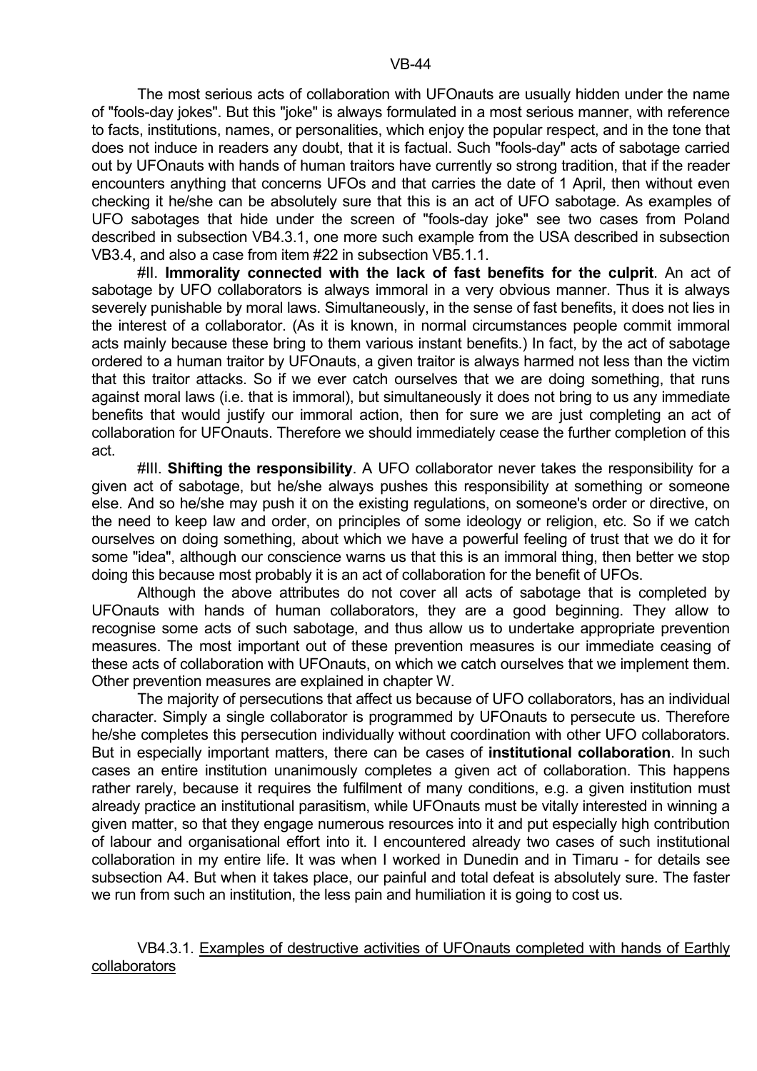The most serious acts of collaboration with UFOnauts are usually hidden under the name of "fools-day jokes". But this "joke" is always formulated in a most serious manner, with reference to facts, institutions, names, or personalities, which enjoy the popular respect, and in the tone that does not induce in readers any doubt, that it is factual. Such "fools-day" acts of sabotage carried out by UFOnauts with hands of human traitors have currently so strong tradition, that if the reader encounters anything that concerns UFOs and that carries the date of 1 April, then without even checking it he/she can be absolutely sure that this is an act of UFO sabotage. As examples of UFO sabotages that hide under the screen of "fools-day joke" see two cases from Poland described in subsection VB4.3.1, one more such example from the USA described in subsection VB3.4, and also a case from item #22 in subsection VB5.1.1.

#II. **Immorality connected with the lack of fast benefits for the culprit**. An act of sabotage by UFO collaborators is always immoral in a very obvious manner. Thus it is always severely punishable by moral laws. Simultaneously, in the sense of fast benefits, it does not lies in the interest of a collaborator. (As it is known, in normal circumstances people commit immoral acts mainly because these bring to them various instant benefits.) In fact, by the act of sabotage ordered to a human traitor by UFOnauts, a given traitor is always harmed not less than the victim that this traitor attacks. So if we ever catch ourselves that we are doing something, that runs against moral laws (i.e. that is immoral), but simultaneously it does not bring to us any immediate benefits that would justify our immoral action, then for sure we are just completing an act of collaboration for UFOnauts. Therefore we should immediately cease the further completion of this act.

#III. **Shifting the responsibility**. A UFO collaborator never takes the responsibility for a given act of sabotage, but he/she always pushes this responsibility at something or someone else. And so he/she may push it on the existing regulations, on someone's order or directive, on the need to keep law and order, on principles of some ideology or religion, etc. So if we catch ourselves on doing something, about which we have a powerful feeling of trust that we do it for some "idea", although our conscience warns us that this is an immoral thing, then better we stop doing this because most probably it is an act of collaboration for the benefit of UFOs.

Although the above attributes do not cover all acts of sabotage that is completed by UFOnauts with hands of human collaborators, they are a good beginning. They allow to recognise some acts of such sabotage, and thus allow us to undertake appropriate prevention measures. The most important out of these prevention measures is our immediate ceasing of these acts of collaboration with UFOnauts, on which we catch ourselves that we implement them. Other prevention measures are explained in chapter W.

The majority of persecutions that affect us because of UFO collaborators, has an individual character. Simply a single collaborator is programmed by UFOnauts to persecute us. Therefore he/she completes this persecution individually without coordination with other UFO collaborators. But in especially important matters, there can be cases of **institutional collaboration**. In such cases an entire institution unanimously completes a given act of collaboration. This happens rather rarely, because it requires the fulfilment of many conditions, e.g. a given institution must already practice an institutional parasitism, while UFOnauts must be vitally interested in winning a given matter, so that they engage numerous resources into it and put especially high contribution of labour and organisational effort into it. I encountered already two cases of such institutional collaboration in my entire life. It was when I worked in Dunedin and in Timaru - for details see subsection A4. But when it takes place, our painful and total defeat is absolutely sure. The faster we run from such an institution, the less pain and humiliation it is going to cost us.

### VB4.3.1. Examples of destructive activities of UFOnauts completed with hands of Earthly collaborators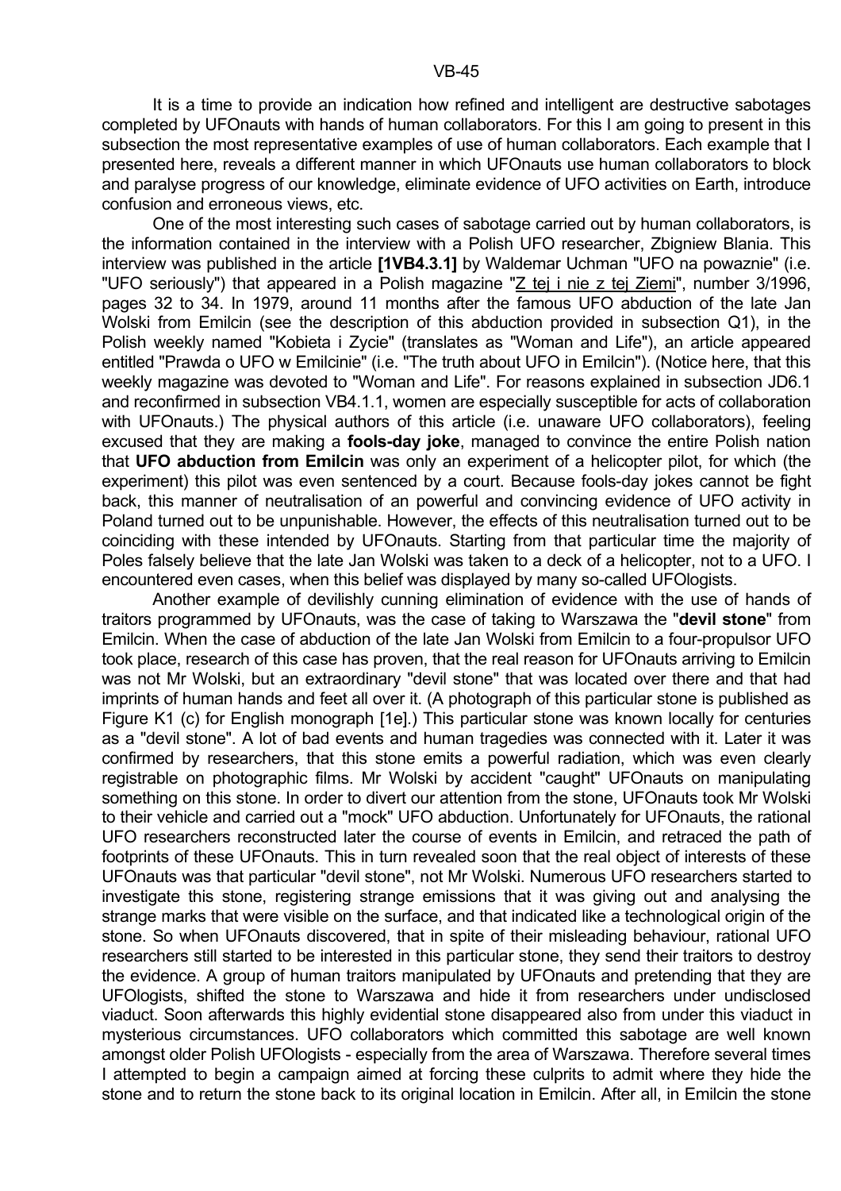It is a time to provide an indication how refined and intelligent are destructive sabotages completed by UFOnauts with hands of human collaborators. For this I am going to present in this subsection the most representative examples of use of human collaborators. Each example that I presented here, reveals a different manner in which UFOnauts use human collaborators to block and paralyse progress of our knowledge, eliminate evidence of UFO activities on Earth, introduce confusion and erroneous views, etc.

One of the most interesting such cases of sabotage carried out by human collaborators, is the information contained in the interview with a Polish UFO researcher, Zbigniew Blania. This interview was published in the article **[1VB4.3.1]** by Waldemar Uchman "UFO na powaznie" (i.e. "UFO seriously") that appeared in a Polish magazine "Z tej i nie z tej Ziemi", number 3/1996, pages 32 to 34. In 1979, around 11 months after the famous UFO abduction of the late Jan Wolski from Emilcin (see the description of this abduction provided in subsection Q1), in the Polish weekly named "Kobieta i Zycie" (translates as "Woman and Life"), an article appeared entitled "Prawda o UFO w Emilcinie" (i.e. "The truth about UFO in Emilcin"). (Notice here, that this weekly magazine was devoted to "Woman and Life". For reasons explained in subsection JD6.1 and reconfirmed in subsection VB4.1.1, women are especially susceptible for acts of collaboration with UFOnauts.) The physical authors of this article (i.e. unaware UFO collaborators), feeling excused that they are making a **fools-day joke**, managed to convince the entire Polish nation that **UFO abduction from Emilcin** was only an experiment of a helicopter pilot, for which (the experiment) this pilot was even sentenced by a court. Because fools-day jokes cannot be fight back, this manner of neutralisation of an powerful and convincing evidence of UFO activity in Poland turned out to be unpunishable. However, the effects of this neutralisation turned out to be coinciding with these intended by UFOnauts. Starting from that particular time the majority of Poles falsely believe that the late Jan Wolski was taken to a deck of a helicopter, not to a UFO. I encountered even cases, when this belief was displayed by many so-called UFOlogists.

Another example of devilishly cunning elimination of evidence with the use of hands of traitors programmed by UFOnauts, was the case of taking to Warszawa the "**devil stone**" from Emilcin. When the case of abduction of the late Jan Wolski from Emilcin to a four-propulsor UFO took place, research of this case has proven, that the real reason for UFOnauts arriving to Emilcin was not Mr Wolski, but an extraordinary "devil stone" that was located over there and that had imprints of human hands and feet all over it. (A photograph of this particular stone is published as Figure K1 (c) for English monograph [1e].) This particular stone was known locally for centuries as a "devil stone". A lot of bad events and human tragedies was connected with it. Later it was confirmed by researchers, that this stone emits a powerful radiation, which was even clearly registrable on photographic films. Mr Wolski by accident "caught" UFOnauts on manipulating something on this stone. In order to divert our attention from the stone, UFOnauts took Mr Wolski to their vehicle and carried out a "mock" UFO abduction. Unfortunately for UFOnauts, the rational UFO researchers reconstructed later the course of events in Emilcin, and retraced the path of footprints of these UFOnauts. This in turn revealed soon that the real object of interests of these UFOnauts was that particular "devil stone", not Mr Wolski. Numerous UFO researchers started to investigate this stone, registering strange emissions that it was giving out and analysing the strange marks that were visible on the surface, and that indicated like a technological origin of the stone. So when UFOnauts discovered, that in spite of their misleading behaviour, rational UFO researchers still started to be interested in this particular stone, they send their traitors to destroy the evidence. A group of human traitors manipulated by UFOnauts and pretending that they are UFOlogists, shifted the stone to Warszawa and hide it from researchers under undisclosed viaduct. Soon afterwards this highly evidential stone disappeared also from under this viaduct in mysterious circumstances. UFO collaborators which committed this sabotage are well known amongst older Polish UFOlogists - especially from the area of Warszawa. Therefore several times I attempted to begin a campaign aimed at forcing these culprits to admit where they hide the stone and to return the stone back to its original location in Emilcin. After all, in Emilcin the stone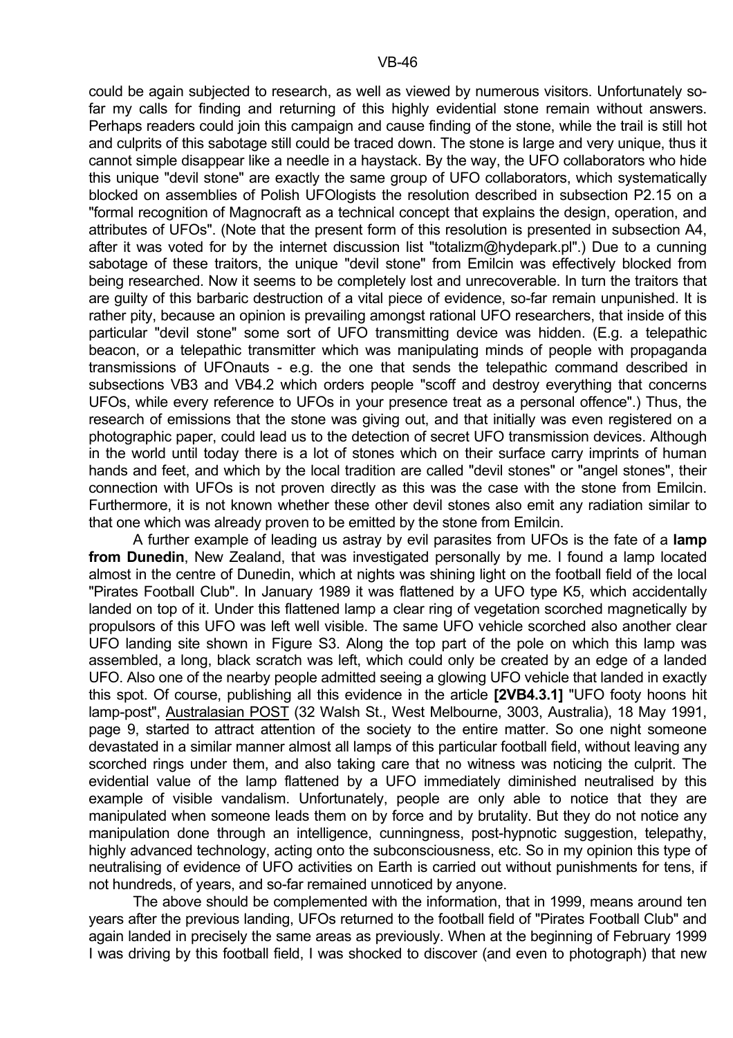could be again subjected to research, as well as viewed by numerous visitors. Unfortunately so-far my calls for finding and returning of this highly evidential stone remain without answers. Perhaps readers could join this campaign and cause finding of the stone, while the trail is still hot and culprits of this sabotage still could be traced down. The stone is large and very unique, thus it cannot simple disappear like a needle in a haystack. By the way, the UFO collaborators who hide this unique "devil stone" are exactly the same group of UFO collaborators, which systematically blocked on assemblies of Polish UFOlogists the resolution described in subsection P2.15 on a "formal recognition of Magnocraft as a technical concept that explains the design, operation, and attributes of UFOs". (Note that the present form of this resolution is presented in subsection A4, after it was voted for by the internet discussion list "totalizm@hydepark.pl".) Due to a cunning sabotage of these traitors, the unique "devil stone" from Emilcin was effectively blocked from being researched. Now it seems to be completely lost and unrecoverable. In turn the traitors that are guilty of this barbaric destruction of a vital piece of evidence, so-far remain unpunished. It is rather pity, because an opinion is prevailing amongst rational UFO researchers, that inside of this particular "devil stone" some sort of UFO transmitting device was hidden. (E.g. a telepathic beacon, or a telepathic transmitter which was manipulating minds of people with propaganda transmissions of UFOnauts - e.g. the one that sends the telepathic command described in subsections VB3 and VB4.2 which orders people "scoff and destroy everything that concerns UFOs, while every reference to UFOs in your presence treat as a personal offence".) Thus, the research of emissions that the stone was giving out, and that initially was even registered on a photographic paper, could lead us to the detection of secret UFO transmission devices. Although in the world until today there is a lot of stones which on their surface carry imprints of human hands and feet, and which by the local tradition are called "devil stones" or "angel stones", their connection with UFOs is not proven directly as this was the case with the stone from Emilcin. Furthermore, it is not known whether these other devil stones also emit any radiation similar to that one which was already proven to be emitted by the stone from Emilcin.

A further example of leading us astray by evil parasites from UFOs is the fate of a **lamp from Dunedin**, New Zealand, that was investigated personally by me. I found a lamp located almost in the centre of Dunedin, which at nights was shining light on the football field of the local "Pirates Football Club". In January 1989 it was flattened by a UFO type K5, which accidentally landed on top of it. Under this flattened lamp a clear ring of vegetation scorched magnetically by propulsors of this UFO was left well visible. The same UFO vehicle scorched also another clear UFO landing site shown in Figure S3. Along the top part of the pole on which this lamp was assembled, a long, black scratch was left, which could only be created by an edge of a landed UFO. Also one of the nearby people admitted seeing a glowing UFO vehicle that landed in exactly this spot. Of course, publishing all this evidence in the article **[2VB4.3.1]** "UFO footy hoons hit lamp-post", Australasian POST (32 Walsh St., West Melbourne, 3003, Australia), 18 May 1991, page 9, started to attract attention of the society to the entire matter. So one night someone devastated in a similar manner almost all lamps of this particular football field, without leaving any scorched rings under them, and also taking care that no witness was noticing the culprit. The evidential value of the lamp flattened by a UFO immediately diminished neutralised by this example of visible vandalism. Unfortunately, people are only able to notice that they are manipulated when someone leads them on by force and by brutality. But they do not notice any manipulation done through an intelligence, cunningness, post-hypnotic suggestion, telepathy, highly advanced technology, acting onto the subconsciousness, etc. So in my opinion this type of neutralising of evidence of UFO activities on Earth is carried out without punishments for tens, if not hundreds, of years, and so-far remained unnoticed by anyone.

The above should be complemented with the information, that in 1999, means around ten years after the previous landing, UFOs returned to the football field of "Pirates Football Club" and again landed in precisely the same areas as previously. When at the beginning of February 1999 I was driving by this football field, I was shocked to discover (and even to photograph) that new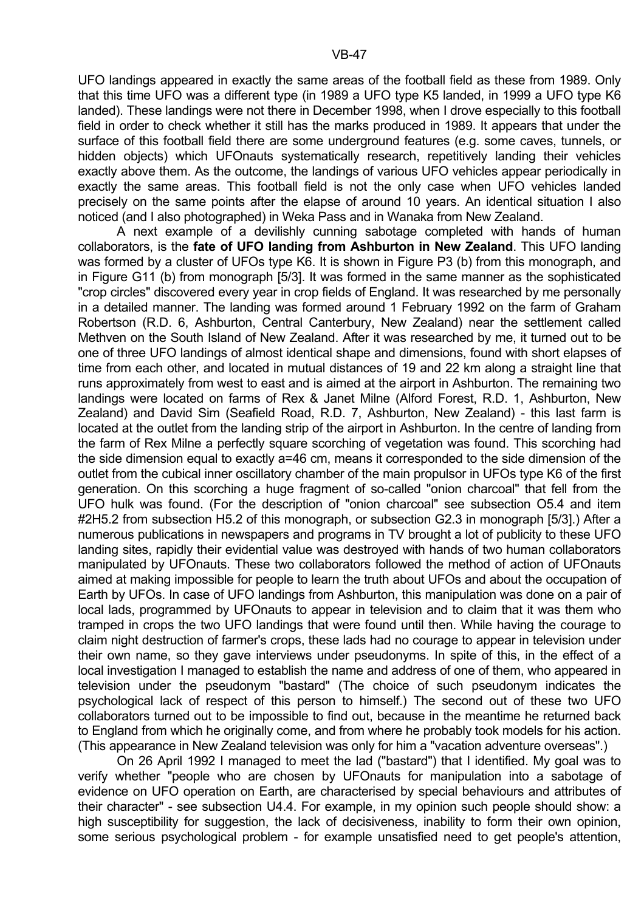UFO landings appeared in exactly the same areas of the football field as these from 1989. Only that this time UFO was a different type (in 1989 a UFO type K5 landed, in 1999 a UFO type K6 landed). These landings were not there in December 1998, when I drove especially to this football field in order to check whether it still has the marks produced in 1989. It appears that under the surface of this football field there are some underground features (e.g. some caves, tunnels, or hidden objects) which UFOnauts systematically research, repetitively landing their vehicles exactly above them. As the outcome, the landings of various UFO vehicles appear periodically in exactly the same areas. This football field is not the only case when UFO vehicles landed precisely on the same points after the elapse of around 10 years. An identical situation I also noticed (and I also photographed) in Weka Pass and in Wanaka from New Zealand.

A next example of a devilishly cunning sabotage completed with hands of human collaborators, is the **fate of UFO landing from Ashburton in New Zealand**. This UFO landing was formed by a cluster of UFOs type K6. It is shown in Figure P3 (b) from this monograph, and in Figure G11 (b) from monograph [5/3]. It was formed in the same manner as the sophisticated "crop circles" discovered every year in crop fields of England. It was researched by me personally in a detailed manner. The landing was formed around 1 February 1992 on the farm of Graham Robertson (R.D. 6, Ashburton, Central Canterbury, New Zealand) near the settlement called Methven on the South Island of New Zealand. After it was researched by me, it turned out to be one of three UFO landings of almost identical shape and dimensions, found with short elapses of time from each other, and located in mutual distances of 19 and 22 km along a straight line that runs approximately from west to east and is aimed at the airport in Ashburton. The remaining two landings were located on farms of Rex & Janet Milne (Alford Forest, R.D. 1, Ashburton, New Zealand) and David Sim (Seafield Road, R.D. 7, Ashburton, New Zealand) - this last farm is located at the outlet from the landing strip of the airport in Ashburton. In the centre of landing from the farm of Rex Milne a perfectly square scorching of vegetation was found. This scorching had the side dimension equal to exactly a=46 cm, means it corresponded to the side dimension of the outlet from the cubical inner oscillatory chamber of the main propulsor in UFOs type K6 of the first generation. On this scorching a huge fragment of so-called "onion charcoal" that fell from the UFO hulk was found. (For the description of "onion charcoal" see subsection O5.4 and item #2H5.2 from subsection H5.2 of this monograph, or subsection G2.3 in monograph [5/3].) After a numerous publications in newspapers and programs in TV brought a lot of publicity to these UFO landing sites, rapidly their evidential value was destroyed with hands of two human collaborators manipulated by UFOnauts. These two collaborators followed the method of action of UFOnauts aimed at making impossible for people to learn the truth about UFOs and about the occupation of Earth by UFOs. In case of UFO landings from Ashburton, this manipulation was done on a pair of local lads, programmed by UFOnauts to appear in television and to claim that it was them who tramped in crops the two UFO landings that were found until then. While having the courage to claim night destruction of farmer's crops, these lads had no courage to appear in television under their own name, so they gave interviews under pseudonyms. In spite of this, in the effect of a local investigation I managed to establish the name and address of one of them, who appeared in television under the pseudonym "bastard" (The choice of such pseudonym indicates the psychological lack of respect of this person to himself.) The second out of these two UFO collaborators turned out to be impossible to find out, because in the meantime he returned back to England from which he originally come, and from where he probably took models for his action. (This appearance in New Zealand television was only for him a "vacation adventure overseas".)

On 26 April 1992 I managed to meet the lad ("bastard") that I identified. My goal was to verify whether "people who are chosen by UFOnauts for manipulation into a sabotage of evidence on UFO operation on Earth, are characterised by special behaviours and attributes of their character" - see subsection U4.4. For example, in my opinion such people should show: a high susceptibility for suggestion, the lack of decisiveness, inability to form their own opinion, some serious psychological problem - for example unsatisfied need to get people's attention,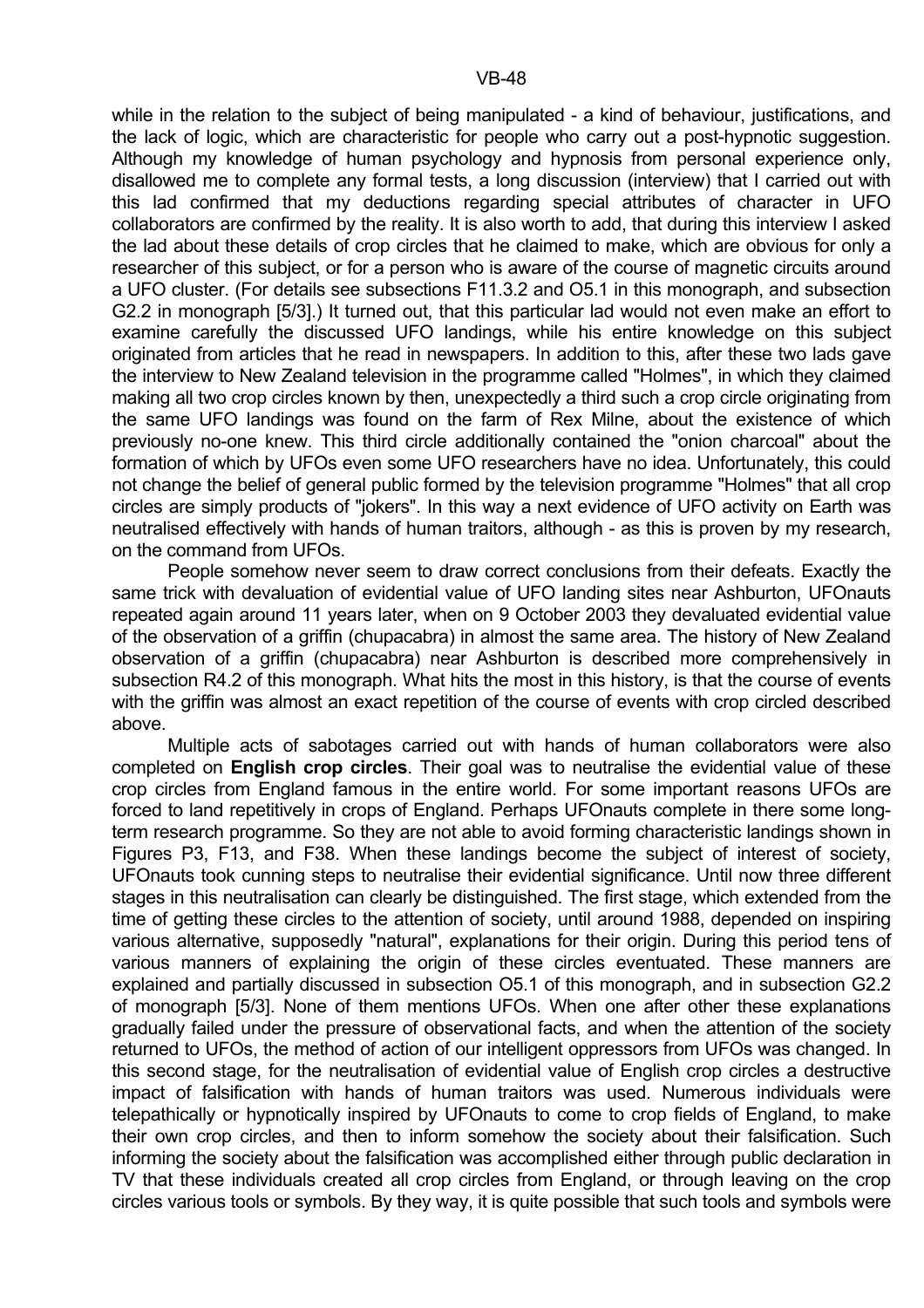while in the relation to the subject of being manipulated - a kind of behaviour, justifications, and the lack of logic, which are characteristic for people who carry out a post-hypnotic suggestion. Although my knowledge of human psychology and hypnosis from personal experience only, disallowed me to complete any formal tests, a long discussion (interview) that I carried out with this lad confirmed that my deductions regarding special attributes of character in UFO collaborators are confirmed by the reality. It is also worth to add, that during this interview I asked the lad about these details of crop circles that he claimed to make, which are obvious for only a researcher of this subject, or for a person who is aware of the course of magnetic circuits around a UFO cluster. (For details see subsections F11.3.2 and O5.1 in this monograph, and subsection G2.2 in monograph [5/3].) It turned out, that this particular lad would not even make an effort to examine carefully the discussed UFO landings, while his entire knowledge on this subject originated from articles that he read in newspapers. In addition to this, after these two lads gave the interview to New Zealand television in the programme called "Holmes", in which they claimed making all two crop circles known by then, unexpectedly a third such a crop circle originating from the same UFO landings was found on the farm of Rex Milne, about the existence of which previously no-one knew. This third circle additionally contained the "onion charcoal" about the formation of which by UFOs even some UFO researchers have no idea. Unfortunately, this could not change the belief of general public formed by the television programme "Holmes" that all crop circles are simply products of "jokers". In this way a next evidence of UFO activity on Earth was neutralised effectively with hands of human traitors, although - as this is proven by my research, on the command from UFOs.

People somehow never seem to draw correct conclusions from their defeats. Exactly the same trick with devaluation of evidential value of UFO landing sites near Ashburton, UFOnauts repeated again around 11 years later, when on 9 October 2003 they devaluated evidential value of the observation of a griffin (chupacabra) in almost the same area. The history of New Zealand observation of a griffin (chupacabra) near Ashburton is described more comprehensively in subsection R4.2 of this monograph. What hits the most in this history, is that the course of events with the griffin was almost an exact repetition of the course of events with crop circled described above.

Multiple acts of sabotages carried out with hands of human collaborators were also completed on **English crop circles**. Their goal was to neutralise the evidential value of these crop circles from England famous in the entire world. For some important reasons UFOs are forced to land repetitively in crops of England. Perhaps UFOnauts complete in there some long-term research programme. So they are not able to avoid forming characteristic landings shown in Figures P3, F13, and F38. When these landings become the subject of interest of society, UFOnauts took cunning steps to neutralise their evidential significance. Until now three different stages in this neutralisation can clearly be distinguished. The first stage, which extended from the time of getting these circles to the attention of society, until around 1988, depended on inspiring various alternative, supposedly "natural", explanations for their origin. During this period tens of various manners of explaining the origin of these circles eventuated. These manners are explained and partially discussed in subsection O5.1 of this monograph, and in subsection G2.2 of monograph [5/3]. None of them mentions UFOs. When one after other these explanations gradually failed under the pressure of observational facts, and when the attention of the society returned to UFOs, the method of action of our intelligent oppressors from UFOs was changed. In this second stage, for the neutralisation of evidential value of English crop circles a destructive impact of falsification with hands of human traitors was used. Numerous individuals were telepathically or hypnotically inspired by UFOnauts to come to crop fields of England, to make their own crop circles, and then to inform somehow the society about their falsification. Such informing the society about the falsification was accomplished either through public declaration in TV that these individuals created all crop circles from England, or through leaving on the crop circles various tools or symbols. By they way, it is quite possible that such tools and symbols were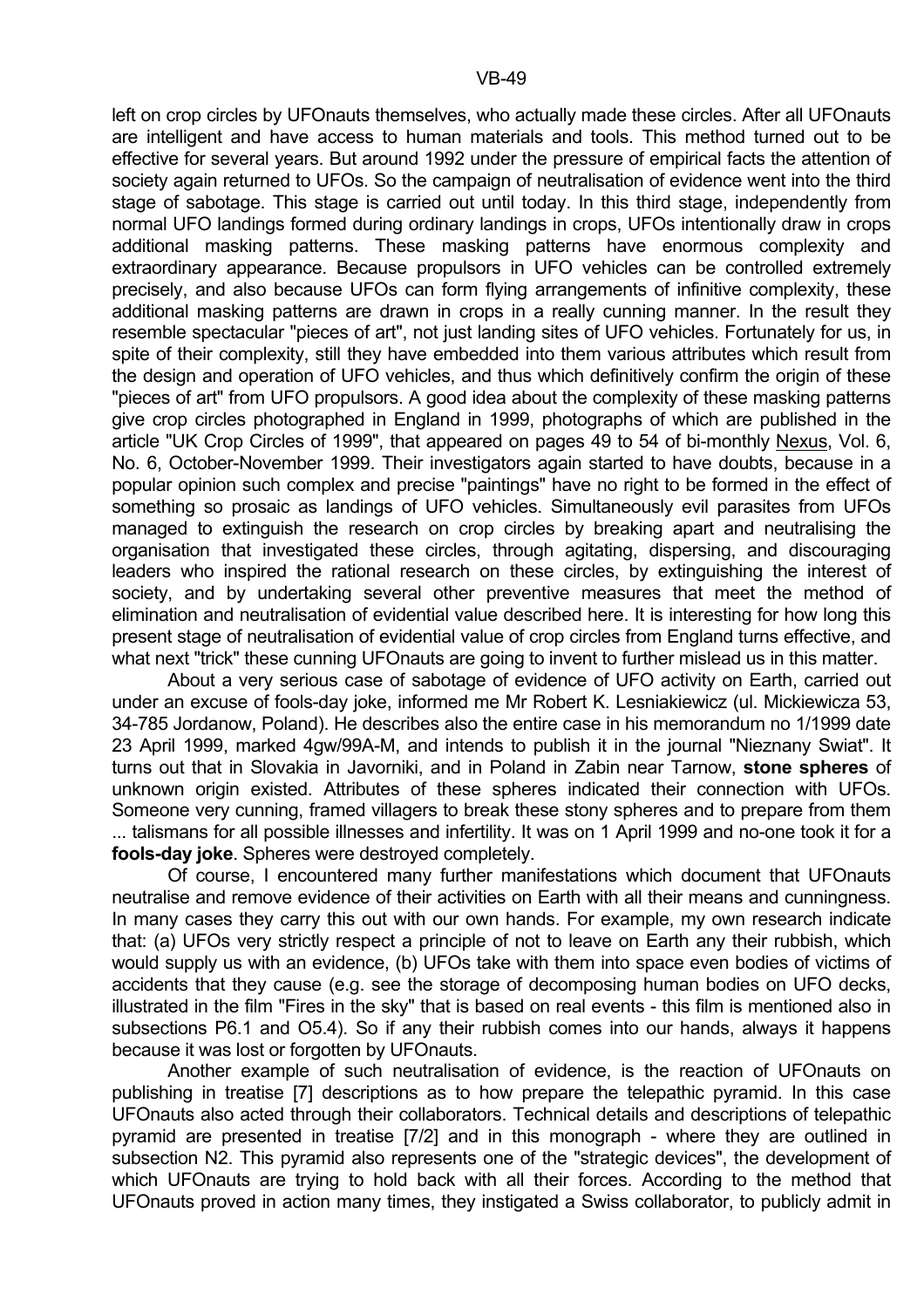left on crop circles by UFOnauts themselves, who actually made these circles. After all UFOnauts are intelligent and have access to human materials and tools. This method turned out to be effective for several years. But around 1992 under the pressure of empirical facts the attention of society again returned to UFOs. So the campaign of neutralisation of evidence went into the third stage of sabotage. This stage is carried out until today. In this third stage, independently from normal UFO landings formed during ordinary landings in crops, UFOs intentionally draw in crops additional masking patterns. These masking patterns have enormous complexity and extraordinary appearance. Because propulsors in UFO vehicles can be controlled extremely precisely, and also because UFOs can form flying arrangements of infinitive complexity, these additional masking patterns are drawn in crops in a really cunning manner. In the result they resemble spectacular "pieces of art", not just landing sites of UFO vehicles. Fortunately for us, in spite of their complexity, still they have embedded into them various attributes which result from the design and operation of UFO vehicles, and thus which definitively confirm the origin of these "pieces of art" from UFO propulsors. A good idea about the complexity of these masking patterns give crop circles photographed in England in 1999, photographs of which are published in the article "UK Crop Circles of 1999", that appeared on pages 49 to 54 of bi-monthly Nexus, Vol. 6, No. 6, October-November 1999. Their investigators again started to have doubts, because in a popular opinion such complex and precise "paintings" have no right to be formed in the effect of something so prosaic as landings of UFO vehicles. Simultaneously evil parasites from UFOs managed to extinguish the research on crop circles by breaking apart and neutralising the organisation that investigated these circles, through agitating, dispersing, and discouraging leaders who inspired the rational research on these circles, by extinguishing the interest of society, and by undertaking several other preventive measures that meet the method of elimination and neutralisation of evidential value described here. It is interesting for how long this present stage of neutralisation of evidential value of crop circles from England turns effective, and what next "trick" these cunning UFOnauts are going to invent to further mislead us in this matter.

About a very serious case of sabotage of evidence of UFO activity on Earth, carried out under an excuse of fools-day joke, informed me Mr Robert K. Lesniakiewicz (ul. Mickiewicza 53, 34-785 Jordanow, Poland). He describes also the entire case in his memorandum no 1/1999 date 23 April 1999, marked 4gw/99A-M, and intends to publish it in the journal "Nieznany Swiat". It turns out that in Slovakia in Javorniki, and in Poland in Zabin near Tarnow, **stone spheres** of unknown origin existed. Attributes of these spheres indicated their connection with UFOs. Someone very cunning, framed villagers to break these stony spheres and to prepare from them ... talismans for all possible illnesses and infertility. It was on 1 April 1999 and no-one took it for a **fools-day joke**. Spheres were destroyed completely.

Of course, I encountered many further manifestations which document that UFOnauts neutralise and remove evidence of their activities on Earth with all their means and cunningness. In many cases they carry this out with our own hands. For example, my own research indicate that: (a) UFOs very strictly respect a principle of not to leave on Earth any their rubbish, which would supply us with an evidence, (b) UFOs take with them into space even bodies of victims of accidents that they cause (e.g. see the storage of decomposing human bodies on UFO decks, illustrated in the film "Fires in the sky" that is based on real events - this film is mentioned also in subsections P6.1 and O5.4). So if any their rubbish comes into our hands, always it happens because it was lost or forgotten by UFOnauts.

Another example of such neutralisation of evidence, is the reaction of UFOnauts on publishing in treatise [7] descriptions as to how prepare the telepathic pyramid. In this case UFOnauts also acted through their collaborators. Technical details and descriptions of telepathic pyramid are presented in treatise [7/2] and in this monograph - where they are outlined in subsection N2. This pyramid also represents one of the "strategic devices", the development of which UFOnauts are trying to hold back with all their forces. According to the method that UFOnauts proved in action many times, they instigated a Swiss collaborator, to publicly admit in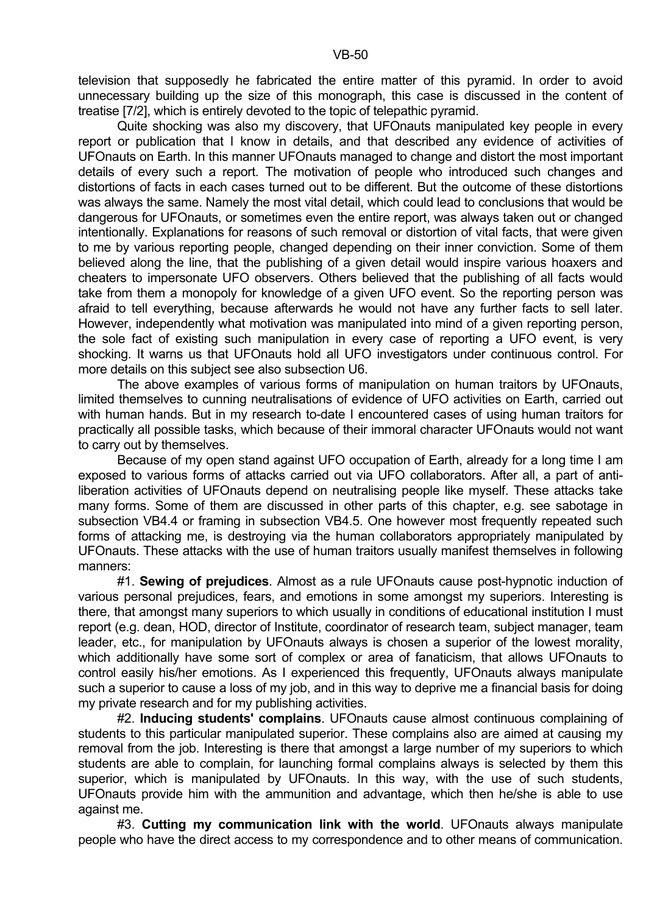television that supposedly he fabricated the entire matter of this pyramid. In order to avoid unnecessary building up the size of this monograph, this case is discussed in the content of treatise [7/2], which is entirely devoted to the topic of telepathic pyramid.

Quite shocking was also my discovery, that UFOnauts manipulated key people in every report or publication that I know in details, and that described any evidence of activities of UFOnauts on Earth. In this manner UFOnauts managed to change and distort the most important details of every such a report. The motivation of people who introduced such changes and distortions of facts in each cases turned out to be different. But the outcome of these distortions was always the same. Namely the most vital detail, which could lead to conclusions that would be dangerous for UFOnauts, or sometimes even the entire report, was always taken out or changed intentionally. Explanations for reasons of such removal or distortion of vital facts, that were given to me by various reporting people, changed depending on their inner conviction. Some of them believed along the line, that the publishing of a given detail would inspire various hoaxers and cheaters to impersonate UFO observers. Others believed that the publishing of all facts would take from them a monopoly for knowledge of a given UFO event. So the reporting person was afraid to tell everything, because afterwards he would not have any further facts to sell later. However, independently what motivation was manipulated into mind of a given reporting person, the sole fact of existing such manipulation in every case of reporting a UFO event, is very shocking. It warns us that UFOnauts hold all UFO investigators under continuous control. For more details on this subject see also subsection U6.

The above examples of various forms of manipulation on human traitors by UFOnauts, limited themselves to cunning neutralisations of evidence of UFO activities on Earth, carried out with human hands. But in my research to-date I encountered cases of using human traitors for practically all possible tasks, which because of their immoral character UFOnauts would not want to carry out by themselves.

Because of my open stand against UFO occupation of Earth, already for a long time I am exposed to various forms of attacks carried out via UFO collaborators. After all, a part of anti-liberation activities of UFOnauts depend on neutralising people like myself. These attacks take many forms. Some of them are discussed in other parts of this chapter, e.g. see sabotage in subsection VB4.4 or framing in subsection VB4.5. One however most frequently repeated such forms of attacking me, is destroying via the human collaborators appropriately manipulated by UFOnauts. These attacks with the use of human traitors usually manifest themselves in following manners:

#1. **Sewing of prejudices**. Almost as a rule UFOnauts cause post-hypnotic induction of various personal prejudices, fears, and emotions in some amongst my superiors. Interesting is there, that amongst many superiors to which usually in conditions of educational institution I must report (e.g. dean, HOD, director of Institute, coordinator of research team, subject manager, team leader, etc., for manipulation by UFOnauts always is chosen a superior of the lowest morality, which additionally have some sort of complex or area of fanaticism, that allows UFOnauts to control easily his/her emotions. As I experienced this frequently, UFOnauts always manipulate such a superior to cause a loss of my job, and in this way to deprive me a financial basis for doing my private research and for my publishing activities.

#2. **Inducing students' complains**. UFOnauts cause almost continuous complaining of students to this particular manipulated superior. These complains also are aimed at causing my removal from the job. Interesting is there that amongst a large number of my superiors to which students are able to complain, for launching formal complains always is selected by them this superior, which is manipulated by UFOnauts. In this way, with the use of such students, UFOnauts provide him with the ammunition and advantage, which then he/she is able to use against me.

#3. **Cutting my communication link with the world**. UFOnauts always manipulate people who have the direct access to my correspondence and to other means of communication.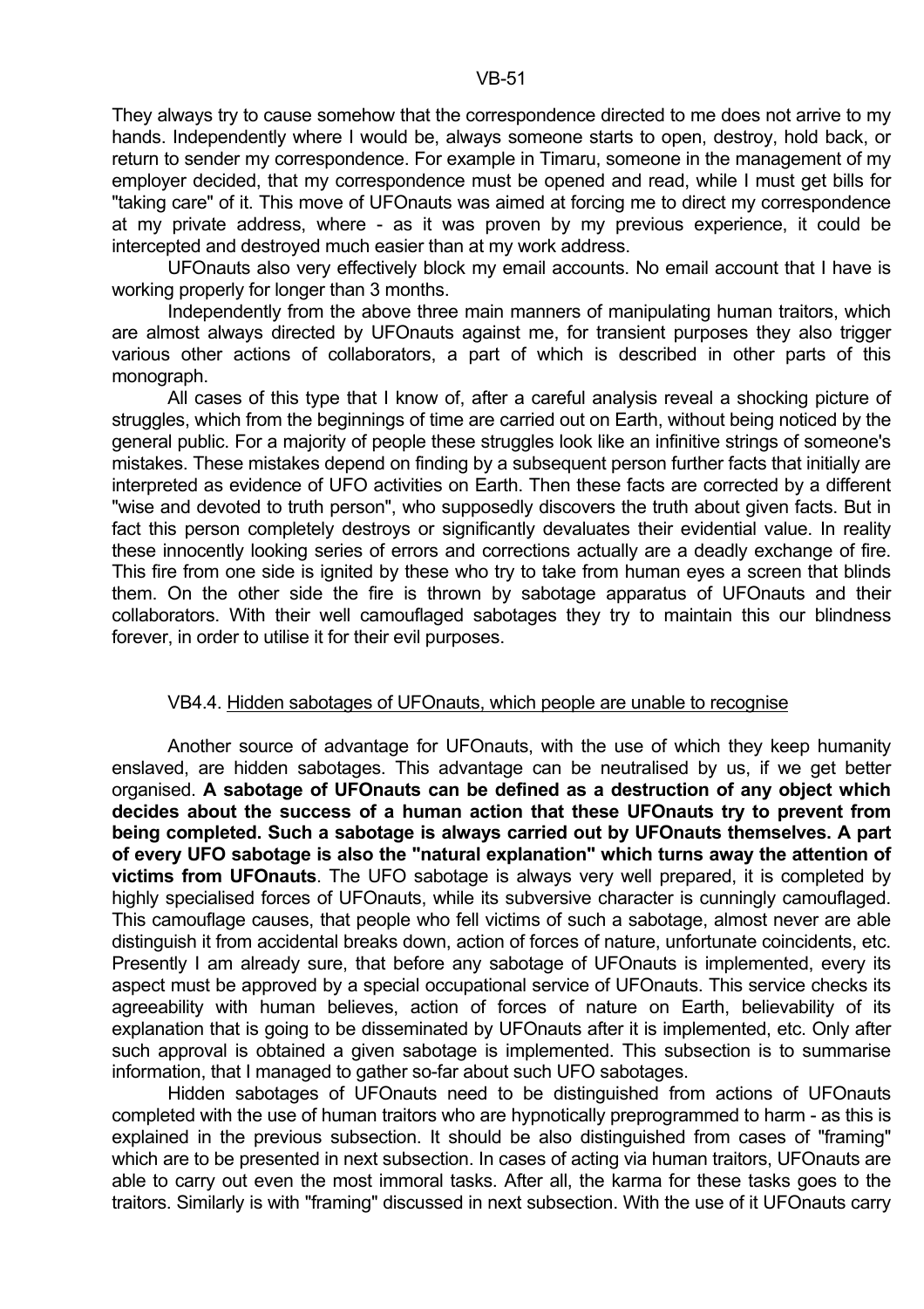They always try to cause somehow that the correspondence directed to me does not arrive to my hands. Independently where I would be, always someone starts to open, destroy, hold back, or return to sender my correspondence. For example in Timaru, someone in the management of my employer decided, that my correspondence must be opened and read, while I must get bills for "taking care" of it. This move of UFOnauts was aimed at forcing me to direct my correspondence at my private address, where - as it was proven by my previous experience, it could be intercepted and destroyed much easier than at my work address.

UFOnauts also very effectively block my email accounts. No email account that I have is working properly for longer than 3 months.

Independently from the above three main manners of manipulating human traitors, which are almost always directed by UFOnauts against me, for transient purposes they also trigger various other actions of collaborators, a part of which is described in other parts of this monograph.

All cases of this type that I know of, after a careful analysis reveal a shocking picture of struggles, which from the beginnings of time are carried out on Earth, without being noticed by the general public. For a majority of people these struggles look like an infinitive strings of someone's mistakes. These mistakes depend on finding by a subsequent person further facts that initially are interpreted as evidence of UFO activities on Earth. Then these facts are corrected by a different "wise and devoted to truth person", who supposedly discovers the truth about given facts. But in fact this person completely destroys or significantly devaluates their evidential value. In reality these innocently looking series of errors and corrections actually are a deadly exchange of fire. This fire from one side is ignited by these who try to take from human eyes a screen that blinds them. On the other side the fire is thrown by sabotage apparatus of UFOnauts and their collaborators. With their well camouflaged sabotages they try to maintain this our blindness forever, in order to utilise it for their evil purposes.

### VB4.4. Hidden sabotages of UFOnauts, which people are unable to recognise

Another source of advantage for UFOnauts, with the use of which they keep humanity enslaved, are hidden sabotages. This advantage can be neutralised by us, if we get better organised. **A sabotage of UFOnauts can be defined as a destruction of any object which decides about the success of a human action that these UFOnauts try to prevent from being completed. Such a sabotage is always carried out by UFOnauts themselves. A part of every UFO sabotage is also the "natural explanation" which turns away the attention of victims from UFOnauts**. The UFO sabotage is always very well prepared, it is completed by highly specialised forces of UFOnauts, while its subversive character is cunningly camouflaged. This camouflage causes, that people who fell victims of such a sabotage, almost never are able distinguish it from accidental breaks down, action of forces of nature, unfortunate coincidents, etc. Presently I am already sure, that before any sabotage of UFOnauts is implemented, every its aspect must be approved by a special occupational service of UFOnauts. This service checks its agreeability with human believes, action of forces of nature on Earth, believability of its explanation that is going to be disseminated by UFOnauts after it is implemented, etc. Only after such approval is obtained a given sabotage is implemented. This subsection is to summarise information, that I managed to gather so-far about such UFO sabotages.

Hidden sabotages of UFOnauts need to be distinguished from actions of UFOnauts completed with the use of human traitors who are hypnotically preprogrammed to harm - as this is explained in the previous subsection. It should be also distinguished from cases of "framing" which are to be presented in next subsection. In cases of acting via human traitors, UFOnauts are able to carry out even the most immoral tasks. After all, the karma for these tasks goes to the traitors. Similarly is with "framing" discussed in next subsection. With the use of it UFOnauts carry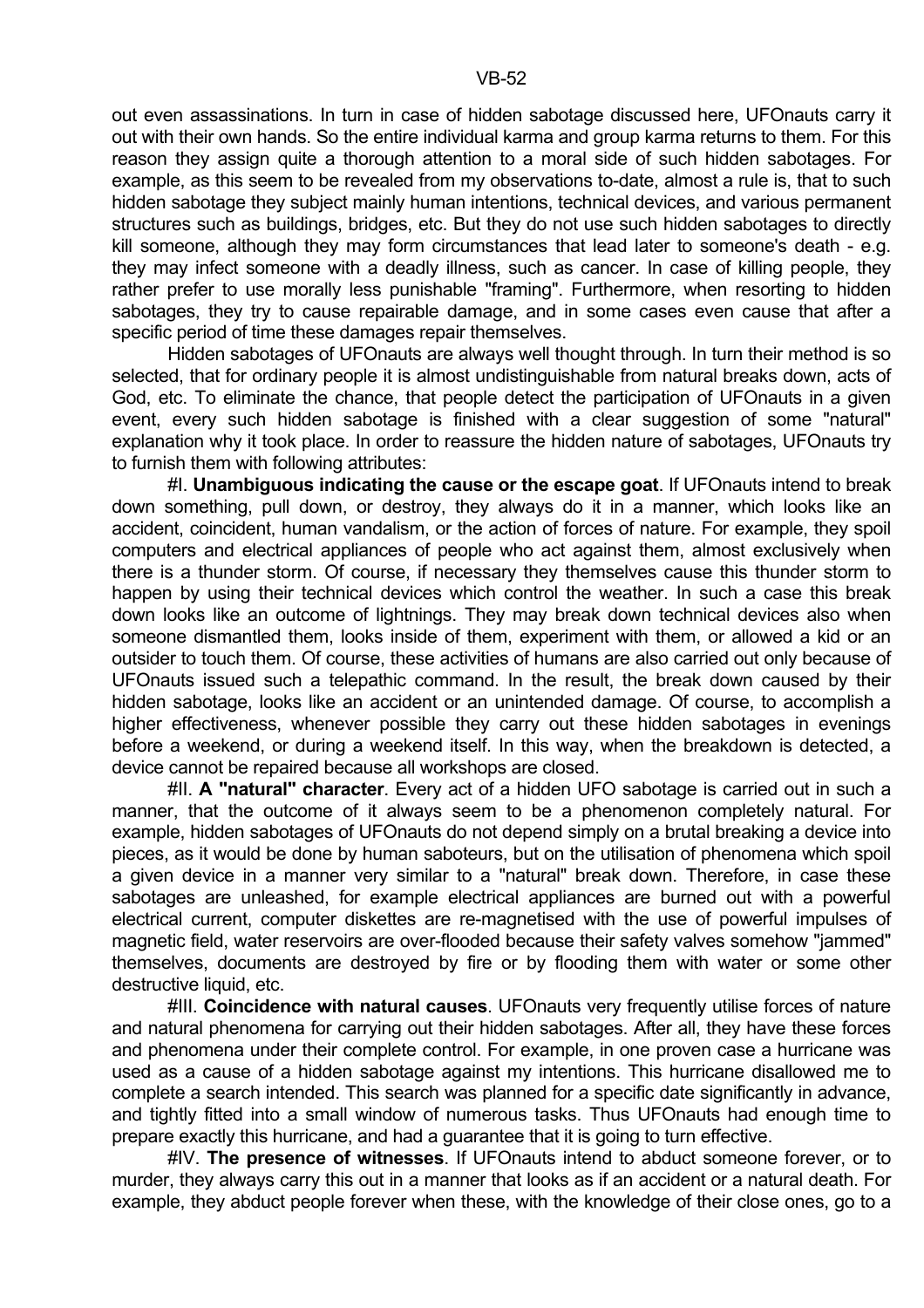out even assassinations. In turn in case of hidden sabotage discussed here, UFOnauts carry it out with their own hands. So the entire individual karma and group karma returns to them. For this reason they assign quite a thorough attention to a moral side of such hidden sabotages. For example, as this seem to be revealed from my observations to-date, almost a rule is, that to such hidden sabotage they subject mainly human intentions, technical devices, and various permanent structures such as buildings, bridges, etc. But they do not use such hidden sabotages to directly kill someone, although they may form circumstances that lead later to someone's death - e.g. they may infect someone with a deadly illness, such as cancer. In case of killing people, they rather prefer to use morally less punishable "framing". Furthermore, when resorting to hidden sabotages, they try to cause repairable damage, and in some cases even cause that after a specific period of time these damages repair themselves.

Hidden sabotages of UFOnauts are always well thought through. In turn their method is so selected, that for ordinary people it is almost undistinguishable from natural breaks down, acts of God, etc. To eliminate the chance, that people detect the participation of UFOnauts in a given event, every such hidden sabotage is finished with a clear suggestion of some "natural" explanation why it took place. In order to reassure the hidden nature of sabotages, UFOnauts try to furnish them with following attributes:

#I. **Unambiguous indicating the cause or the escape goat**. If UFOnauts intend to break down something, pull down, or destroy, they always do it in a manner, which looks like an accident, coincident, human vandalism, or the action of forces of nature. For example, they spoil computers and electrical appliances of people who act against them, almost exclusively when there is a thunder storm. Of course, if necessary they themselves cause this thunder storm to happen by using their technical devices which control the weather. In such a case this break down looks like an outcome of lightnings. They may break down technical devices also when someone dismantled them, looks inside of them, experiment with them, or allowed a kid or an outsider to touch them. Of course, these activities of humans are also carried out only because of UFOnauts issued such a telepathic command. In the result, the break down caused by their hidden sabotage, looks like an accident or an unintended damage. Of course, to accomplish a higher effectiveness, whenever possible they carry out these hidden sabotages in evenings before a weekend, or during a weekend itself. In this way, when the breakdown is detected, a device cannot be repaired because all workshops are closed.

#II. **A "natural" character**. Every act of a hidden UFO sabotage is carried out in such a manner, that the outcome of it always seem to be a phenomenon completely natural. For example, hidden sabotages of UFOnauts do not depend simply on a brutal breaking a device into pieces, as it would be done by human saboteurs, but on the utilisation of phenomena which spoil a given device in a manner very similar to a "natural" break down. Therefore, in case these sabotages are unleashed, for example electrical appliances are burned out with a powerful electrical current, computer diskettes are re-magnetised with the use of powerful impulses of magnetic field, water reservoirs are over-flooded because their safety valves somehow "jammed" themselves, documents are destroyed by fire or by flooding them with water or some other destructive liquid, etc.

#III. **Coincidence with natural causes**. UFOnauts very frequently utilise forces of nature and natural phenomena for carrying out their hidden sabotages. After all, they have these forces and phenomena under their complete control. For example, in one proven case a hurricane was used as a cause of a hidden sabotage against my intentions. This hurricane disallowed me to complete a search intended. This search was planned for a specific date significantly in advance, and tightly fitted into a small window of numerous tasks. Thus UFOnauts had enough time to prepare exactly this hurricane, and had a guarantee that it is going to turn effective.

#IV. **The presence of witnesses**. If UFOnauts intend to abduct someone forever, or to murder, they always carry this out in a manner that looks as if an accident or a natural death. For example, they abduct people forever when these, with the knowledge of their close ones, go to a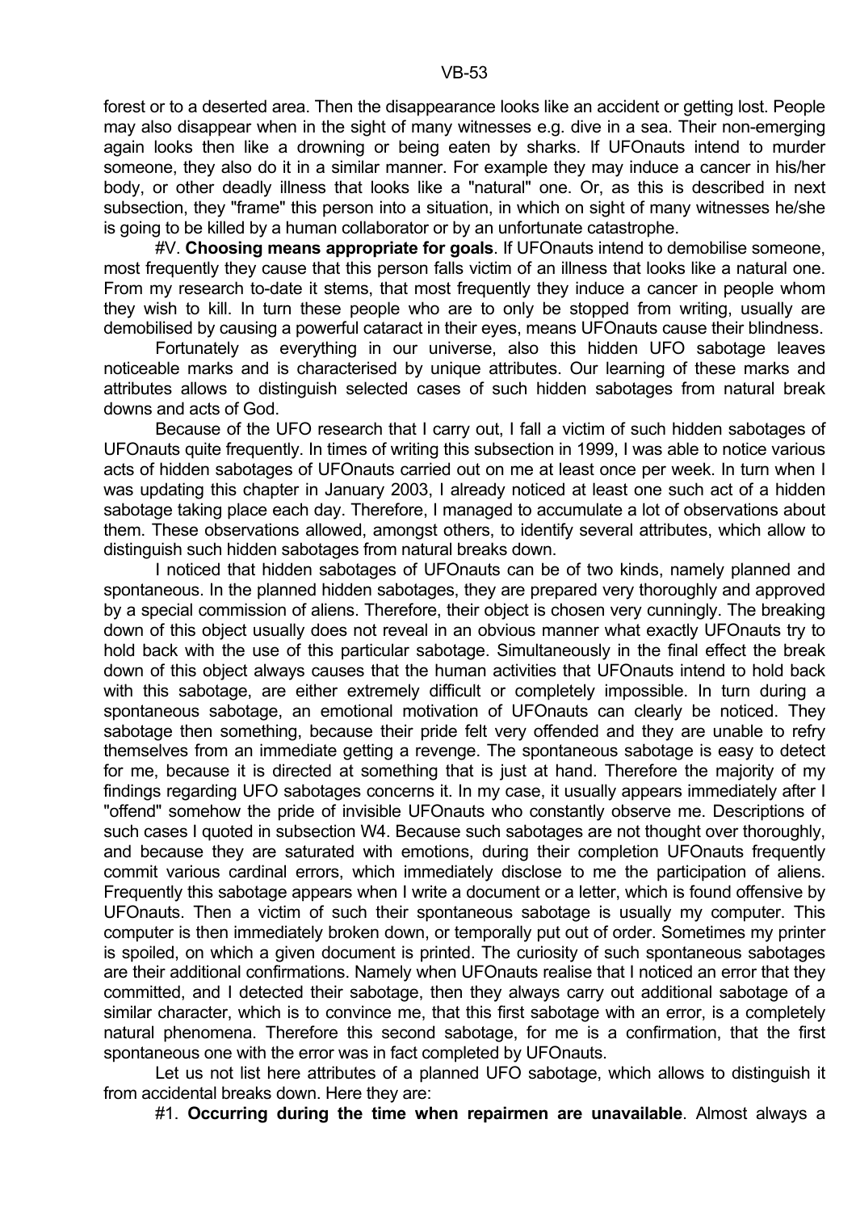forest or to a deserted area. Then the disappearance looks like an accident or getting lost. People may also disappear when in the sight of many witnesses e.g. dive in a sea. Their non-emerging again looks then like a drowning or being eaten by sharks. If UFOnauts intend to murder someone, they also do it in a similar manner. For example they may induce a cancer in his/her body, or other deadly illness that looks like a "natural" one. Or, as this is described in next subsection, they "frame" this person into a situation, in which on sight of many witnesses he/she is going to be killed by a human collaborator or by an unfortunate catastrophe.

#V. **Choosing means appropriate for goals**. If UFOnauts intend to demobilise someone, most frequently they cause that this person falls victim of an illness that looks like a natural one. From my research to-date it stems, that most frequently they induce a cancer in people whom they wish to kill. In turn these people who are to only be stopped from writing, usually are demobilised by causing a powerful cataract in their eyes, means UFOnauts cause their blindness.

Fortunately as everything in our universe, also this hidden UFO sabotage leaves noticeable marks and is characterised by unique attributes. Our learning of these marks and attributes allows to distinguish selected cases of such hidden sabotages from natural break downs and acts of God.

Because of the UFO research that I carry out, I fall a victim of such hidden sabotages of UFOnauts quite frequently. In times of writing this subsection in 1999, I was able to notice various acts of hidden sabotages of UFOnauts carried out on me at least once per week. In turn when I was updating this chapter in January 2003, I already noticed at least one such act of a hidden sabotage taking place each day. Therefore, I managed to accumulate a lot of observations about them. These observations allowed, amongst others, to identify several attributes, which allow to distinguish such hidden sabotages from natural breaks down.

I noticed that hidden sabotages of UFOnauts can be of two kinds, namely planned and spontaneous. In the planned hidden sabotages, they are prepared very thoroughly and approved by a special commission of aliens. Therefore, their object is chosen very cunningly. The breaking down of this object usually does not reveal in an obvious manner what exactly UFOnauts try to hold back with the use of this particular sabotage. Simultaneously in the final effect the break down of this object always causes that the human activities that UFOnauts intend to hold back with this sabotage, are either extremely difficult or completely impossible. In turn during a spontaneous sabotage, an emotional motivation of UFOnauts can clearly be noticed. They sabotage then something, because their pride felt very offended and they are unable to refry themselves from an immediate getting a revenge. The spontaneous sabotage is easy to detect for me, because it is directed at something that is just at hand. Therefore the majority of my findings regarding UFO sabotages concerns it. In my case, it usually appears immediately after I "offend" somehow the pride of invisible UFOnauts who constantly observe me. Descriptions of such cases I quoted in subsection W4. Because such sabotages are not thought over thoroughly, and because they are saturated with emotions, during their completion UFOnauts frequently commit various cardinal errors, which immediately disclose to me the participation of aliens. Frequently this sabotage appears when I write a document or a letter, which is found offensive by UFOnauts. Then a victim of such their spontaneous sabotage is usually my computer. This computer is then immediately broken down, or temporally put out of order. Sometimes my printer is spoiled, on which a given document is printed. The curiosity of such spontaneous sabotages are their additional confirmations. Namely when UFOnauts realise that I noticed an error that they committed, and I detected their sabotage, then they always carry out additional sabotage of a similar character, which is to convince me, that this first sabotage with an error, is a completely natural phenomena. Therefore this second sabotage, for me is a confirmation, that the first spontaneous one with the error was in fact completed by UFOnauts.

Let us not list here attributes of a planned UFO sabotage, which allows to distinguish it from accidental breaks down. Here they are:

#1. **Occurring during the time when repairmen are unavailable**. Almost always a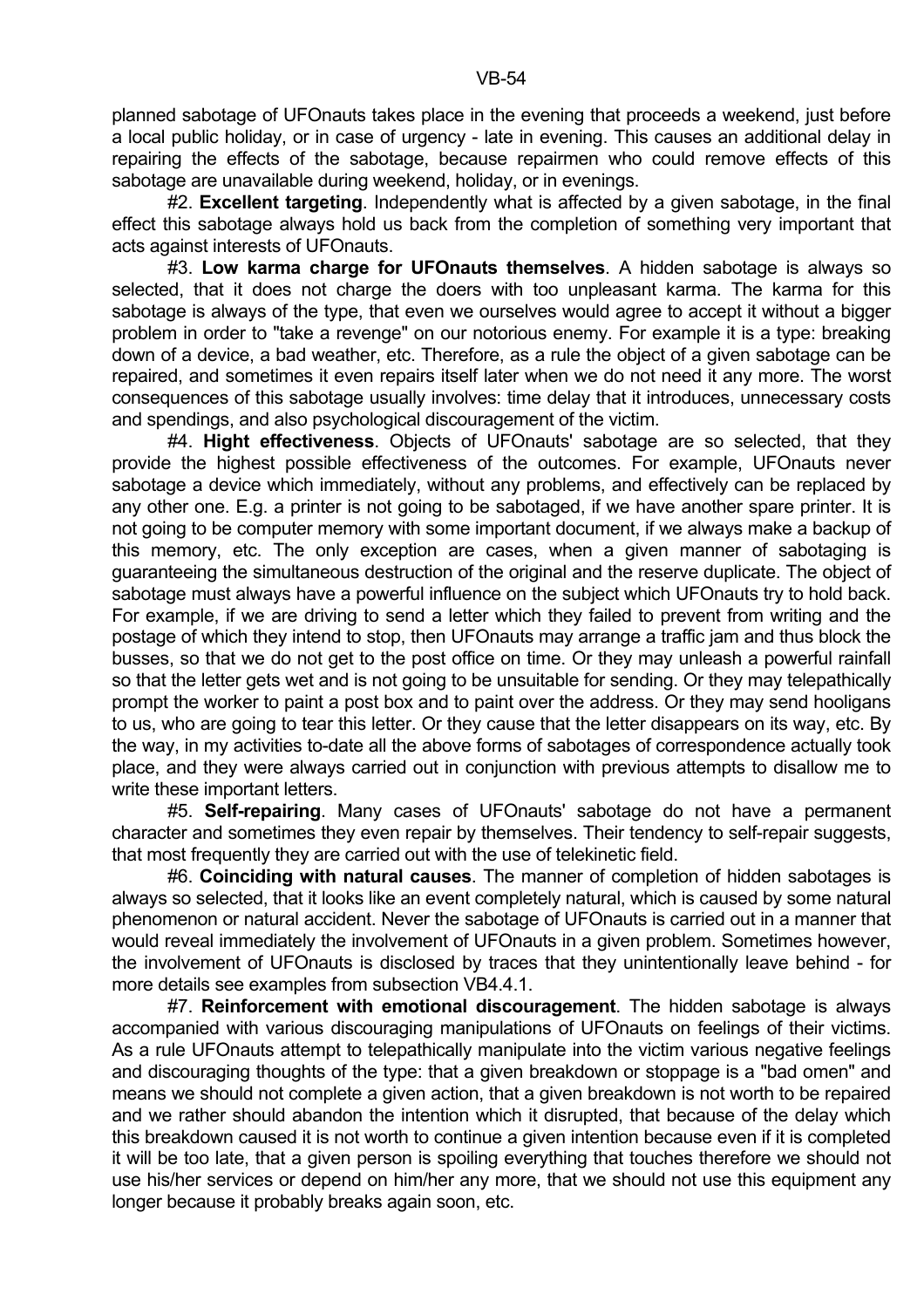planned sabotage of UFOnauts takes place in the evening that proceeds a weekend, just before a local public holiday, or in case of urgency - late in evening. This causes an additional delay in repairing the effects of the sabotage, because repairmen who could remove effects of this sabotage are unavailable during weekend, holiday, or in evenings.

#2. **Excellent targeting**. Independently what is affected by a given sabotage, in the final effect this sabotage always hold us back from the completion of something very important that acts against interests of UFOnauts.

#3. **Low karma charge for UFOnauts themselves**. A hidden sabotage is always so selected, that it does not charge the doers with too unpleasant karma. The karma for this sabotage is always of the type, that even we ourselves would agree to accept it without a bigger problem in order to "take a revenge" on our notorious enemy. For example it is a type: breaking down of a device, a bad weather, etc. Therefore, as a rule the object of a given sabotage can be repaired, and sometimes it even repairs itself later when we do not need it any more. The worst consequences of this sabotage usually involves: time delay that it introduces, unnecessary costs and spendings, and also psychological discouragement of the victim.

#4. **Hight effectiveness**. Objects of UFOnauts' sabotage are so selected, that they provide the highest possible effectiveness of the outcomes. For example, UFOnauts never sabotage a device which immediately, without any problems, and effectively can be replaced by any other one. E.g. a printer is not going to be sabotaged, if we have another spare printer. It is not going to be computer memory with some important document, if we always make a backup of this memory, etc. The only exception are cases, when a given manner of sabotaging is guaranteeing the simultaneous destruction of the original and the reserve duplicate. The object of sabotage must always have a powerful influence on the subject which UFOnauts try to hold back. For example, if we are driving to send a letter which they failed to prevent from writing and the postage of which they intend to stop, then UFOnauts may arrange a traffic jam and thus block the busses, so that we do not get to the post office on time. Or they may unleash a powerful rainfall so that the letter gets wet and is not going to be unsuitable for sending. Or they may telepathically prompt the worker to paint a post box and to paint over the address. Or they may send hooligans to us, who are going to tear this letter. Or they cause that the letter disappears on its way, etc. By the way, in my activities to-date all the above forms of sabotages of correspondence actually took place, and they were always carried out in conjunction with previous attempts to disallow me to write these important letters.

#5. **Self-repairing**. Many cases of UFOnauts' sabotage do not have a permanent character and sometimes they even repair by themselves. Their tendency to self-repair suggests, that most frequently they are carried out with the use of telekinetic field.

#6. **Coinciding with natural causes**. The manner of completion of hidden sabotages is always so selected, that it looks like an event completely natural, which is caused by some natural phenomenon or natural accident. Never the sabotage of UFOnauts is carried out in a manner that would reveal immediately the involvement of UFOnauts in a given problem. Sometimes however, the involvement of UFOnauts is disclosed by traces that they unintentionally leave behind - for more details see examples from subsection VB4.4.1.

#7. **Reinforcement with emotional discouragement**. The hidden sabotage is always accompanied with various discouraging manipulations of UFOnauts on feelings of their victims. As a rule UFOnauts attempt to telepathically manipulate into the victim various negative feelings and discouraging thoughts of the type: that a given breakdown or stoppage is a "bad omen" and means we should not complete a given action, that a given breakdown is not worth to be repaired and we rather should abandon the intention which it disrupted, that because of the delay which this breakdown caused it is not worth to continue a given intention because even if it is completed it will be too late, that a given person is spoiling everything that touches therefore we should not use his/her services or depend on him/her any more, that we should not use this equipment any longer because it probably breaks again soon, etc.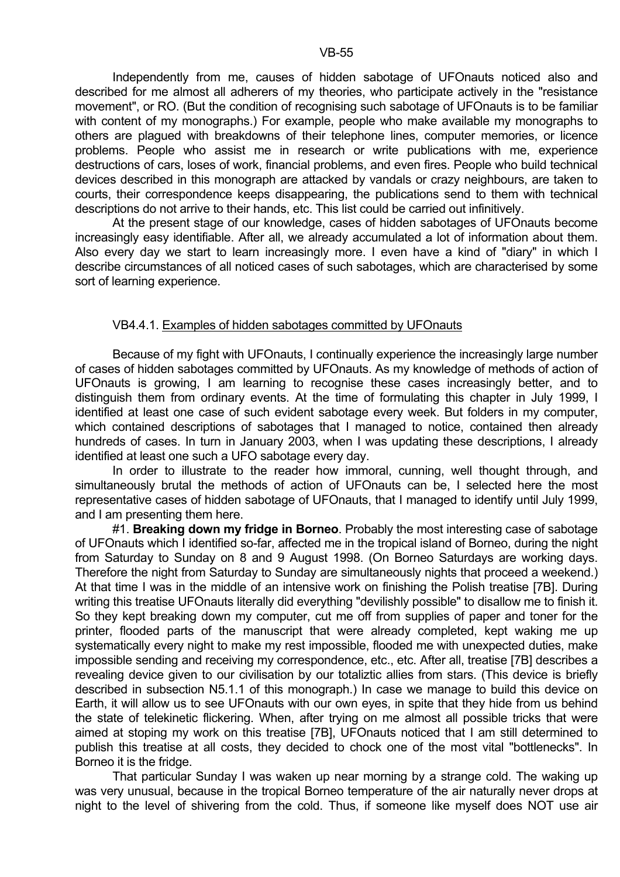Independently from me, causes of hidden sabotage of UFOnauts noticed also and described for me almost all adherers of my theories, who participate actively in the "resistance movement", or RO. (But the condition of recognising such sabotage of UFOnauts is to be familiar with content of my monographs.) For example, people who make available my monographs to others are plagued with breakdowns of their telephone lines, computer memories, or licence problems. People who assist me in research or write publications with me, experience destructions of cars, loses of work, financial problems, and even fires. People who build technical devices described in this monograph are attacked by vandals or crazy neighbours, are taken to courts, their correspondence keeps disappearing, the publications send to them with technical descriptions do not arrive to their hands, etc. This list could be carried out infinitively.

At the present stage of our knowledge, cases of hidden sabotages of UFOnauts become increasingly easy identifiable. After all, we already accumulated a lot of information about them. Also every day we start to learn increasingly more. I even have a kind of "diary" in which I describe circumstances of all noticed cases of such sabotages, which are characterised by some sort of learning experience.

### VB4.4.1. Examples of hidden sabotages committed by UFOnauts

Because of my fight with UFOnauts, I continually experience the increasingly large number of cases of hidden sabotages committed by UFOnauts. As my knowledge of methods of action of UFOnauts is growing, I am learning to recognise these cases increasingly better, and to distinguish them from ordinary events. At the time of formulating this chapter in July 1999, I identified at least one case of such evident sabotage every week. But folders in my computer, which contained descriptions of sabotages that I managed to notice, contained then already hundreds of cases. In turn in January 2003, when I was updating these descriptions, I already identified at least one such a UFO sabotage every day.

In order to illustrate to the reader how immoral, cunning, well thought through, and simultaneously brutal the methods of action of UFOnauts can be, I selected here the most representative cases of hidden sabotage of UFOnauts, that I managed to identify until July 1999, and I am presenting them here.

#1. **Breaking down my fridge in Borneo**. Probably the most interesting case of sabotage of UFOnauts which I identified so-far, affected me in the tropical island of Borneo, during the night from Saturday to Sunday on 8 and 9 August 1998. (On Borneo Saturdays are working days. Therefore the night from Saturday to Sunday are simultaneously nights that proceed a weekend.) At that time I was in the middle of an intensive work on finishing the Polish treatise [7B]. During writing this treatise UFOnauts literally did everything "devilishly possible" to disallow me to finish it. So they kept breaking down my computer, cut me off from supplies of paper and toner for the printer, flooded parts of the manuscript that were already completed, kept waking me up systematically every night to make my rest impossible, flooded me with unexpected duties, make impossible sending and receiving my correspondence, etc., etc. After all, treatise [7B] describes a revealing device given to our civilisation by our totaliztic allies from stars. (This device is briefly described in subsection N5.1.1 of this monograph.) In case we manage to build this device on Earth, it will allow us to see UFOnauts with our own eyes, in spite that they hide from us behind the state of telekinetic flickering. When, after trying on me almost all possible tricks that were aimed at stoping my work on this treatise [7B], UFOnauts noticed that I am still determined to publish this treatise at all costs, they decided to chock one of the most vital "bottlenecks". In Borneo it is the fridge.

That particular Sunday I was waken up near morning by a strange cold. The waking up was very unusual, because in the tropical Borneo temperature of the air naturally never drops at night to the level of shivering from the cold. Thus, if someone like myself does NOT use air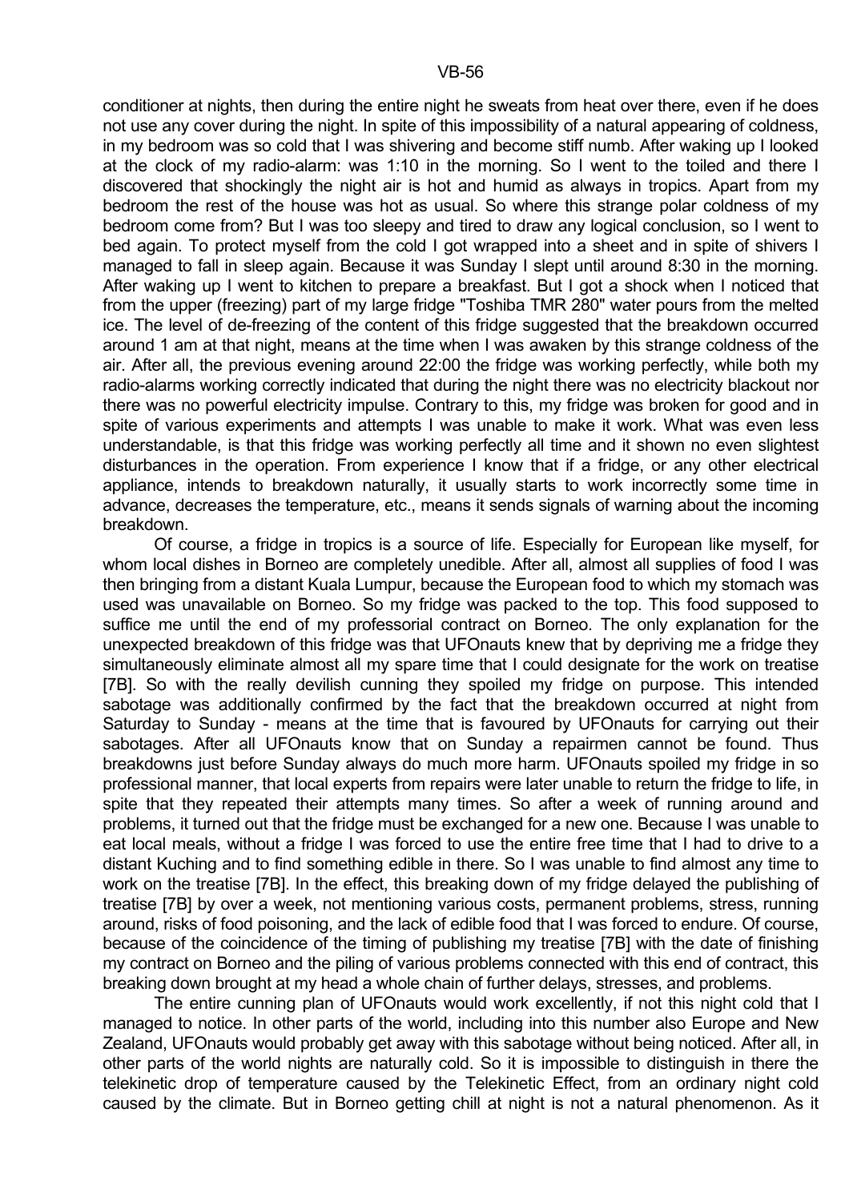conditioner at nights, then during the entire night he sweats from heat over there, even if he does not use any cover during the night. In spite of this impossibility of a natural appearing of coldness, in my bedroom was so cold that I was shivering and become stiff numb. After waking up I looked at the clock of my radio-alarm: was 1:10 in the morning. So I went to the toiled and there I discovered that shockingly the night air is hot and humid as always in tropics. Apart from my bedroom the rest of the house was hot as usual. So where this strange polar coldness of my bedroom come from? But I was too sleepy and tired to draw any logical conclusion, so I went to bed again. To protect myself from the cold I got wrapped into a sheet and in spite of shivers I managed to fall in sleep again. Because it was Sunday I slept until around 8:30 in the morning. After waking up I went to kitchen to prepare a breakfast. But I got a shock when I noticed that from the upper (freezing) part of my large fridge "Toshiba TMR 280" water pours from the melted ice. The level of de-freezing of the content of this fridge suggested that the breakdown occurred around 1 am at that night, means at the time when I was awaken by this strange coldness of the air. After all, the previous evening around 22:00 the fridge was working perfectly, while both my radio-alarms working correctly indicated that during the night there was no electricity blackout nor there was no powerful electricity impulse. Contrary to this, my fridge was broken for good and in spite of various experiments and attempts I was unable to make it work. What was even less understandable, is that this fridge was working perfectly all time and it shown no even slightest disturbances in the operation. From experience I know that if a fridge, or any other electrical appliance, intends to breakdown naturally, it usually starts to work incorrectly some time in advance, decreases the temperature, etc., means it sends signals of warning about the incoming breakdown.

Of course, a fridge in tropics is a source of life. Especially for European like myself, for whom local dishes in Borneo are completely unedible. After all, almost all supplies of food I was then bringing from a distant Kuala Lumpur, because the European food to which my stomach was used was unavailable on Borneo. So my fridge was packed to the top. This food supposed to suffice me until the end of my professorial contract on Borneo. The only explanation for the unexpected breakdown of this fridge was that UFOnauts knew that by depriving me a fridge they simultaneously eliminate almost all my spare time that I could designate for the work on treatise [7B]. So with the really devilish cunning they spoiled my fridge on purpose. This intended sabotage was additionally confirmed by the fact that the breakdown occurred at night from Saturday to Sunday - means at the time that is favoured by UFOnauts for carrying out their sabotages. After all UFOnauts know that on Sunday a repairmen cannot be found. Thus breakdowns just before Sunday always do much more harm. UFOnauts spoiled my fridge in so professional manner, that local experts from repairs were later unable to return the fridge to life, in spite that they repeated their attempts many times. So after a week of running around and problems, it turned out that the fridge must be exchanged for a new one. Because I was unable to eat local meals, without a fridge I was forced to use the entire free time that I had to drive to a distant Kuching and to find something edible in there. So I was unable to find almost any time to work on the treatise [7B]. In the effect, this breaking down of my fridge delayed the publishing of treatise [7B] by over a week, not mentioning various costs, permanent problems, stress, running around, risks of food poisoning, and the lack of edible food that I was forced to endure. Of course, because of the coincidence of the timing of publishing my treatise [7B] with the date of finishing my contract on Borneo and the piling of various problems connected with this end of contract, this breaking down brought at my head a whole chain of further delays, stresses, and problems.

The entire cunning plan of UFOnauts would work excellently, if not this night cold that I managed to notice. In other parts of the world, including into this number also Europe and New Zealand, UFOnauts would probably get away with this sabotage without being noticed. After all, in other parts of the world nights are naturally cold. So it is impossible to distinguish in there the telekinetic drop of temperature caused by the Telekinetic Effect, from an ordinary night cold caused by the climate. But in Borneo getting chill at night is not a natural phenomenon. As it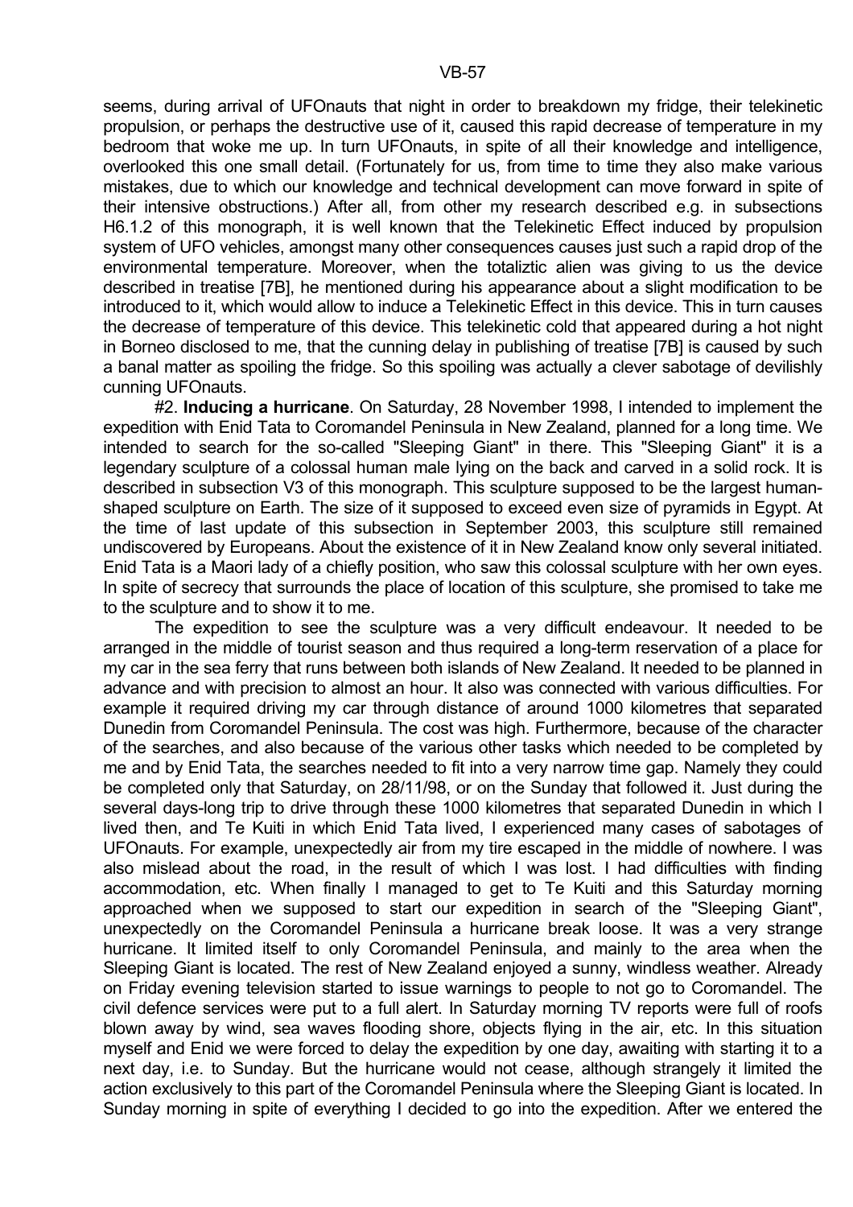seems, during arrival of UFOnauts that night in order to breakdown my fridge, their telekinetic propulsion, or perhaps the destructive use of it, caused this rapid decrease of temperature in my bedroom that woke me up. In turn UFOnauts, in spite of all their knowledge and intelligence, overlooked this one small detail. (Fortunately for us, from time to time they also make various mistakes, due to which our knowledge and technical development can move forward in spite of their intensive obstructions.) After all, from other my research described e.g. in subsections H6.1.2 of this monograph, it is well known that the Telekinetic Effect induced by propulsion system of UFO vehicles, amongst many other consequences causes just such a rapid drop of the environmental temperature. Moreover, when the totaliztic alien was giving to us the device described in treatise [7B], he mentioned during his appearance about a slight modification to be introduced to it, which would allow to induce a Telekinetic Effect in this device. This in turn causes the decrease of temperature of this device. This telekinetic cold that appeared during a hot night in Borneo disclosed to me, that the cunning delay in publishing of treatise [7B] is caused by such a banal matter as spoiling the fridge. So this spoiling was actually a clever sabotage of devilishly cunning UFOnauts.

#2. **Inducing a hurricane**. On Saturday, 28 November 1998, I intended to implement the expedition with Enid Tata to Coromandel Peninsula in New Zealand, planned for a long time. We intended to search for the so-called "Sleeping Giant" in there. This "Sleeping Giant" it is a legendary sculpture of a colossal human male lying on the back and carved in a solid rock. It is described in subsection V3 of this monograph. This sculpture supposed to be the largest human-shaped sculpture on Earth. The size of it supposed to exceed even size of pyramids in Egypt. At the time of last update of this subsection in September 2003, this sculpture still remained undiscovered by Europeans. About the existence of it in New Zealand know only several initiated. Enid Tata is a Maori lady of a chiefly position, who saw this colossal sculpture with her own eyes. In spite of secrecy that surrounds the place of location of this sculpture, she promised to take me to the sculpture and to show it to me.

The expedition to see the sculpture was a very difficult endeavour. It needed to be arranged in the middle of tourist season and thus required a long-term reservation of a place for my car in the sea ferry that runs between both islands of New Zealand. It needed to be planned in advance and with precision to almost an hour. It also was connected with various difficulties. For example it required driving my car through distance of around 1000 kilometres that separated Dunedin from Coromandel Peninsula. The cost was high. Furthermore, because of the character of the searches, and also because of the various other tasks which needed to be completed by me and by Enid Tata, the searches needed to fit into a very narrow time gap. Namely they could be completed only that Saturday, on 28/11/98, or on the Sunday that followed it. Just during the several days-long trip to drive through these 1000 kilometres that separated Dunedin in which I lived then, and Te Kuiti in which Enid Tata lived, I experienced many cases of sabotages of UFOnauts. For example, unexpectedly air from my tire escaped in the middle of nowhere. I was also mislead about the road, in the result of which I was lost. I had difficulties with finding accommodation, etc. When finally I managed to get to Te Kuiti and this Saturday morning approached when we supposed to start our expedition in search of the "Sleeping Giant", unexpectedly on the Coromandel Peninsula a hurricane break loose. It was a very strange hurricane. It limited itself to only Coromandel Peninsula, and mainly to the area when the Sleeping Giant is located. The rest of New Zealand enjoyed a sunny, windless weather. Already on Friday evening television started to issue warnings to people to not go to Coromandel. The civil defence services were put to a full alert. In Saturday morning TV reports were full of roofs blown away by wind, sea waves flooding shore, objects flying in the air, etc. In this situation myself and Enid we were forced to delay the expedition by one day, awaiting with starting it to a next day, i.e. to Sunday. But the hurricane would not cease, although strangely it limited the action exclusively to this part of the Coromandel Peninsula where the Sleeping Giant is located. In Sunday morning in spite of everything I decided to go into the expedition. After we entered the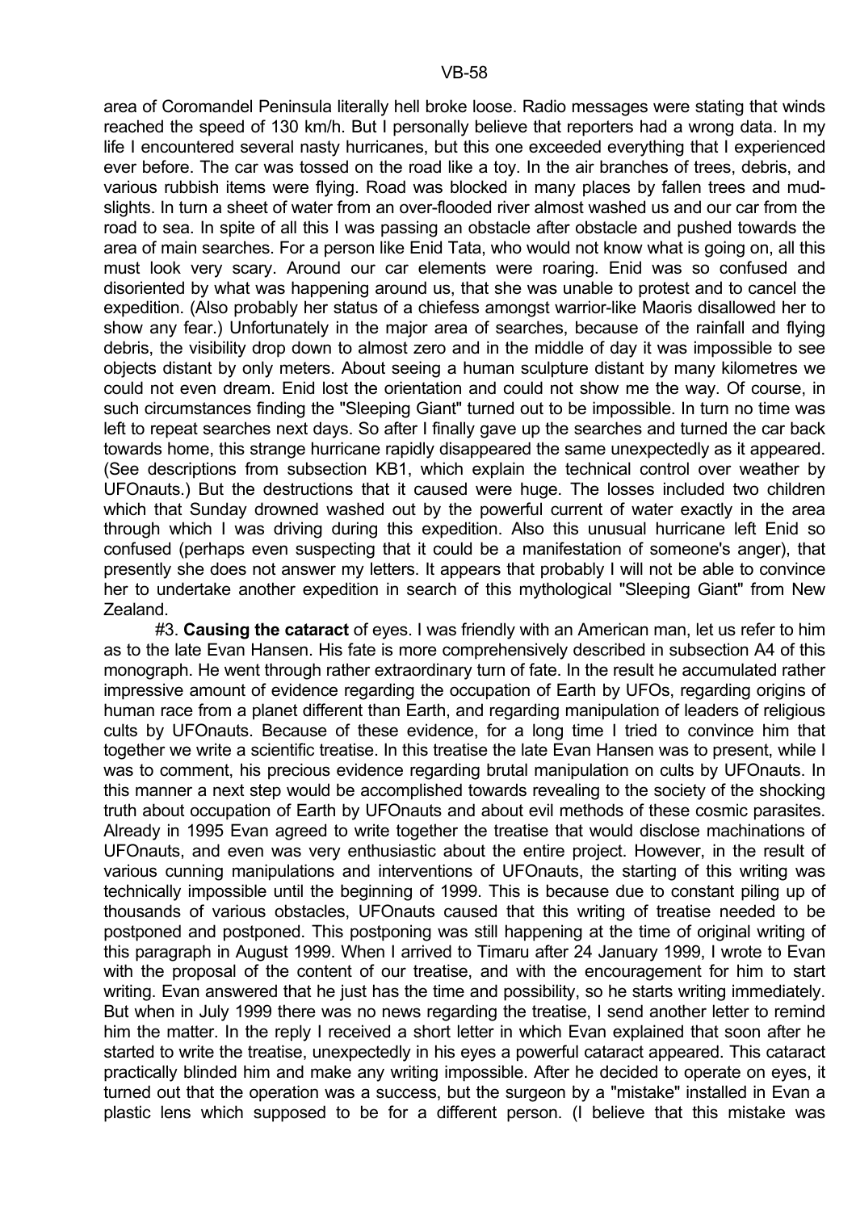area of Coromandel Peninsula literally hell broke loose. Radio messages were stating that winds reached the speed of 130 km/h. But I personally believe that reporters had a wrong data. In my life I encountered several nasty hurricanes, but this one exceeded everything that I experienced ever before. The car was tossed on the road like a toy. In the air branches of trees, debris, and various rubbish items were flying. Road was blocked in many places by fallen trees and mud-slights. In turn a sheet of water from an over-flooded river almost washed us and our car from the road to sea. In spite of all this I was passing an obstacle after obstacle and pushed towards the area of main searches. For a person like Enid Tata, who would not know what is going on, all this must look very scary. Around our car elements were roaring. Enid was so confused and disoriented by what was happening around us, that she was unable to protest and to cancel the expedition. (Also probably her status of a chiefess amongst warrior-like Maoris disallowed her to show any fear.) Unfortunately in the major area of searches, because of the rainfall and flying debris, the visibility drop down to almost zero and in the middle of day it was impossible to see objects distant by only meters. About seeing a human sculpture distant by many kilometres we could not even dream. Enid lost the orientation and could not show me the way. Of course, in such circumstances finding the "Sleeping Giant" turned out to be impossible. In turn no time was left to repeat searches next days. So after I finally gave up the searches and turned the car back towards home, this strange hurricane rapidly disappeared the same unexpectedly as it appeared. (See descriptions from subsection KB1, which explain the technical control over weather by UFOnauts.) But the destructions that it caused were huge. The losses included two children which that Sunday drowned washed out by the powerful current of water exactly in the area through which I was driving during this expedition. Also this unusual hurricane left Enid so confused (perhaps even suspecting that it could be a manifestation of someone's anger), that presently she does not answer my letters. It appears that probably I will not be able to convince her to undertake another expedition in search of this mythological "Sleeping Giant" from New Zealand.

#3. **Causing the cataract** of eyes. I was friendly with an American man, let us refer to him as to the late Evan Hansen. His fate is more comprehensively described in subsection A4 of this monograph. He went through rather extraordinary turn of fate. In the result he accumulated rather impressive amount of evidence regarding the occupation of Earth by UFOs, regarding origins of human race from a planet different than Earth, and regarding manipulation of leaders of religious cults by UFOnauts. Because of these evidence, for a long time I tried to convince him that together we write a scientific treatise. In this treatise the late Evan Hansen was to present, while I was to comment, his precious evidence regarding brutal manipulation on cults by UFOnauts. In this manner a next step would be accomplished towards revealing to the society of the shocking truth about occupation of Earth by UFOnauts and about evil methods of these cosmic parasites. Already in 1995 Evan agreed to write together the treatise that would disclose machinations of UFOnauts, and even was very enthusiastic about the entire project. However, in the result of various cunning manipulations and interventions of UFOnauts, the starting of this writing was technically impossible until the beginning of 1999. This is because due to constant piling up of thousands of various obstacles, UFOnauts caused that this writing of treatise needed to be postponed and postponed. This postponing was still happening at the time of original writing of this paragraph in August 1999. When I arrived to Timaru after 24 January 1999, I wrote to Evan with the proposal of the content of our treatise, and with the encouragement for him to start writing. Evan answered that he just has the time and possibility, so he starts writing immediately. But when in July 1999 there was no news regarding the treatise, I send another letter to remind him the matter. In the reply I received a short letter in which Evan explained that soon after he started to write the treatise, unexpectedly in his eyes a powerful cataract appeared. This cataract practically blinded him and make any writing impossible. After he decided to operate on eyes, it turned out that the operation was a success, but the surgeon by a "mistake" installed in Evan a plastic lens which supposed to be for a different person. (I believe that this mistake was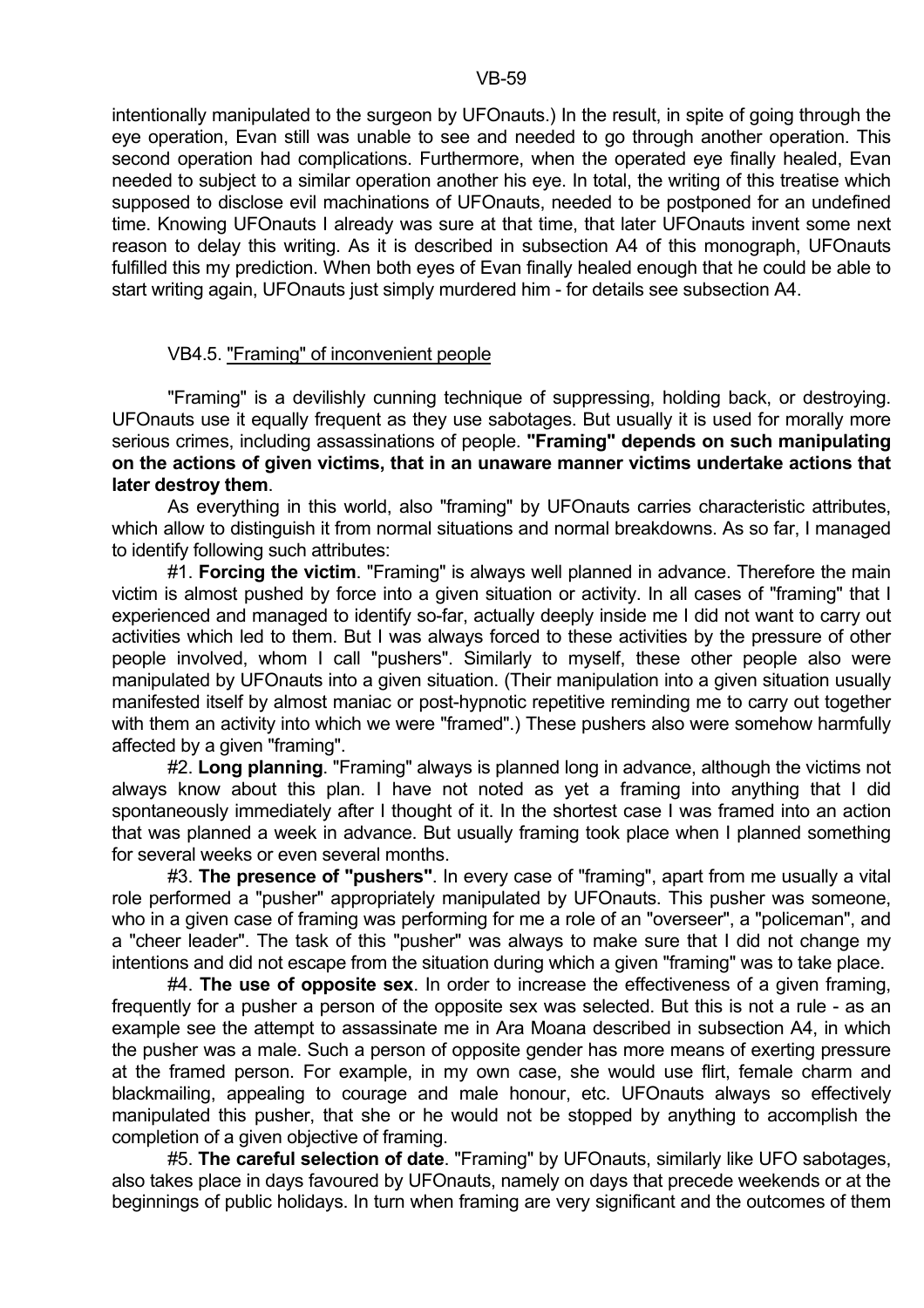intentionally manipulated to the surgeon by UFOnauts.) In the result, in spite of going through the eye operation, Evan still was unable to see and needed to go through another operation. This second operation had complications. Furthermore, when the operated eye finally healed, Evan needed to subject to a similar operation another his eye. In total, the writing of this treatise which supposed to disclose evil machinations of UFOnauts, needed to be postponed for an undefined time. Knowing UFOnauts I already was sure at that time, that later UFOnauts invent some next reason to delay this writing. As it is described in subsection A4 of this monograph, UFOnauts fulfilled this my prediction. When both eyes of Evan finally healed enough that he could be able to start writing again, UFOnauts just simply murdered him - for details see subsection A4.

### VB4.5. "Framing" of inconvenient people

"Framing" is a devilishly cunning technique of suppressing, holding back, or destroying. UFOnauts use it equally frequent as they use sabotages. But usually it is used for morally more serious crimes, including assassinations of people. **"Framing" depends on such manipulating on the actions of given victims, that in an unaware manner victims undertake actions that later destroy them**.

As everything in this world, also "framing" by UFOnauts carries characteristic attributes, which allow to distinguish it from normal situations and normal breakdowns. As so far, I managed to identify following such attributes:

#1. **Forcing the victim**. "Framing" is always well planned in advance. Therefore the main victim is almost pushed by force into a given situation or activity. In all cases of "framing" that I experienced and managed to identify so-far, actually deeply inside me I did not want to carry out activities which led to them. But I was always forced to these activities by the pressure of other people involved, whom I call "pushers". Similarly to myself, these other people also were manipulated by UFOnauts into a given situation. (Their manipulation into a given situation usually manifested itself by almost maniac or post-hypnotic repetitive reminding me to carry out together with them an activity into which we were "framed".) These pushers also were somehow harmfully affected by a given "framing".

#2. **Long planning**. "Framing" always is planned long in advance, although the victims not always know about this plan. I have not noted as yet a framing into anything that I did spontaneously immediately after I thought of it. In the shortest case I was framed into an action that was planned a week in advance. But usually framing took place when I planned something for several weeks or even several months.

#3. **The presence of "pushers"**. In every case of "framing", apart from me usually a vital role performed a "pusher" appropriately manipulated by UFOnauts. This pusher was someone, who in a given case of framing was performing for me a role of an "overseer", a "policeman", and a "cheer leader". The task of this "pusher" was always to make sure that I did not change my intentions and did not escape from the situation during which a given "framing" was to take place.

#4. **The use of opposite sex**. In order to increase the effectiveness of a given framing, frequently for a pusher a person of the opposite sex was selected. But this is not a rule - as an example see the attempt to assassinate me in Ara Moana described in subsection A4, in which the pusher was a male. Such a person of opposite gender has more means of exerting pressure at the framed person. For example, in my own case, she would use flirt, female charm and blackmailing, appealing to courage and male honour, etc. UFOnauts always so effectively manipulated this pusher, that she or he would not be stopped by anything to accomplish the completion of a given objective of framing.

#5. **The careful selection of date**. "Framing" by UFOnauts, similarly like UFO sabotages, also takes place in days favoured by UFOnauts, namely on days that precede weekends or at the beginnings of public holidays. In turn when framing are very significant and the outcomes of them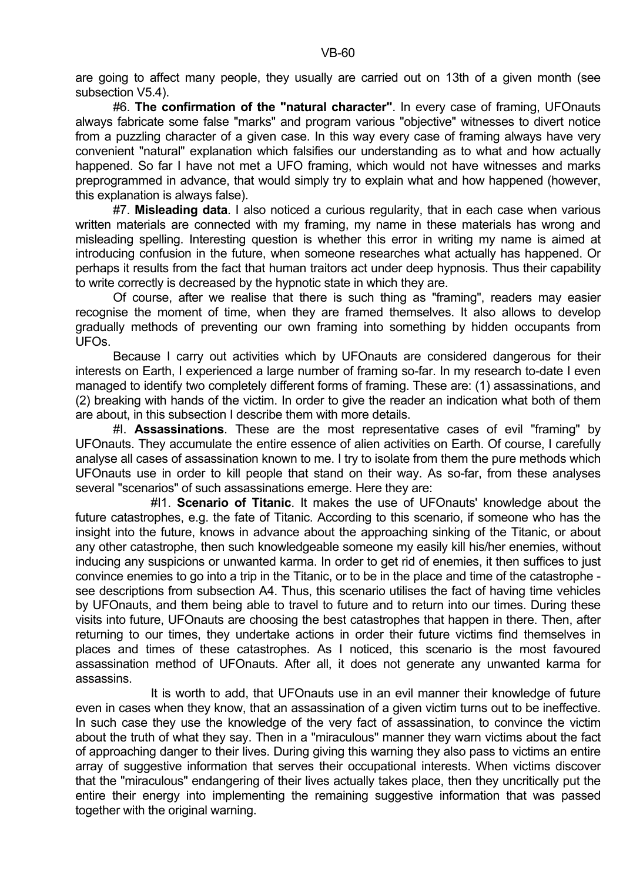are going to affect many people, they usually are carried out on 13th of a given month (see subsection V5.4).

#6. **The confirmation of the "natural character"**. In every case of framing, UFOnauts always fabricate some false "marks" and program various "objective" witnesses to divert notice from a puzzling character of a given case. In this way every case of framing always have very convenient "natural" explanation which falsifies our understanding as to what and how actually happened. So far I have not met a UFO framing, which would not have witnesses and marks preprogrammed in advance, that would simply try to explain what and how happened (however, this explanation is always false).

#7. **Misleading data**. I also noticed a curious regularity, that in each case when various written materials are connected with my framing, my name in these materials has wrong and misleading spelling. Interesting question is whether this error in writing my name is aimed at introducing confusion in the future, when someone researches what actually has happened. Or perhaps it results from the fact that human traitors act under deep hypnosis. Thus their capability to write correctly is decreased by the hypnotic state in which they are.

Of course, after we realise that there is such thing as "framing", readers may easier recognise the moment of time, when they are framed themselves. It also allows to develop gradually methods of preventing our own framing into something by hidden occupants from UFOs.

Because I carry out activities which by UFOnauts are considered dangerous for their interests on Earth, I experienced a large number of framing so-far. In my research to-date I even managed to identify two completely different forms of framing. These are: (1) assassinations, and (2) breaking with hands of the victim. In order to give the reader an indication what both of them are about, in this subsection I describe them with more details.

#I. **Assassinations**. These are the most representative cases of evil "framing" by UFOnauts. They accumulate the entire essence of alien activities on Earth. Of course, I carefully analyse all cases of assassination known to me. I try to isolate from them the pure methods which UFOnauts use in order to kill people that stand on their way. As so-far, from these analyses several "scenarios" of such assassinations emerge. Here they are:

#I1. **Scenario of Titanic**. It makes the use of UFOnauts' knowledge about the future catastrophes, e.g. the fate of Titanic. According to this scenario, if someone who has the insight into the future, knows in advance about the approaching sinking of the Titanic, or about any other catastrophe, then such knowledgeable someone my easily kill his/her enemies, without inducing any suspicions or unwanted karma. In order to get rid of enemies, it then suffices to just convince enemies to go into a trip in the Titanic, or to be in the place and time of the catastrophe - see descriptions from subsection A4. Thus, this scenario utilises the fact of having time vehicles by UFOnauts, and them being able to travel to future and to return into our times. During these visits into future, UFOnauts are choosing the best catastrophes that happen in there. Then, after returning to our times, they undertake actions in order their future victims find themselves in places and times of these catastrophes. As I noticed, this scenario is the most favoured assassination method of UFOnauts. After all, it does not generate any unwanted karma for assassins.

It is worth to add, that UFOnauts use in an evil manner their knowledge of future even in cases when they know, that an assassination of a given victim turns out to be ineffective. In such case they use the knowledge of the very fact of assassination, to convince the victim about the truth of what they say. Then in a "miraculous" manner they warn victims about the fact of approaching danger to their lives. During giving this warning they also pass to victims an entire array of suggestive information that serves their occupational interests. When victims discover that the "miraculous" endangering of their lives actually takes place, then they uncritically put the entire their energy into implementing the remaining suggestive information that was passed together with the original warning.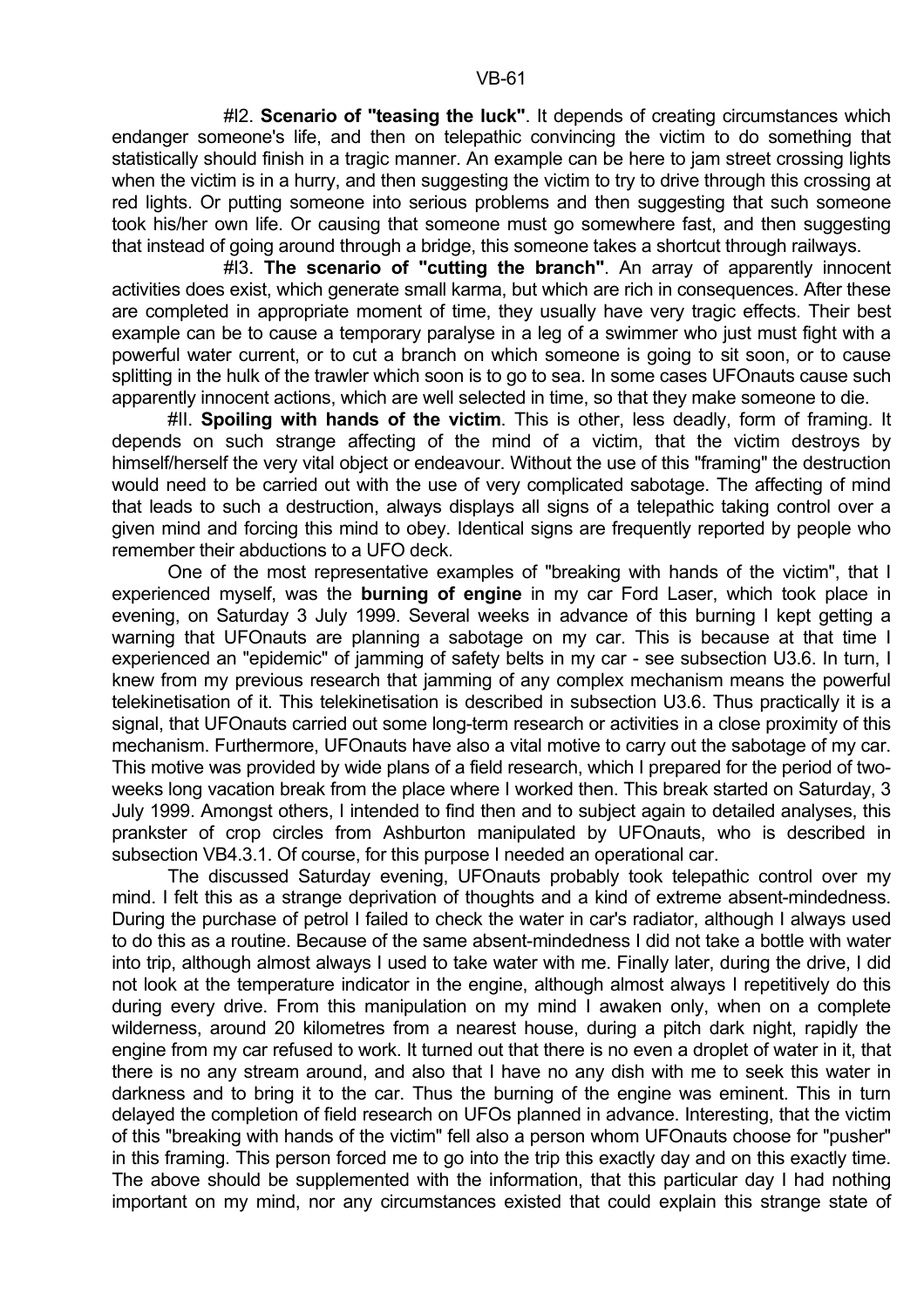#I2. **Scenario of "teasing the luck"**. It depends of creating circumstances which endanger someone's life, and then on telepathic convincing the victim to do something that statistically should finish in a tragic manner. An example can be here to jam street crossing lights when the victim is in a hurry, and then suggesting the victim to try to drive through this crossing at red lights. Or putting someone into serious problems and then suggesting that such someone took his/her own life. Or causing that someone must go somewhere fast, and then suggesting that instead of going around through a bridge, this someone takes a shortcut through railways.

#I3. **The scenario of "cutting the branch"**. An array of apparently innocent activities does exist, which generate small karma, but which are rich in consequences. After these are completed in appropriate moment of time, they usually have very tragic effects. Their best example can be to cause a temporary paralyse in a leg of a swimmer who just must fight with a powerful water current, or to cut a branch on which someone is going to sit soon, or to cause splitting in the hulk of the trawler which soon is to go to sea. In some cases UFOnauts cause such apparently innocent actions, which are well selected in time, so that they make someone to die.

#II. **Spoiling with hands of the victim**. This is other, less deadly, form of framing. It depends on such strange affecting of the mind of a victim, that the victim destroys by himself/herself the very vital object or endeavour. Without the use of this "framing" the destruction would need to be carried out with the use of very complicated sabotage. The affecting of mind that leads to such a destruction, always displays all signs of a telepathic taking control over a given mind and forcing this mind to obey. Identical signs are frequently reported by people who remember their abductions to a UFO deck.

One of the most representative examples of "breaking with hands of the victim", that I experienced myself, was the **burning of engine** in my car Ford Laser, which took place in evening, on Saturday 3 July 1999. Several weeks in advance of this burning I kept getting a warning that UFOnauts are planning a sabotage on my car. This is because at that time I experienced an "epidemic" of jamming of safety belts in my car - see subsection U3.6. In turn, I knew from my previous research that jamming of any complex mechanism means the powerful telekinetisation of it. This telekinetisation is described in subsection U3.6. Thus practically it is a signal, that UFOnauts carried out some long-term research or activities in a close proximity of this mechanism. Furthermore, UFOnauts have also a vital motive to carry out the sabotage of my car. This motive was provided by wide plans of a field research, which I prepared for the period of two-weeks long vacation break from the place where I worked then. This break started on Saturday, 3 July 1999. Amongst others, I intended to find then and to subject again to detailed analyses, this prankster of crop circles from Ashburton manipulated by UFOnauts, who is described in subsection VB4.3.1. Of course, for this purpose I needed an operational car.

The discussed Saturday evening, UFOnauts probably took telepathic control over my mind. I felt this as a strange deprivation of thoughts and a kind of extreme absent-mindedness. During the purchase of petrol I failed to check the water in car's radiator, although I always used to do this as a routine. Because of the same absent-mindedness I did not take a bottle with water into trip, although almost always I used to take water with me. Finally later, during the drive, I did not look at the temperature indicator in the engine, although almost always I repetitively do this during every drive. From this manipulation on my mind I awaken only, when on a complete wilderness, around 20 kilometres from a nearest house, during a pitch dark night, rapidly the engine from my car refused to work. It turned out that there is no even a droplet of water in it, that there is no any stream around, and also that I have no any dish with me to seek this water in darkness and to bring it to the car. Thus the burning of the engine was eminent. This in turn delayed the completion of field research on UFOs planned in advance. Interesting, that the victim of this "breaking with hands of the victim" fell also a person whom UFOnauts choose for "pusher" in this framing. This person forced me to go into the trip this exactly day and on this exactly time. The above should be supplemented with the information, that this particular day I had nothing important on my mind, nor any circumstances existed that could explain this strange state of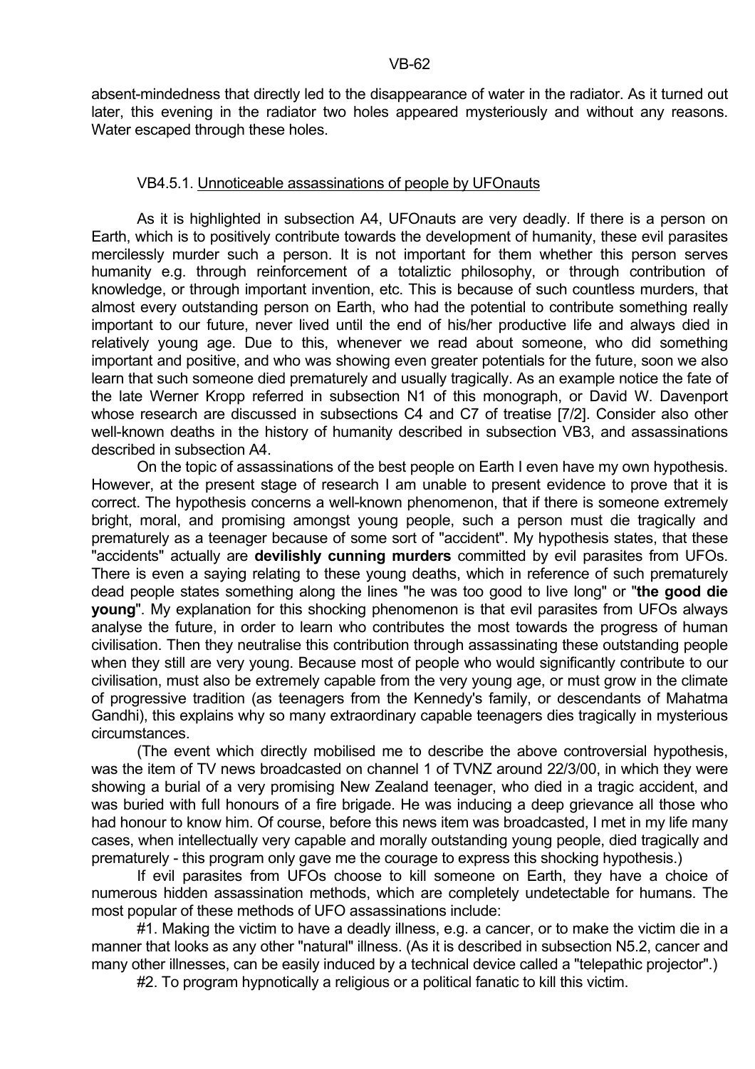absent-mindedness that directly led to the disappearance of water in the radiator. As it turned out later, this evening in the radiator two holes appeared mysteriously and without any reasons. Water escaped through these holes.

### VB4.5.1. Unnoticeable assassinations of people by UFOnauts

As it is highlighted in subsection A4, UFOnauts are very deadly. If there is a person on Earth, which is to positively contribute towards the development of humanity, these evil parasites mercilessly murder such a person. It is not important for them whether this person serves humanity e.g. through reinforcement of a totaliztic philosophy, or through contribution of knowledge, or through important invention, etc. This is because of such countless murders, that almost every outstanding person on Earth, who had the potential to contribute something really important to our future, never lived until the end of his/her productive life and always died in relatively young age. Due to this, whenever we read about someone, who did something important and positive, and who was showing even greater potentials for the future, soon we also learn that such someone died prematurely and usually tragically. As an example notice the fate of the late Werner Kropp referred in subsection N1 of this monograph, or David W. Davenport whose research are discussed in subsections C4 and C7 of treatise [7/2]. Consider also other well-known deaths in the history of humanity described in subsection VB3, and assassinations described in subsection A4.

On the topic of assassinations of the best people on Earth I even have my own hypothesis. However, at the present stage of research I am unable to present evidence to prove that it is correct. The hypothesis concerns a well-known phenomenon, that if there is someone extremely bright, moral, and promising amongst young people, such a person must die tragically and prematurely as a teenager because of some sort of "accident". My hypothesis states, that these "accidents" actually are **devilishly cunning murders** committed by evil parasites from UFOs. There is even a saying relating to these young deaths, which in reference of such prematurely dead people states something along the lines "he was too good to live long" or "**the good die young**". My explanation for this shocking phenomenon is that evil parasites from UFOs always analyse the future, in order to learn who contributes the most towards the progress of human civilisation. Then they neutralise this contribution through assassinating these outstanding people when they still are very young. Because most of people who would significantly contribute to our civilisation, must also be extremely capable from the very young age, or must grow in the climate of progressive tradition (as teenagers from the Kennedy's family, or descendants of Mahatma Gandhi), this explains why so many extraordinary capable teenagers dies tragically in mysterious circumstances.

(The event which directly mobilised me to describe the above controversial hypothesis, was the item of TV news broadcasted on channel 1 of TVNZ around 22/3/00, in which they were showing a burial of a very promising New Zealand teenager, who died in a tragic accident, and was buried with full honours of a fire brigade. He was inducing a deep grievance all those who had honour to know him. Of course, before this news item was broadcasted, I met in my life many cases, when intellectually very capable and morally outstanding young people, died tragically and prematurely - this program only gave me the courage to express this shocking hypothesis.)

If evil parasites from UFOs choose to kill someone on Earth, they have a choice of numerous hidden assassination methods, which are completely undetectable for humans. The most popular of these methods of UFO assassinations include:

#1. Making the victim to have a deadly illness, e.g. a cancer, or to make the victim die in a manner that looks as any other "natural" illness. (As it is described in subsection N5.2, cancer and many other illnesses, can be easily induced by a technical device called a "telepathic projector".)

#2. To program hypnotically a religious or a political fanatic to kill this victim.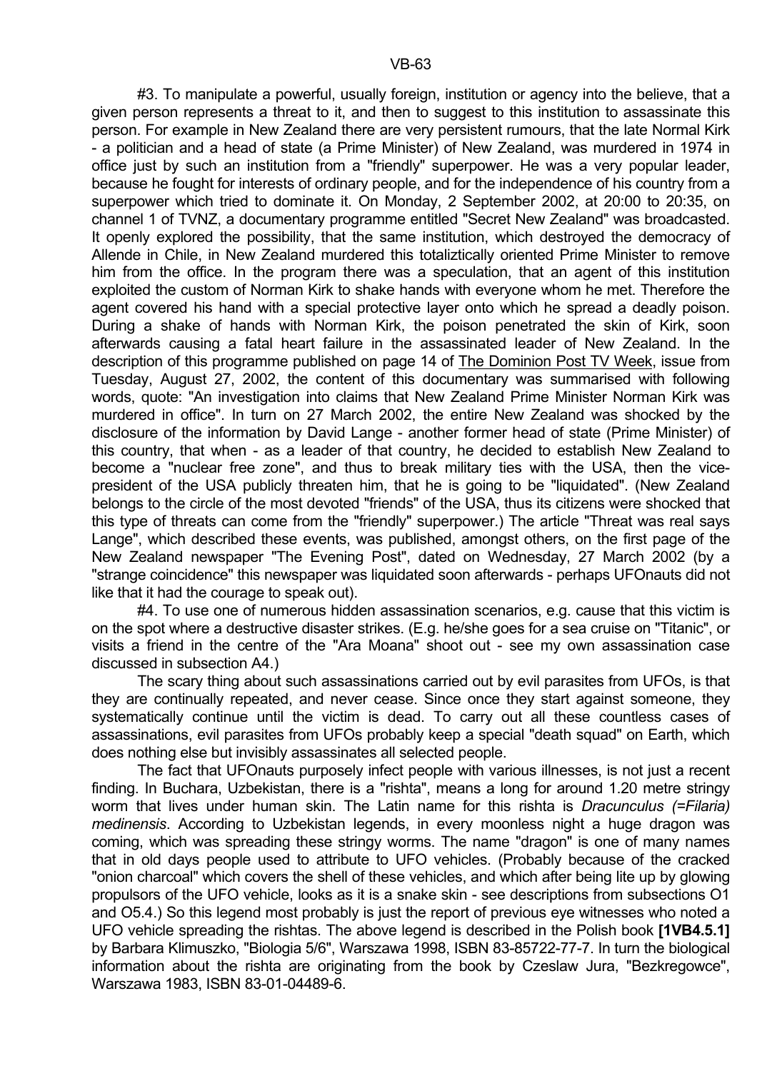#3. To manipulate a powerful, usually foreign, institution or agency into the believe, that a given person represents a threat to it, and then to suggest to this institution to assassinate this person. For example in New Zealand there are very persistent rumours, that the late Normal Kirk - a politician and a head of state (a Prime Minister) of New Zealand, was murdered in 1974 in office just by such an institution from a "friendly" superpower. He was a very popular leader, because he fought for interests of ordinary people, and for the independence of his country from a superpower which tried to dominate it. On Monday, 2 September 2002, at 20:00 to 20:35, on channel 1 of TVNZ, a documentary programme entitled "Secret New Zealand" was broadcasted. It openly explored the possibility, that the same institution, which destroyed the democracy of Allende in Chile, in New Zealand murdered this totaliztically oriented Prime Minister to remove him from the office. In the program there was a speculation, that an agent of this institution exploited the custom of Norman Kirk to shake hands with everyone whom he met. Therefore the agent covered his hand with a special protective layer onto which he spread a deadly poison. During a shake of hands with Norman Kirk, the poison penetrated the skin of Kirk, soon afterwards causing a fatal heart failure in the assassinated leader of New Zealand. In the description of this programme published on page 14 of The Dominion Post TV Week, issue from Tuesday, August 27, 2002, the content of this documentary was summarised with following words, quote: "An investigation into claims that New Zealand Prime Minister Norman Kirk was murdered in office". In turn on 27 March 2002, the entire New Zealand was shocked by the disclosure of the information by David Lange - another former head of state (Prime Minister) of this country, that when - as a leader of that country, he decided to establish New Zealand to become a "nuclear free zone", and thus to break military ties with the USA, then the vice-president of the USA publicly threaten him, that he is going to be "liquidated". (New Zealand belongs to the circle of the most devoted "friends" of the USA, thus its citizens were shocked that this type of threats can come from the "friendly" superpower.) The article "Threat was real says Lange", which described these events, was published, amongst others, on the first page of the New Zealand newspaper "The Evening Post", dated on Wednesday, 27 March 2002 (by a "strange coincidence" this newspaper was liquidated soon afterwards - perhaps UFOnauts did not like that it had the courage to speak out).

#4. To use one of numerous hidden assassination scenarios, e.g. cause that this victim is on the spot where a destructive disaster strikes. (E.g. he/she goes for a sea cruise on "Titanic", or visits a friend in the centre of the "Ara Moana" shoot out - see my own assassination case discussed in subsection A4.)

The scary thing about such assassinations carried out by evil parasites from UFOs, is that they are continually repeated, and never cease. Since once they start against someone, they systematically continue until the victim is dead. To carry out all these countless cases of assassinations, evil parasites from UFOs probably keep a special "death squad" on Earth, which does nothing else but invisibly assassinates all selected people.

The fact that UFOnauts purposely infect people with various illnesses, is not just a recent finding. In Buchara, Uzbekistan, there is a "rishta", means a long for around 1.20 metre stringy worm that lives under human skin. The Latin name for this rishta is *Dracunculus (=Filaria) medinensis*. According to Uzbekistan legends, in every moonless night a huge dragon was coming, which was spreading these stringy worms. The name "dragon" is one of many names that in old days people used to attribute to UFO vehicles. (Probably because of the cracked "onion charcoal" which covers the shell of these vehicles, and which after being lite up by glowing propulsors of the UFO vehicle, looks as it is a snake skin - see descriptions from subsections O1 and O5.4.) So this legend most probably is just the report of previous eye witnesses who noted a UFO vehicle spreading the rishtas. The above legend is described in the Polish book **[1VB4.5.1]** by Barbara Klimuszko, "Biologia 5/6", Warszawa 1998, ISBN 83-85722-77-7. In turn the biological information about the rishta are originating from the book by Czeslaw Jura, "Bezkregowce", Warszawa 1983, ISBN 83-01-04489-6.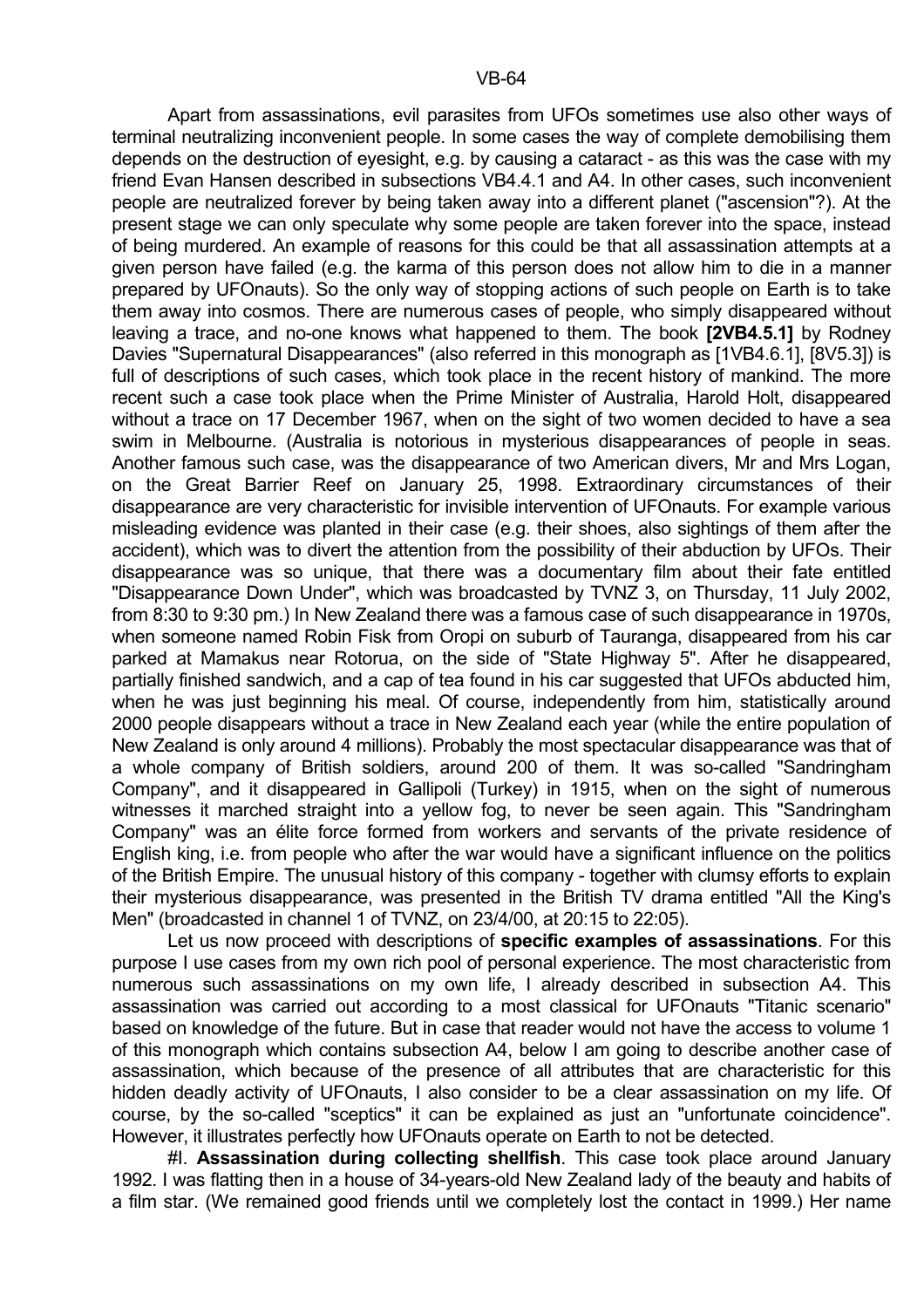Apart from assassinations, evil parasites from UFOs sometimes use also other ways of terminal neutralizing inconvenient people. In some cases the way of complete demobilising them depends on the destruction of eyesight, e.g. by causing a cataract - as this was the case with my friend Evan Hansen described in subsections VB4.4.1 and A4. In other cases, such inconvenient people are neutralized forever by being taken away into a different planet ("ascension"?). At the present stage we can only speculate why some people are taken forever into the space, instead of being murdered. An example of reasons for this could be that all assassination attempts at a given person have failed (e.g. the karma of this person does not allow him to die in a manner prepared by UFOnauts). So the only way of stopping actions of such people on Earth is to take them away into cosmos. There are numerous cases of people, who simply disappeared without leaving a trace, and no-one knows what happened to them. The book **[2VB4.5.1]** by Rodney Davies "Supernatural Disappearances" (also referred in this monograph as [1VB4.6.1], [8V5.3]) is full of descriptions of such cases, which took place in the recent history of mankind. The more recent such a case took place when the Prime Minister of Australia, Harold Holt, disappeared without a trace on 17 December 1967, when on the sight of two women decided to have a sea swim in Melbourne. (Australia is notorious in mysterious disappearances of people in seas. Another famous such case, was the disappearance of two American divers, Mr and Mrs Logan, on the Great Barrier Reef on January 25, 1998. Extraordinary circumstances of their disappearance are very characteristic for invisible intervention of UFOnauts. For example various misleading evidence was planted in their case (e.g. their shoes, also sightings of them after the accident), which was to divert the attention from the possibility of their abduction by UFOs. Their disappearance was so unique, that there was a documentary film about their fate entitled "Disappearance Down Under", which was broadcasted by TVNZ 3, on Thursday, 11 July 2002, from 8:30 to 9:30 pm.) In New Zealand there was a famous case of such disappearance in 1970s, when someone named Robin Fisk from Oropi on suburb of Tauranga, disappeared from his car parked at Mamakus near Rotorua, on the side of "State Highway 5". After he disappeared, partially finished sandwich, and a cap of tea found in his car suggested that UFOs abducted him, when he was just beginning his meal. Of course, independently from him, statistically around 2000 people disappears without a trace in New Zealand each year (while the entire population of New Zealand is only around 4 millions). Probably the most spectacular disappearance was that of a whole company of British soldiers, around 200 of them. It was so-called "Sandringham Company", and it disappeared in Gallipoli (Turkey) in 1915, when on the sight of numerous witnesses it marched straight into a yellow fog, to never be seen again. This "Sandringham Company" was an élite force formed from workers and servants of the private residence of English king, i.e. from people who after the war would have a significant influence on the politics of the British Empire. The unusual history of this company - together with clumsy efforts to explain their mysterious disappearance, was presented in the British TV drama entitled "All the King's Men" (broadcasted in channel 1 of TVNZ, on 23/4/00, at 20:15 to 22:05).

Let us now proceed with descriptions of **specific examples of assassinations**. For this purpose I use cases from my own rich pool of personal experience. The most characteristic from numerous such assassinations on my own life, I already described in subsection A4. This assassination was carried out according to a most classical for UFOnauts "Titanic scenario" based on knowledge of the future. But in case that reader would not have the access to volume 1 of this monograph which contains subsection A4, below I am going to describe another case of assassination, which because of the presence of all attributes that are characteristic for this hidden deadly activity of UFOnauts, I also consider to be a clear assassination on my life. Of course, by the so-called "sceptics" it can be explained as just an "unfortunate coincidence". However, it illustrates perfectly how UFOnauts operate on Earth to not be detected.

#I. **Assassination during collecting shellfish**. This case took place around January 1992. I was flatting then in a house of 34-years-old New Zealand lady of the beauty and habits of a film star. (We remained good friends until we completely lost the contact in 1999.) Her name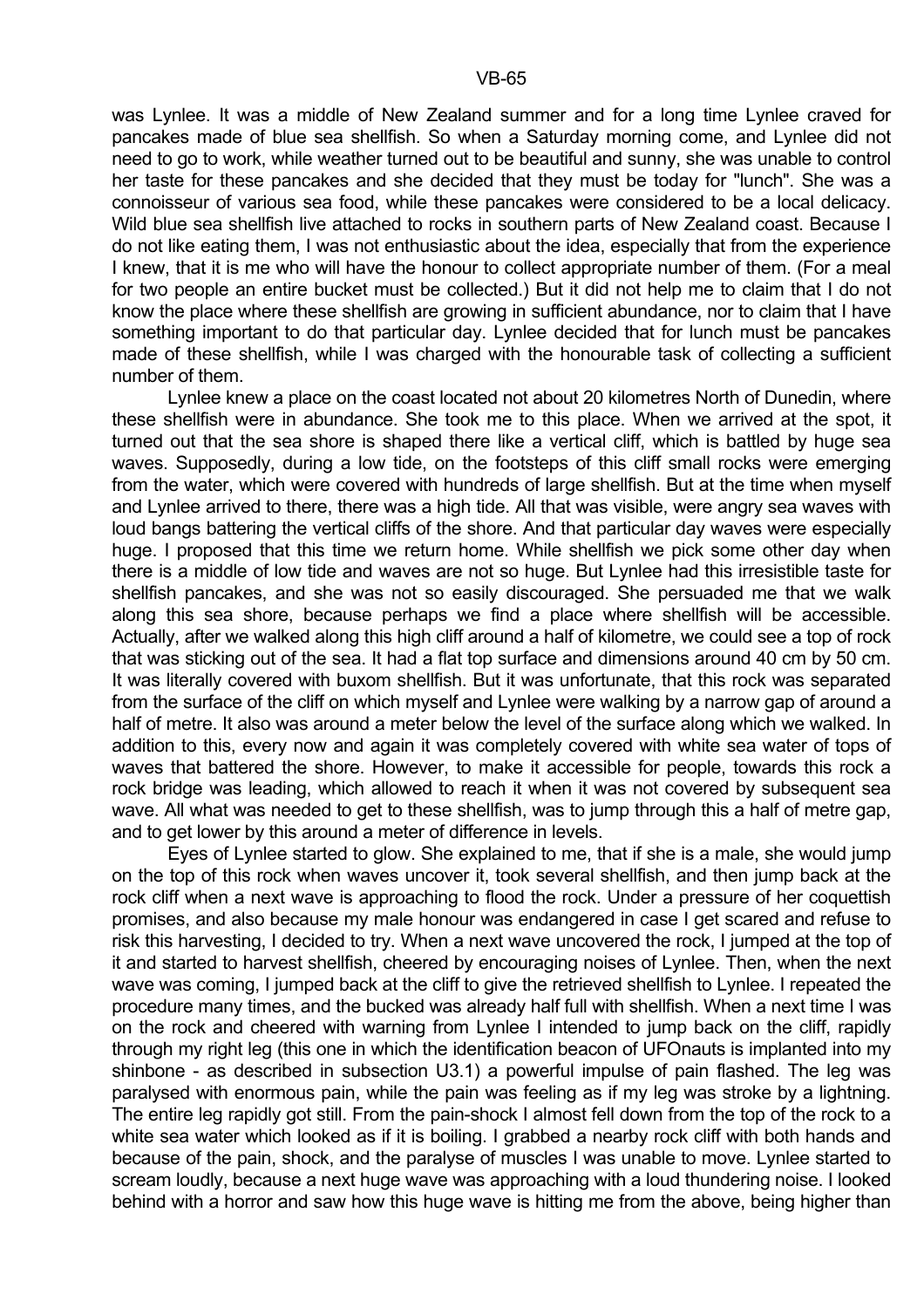was Lynlee. It was a middle of New Zealand summer and for a long time Lynlee craved for pancakes made of blue sea shellfish. So when a Saturday morning come, and Lynlee did not need to go to work, while weather turned out to be beautiful and sunny, she was unable to control her taste for these pancakes and she decided that they must be today for "lunch". She was a connoisseur of various sea food, while these pancakes were considered to be a local delicacy. Wild blue sea shellfish live attached to rocks in southern parts of New Zealand coast. Because I do not like eating them, I was not enthusiastic about the idea, especially that from the experience I knew, that it is me who will have the honour to collect appropriate number of them. (For a meal for two people an entire bucket must be collected.) But it did not help me to claim that I do not know the place where these shellfish are growing in sufficient abundance, nor to claim that I have something important to do that particular day. Lynlee decided that for lunch must be pancakes made of these shellfish, while I was charged with the honourable task of collecting a sufficient number of them.

Lynlee knew a place on the coast located not about 20 kilometres North of Dunedin, where these shellfish were in abundance. She took me to this place. When we arrived at the spot, it turned out that the sea shore is shaped there like a vertical cliff, which is battled by huge sea waves. Supposedly, during a low tide, on the footsteps of this cliff small rocks were emerging from the water, which were covered with hundreds of large shellfish. But at the time when myself and Lynlee arrived to there, there was a high tide. All that was visible, were angry sea waves with loud bangs battering the vertical cliffs of the shore. And that particular day waves were especially huge. I proposed that this time we return home. While shellfish we pick some other day when there is a middle of low tide and waves are not so huge. But Lynlee had this irresistible taste for shellfish pancakes, and she was not so easily discouraged. She persuaded me that we walk along this sea shore, because perhaps we find a place where shellfish will be accessible. Actually, after we walked along this high cliff around a half of kilometre, we could see a top of rock that was sticking out of the sea. It had a flat top surface and dimensions around 40 cm by 50 cm. It was literally covered with buxom shellfish. But it was unfortunate, that this rock was separated from the surface of the cliff on which myself and Lynlee were walking by a narrow gap of around a half of metre. It also was around a meter below the level of the surface along which we walked. In addition to this, every now and again it was completely covered with white sea water of tops of waves that battered the shore. However, to make it accessible for people, towards this rock a rock bridge was leading, which allowed to reach it when it was not covered by subsequent sea wave. All what was needed to get to these shellfish, was to jump through this a half of metre gap, and to get lower by this around a meter of difference in levels.

Eyes of Lynlee started to glow. She explained to me, that if she is a male, she would jump on the top of this rock when waves uncover it, took several shellfish, and then jump back at the rock cliff when a next wave is approaching to flood the rock. Under a pressure of her coquettish promises, and also because my male honour was endangered in case I get scared and refuse to risk this harvesting, I decided to try. When a next wave uncovered the rock, I jumped at the top of it and started to harvest shellfish, cheered by encouraging noises of Lynlee. Then, when the next wave was coming, I jumped back at the cliff to give the retrieved shellfish to Lynlee. I repeated the procedure many times, and the bucked was already half full with shellfish. When a next time I was on the rock and cheered with warning from Lynlee I intended to jump back on the cliff, rapidly through my right leg (this one in which the identification beacon of UFOnauts is implanted into my shinbone - as described in subsection U3.1) a powerful impulse of pain flashed. The leg was paralysed with enormous pain, while the pain was feeling as if my leg was stroke by a lightning. The entire leg rapidly got still. From the pain-shock I almost fell down from the top of the rock to a white sea water which looked as if it is boiling. I grabbed a nearby rock cliff with both hands and because of the pain, shock, and the paralyse of muscles I was unable to move. Lynlee started to scream loudly, because a next huge wave was approaching with a loud thundering noise. I looked behind with a horror and saw how this huge wave is hitting me from the above, being higher than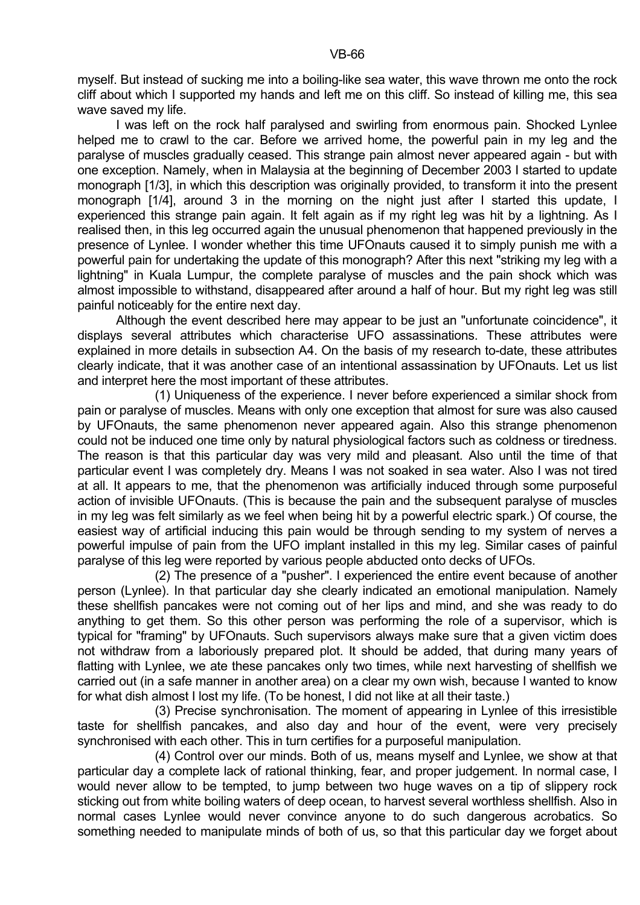myself. But instead of sucking me into a boiling-like sea water, this wave thrown me onto the rock cliff about which I supported my hands and left me on this cliff. So instead of killing me, this sea wave saved my life.

I was left on the rock half paralysed and swirling from enormous pain. Shocked Lynlee helped me to crawl to the car. Before we arrived home, the powerful pain in my leg and the paralyse of muscles gradually ceased. This strange pain almost never appeared again - but with one exception. Namely, when in Malaysia at the beginning of December 2003 I started to update monograph [1/3], in which this description was originally provided, to transform it into the present monograph [1/4], around 3 in the morning on the night just after I started this update, I experienced this strange pain again. It felt again as if my right leg was hit by a lightning. As I realised then, in this leg occurred again the unusual phenomenon that happened previously in the presence of Lynlee. I wonder whether this time UFOnauts caused it to simply punish me with a powerful pain for undertaking the update of this monograph? After this next "striking my leg with a lightning" in Kuala Lumpur, the complete paralyse of muscles and the pain shock which was almost impossible to withstand, disappeared after around a half of hour. But my right leg was still painful noticeably for the entire next day.

Although the event described here may appear to be just an "unfortunate coincidence", it displays several attributes which characterise UFO assassinations. These attributes were explained in more details in subsection A4. On the basis of my research to-date, these attributes clearly indicate, that it was another case of an intentional assassination by UFOnauts. Let us list and interpret here the most important of these attributes.

(1) Uniqueness of the experience. I never before experienced a similar shock from pain or paralyse of muscles. Means with only one exception that almost for sure was also caused by UFOnauts, the same phenomenon never appeared again. Also this strange phenomenon could not be induced one time only by natural physiological factors such as coldness or tiredness. The reason is that this particular day was very mild and pleasant. Also until the time of that particular event I was completely dry. Means I was not soaked in sea water. Also I was not tired at all. It appears to me, that the phenomenon was artificially induced through some purposeful action of invisible UFOnauts. (This is because the pain and the subsequent paralyse of muscles in my leg was felt similarly as we feel when being hit by a powerful electric spark.) Of course, the easiest way of artificial inducing this pain would be through sending to my system of nerves a powerful impulse of pain from the UFO implant installed in this my leg. Similar cases of painful paralyse of this leg were reported by various people abducted onto decks of UFOs.

(2) The presence of a "pusher". I experienced the entire event because of another person (Lynlee). In that particular day she clearly indicated an emotional manipulation. Namely these shellfish pancakes were not coming out of her lips and mind, and she was ready to do anything to get them. So this other person was performing the role of a supervisor, which is typical for "framing" by UFOnauts. Such supervisors always make sure that a given victim does not withdraw from a laboriously prepared plot. It should be added, that during many years of flatting with Lynlee, we ate these pancakes only two times, while next harvesting of shellfish we carried out (in a safe manner in another area) on a clear my own wish, because I wanted to know for what dish almost I lost my life. (To be honest, I did not like at all their taste.)

(3) Precise synchronisation. The moment of appearing in Lynlee of this irresistible taste for shellfish pancakes, and also day and hour of the event, were very precisely synchronised with each other. This in turn certifies for a purposeful manipulation.

(4) Control over our minds. Both of us, means myself and Lynlee, we show at that particular day a complete lack of rational thinking, fear, and proper judgement. In normal case, I would never allow to be tempted, to jump between two huge waves on a tip of slippery rock sticking out from white boiling waters of deep ocean, to harvest several worthless shellfish. Also in normal cases Lynlee would never convince anyone to do such dangerous acrobatics. So something needed to manipulate minds of both of us, so that this particular day we forget about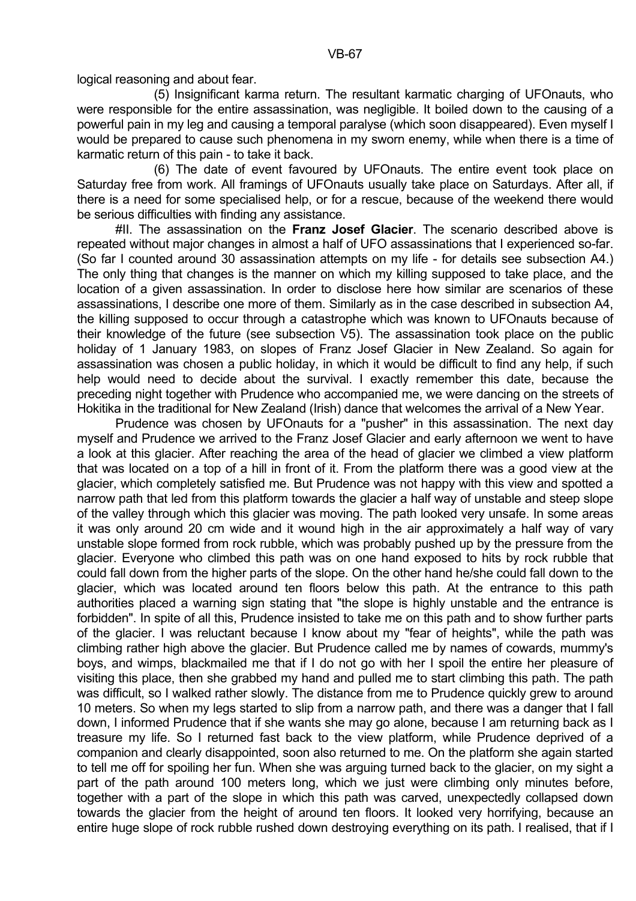logical reasoning and about fear.

(5) Insignificant karma return. The resultant karmatic charging of UFOnauts, who were responsible for the entire assassination, was negligible. It boiled down to the causing of a powerful pain in my leg and causing a temporal paralyse (which soon disappeared). Even myself I would be prepared to cause such phenomena in my sworn enemy, while when there is a time of karmatic return of this pain - to take it back.

(6) The date of event favoured by UFOnauts. The entire event took place on Saturday free from work. All framings of UFOnauts usually take place on Saturdays. After all, if there is a need for some specialised help, or for a rescue, because of the weekend there would be serious difficulties with finding any assistance.

#II. The assassination on the **Franz Josef Glacier**. The scenario described above is repeated without major changes in almost a half of UFO assassinations that I experienced so-far. (So far I counted around 30 assassination attempts on my life - for details see subsection A4.) The only thing that changes is the manner on which my killing supposed to take place, and the location of a given assassination. In order to disclose here how similar are scenarios of these assassinations, I describe one more of them. Similarly as in the case described in subsection A4, the killing supposed to occur through a catastrophe which was known to UFOnauts because of their knowledge of the future (see subsection V5). The assassination took place on the public holiday of 1 January 1983, on slopes of Franz Josef Glacier in New Zealand. So again for assassination was chosen a public holiday, in which it would be difficult to find any help, if such help would need to decide about the survival. I exactly remember this date, because the preceding night together with Prudence who accompanied me, we were dancing on the streets of Hokitika in the traditional for New Zealand (Irish) dance that welcomes the arrival of a New Year.

Prudence was chosen by UFOnauts for a "pusher" in this assassination. The next day myself and Prudence we arrived to the Franz Josef Glacier and early afternoon we went to have a look at this glacier. After reaching the area of the head of glacier we climbed a view platform that was located on a top of a hill in front of it. From the platform there was a good view at the glacier, which completely satisfied me. But Prudence was not happy with this view and spotted a narrow path that led from this platform towards the glacier a half way of unstable and steep slope of the valley through which this glacier was moving. The path looked very unsafe. In some areas it was only around 20 cm wide and it wound high in the air approximately a half way of vary unstable slope formed from rock rubble, which was probably pushed up by the pressure from the glacier. Everyone who climbed this path was on one hand exposed to hits by rock rubble that could fall down from the higher parts of the slope. On the other hand he/she could fall down to the glacier, which was located around ten floors below this path. At the entrance to this path authorities placed a warning sign stating that "the slope is highly unstable and the entrance is forbidden". In spite of all this, Prudence insisted to take me on this path and to show further parts of the glacier. I was reluctant because I know about my "fear of heights", while the path was climbing rather high above the glacier. But Prudence called me by names of cowards, mummy's boys, and wimps, blackmailed me that if I do not go with her I spoil the entire her pleasure of visiting this place, then she grabbed my hand and pulled me to start climbing this path. The path was difficult, so I walked rather slowly. The distance from me to Prudence quickly grew to around 10 meters. So when my legs started to slip from a narrow path, and there was a danger that I fall down, I informed Prudence that if she wants she may go alone, because I am returning back as I treasure my life. So I returned fast back to the view platform, while Prudence deprived of a companion and clearly disappointed, soon also returned to me. On the platform she again started to tell me off for spoiling her fun. When she was arguing turned back to the glacier, on my sight a part of the path around 100 meters long, which we just were climbing only minutes before, together with a part of the slope in which this path was carved, unexpectedly collapsed down towards the glacier from the height of around ten floors. It looked very horrifying, because an entire huge slope of rock rubble rushed down destroying everything on its path. I realised, that if I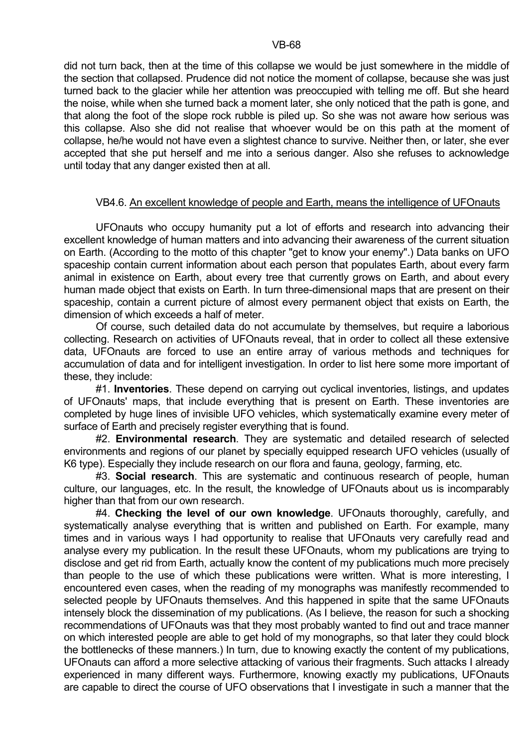did not turn back, then at the time of this collapse we would be just somewhere in the middle of the section that collapsed. Prudence did not notice the moment of collapse, because she was just turned back to the glacier while her attention was preoccupied with telling me off. But she heard the noise, while when she turned back a moment later, she only noticed that the path is gone, and that along the foot of the slope rock rubble is piled up. So she was not aware how serious was this collapse. Also she did not realise that whoever would be on this path at the moment of collapse, he/he would not have even a slightest chance to survive. Neither then, or later, she ever accepted that she put herself and me into a serious danger. Also she refuses to acknowledge until today that any danger existed then at all.

## VB4.6. An excellent knowledge of people and Earth, means the intelligence of UFOnauts

UFOnauts who occupy humanity put a lot of efforts and research into advancing their excellent knowledge of human matters and into advancing their awareness of the current situation on Earth. (According to the motto of this chapter "get to know your enemy".) Data banks on UFO spaceship contain current information about each person that populates Earth, about every farm animal in existence on Earth, about every tree that currently grows on Earth, and about every human made object that exists on Earth. In turn three-dimensional maps that are present on their spaceship, contain a current picture of almost every permanent object that exists on Earth, the dimension of which exceeds a half of meter.

Of course, such detailed data do not accumulate by themselves, but require a laborious collecting. Research on activities of UFOnauts reveal, that in order to collect all these extensive data, UFOnauts are forced to use an entire array of various methods and techniques for accumulation of data and for intelligent investigation. In order to list here some more important of these, they include:

#1. **Inventories**. These depend on carrying out cyclical inventories, listings, and updates of UFOnauts' maps, that include everything that is present on Earth. These inventories are completed by huge lines of invisible UFO vehicles, which systematically examine every meter of surface of Earth and precisely register everything that is found.

#2. **Environmental research**. They are systematic and detailed research of selected environments and regions of our planet by specially equipped research UFO vehicles (usually of K6 type). Especially they include research on our flora and fauna, geology, farming, etc.

#3. **Social research**. This are systematic and continuous research of people, human culture, our languages, etc. In the result, the knowledge of UFOnauts about us is incomparably higher than that from our own research.

#4. **Checking the level of our own knowledge**. UFOnauts thoroughly, carefully, and systematically analyse everything that is written and published on Earth. For example, many times and in various ways I had opportunity to realise that UFOnauts very carefully read and analyse every my publication. In the result these UFOnauts, whom my publications are trying to disclose and get rid from Earth, actually know the content of my publications much more precisely than people to the use of which these publications were written. What is more interesting, I encountered even cases, when the reading of my monographs was manifestly recommended to selected people by UFOnauts themselves. And this happened in spite that the same UFOnauts intensely block the dissemination of my publications. (As I believe, the reason for such a shocking recommendations of UFOnauts was that they most probably wanted to find out and trace manner on which interested people are able to get hold of my monographs, so that later they could block the bottlenecks of these manners.) In turn, due to knowing exactly the content of my publications, UFOnauts can afford a more selective attacking of various their fragments. Such attacks I already experienced in many different ways. Furthermore, knowing exactly my publications, UFOnauts are capable to direct the course of UFO observations that I investigate in such a manner that the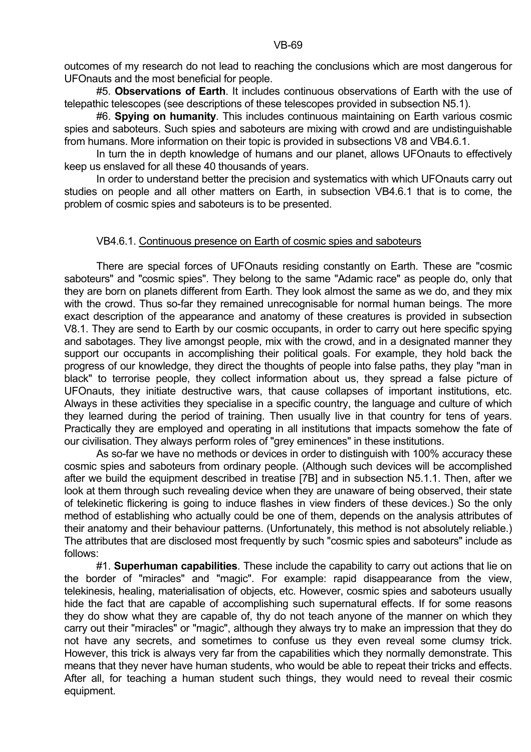outcomes of my research do not lead to reaching the conclusions which are most dangerous for UFOnauts and the most beneficial for people.

#5. **Observations of Earth**. It includes continuous observations of Earth with the use of telepathic telescopes (see descriptions of these telescopes provided in subsection N5.1).

#6. **Spying on humanity**. This includes continuous maintaining on Earth various cosmic spies and saboteurs. Such spies and saboteurs are mixing with crowd and are undistinguishable from humans. More information on their topic is provided in subsections V8 and VB4.6.1.

In turn the in depth knowledge of humans and our planet, allows UFOnauts to effectively keep us enslaved for all these 40 thousands of years.

In order to understand better the precision and systematics with which UFOnauts carry out studies on people and all other matters on Earth, in subsection VB4.6.1 that is to come, the problem of cosmic spies and saboteurs is to be presented.

### VB4.6.1. Continuous presence on Earth of cosmic spies and saboteurs

There are special forces of UFOnauts residing constantly on Earth. These are "cosmic saboteurs" and "cosmic spies". They belong to the same "Adamic race" as people do, only that they are born on planets different from Earth. They look almost the same as we do, and they mix with the crowd. Thus so-far they remained unrecognisable for normal human beings. The more exact description of the appearance and anatomy of these creatures is provided in subsection V8.1. They are send to Earth by our cosmic occupants, in order to carry out here specific spying and sabotages. They live amongst people, mix with the crowd, and in a designated manner they support our occupants in accomplishing their political goals. For example, they hold back the progress of our knowledge, they direct the thoughts of people into false paths, they play "man in black" to terrorise people, they collect information about us, they spread a false picture of UFOnauts, they initiate destructive wars, that cause collapses of important institutions, etc. Always in these activities they specialise in a specific country, the language and culture of which they learned during the period of training. Then usually live in that country for tens of years. Practically they are employed and operating in all institutions that impacts somehow the fate of our civilisation. They always perform roles of "grey eminences" in these institutions.

As so-far we have no methods or devices in order to distinguish with 100% accuracy these cosmic spies and saboteurs from ordinary people. (Although such devices will be accomplished after we build the equipment described in treatise [7B] and in subsection N5.1.1. Then, after we look at them through such revealing device when they are unaware of being observed, their state of telekinetic flickering is going to induce flashes in view finders of these devices.) So the only method of establishing who actually could be one of them, depends on the analysis attributes of their anatomy and their behaviour patterns. (Unfortunately, this method is not absolutely reliable.) The attributes that are disclosed most frequently by such "cosmic spies and saboteurs" include as follows:

#1. **Superhuman capabilities**. These include the capability to carry out actions that lie on the border of "miracles" and "magic". For example: rapid disappearance from the view, telekinesis, healing, materialisation of objects, etc. However, cosmic spies and saboteurs usually hide the fact that are capable of accomplishing such supernatural effects. If for some reasons they do show what they are capable of, thy do not teach anyone of the manner on which they carry out their "miracles" or "magic", although they always try to make an impression that they do not have any secrets, and sometimes to confuse us they even reveal some clumsy trick. However, this trick is always very far from the capabilities which they normally demonstrate. This means that they never have human students, who would be able to repeat their tricks and effects. After all, for teaching a human student such things, they would need to reveal their cosmic equipment.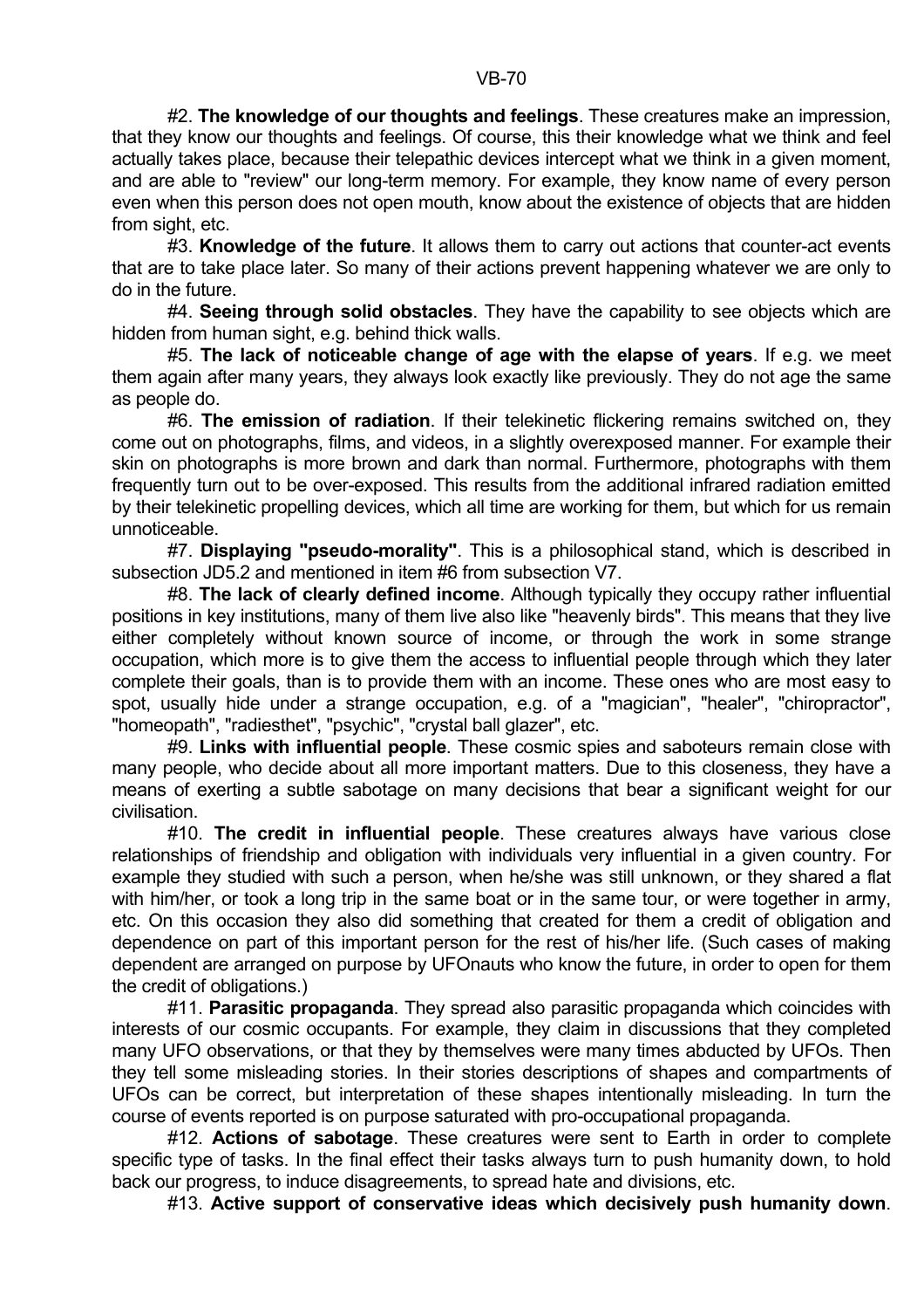#2. **The knowledge of our thoughts and feelings**. These creatures make an impression, that they know our thoughts and feelings. Of course, this their knowledge what we think and feel actually takes place, because their telepathic devices intercept what we think in a given moment, and are able to "review" our long-term memory. For example, they know name of every person even when this person does not open mouth, know about the existence of objects that are hidden from sight, etc.

#3. **Knowledge of the future**. It allows them to carry out actions that counter-act events that are to take place later. So many of their actions prevent happening whatever we are only to do in the future.

#4. **Seeing through solid obstacles**. They have the capability to see objects which are hidden from human sight, e.g. behind thick walls.

#5. **The lack of noticeable change of age with the elapse of years**. If e.g. we meet them again after many years, they always look exactly like previously. They do not age the same as people do.

#6. **The emission of radiation**. If their telekinetic flickering remains switched on, they come out on photographs, films, and videos, in a slightly overexposed manner. For example their skin on photographs is more brown and dark than normal. Furthermore, photographs with them frequently turn out to be over-exposed. This results from the additional infrared radiation emitted by their telekinetic propelling devices, which all time are working for them, but which for us remain unnoticeable.

#7. **Displaying "pseudo-morality"**. This is a philosophical stand, which is described in subsection JD5.2 and mentioned in item #6 from subsection V7.

#8. **The lack of clearly defined income**. Although typically they occupy rather influential positions in key institutions, many of them live also like "heavenly birds". This means that they live either completely without known source of income, or through the work in some strange occupation, which more is to give them the access to influential people through which they later complete their goals, than is to provide them with an income. These ones who are most easy to spot, usually hide under a strange occupation, e.g. of a "magician", "healer", "chiropractor", "homeopath", "radiesthet", "psychic", "crystal ball glazer", etc.

#9. **Links with influential people**. These cosmic spies and saboteurs remain close with many people, who decide about all more important matters. Due to this closeness, they have a means of exerting a subtle sabotage on many decisions that bear a significant weight for our civilisation.

#10. **The credit in influential people**. These creatures always have various close relationships of friendship and obligation with individuals very influential in a given country. For example they studied with such a person, when he/she was still unknown, or they shared a flat with him/her, or took a long trip in the same boat or in the same tour, or were together in army, etc. On this occasion they also did something that created for them a credit of obligation and dependence on part of this important person for the rest of his/her life. (Such cases of making dependent are arranged on purpose by UFOnauts who know the future, in order to open for them the credit of obligations.)

#11. **Parasitic propaganda**. They spread also parasitic propaganda which coincides with interests of our cosmic occupants. For example, they claim in discussions that they completed many UFO observations, or that they by themselves were many times abducted by UFOs. Then they tell some misleading stories. In their stories descriptions of shapes and compartments of UFOs can be correct, but interpretation of these shapes intentionally misleading. In turn the course of events reported is on purpose saturated with pro-occupational propaganda.

#12. **Actions of sabotage**. These creatures were sent to Earth in order to complete specific type of tasks. In the final effect their tasks always turn to push humanity down, to hold back our progress, to induce disagreements, to spread hate and divisions, etc.

#13. **Active support of conservative ideas which decisively push humanity down**.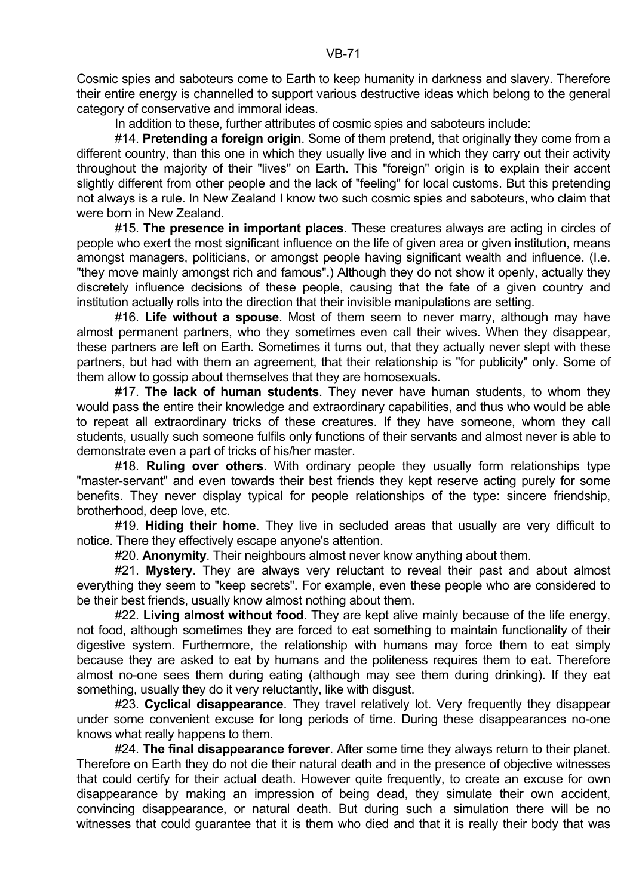Cosmic spies and saboteurs come to Earth to keep humanity in darkness and slavery. Therefore their entire energy is channelled to support various destructive ideas which belong to the general category of conservative and immoral ideas.

In addition to these, further attributes of cosmic spies and saboteurs include:

#14. **Pretending a foreign origin**. Some of them pretend, that originally they come from a different country, than this one in which they usually live and in which they carry out their activity throughout the majority of their "lives" on Earth. This "foreign" origin is to explain their accent slightly different from other people and the lack of "feeling" for local customs. But this pretending not always is a rule. In New Zealand I know two such cosmic spies and saboteurs, who claim that were born in New Zealand.

#15. **The presence in important places**. These creatures always are acting in circles of people who exert the most significant influence on the life of given area or given institution, means amongst managers, politicians, or amongst people having significant wealth and influence. (I.e. "they move mainly amongst rich and famous".) Although they do not show it openly, actually they discretely influence decisions of these people, causing that the fate of a given country and institution actually rolls into the direction that their invisible manipulations are setting.

#16. **Life without a spouse**. Most of them seem to never marry, although may have almost permanent partners, who they sometimes even call their wives. When they disappear, these partners are left on Earth. Sometimes it turns out, that they actually never slept with these partners, but had with them an agreement, that their relationship is "for publicity" only. Some of them allow to gossip about themselves that they are homosexuals.

#17. **The lack of human students**. They never have human students, to whom they would pass the entire their knowledge and extraordinary capabilities, and thus who would be able to repeat all extraordinary tricks of these creatures. If they have someone, whom they call students, usually such someone fulfils only functions of their servants and almost never is able to demonstrate even a part of tricks of his/her master.

#18. **Ruling over others**. With ordinary people they usually form relationships type "master-servant" and even towards their best friends they kept reserve acting purely for some benefits. They never display typical for people relationships of the type: sincere friendship, brotherhood, deep love, etc.

#19. **Hiding their home**. They live in secluded areas that usually are very difficult to notice. There they effectively escape anyone's attention.

#20. **Anonymity**. Their neighbours almost never know anything about them.

#21. **Mystery**. They are always very reluctant to reveal their past and about almost everything they seem to "keep secrets". For example, even these people who are considered to be their best friends, usually know almost nothing about them.

#22. **Living almost without food**. They are kept alive mainly because of the life energy, not food, although sometimes they are forced to eat something to maintain functionality of their digestive system. Furthermore, the relationship with humans may force them to eat simply because they are asked to eat by humans and the politeness requires them to eat. Therefore almost no-one sees them during eating (although may see them during drinking). If they eat something, usually they do it very reluctantly, like with disgust.

#23. **Cyclical disappearance**. They travel relatively lot. Very frequently they disappear under some convenient excuse for long periods of time. During these disappearances no-one knows what really happens to them.

#24. **The final disappearance forever**. After some time they always return to their planet. Therefore on Earth they do not die their natural death and in the presence of objective witnesses that could certify for their actual death. However quite frequently, to create an excuse for own disappearance by making an impression of being dead, they simulate their own accident, convincing disappearance, or natural death. But during such a simulation there will be no witnesses that could guarantee that it is them who died and that it is really their body that was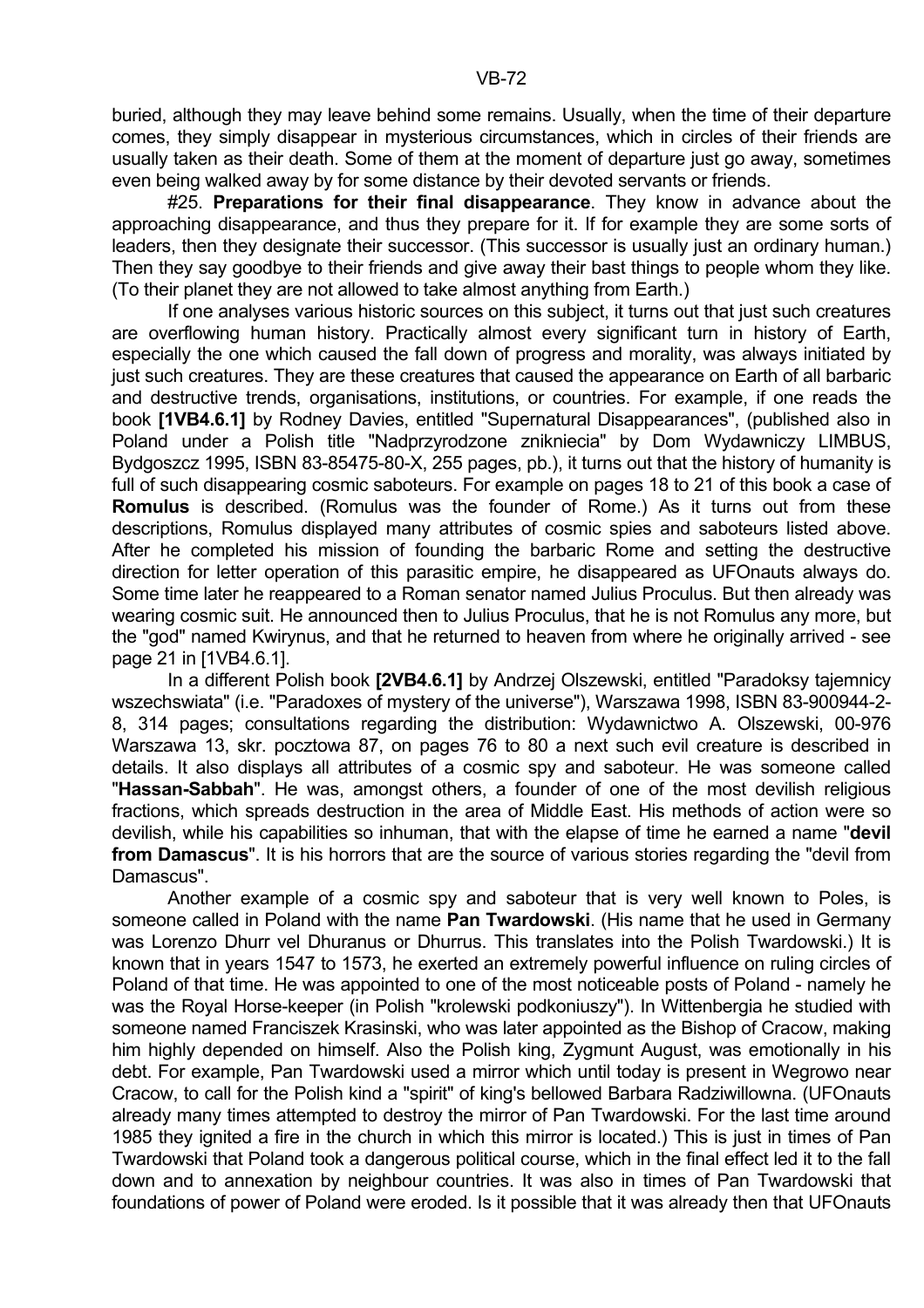buried, although they may leave behind some remains. Usually, when the time of their departure comes, they simply disappear in mysterious circumstances, which in circles of their friends are usually taken as their death. Some of them at the moment of departure just go away, sometimes even being walked away by for some distance by their devoted servants or friends.

#25. **Preparations for their final disappearance**. They know in advance about the approaching disappearance, and thus they prepare for it. If for example they are some sorts of leaders, then they designate their successor. (This successor is usually just an ordinary human.) Then they say goodbye to their friends and give away their bast things to people whom they like. (To their planet they are not allowed to take almost anything from Earth.)

If one analyses various historic sources on this subject, it turns out that just such creatures are overflowing human history. Practically almost every significant turn in history of Earth, especially the one which caused the fall down of progress and morality, was always initiated by just such creatures. They are these creatures that caused the appearance on Earth of all barbaric and destructive trends, organisations, institutions, or countries. For example, if one reads the book **[1VB4.6.1]** by Rodney Davies, entitled "Supernatural Disappearances", (published also in Poland under a Polish title "Nadprzyrodzone znikniecia" by Dom Wydawniczy LIMBUS, Bydgoszcz 1995, ISBN 83-85475-80-X, 255 pages, pb.), it turns out that the history of humanity is full of such disappearing cosmic saboteurs. For example on pages 18 to 21 of this book a case of **Romulus** is described. (Romulus was the founder of Rome.) As it turns out from these descriptions, Romulus displayed many attributes of cosmic spies and saboteurs listed above. After he completed his mission of founding the barbaric Rome and setting the destructive direction for letter operation of this parasitic empire, he disappeared as UFOnauts always do. Some time later he reappeared to a Roman senator named Julius Proculus. But then already was wearing cosmic suit. He announced then to Julius Proculus, that he is not Romulus any more, but the "god" named Kwirynus, and that he returned to heaven from where he originally arrived - see page 21 in [1VB4.6.1].

In a different Polish book **[2VB4.6.1]** by Andrzej Olszewski, entitled "Paradoksy tajemnicy wszechswiata" (i.e. "Paradoxes of mystery of the universe"), Warszawa 1998, ISBN 83-900944-2-8, 314 pages; consultations regarding the distribution: Wydawnictwo A. Olszewski, 00-976 Warszawa 13, skr. pocztowa 87, on pages 76 to 80 a next such evil creature is described in details. It also displays all attributes of a cosmic spy and saboteur. He was someone called "**Hassan-Sabbah**". He was, amongst others, a founder of one of the most devilish religious fractions, which spreads destruction in the area of Middle East. His methods of action were so devilish, while his capabilities so inhuman, that with the elapse of time he earned a name "**devil from Damascus**". It is his horrors that are the source of various stories regarding the "devil from Damascus".

Another example of a cosmic spy and saboteur that is very well known to Poles, is someone called in Poland with the name **Pan Twardowski**. (His name that he used in Germany was Lorenzo Dhurr vel Dhuranus or Dhurrus. This translates into the Polish Twardowski.) It is known that in years 1547 to 1573, he exerted an extremely powerful influence on ruling circles of Poland of that time. He was appointed to one of the most noticeable posts of Poland - namely he was the Royal Horse-keeper (in Polish "krolewski podkoniuszy"). In Wittenbergia he studied with someone named Franciszek Krasinski, who was later appointed as the Bishop of Cracow, making him highly depended on himself. Also the Polish king, Zygmunt August, was emotionally in his debt. For example, Pan Twardowski used a mirror which until today is present in Wegrowo near Cracow, to call for the Polish kind a "spirit" of king's bellowed Barbara Radziwillowna. (UFOnauts already many times attempted to destroy the mirror of Pan Twardowski. For the last time around 1985 they ignited a fire in the church in which this mirror is located.) This is just in times of Pan Twardowski that Poland took a dangerous political course, which in the final effect led it to the fall down and to annexation by neighbour countries. It was also in times of Pan Twardowski that foundations of power of Poland were eroded. Is it possible that it was already then that UFOnauts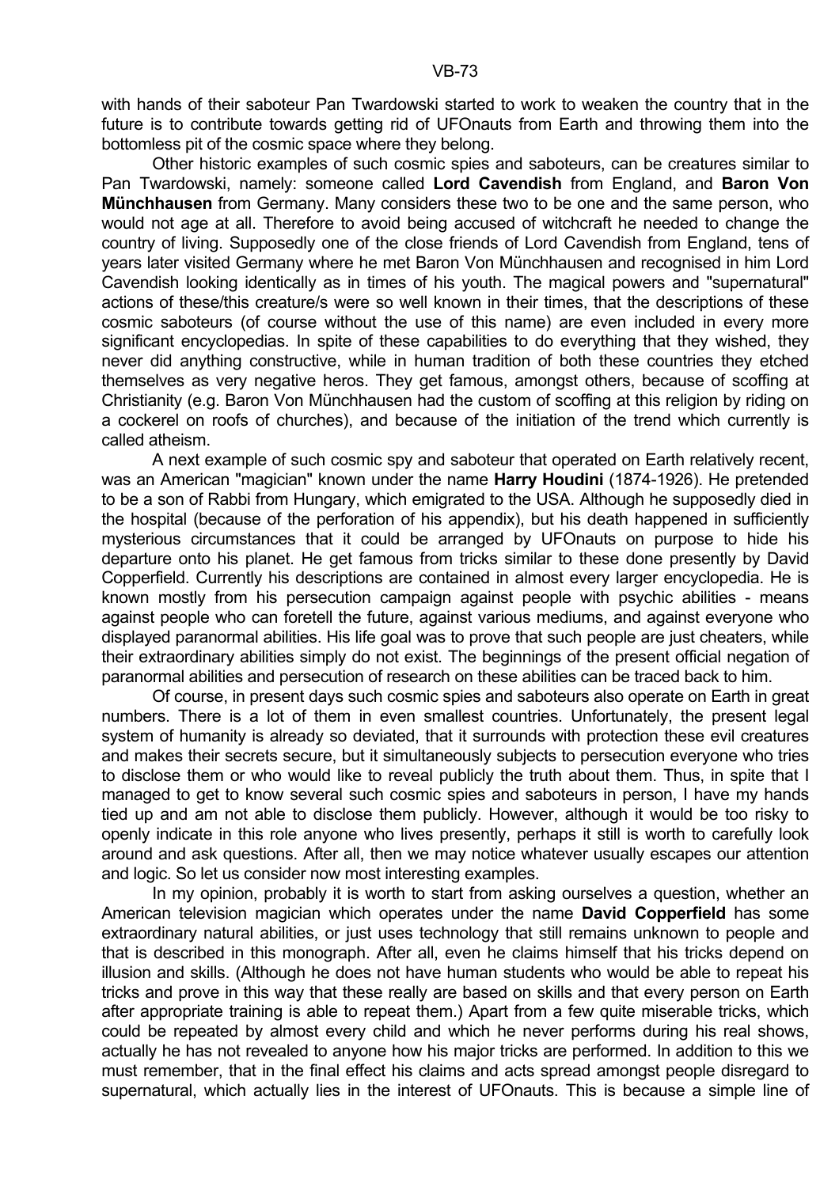with hands of their saboteur Pan Twardowski started to work to weaken the country that in the future is to contribute towards getting rid of UFOnauts from Earth and throwing them into the bottomless pit of the cosmic space where they belong.

Other historic examples of such cosmic spies and saboteurs, can be creatures similar to Pan Twardowski, namely: someone called **Lord Cavendish** from England, and **Baron Von Münchhausen** from Germany. Many considers these two to be one and the same person, who would not age at all. Therefore to avoid being accused of witchcraft he needed to change the country of living. Supposedly one of the close friends of Lord Cavendish from England, tens of years later visited Germany where he met Baron Von Münchhausen and recognised in him Lord Cavendish looking identically as in times of his youth. The magical powers and "supernatural" actions of these/this creature/s were so well known in their times, that the descriptions of these cosmic saboteurs (of course without the use of this name) are even included in every more significant encyclopedias. In spite of these capabilities to do everything that they wished, they never did anything constructive, while in human tradition of both these countries they etched themselves as very negative heros. They get famous, amongst others, because of scoffing at Christianity (e.g. Baron Von Münchhausen had the custom of scoffing at this religion by riding on a cockerel on roofs of churches), and because of the initiation of the trend which currently is called atheism.

A next example of such cosmic spy and saboteur that operated on Earth relatively recent, was an American "magician" known under the name **Harry Houdini** (1874-1926). He pretended to be a son of Rabbi from Hungary, which emigrated to the USA. Although he supposedly died in the hospital (because of the perforation of his appendix), but his death happened in sufficiently mysterious circumstances that it could be arranged by UFOnauts on purpose to hide his departure onto his planet. He get famous from tricks similar to these done presently by David Copperfield. Currently his descriptions are contained in almost every larger encyclopedia. He is known mostly from his persecution campaign against people with psychic abilities - means against people who can foretell the future, against various mediums, and against everyone who displayed paranormal abilities. His life goal was to prove that such people are just cheaters, while their extraordinary abilities simply do not exist. The beginnings of the present official negation of paranormal abilities and persecution of research on these abilities can be traced back to him.

Of course, in present days such cosmic spies and saboteurs also operate on Earth in great numbers. There is a lot of them in even smallest countries. Unfortunately, the present legal system of humanity is already so deviated, that it surrounds with protection these evil creatures and makes their secrets secure, but it simultaneously subjects to persecution everyone who tries to disclose them or who would like to reveal publicly the truth about them. Thus, in spite that I managed to get to know several such cosmic spies and saboteurs in person, I have my hands tied up and am not able to disclose them publicly. However, although it would be too risky to openly indicate in this role anyone who lives presently, perhaps it still is worth to carefully look around and ask questions. After all, then we may notice whatever usually escapes our attention and logic. So let us consider now most interesting examples.

In my opinion, probably it is worth to start from asking ourselves a question, whether an American television magician which operates under the name **David Copperfield** has some extraordinary natural abilities, or just uses technology that still remains unknown to people and that is described in this monograph. After all, even he claims himself that his tricks depend on illusion and skills. (Although he does not have human students who would be able to repeat his tricks and prove in this way that these really are based on skills and that every person on Earth after appropriate training is able to repeat them.) Apart from a few quite miserable tricks, which could be repeated by almost every child and which he never performs during his real shows, actually he has not revealed to anyone how his major tricks are performed. In addition to this we must remember, that in the final effect his claims and acts spread amongst people disregard to supernatural, which actually lies in the interest of UFOnauts. This is because a simple line of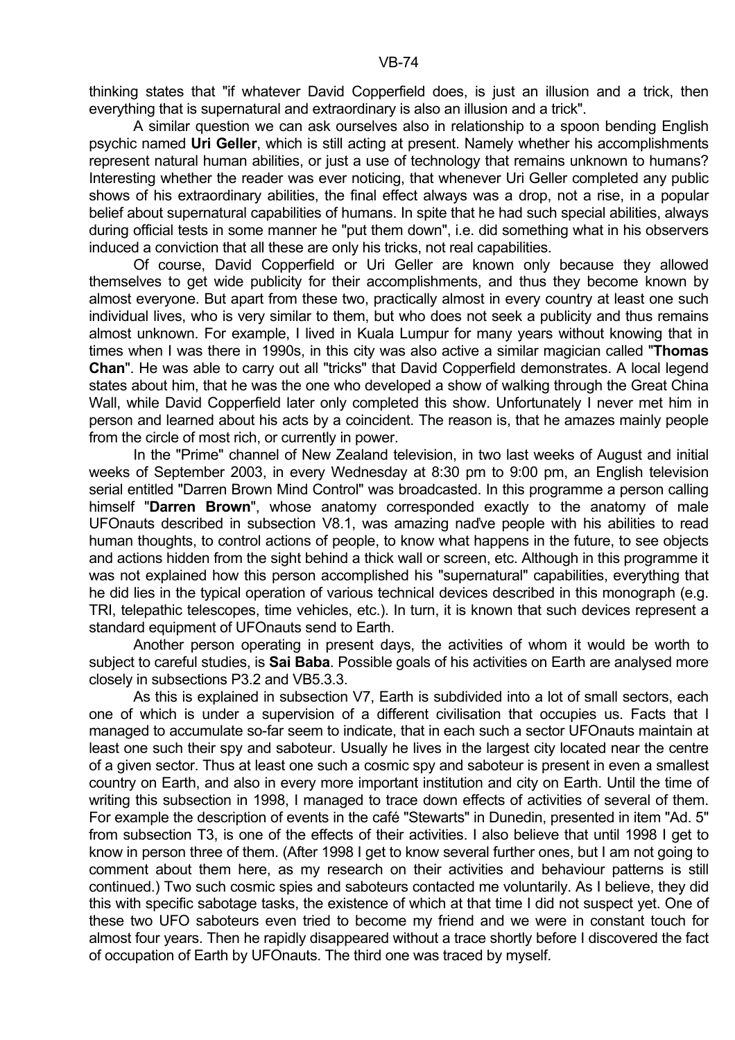thinking states that "if whatever David Copperfield does, is just an illusion and a trick, then everything that is supernatural and extraordinary is also an illusion and a trick".

A similar question we can ask ourselves also in relationship to a spoon bending English psychic named **Uri Geller**, which is still acting at present. Namely whether his accomplishments represent natural human abilities, or just a use of technology that remains unknown to humans? Interesting whether the reader was ever noticing, that whenever Uri Geller completed any public shows of his extraordinary abilities, the final effect always was a drop, not a rise, in a popular belief about supernatural capabilities of humans. In spite that he had such special abilities, always during official tests in some manner he "put them down", i.e. did something what in his observers induced a conviction that all these are only his tricks, not real capabilities.

Of course, David Copperfield or Uri Geller are known only because they allowed themselves to get wide publicity for their accomplishments, and thus they become known by almost everyone. But apart from these two, practically almost in every country at least one such individual lives, who is very similar to them, but who does not seek a publicity and thus remains almost unknown. For example, I lived in Kuala Lumpur for many years without knowing that in times when I was there in 1990s, in this city was also active a similar magician called "**Thomas Chan**". He was able to carry out all "tricks" that David Copperfield demonstrates. A local legend states about him, that he was the one who developed a show of walking through the Great China Wall, while David Copperfield later only completed this show. Unfortunately I never met him in person and learned about his acts by a coincident. The reason is, that he amazes mainly people from the circle of most rich, or currently in power.

In the "Prime" channel of New Zealand television, in two last weeks of August and initial weeks of September 2003, in every Wednesday at 8:30 pm to 9:00 pm, an English television serial entitled "Darren Brown Mind Control" was broadcasted. In this programme a person calling himself "**Darren Brown**", whose anatomy corresponded exactly to the anatomy of male UFOnauts described in subsection V8.1, was amazing naďve people with his abilities to read human thoughts, to control actions of people, to know what happens in the future, to see objects and actions hidden from the sight behind a thick wall or screen, etc. Although in this programme it was not explained how this person accomplished his "supernatural" capabilities, everything that he did lies in the typical operation of various technical devices described in this monograph (e.g. TRI, telepathic telescopes, time vehicles, etc.). In turn, it is known that such devices represent a standard equipment of UFOnauts send to Earth.

Another person operating in present days, the activities of whom it would be worth to subject to careful studies, is **Sai Baba**. Possible goals of his activities on Earth are analysed more closely in subsections P3.2 and VB5.3.3.

As this is explained in subsection V7, Earth is subdivided into a lot of small sectors, each one of which is under a supervision of a different civilisation that occupies us. Facts that I managed to accumulate so-far seem to indicate, that in each such a sector UFOnauts maintain at least one such their spy and saboteur. Usually he lives in the largest city located near the centre of a given sector. Thus at least one such a cosmic spy and saboteur is present in even a smallest country on Earth, and also in every more important institution and city on Earth. Until the time of writing this subsection in 1998, I managed to trace down effects of activities of several of them. For example the description of events in the café "Stewarts" in Dunedin, presented in item "Ad. 5" from subsection T3, is one of the effects of their activities. I also believe that until 1998 I get to know in person three of them. (After 1998 I get to know several further ones, but I am not going to comment about them here, as my research on their activities and behaviour patterns is still continued.) Two such cosmic spies and saboteurs contacted me voluntarily. As I believe, they did this with specific sabotage tasks, the existence of which at that time I did not suspect yet. One of these two UFO saboteurs even tried to become my friend and we were in constant touch for almost four years. Then he rapidly disappeared without a trace shortly before I discovered the fact of occupation of Earth by UFOnauts. The third one was traced by myself.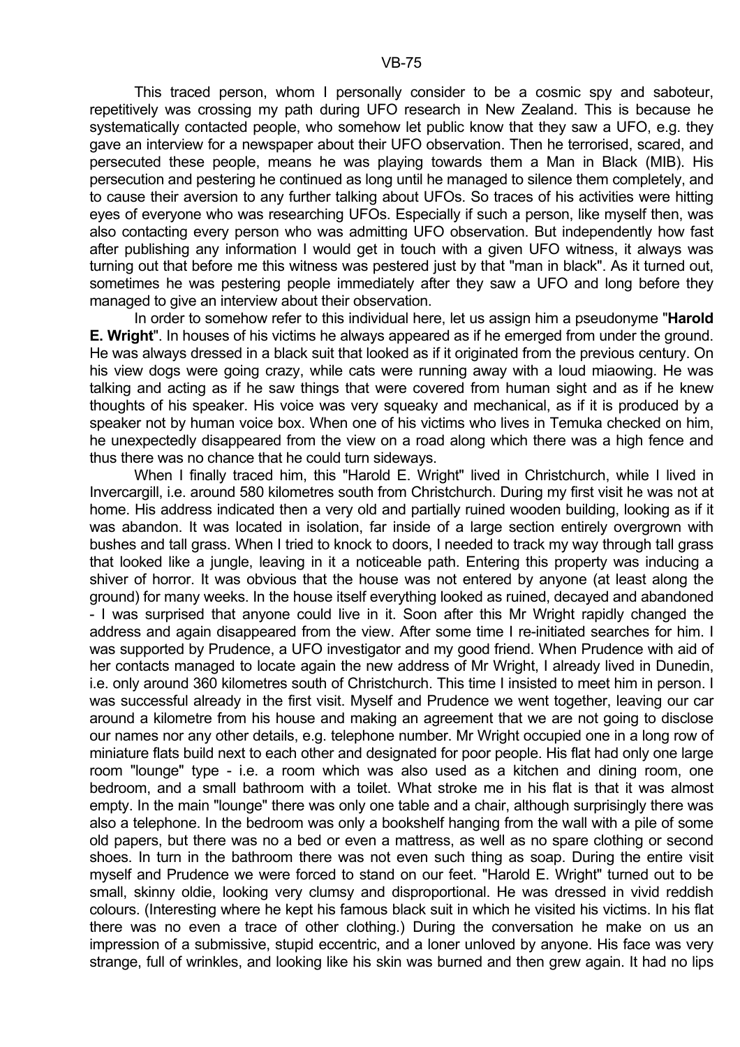This traced person, whom I personally consider to be a cosmic spy and saboteur, repetitively was crossing my path during UFO research in New Zealand. This is because he systematically contacted people, who somehow let public know that they saw a UFO, e.g. they gave an interview for a newspaper about their UFO observation. Then he terrorised, scared, and persecuted these people, means he was playing towards them a Man in Black (MIB). His persecution and pestering he continued as long until he managed to silence them completely, and to cause their aversion to any further talking about UFOs. So traces of his activities were hitting eyes of everyone who was researching UFOs. Especially if such a person, like myself then, was also contacting every person who was admitting UFO observation. But independently how fast after publishing any information I would get in touch with a given UFO witness, it always was turning out that before me this witness was pestered just by that "man in black". As it turned out, sometimes he was pestering people immediately after they saw a UFO and long before they managed to give an interview about their observation.

In order to somehow refer to this individual here, let us assign him a pseudonyme "**Harold E. Wright**". In houses of his victims he always appeared as if he emerged from under the ground. He was always dressed in a black suit that looked as if it originated from the previous century. On his view dogs were going crazy, while cats were running away with a loud miaowing. He was talking and acting as if he saw things that were covered from human sight and as if he knew thoughts of his speaker. His voice was very squeaky and mechanical, as if it is produced by a speaker not by human voice box. When one of his victims who lives in Temuka checked on him, he unexpectedly disappeared from the view on a road along which there was a high fence and thus there was no chance that he could turn sideways.

When I finally traced him, this "Harold E. Wright" lived in Christchurch, while I lived in Invercargill, i.e. around 580 kilometres south from Christchurch. During my first visit he was not at home. His address indicated then a very old and partially ruined wooden building, looking as if it was abandon. It was located in isolation, far inside of a large section entirely overgrown with bushes and tall grass. When I tried to knock to doors, I needed to track my way through tall grass that looked like a jungle, leaving in it a noticeable path. Entering this property was inducing a shiver of horror. It was obvious that the house was not entered by anyone (at least along the ground) for many weeks. In the house itself everything looked as ruined, decayed and abandoned - I was surprised that anyone could live in it. Soon after this Mr Wright rapidly changed the address and again disappeared from the view. After some time I re-initiated searches for him. I was supported by Prudence, a UFO investigator and my good friend. When Prudence with aid of her contacts managed to locate again the new address of Mr Wright, I already lived in Dunedin, i.e. only around 360 kilometres south of Christchurch. This time I insisted to meet him in person. I was successful already in the first visit. Myself and Prudence we went together, leaving our car around a kilometre from his house and making an agreement that we are not going to disclose our names nor any other details, e.g. telephone number. Mr Wright occupied one in a long row of miniature flats build next to each other and designated for poor people. His flat had only one large room "lounge" type - i.e. a room which was also used as a kitchen and dining room, one bedroom, and a small bathroom with a toilet. What stroke me in his flat is that it was almost empty. In the main "lounge" there was only one table and a chair, although surprisingly there was also a telephone. In the bedroom was only a bookshelf hanging from the wall with a pile of some old papers, but there was no a bed or even a mattress, as well as no spare clothing or second shoes. In turn in the bathroom there was not even such thing as soap. During the entire visit myself and Prudence we were forced to stand on our feet. "Harold E. Wright" turned out to be small, skinny oldie, looking very clumsy and disproportional. He was dressed in vivid reddish colours. (Interesting where he kept his famous black suit in which he visited his victims. In his flat there was no even a trace of other clothing.) During the conversation he make on us an impression of a submissive, stupid eccentric, and a loner unloved by anyone. His face was very strange, full of wrinkles, and looking like his skin was burned and then grew again. It had no lips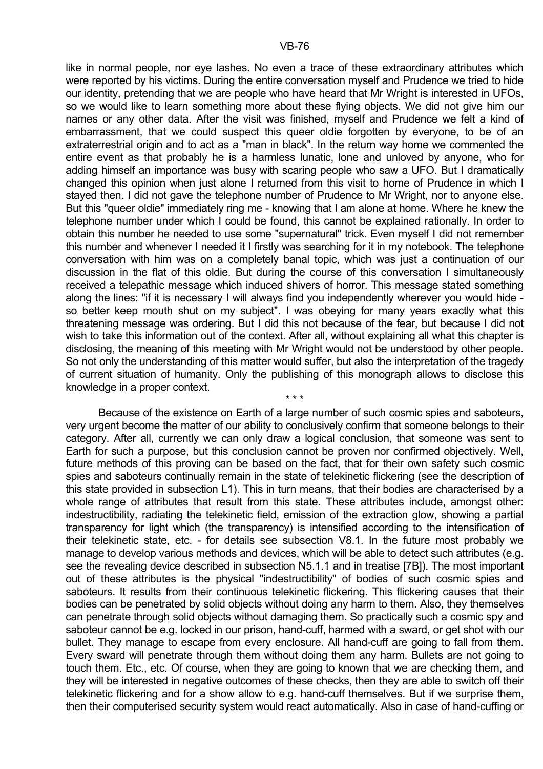like in normal people, nor eye lashes. No even a trace of these extraordinary attributes which were reported by his victims. During the entire conversation myself and Prudence we tried to hide our identity, pretending that we are people who have heard that Mr Wright is interested in UFOs, so we would like to learn something more about these flying objects. We did not give him our names or any other data. After the visit was finished, myself and Prudence we felt a kind of embarrassment, that we could suspect this queer oldie forgotten by everyone, to be of an extraterrestrial origin and to act as a "man in black". In the return way home we commented the entire event as that probably he is a harmless lunatic, lone and unloved by anyone, who for adding himself an importance was busy with scaring people who saw a UFO. But I dramatically changed this opinion when just alone I returned from this visit to home of Prudence in which I stayed then. I did not gave the telephone number of Prudence to Mr Wright, nor to anyone else. But this "queer oldie" immediately ring me - knowing that I am alone at home. Where he knew the telephone number under which I could be found, this cannot be explained rationally. In order to obtain this number he needed to use some "supernatural" trick. Even myself I did not remember this number and whenever I needed it I firstly was searching for it in my notebook. The telephone conversation with him was on a completely banal topic, which was just a continuation of our discussion in the flat of this oldie. But during the course of this conversation I simultaneously received a telepathic message which induced shivers of horror. This message stated something along the lines: "if it is necessary I will always find you independently wherever you would hide - so better keep mouth shut on my subject". I was obeying for many years exactly what this threatening message was ordering. But I did this not because of the fear, but because I did not wish to take this information out of the context. After all, without explaining all what this chapter is disclosing, the meaning of this meeting with Mr Wright would not be understood by other people. So not only the understanding of this matter would suffer, but also the interpretation of the tragedy of current situation of humanity. Only the publishing of this monograph allows to disclose this knowledge in a proper context.

\* \* \*

Because of the existence on Earth of a large number of such cosmic spies and saboteurs, very urgent become the matter of our ability to conclusively confirm that someone belongs to their category. After all, currently we can only draw a logical conclusion, that someone was sent to Earth for such a purpose, but this conclusion cannot be proven nor confirmed objectively. Well, future methods of this proving can be based on the fact, that for their own safety such cosmic spies and saboteurs continually remain in the state of telekinetic flickering (see the description of this state provided in subsection L1). This in turn means, that their bodies are characterised by a whole range of attributes that result from this state. These attributes include, amongst other: indestructibility, radiating the telekinetic field, emission of the extraction glow, showing a partial transparency for light which (the transparency) is intensified according to the intensification of their telekinetic state, etc. - for details see subsection V8.1. In the future most probably we manage to develop various methods and devices, which will be able to detect such attributes (e.g. see the revealing device described in subsection N5.1.1 and in treatise [7B]). The most important out of these attributes is the physical "indestructibility" of bodies of such cosmic spies and saboteurs. It results from their continuous telekinetic flickering. This flickering causes that their bodies can be penetrated by solid objects without doing any harm to them. Also, they themselves can penetrate through solid objects without damaging them. So practically such a cosmic spy and saboteur cannot be e.g. locked in our prison, hand-cuff, harmed with a sward, or get shot with our bullet. They manage to escape from every enclosure. All hand-cuff are going to fall from them. Every sward will penetrate through them without doing them any harm. Bullets are not going to touch them. Etc., etc. Of course, when they are going to known that we are checking them, and they will be interested in negative outcomes of these checks, then they are able to switch off their telekinetic flickering and for a show allow to e.g. hand-cuff themselves. But if we surprise them, then their computerised security system would react automatically. Also in case of hand-cuffing or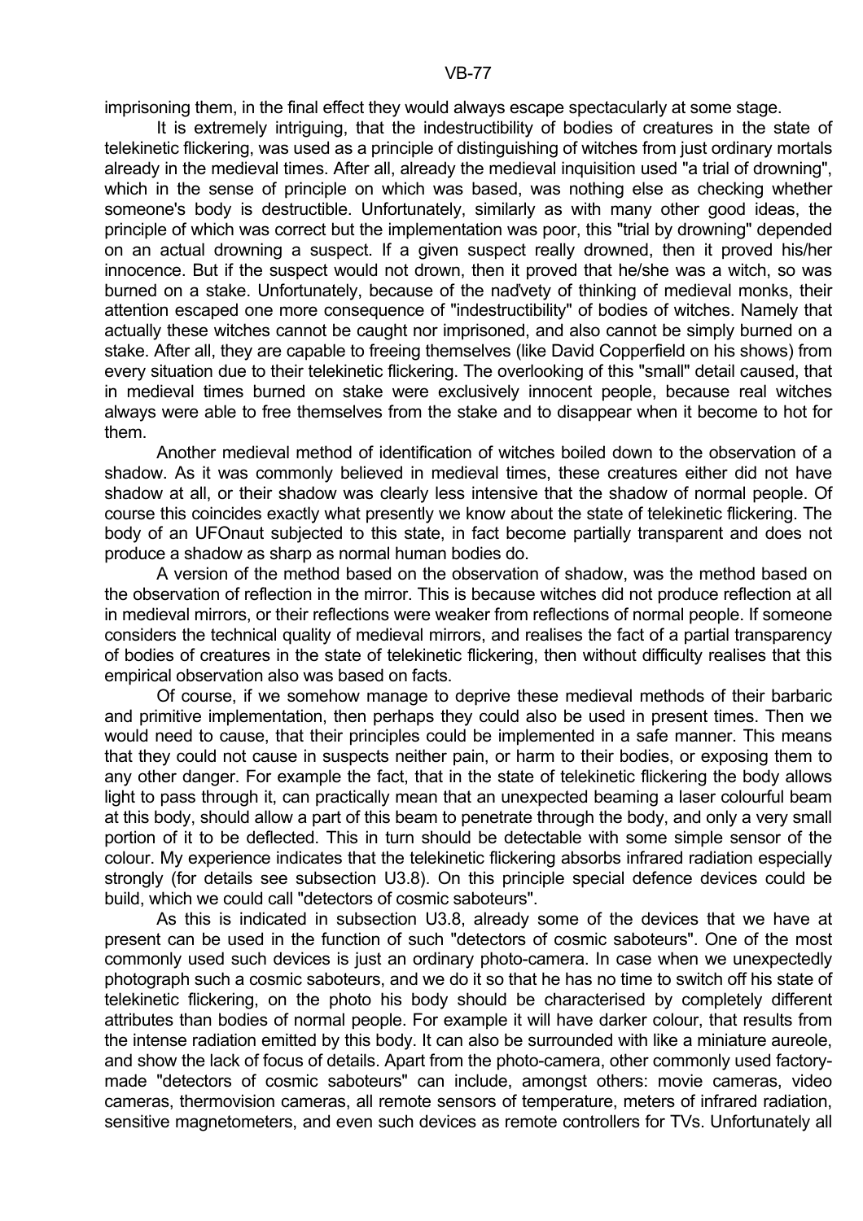imprisoning them, in the final effect they would always escape spectacularly at some stage.

It is extremely intriguing, that the indestructibility of bodies of creatures in the state of telekinetic flickering, was used as a principle of distinguishing of witches from just ordinary mortals already in the medieval times. After all, already the medieval inquisition used "a trial of drowning", which in the sense of principle on which was based, was nothing else as checking whether someone's body is destructible. Unfortunately, similarly as with many other good ideas, the principle of which was correct but the implementation was poor, this "trial by drowning" depended on an actual drowning a suspect. If a given suspect really drowned, then it proved his/her innocence. But if the suspect would not drown, then it proved that he/she was a witch, so was burned on a stake. Unfortunately, because of the naďvety of thinking of medieval monks, their attention escaped one more consequence of "indestructibility" of bodies of witches. Namely that actually these witches cannot be caught nor imprisoned, and also cannot be simply burned on a stake. After all, they are capable to freeing themselves (like David Copperfield on his shows) from every situation due to their telekinetic flickering. The overlooking of this "small" detail caused, that in medieval times burned on stake were exclusively innocent people, because real witches always were able to free themselves from the stake and to disappear when it become to hot for them.

Another medieval method of identification of witches boiled down to the observation of a shadow. As it was commonly believed in medieval times, these creatures either did not have shadow at all, or their shadow was clearly less intensive that the shadow of normal people. Of course this coincides exactly what presently we know about the state of telekinetic flickering. The body of an UFOnaut subjected to this state, in fact become partially transparent and does not produce a shadow as sharp as normal human bodies do.

A version of the method based on the observation of shadow, was the method based on the observation of reflection in the mirror. This is because witches did not produce reflection at all in medieval mirrors, or their reflections were weaker from reflections of normal people. If someone considers the technical quality of medieval mirrors, and realises the fact of a partial transparency of bodies of creatures in the state of telekinetic flickering, then without difficulty realises that this empirical observation also was based on facts.

Of course, if we somehow manage to deprive these medieval methods of their barbaric and primitive implementation, then perhaps they could also be used in present times. Then we would need to cause, that their principles could be implemented in a safe manner. This means that they could not cause in suspects neither pain, or harm to their bodies, or exposing them to any other danger. For example the fact, that in the state of telekinetic flickering the body allows light to pass through it, can practically mean that an unexpected beaming a laser colourful beam at this body, should allow a part of this beam to penetrate through the body, and only a very small portion of it to be deflected. This in turn should be detectable with some simple sensor of the colour. My experience indicates that the telekinetic flickering absorbs infrared radiation especially strongly (for details see subsection U3.8). On this principle special defence devices could be build, which we could call "detectors of cosmic saboteurs".

As this is indicated in subsection U3.8, already some of the devices that we have at present can be used in the function of such "detectors of cosmic saboteurs". One of the most commonly used such devices is just an ordinary photo-camera. In case when we unexpectedly photograph such a cosmic saboteurs, and we do it so that he has no time to switch off his state of telekinetic flickering, on the photo his body should be characterised by completely different attributes than bodies of normal people. For example it will have darker colour, that results from the intense radiation emitted by this body. It can also be surrounded with like a miniature aureole, and show the lack of focus of details. Apart from the photo-camera, other commonly used factory-made "detectors of cosmic saboteurs" can include, amongst others: movie cameras, video cameras, thermovision cameras, all remote sensors of temperature, meters of infrared radiation, sensitive magnetometers, and even such devices as remote controllers for TVs. Unfortunately all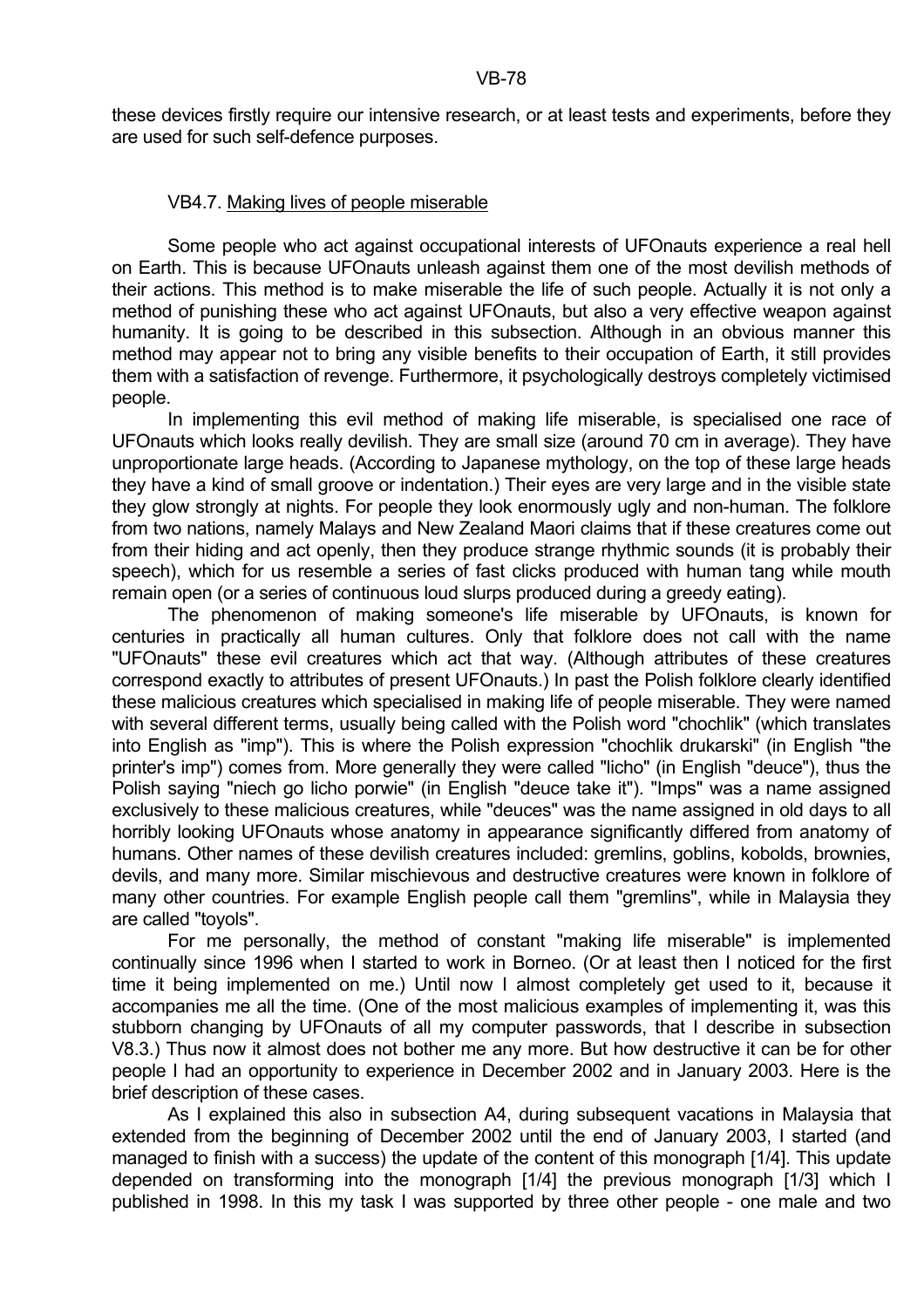these devices firstly require our intensive research, or at least tests and experiments, before they are used for such self-defence purposes.

### VB4.7. Making lives of people miserable

Some people who act against occupational interests of UFOnauts experience a real hell on Earth. This is because UFOnauts unleash against them one of the most devilish methods of their actions. This method is to make miserable the life of such people. Actually it is not only a method of punishing these who act against UFOnauts, but also a very effective weapon against humanity. It is going to be described in this subsection. Although in an obvious manner this method may appear not to bring any visible benefits to their occupation of Earth, it still provides them with a satisfaction of revenge. Furthermore, it psychologically destroys completely victimised people.

In implementing this evil method of making life miserable, is specialised one race of UFOnauts which looks really devilish. They are small size (around 70 cm in average). They have unproportionate large heads. (According to Japanese mythology, on the top of these large heads they have a kind of small groove or indentation.) Their eyes are very large and in the visible state they glow strongly at nights. For people they look enormously ugly and non-human. The folklore from two nations, namely Malays and New Zealand Maori claims that if these creatures come out from their hiding and act openly, then they produce strange rhythmic sounds (it is probably their speech), which for us resemble a series of fast clicks produced with human tang while mouth remain open (or a series of continuous loud slurps produced during a greedy eating).

The phenomenon of making someone's life miserable by UFOnauts, is known for centuries in practically all human cultures. Only that folklore does not call with the name "UFOnauts" these evil creatures which act that way. (Although attributes of these creatures correspond exactly to attributes of present UFOnauts.) In past the Polish folklore clearly identified these malicious creatures which specialised in making life of people miserable. They were named with several different terms, usually being called with the Polish word "chochlik" (which translates into English as "imp"). This is where the Polish expression "chochlik drukarski" (in English "the printer's imp") comes from. More generally they were called "licho" (in English "deuce"), thus the Polish saying "niech go licho porwie" (in English "deuce take it"). "Imps" was a name assigned exclusively to these malicious creatures, while "deuces" was the name assigned in old days to all horribly looking UFOnauts whose anatomy in appearance significantly differed from anatomy of humans. Other names of these devilish creatures included: gremlins, goblins, kobolds, brownies, devils, and many more. Similar mischievous and destructive creatures were known in folklore of many other countries. For example English people call them "gremlins", while in Malaysia they are called "toyols".

For me personally, the method of constant "making life miserable" is implemented continually since 1996 when I started to work in Borneo. (Or at least then I noticed for the first time it being implemented on me.) Until now I almost completely get used to it, because it accompanies me all the time. (One of the most malicious examples of implementing it, was this stubborn changing by UFOnauts of all my computer passwords, that I describe in subsection V8.3.) Thus now it almost does not bother me any more. But how destructive it can be for other people I had an opportunity to experience in December 2002 and in January 2003. Here is the brief description of these cases.

As I explained this also in subsection A4, during subsequent vacations in Malaysia that extended from the beginning of December 2002 until the end of January 2003, I started (and managed to finish with a success) the update of the content of this monograph [1/4]. This update depended on transforming into the monograph [1/4] the previous monograph [1/3] which I published in 1998. In this my task I was supported by three other people - one male and two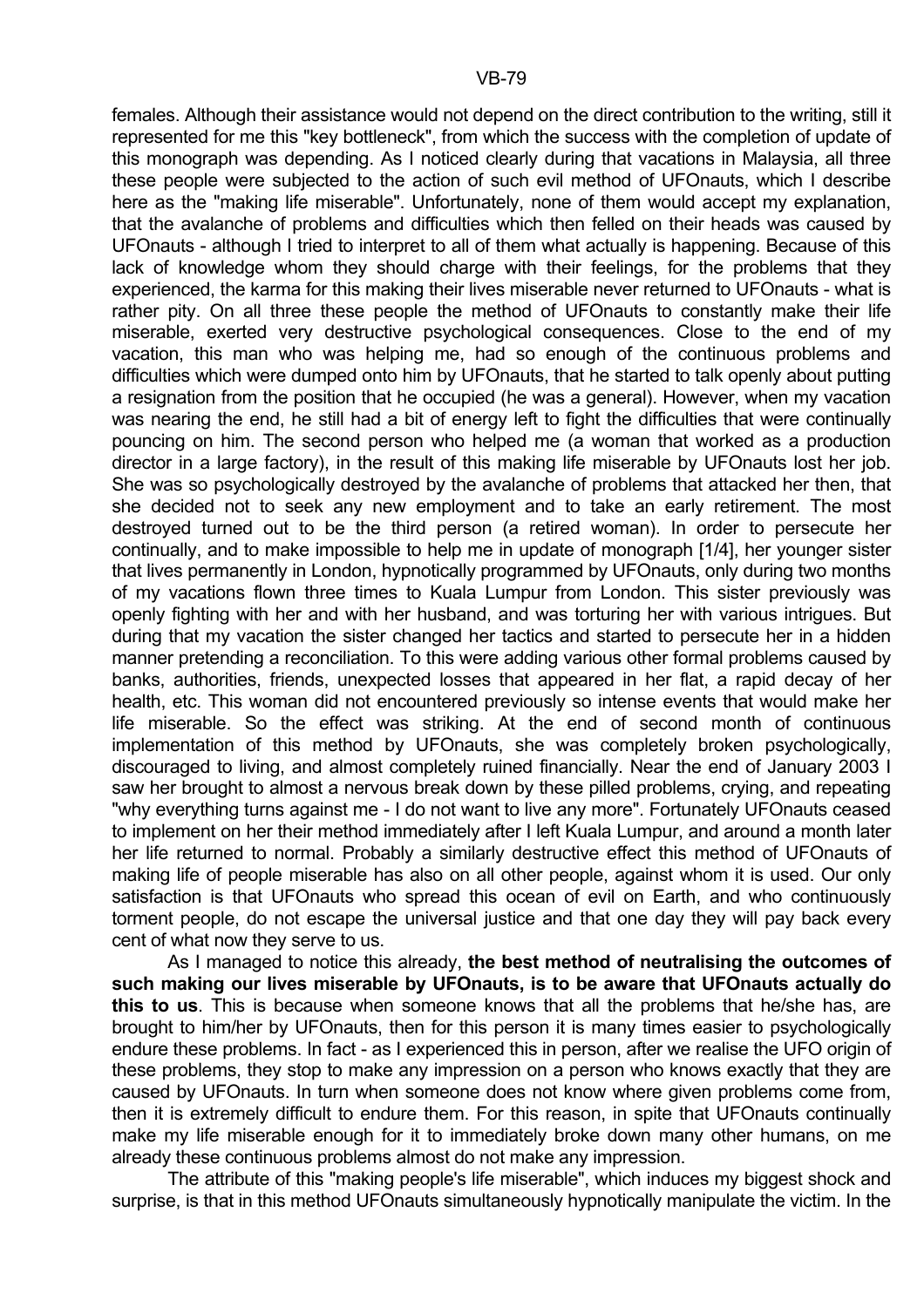females. Although their assistance would not depend on the direct contribution to the writing, still it represented for me this "key bottleneck", from which the success with the completion of update of this monograph was depending. As I noticed clearly during that vacations in Malaysia, all three these people were subjected to the action of such evil method of UFOnauts, which I describe here as the "making life miserable". Unfortunately, none of them would accept my explanation, that the avalanche of problems and difficulties which then felled on their heads was caused by UFOnauts - although I tried to interpret to all of them what actually is happening. Because of this lack of knowledge whom they should charge with their feelings, for the problems that they experienced, the karma for this making their lives miserable never returned to UFOnauts - what is rather pity. On all three these people the method of UFOnauts to constantly make their life miserable, exerted very destructive psychological consequences. Close to the end of my vacation, this man who was helping me, had so enough of the continuous problems and difficulties which were dumped onto him by UFOnauts, that he started to talk openly about putting a resignation from the position that he occupied (he was a general). However, when my vacation was nearing the end, he still had a bit of energy left to fight the difficulties that were continually pouncing on him. The second person who helped me (a woman that worked as a production director in a large factory), in the result of this making life miserable by UFOnauts lost her job. She was so psychologically destroyed by the avalanche of problems that attacked her then, that she decided not to seek any new employment and to take an early retirement. The most destroyed turned out to be the third person (a retired woman). In order to persecute her continually, and to make impossible to help me in update of monograph [1/4], her younger sister that lives permanently in London, hypnotically programmed by UFOnauts, only during two months of my vacations flown three times to Kuala Lumpur from London. This sister previously was openly fighting with her and with her husband, and was torturing her with various intrigues. But during that my vacation the sister changed her tactics and started to persecute her in a hidden manner pretending a reconciliation. To this were adding various other formal problems caused by banks, authorities, friends, unexpected losses that appeared in her flat, a rapid decay of her health, etc. This woman did not encountered previously so intense events that would make her life miserable. So the effect was striking. At the end of second month of continuous implementation of this method by UFOnauts, she was completely broken psychologically, discouraged to living, and almost completely ruined financially. Near the end of January 2003 I saw her brought to almost a nervous break down by these pilled problems, crying, and repeating "why everything turns against me - I do not want to live any more". Fortunately UFOnauts ceased to implement on her their method immediately after I left Kuala Lumpur, and around a month later her life returned to normal. Probably a similarly destructive effect this method of UFOnauts of making life of people miserable has also on all other people, against whom it is used. Our only satisfaction is that UFOnauts who spread this ocean of evil on Earth, and who continuously torment people, do not escape the universal justice and that one day they will pay back every cent of what now they serve to us.

As I managed to notice this already, **the best method of neutralising the outcomes of such making our lives miserable by UFOnauts, is to be aware that UFOnauts actually do this to us**. This is because when someone knows that all the problems that he/she has, are brought to him/her by UFOnauts, then for this person it is many times easier to psychologically endure these problems. In fact - as I experienced this in person, after we realise the UFO origin of these problems, they stop to make any impression on a person who knows exactly that they are caused by UFOnauts. In turn when someone does not know where given problems come from, then it is extremely difficult to endure them. For this reason, in spite that UFOnauts continually make my life miserable enough for it to immediately broke down many other humans, on me already these continuous problems almost do not make any impression.

The attribute of this "making people's life miserable", which induces my biggest shock and surprise, is that in this method UFOnauts simultaneously hypnotically manipulate the victim. In the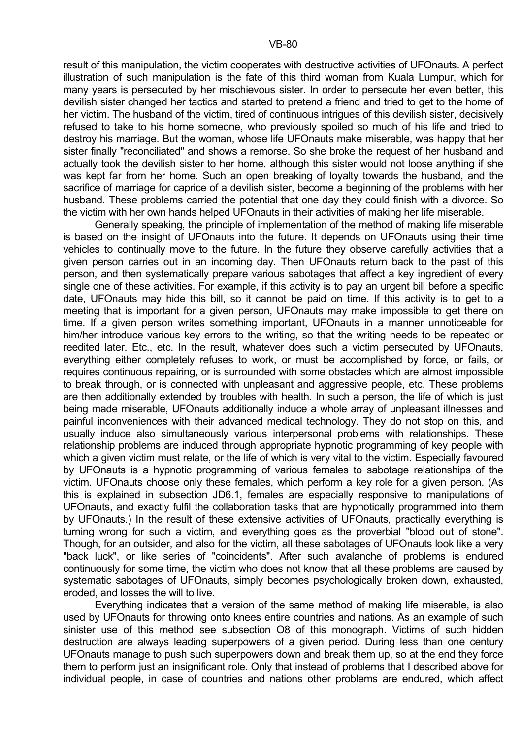result of this manipulation, the victim cooperates with destructive activities of UFOnauts. A perfect illustration of such manipulation is the fate of this third woman from Kuala Lumpur, which for many years is persecuted by her mischievous sister. In order to persecute her even better, this devilish sister changed her tactics and started to pretend a friend and tried to get to the home of her victim. The husband of the victim, tired of continuous intrigues of this devilish sister, decisively refused to take to his home someone, who previously spoiled so much of his life and tried to destroy his marriage. But the woman, whose life UFOnauts make miserable, was happy that her sister finally "reconciliated" and shows a remorse. So she broke the request of her husband and actually took the devilish sister to her home, although this sister would not loose anything if she was kept far from her home. Such an open breaking of loyalty towards the husband, and the sacrifice of marriage for caprice of a devilish sister, become a beginning of the problems with her husband. These problems carried the potential that one day they could finish with a divorce. So the victim with her own hands helped UFOnauts in their activities of making her life miserable.

Generally speaking, the principle of implementation of the method of making life miserable is based on the insight of UFOnauts into the future. It depends on UFOnauts using their time vehicles to continually move to the future. In the future they observe carefully activities that a given person carries out in an incoming day. Then UFOnauts return back to the past of this person, and then systematically prepare various sabotages that affect a key ingredient of every single one of these activities. For example, if this activity is to pay an urgent bill before a specific date, UFOnauts may hide this bill, so it cannot be paid on time. If this activity is to get to a meeting that is important for a given person, UFOnauts may make impossible to get there on time. If a given person writes something important, UFOnauts in a manner unnoticeable for him/her introduce various key errors to the writing, so that the writing needs to be repeated or reedited later. Etc., etc. In the result, whatever does such a victim persecuted by UFOnauts, everything either completely refuses to work, or must be accomplished by force, or fails, or requires continuous repairing, or is surrounded with some obstacles which are almost impossible to break through, or is connected with unpleasant and aggressive people, etc. These problems are then additionally extended by troubles with health. In such a person, the life of which is just being made miserable, UFOnauts additionally induce a whole array of unpleasant illnesses and painful inconveniences with their advanced medical technology. They do not stop on this, and usually induce also simultaneously various interpersonal problems with relationships. These relationship problems are induced through appropriate hypnotic programming of key people with which a given victim must relate, or the life of which is very vital to the victim. Especially favoured by UFOnauts is a hypnotic programming of various females to sabotage relationships of the victim. UFOnauts choose only these females, which perform a key role for a given person. (As this is explained in subsection JD6.1, females are especially responsive to manipulations of UFOnauts, and exactly fulfil the collaboration tasks that are hypnotically programmed into them by UFOnauts.) In the result of these extensive activities of UFOnauts, practically everything is turning wrong for such a victim, and everything goes as the proverbial "blood out of stone". Though, for an outsider, and also for the victim, all these sabotages of UFOnauts look like a very "back luck", or like series of "coincidents". After such avalanche of problems is endured continuously for some time, the victim who does not know that all these problems are caused by systematic sabotages of UFOnauts, simply becomes psychologically broken down, exhausted, eroded, and losses the will to live.

Everything indicates that a version of the same method of making life miserable, is also used by UFOnauts for throwing onto knees entire countries and nations. As an example of such sinister use of this method see subsection O8 of this monograph. Victims of such hidden destruction are always leading superpowers of a given period. During less than one century UFOnauts manage to push such superpowers down and break them up, so at the end they force them to perform just an insignificant role. Only that instead of problems that I described above for individual people, in case of countries and nations other problems are endured, which affect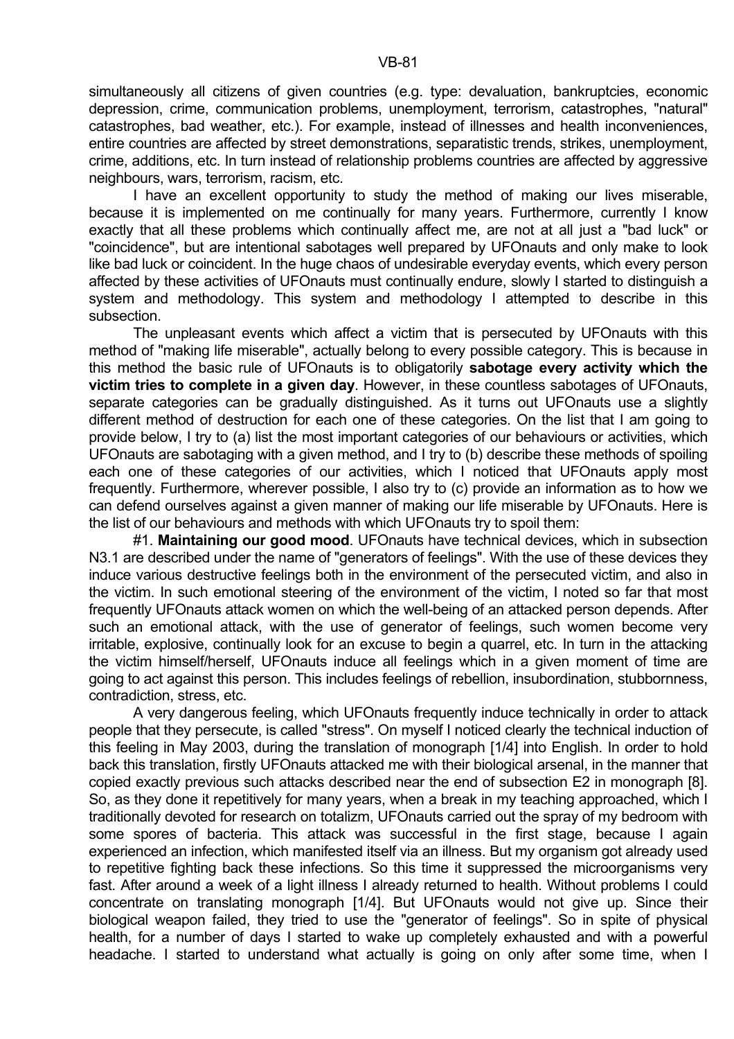simultaneously all citizens of given countries (e.g. type: devaluation, bankruptcies, economic depression, crime, communication problems, unemployment, terrorism, catastrophes, "natural" catastrophes, bad weather, etc.). For example, instead of illnesses and health inconveniences, entire countries are affected by street demonstrations, separatistic trends, strikes, unemployment, crime, additions, etc. In turn instead of relationship problems countries are affected by aggressive neighbours, wars, terrorism, racism, etc.

I have an excellent opportunity to study the method of making our lives miserable, because it is implemented on me continually for many years. Furthermore, currently I know exactly that all these problems which continually affect me, are not at all just a "bad luck" or "coincidence", but are intentional sabotages well prepared by UFOnauts and only make to look like bad luck or coincident. In the huge chaos of undesirable everyday events, which every person affected by these activities of UFOnauts must continually endure, slowly I started to distinguish a system and methodology. This system and methodology I attempted to describe in this subsection.

The unpleasant events which affect a victim that is persecuted by UFOnauts with this method of "making life miserable", actually belong to every possible category. This is because in this method the basic rule of UFOnauts is to obligatorily **sabotage every activity which the victim tries to complete in a given day**. However, in these countless sabotages of UFOnauts, separate categories can be gradually distinguished. As it turns out UFOnauts use a slightly different method of destruction for each one of these categories. On the list that I am going to provide below, I try to (a) list the most important categories of our behaviours or activities, which UFOnauts are sabotaging with a given method, and I try to (b) describe these methods of spoiling each one of these categories of our activities, which I noticed that UFOnauts apply most frequently. Furthermore, wherever possible, I also try to (c) provide an information as to how we can defend ourselves against a given manner of making our life miserable by UFOnauts. Here is the list of our behaviours and methods with which UFOnauts try to spoil them:

#1. **Maintaining our good mood**. UFOnauts have technical devices, which in subsection N3.1 are described under the name of "generators of feelings". With the use of these devices they induce various destructive feelings both in the environment of the persecuted victim, and also in the victim. In such emotional steering of the environment of the victim, I noted so far that most frequently UFOnauts attack women on which the well-being of an attacked person depends. After such an emotional attack, with the use of generator of feelings, such women become very irritable, explosive, continually look for an excuse to begin a quarrel, etc. In turn in the attacking the victim himself/herself, UFOnauts induce all feelings which in a given moment of time are going to act against this person. This includes feelings of rebellion, insubordination, stubbornness, contradiction, stress, etc.

A very dangerous feeling, which UFOnauts frequently induce technically in order to attack people that they persecute, is called "stress". On myself I noticed clearly the technical induction of this feeling in May 2003, during the translation of monograph [1/4] into English. In order to hold back this translation, firstly UFOnauts attacked me with their biological arsenal, in the manner that copied exactly previous such attacks described near the end of subsection E2 in monograph [8]. So, as they done it repetitively for many years, when a break in my teaching approached, which I traditionally devoted for research on totalizm, UFOnauts carried out the spray of my bedroom with some spores of bacteria. This attack was successful in the first stage, because I again experienced an infection, which manifested itself via an illness. But my organism got already used to repetitive fighting back these infections. So this time it suppressed the microorganisms very fast. After around a week of a light illness I already returned to health. Without problems I could concentrate on translating monograph [1/4]. But UFOnauts would not give up. Since their biological weapon failed, they tried to use the "generator of feelings". So in spite of physical health, for a number of days I started to wake up completely exhausted and with a powerful headache. I started to understand what actually is going on only after some time, when I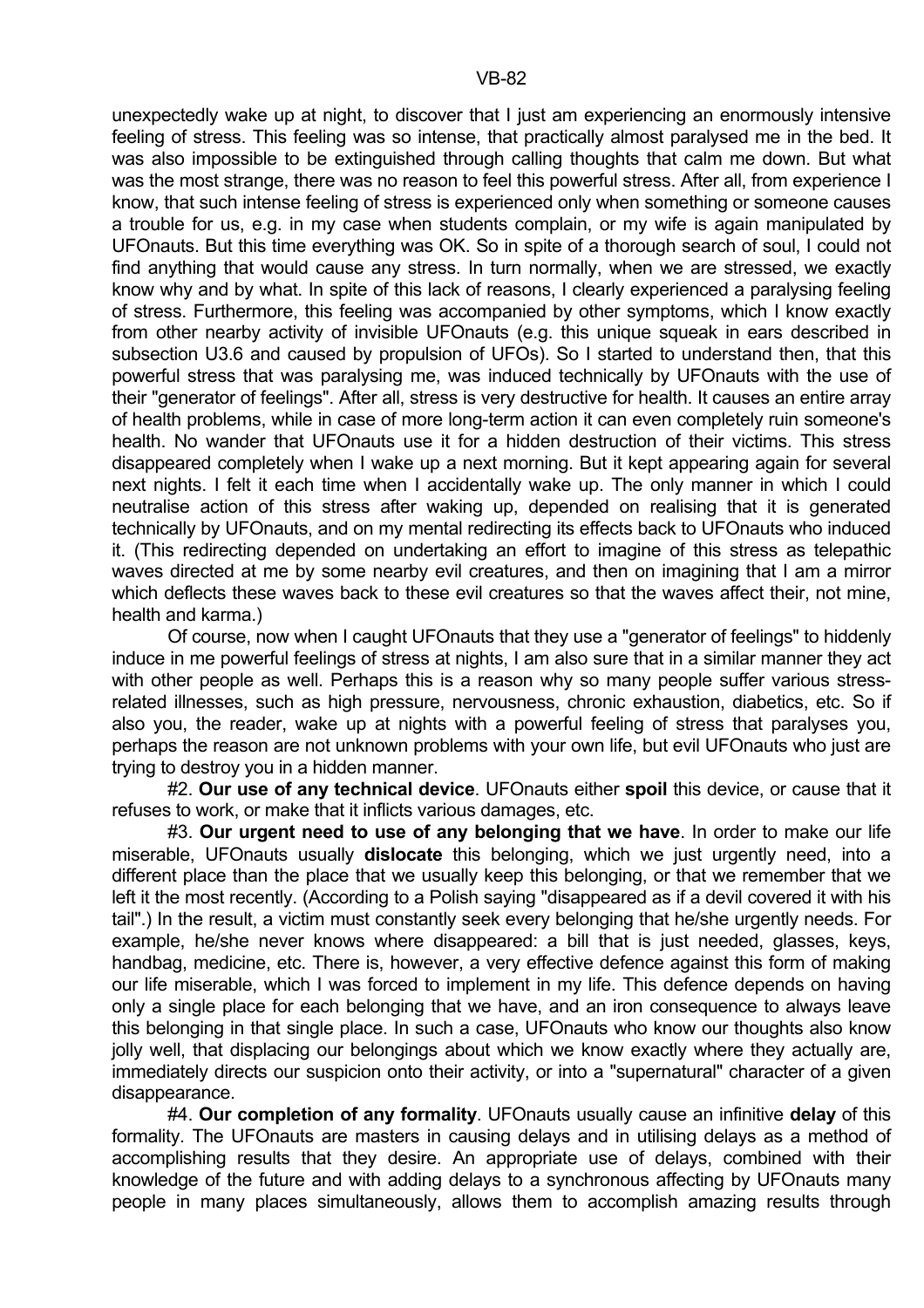unexpectedly wake up at night, to discover that I just am experiencing an enormously intensive feeling of stress. This feeling was so intense, that practically almost paralysed me in the bed. It was also impossible to be extinguished through calling thoughts that calm me down. But what was the most strange, there was no reason to feel this powerful stress. After all, from experience I know, that such intense feeling of stress is experienced only when something or someone causes a trouble for us, e.g. in my case when students complain, or my wife is again manipulated by UFOnauts. But this time everything was OK. So in spite of a thorough search of soul, I could not find anything that would cause any stress. In turn normally, when we are stressed, we exactly know why and by what. In spite of this lack of reasons, I clearly experienced a paralysing feeling of stress. Furthermore, this feeling was accompanied by other symptoms, which I know exactly from other nearby activity of invisible UFOnauts (e.g. this unique squeak in ears described in subsection U3.6 and caused by propulsion of UFOs). So I started to understand then, that this powerful stress that was paralysing me, was induced technically by UFOnauts with the use of their "generator of feelings". After all, stress is very destructive for health. It causes an entire array of health problems, while in case of more long-term action it can even completely ruin someone's health. No wander that UFOnauts use it for a hidden destruction of their victims. This stress disappeared completely when I wake up a next morning. But it kept appearing again for several next nights. I felt it each time when I accidentally wake up. The only manner in which I could neutralise action of this stress after waking up, depended on realising that it is generated technically by UFOnauts, and on my mental redirecting its effects back to UFOnauts who induced it. (This redirecting depended on undertaking an effort to imagine of this stress as telepathic waves directed at me by some nearby evil creatures, and then on imagining that I am a mirror which deflects these waves back to these evil creatures so that the waves affect their, not mine, health and karma.)

Of course, now when I caught UFOnauts that they use a "generator of feelings" to hiddenly induce in me powerful feelings of stress at nights, I am also sure that in a similar manner they act with other people as well. Perhaps this is a reason why so many people suffer various stress-related illnesses, such as high pressure, nervousness, chronic exhaustion, diabetics, etc. So if also you, the reader, wake up at nights with a powerful feeling of stress that paralyses you, perhaps the reason are not unknown problems with your own life, but evil UFOnauts who just are trying to destroy you in a hidden manner.

#2. **Our use of any technical device**. UFOnauts either **spoil** this device, or cause that it refuses to work, or make that it inflicts various damages, etc.

#3. **Our urgent need to use of any belonging that we have**. In order to make our life miserable, UFOnauts usually **dislocate** this belonging, which we just urgently need, into a different place than the place that we usually keep this belonging, or that we remember that we left it the most recently. (According to a Polish saying "disappeared as if a devil covered it with his tail".) In the result, a victim must constantly seek every belonging that he/she urgently needs. For example, he/she never knows where disappeared: a bill that is just needed, glasses, keys, handbag, medicine, etc. There is, however, a very effective defence against this form of making our life miserable, which I was forced to implement in my life. This defence depends on having only a single place for each belonging that we have, and an iron consequence to always leave this belonging in that single place. In such a case, UFOnauts who know our thoughts also know jolly well, that displacing our belongings about which we know exactly where they actually are, immediately directs our suspicion onto their activity, or into a "supernatural" character of a given disappearance.

#4. **Our completion of any formality**. UFOnauts usually cause an infinitive **delay** of this formality. The UFOnauts are masters in causing delays and in utilising delays as a method of accomplishing results that they desire. An appropriate use of delays, combined with their knowledge of the future and with adding delays to a synchronous affecting by UFOnauts many people in many places simultaneously, allows them to accomplish amazing results through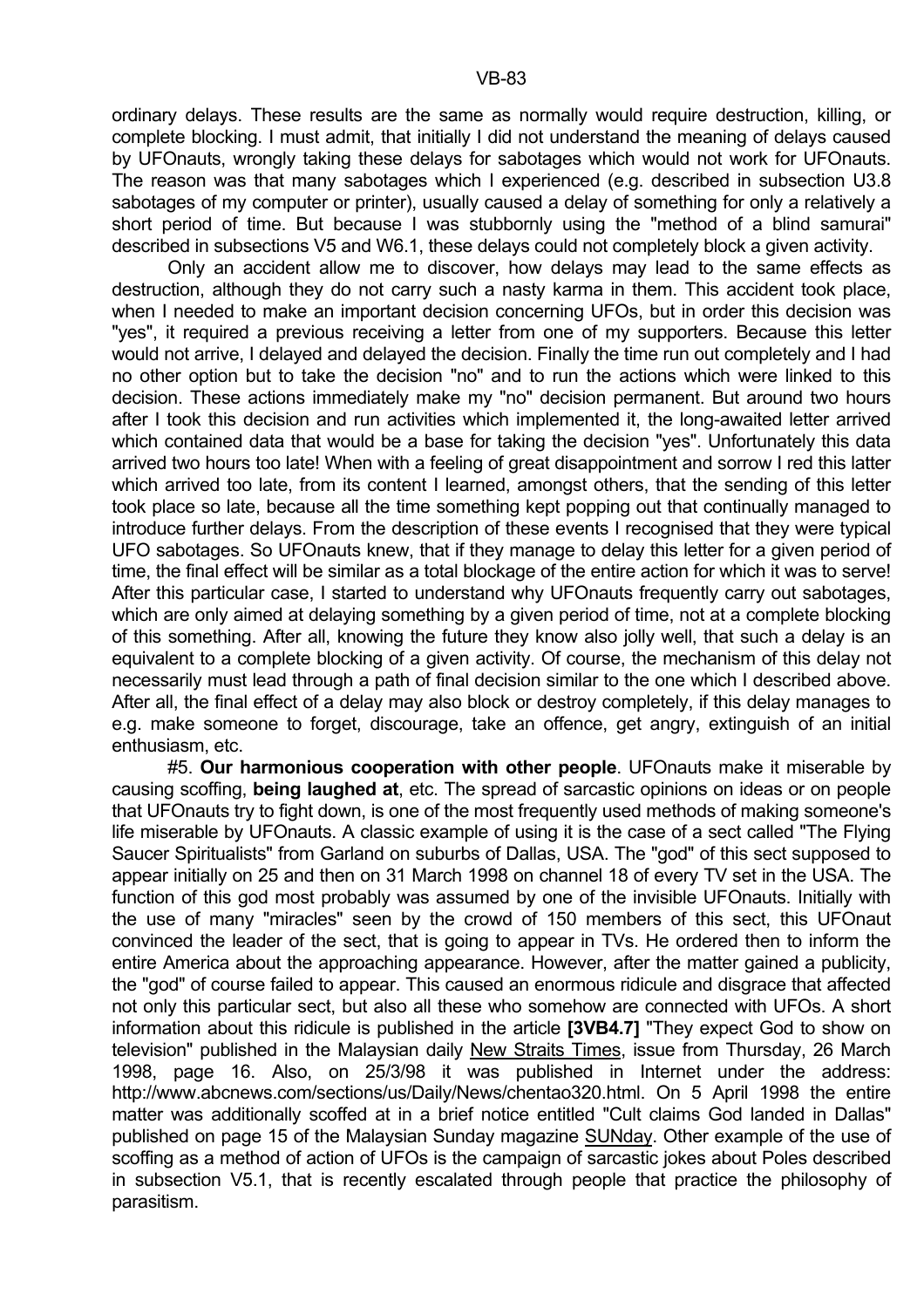ordinary delays. These results are the same as normally would require destruction, killing, or complete blocking. I must admit, that initially I did not understand the meaning of delays caused by UFOnauts, wrongly taking these delays for sabotages which would not work for UFOnauts. The reason was that many sabotages which I experienced (e.g. described in subsection U3.8 sabotages of my computer or printer), usually caused a delay of something for only a relatively a short period of time. But because I was stubbornly using the "method of a blind samurai" described in subsections V5 and W6.1, these delays could not completely block a given activity.

Only an accident allow me to discover, how delays may lead to the same effects as destruction, although they do not carry such a nasty karma in them. This accident took place, when I needed to make an important decision concerning UFOs, but in order this decision was "yes", it required a previous receiving a letter from one of my supporters. Because this letter would not arrive, I delayed and delayed the decision. Finally the time run out completely and I had no other option but to take the decision "no" and to run the actions which were linked to this decision. These actions immediately make my "no" decision permanent. But around two hours after I took this decision and run activities which implemented it, the long-awaited letter arrived which contained data that would be a base for taking the decision "yes". Unfortunately this data arrived two hours too late! When with a feeling of great disappointment and sorrow I red this latter which arrived too late, from its content I learned, amongst others, that the sending of this letter took place so late, because all the time something kept popping out that continually managed to introduce further delays. From the description of these events I recognised that they were typical UFO sabotages. So UFOnauts knew, that if they manage to delay this letter for a given period of time, the final effect will be similar as a total blockage of the entire action for which it was to serve! After this particular case, I started to understand why UFOnauts frequently carry out sabotages, which are only aimed at delaying something by a given period of time, not at a complete blocking of this something. After all, knowing the future they know also jolly well, that such a delay is an equivalent to a complete blocking of a given activity. Of course, the mechanism of this delay not necessarily must lead through a path of final decision similar to the one which I described above. After all, the final effect of a delay may also block or destroy completely, if this delay manages to e.g. make someone to forget, discourage, take an offence, get angry, extinguish of an initial enthusiasm, etc.

#5. **Our harmonious cooperation with other people**. UFOnauts make it miserable by causing scoffing, **being laughed at**, etc. The spread of sarcastic opinions on ideas or on people that UFOnauts try to fight down, is one of the most frequently used methods of making someone's life miserable by UFOnauts. A classic example of using it is the case of a sect called "The Flying Saucer Spiritualists" from Garland on suburbs of Dallas, USA. The "god" of this sect supposed to appear initially on 25 and then on 31 March 1998 on channel 18 of every TV set in the USA. The function of this god most probably was assumed by one of the invisible UFOnauts. Initially with the use of many "miracles" seen by the crowd of 150 members of this sect, this UFOnaut convinced the leader of the sect, that is going to appear in TVs. He ordered then to inform the entire America about the approaching appearance. However, after the matter gained a publicity, the "god" of course failed to appear. This caused an enormous ridicule and disgrace that affected not only this particular sect, but also all these who somehow are connected with UFOs. A short information about this ridicule is published in the article **[3VB4.7]** "They expect God to show on television" published in the Malaysian daily New Straits Times, issue from Thursday, 26 March 1998, page 16. Also, on 25/3/98 it was published in Internet under the address: http://www.abcnews.com/sections/us/Daily/News/chentao320.html. On 5 April 1998 the entire matter was additionally scoffed at in a brief notice entitled "Cult claims God landed in Dallas" published on page 15 of the Malaysian Sunday magazine SUNday. Other example of the use of scoffing as a method of action of UFOs is the campaign of sarcastic jokes about Poles described in subsection V5.1, that is recently escalated through people that practice the philosophy of parasitism.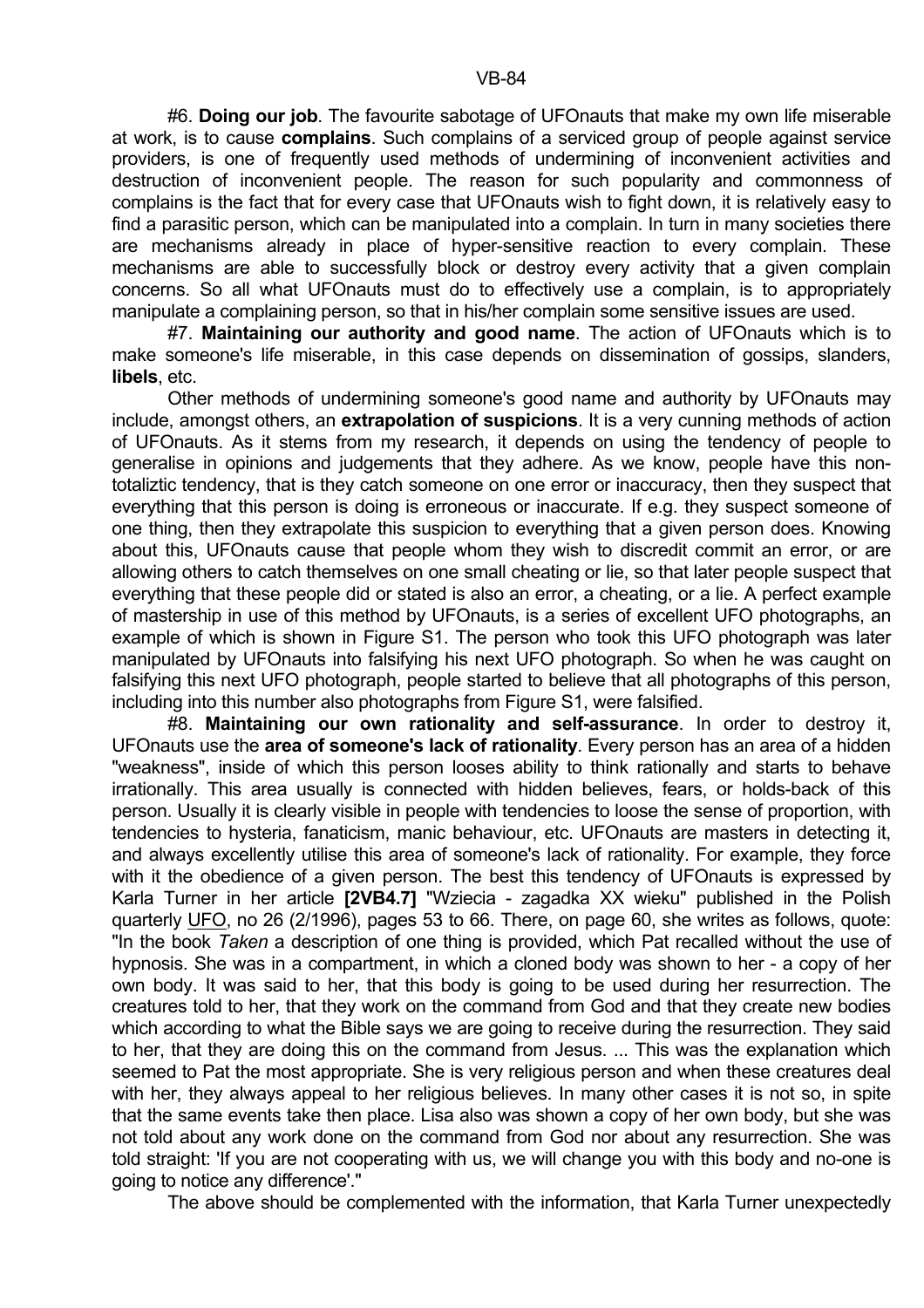#6. **Doing our job**. The favourite sabotage of UFOnauts that make my own life miserable at work, is to cause **complains**. Such complains of a serviced group of people against service providers, is one of frequently used methods of undermining of inconvenient activities and destruction of inconvenient people. The reason for such popularity and commonness of complains is the fact that for every case that UFOnauts wish to fight down, it is relatively easy to find a parasitic person, which can be manipulated into a complain. In turn in many societies there are mechanisms already in place of hyper-sensitive reaction to every complain. These mechanisms are able to successfully block or destroy every activity that a given complain concerns. So all what UFOnauts must do to effectively use a complain, is to appropriately manipulate a complaining person, so that in his/her complain some sensitive issues are used.

#7. **Maintaining our authority and good name**. The action of UFOnauts which is to make someone's life miserable, in this case depends on dissemination of gossips, slanders, **libels**, etc.

Other methods of undermining someone's good name and authority by UFOnauts may include, amongst others, an **extrapolation of suspicions**. It is a very cunning methods of action of UFOnauts. As it stems from my research, it depends on using the tendency of people to generalise in opinions and judgements that they adhere. As we know, people have this non-totaliztic tendency, that is they catch someone on one error or inaccuracy, then they suspect that everything that this person is doing is erroneous or inaccurate. If e.g. they suspect someone of one thing, then they extrapolate this suspicion to everything that a given person does. Knowing about this, UFOnauts cause that people whom they wish to discredit commit an error, or are allowing others to catch themselves on one small cheating or lie, so that later people suspect that everything that these people did or stated is also an error, a cheating, or a lie. A perfect example of mastership in use of this method by UFOnauts, is a series of excellent UFO photographs, an example of which is shown in Figure S1. The person who took this UFO photograph was later manipulated by UFOnauts into falsifying his next UFO photograph. So when he was caught on falsifying this next UFO photograph, people started to believe that all photographs of this person, including into this number also photographs from Figure S1, were falsified.

#8. **Maintaining our own rationality and self-assurance**. In order to destroy it, UFOnauts use the **area of someone's lack of rationality**. Every person has an area of a hidden "weakness", inside of which this person looses ability to think rationally and starts to behave irrationally. This area usually is connected with hidden believes, fears, or holds-back of this person. Usually it is clearly visible in people with tendencies to loose the sense of proportion, with tendencies to hysteria, fanaticism, manic behaviour, etc. UFOnauts are masters in detecting it, and always excellently utilise this area of someone's lack of rationality. For example, they force with it the obedience of a given person. The best this tendency of UFOnauts is expressed by Karla Turner in her article **[2VB4.7]** "Wziecia - zagadka XX wieku" published in the Polish quarterly UFO, no 26 (2/1996), pages 53 to 66. There, on page 60, she writes as follows, quote: "In the book *Taken* a description of one thing is provided, which Pat recalled without the use of hypnosis. She was in a compartment, in which a cloned body was shown to her - a copy of her own body. It was said to her, that this body is going to be used during her resurrection. The creatures told to her, that they work on the command from God and that they create new bodies which according to what the Bible says we are going to receive during the resurrection. They said to her, that they are doing this on the command from Jesus. ... This was the explanation which seemed to Pat the most appropriate. She is very religious person and when these creatures deal with her, they always appeal to her religious believes. In many other cases it is not so, in spite that the same events take then place. Lisa also was shown a copy of her own body, but she was not told about any work done on the command from God nor about any resurrection. She was told straight: 'If you are not cooperating with us, we will change you with this body and no-one is going to notice any difference'."

The above should be complemented with the information, that Karla Turner unexpectedly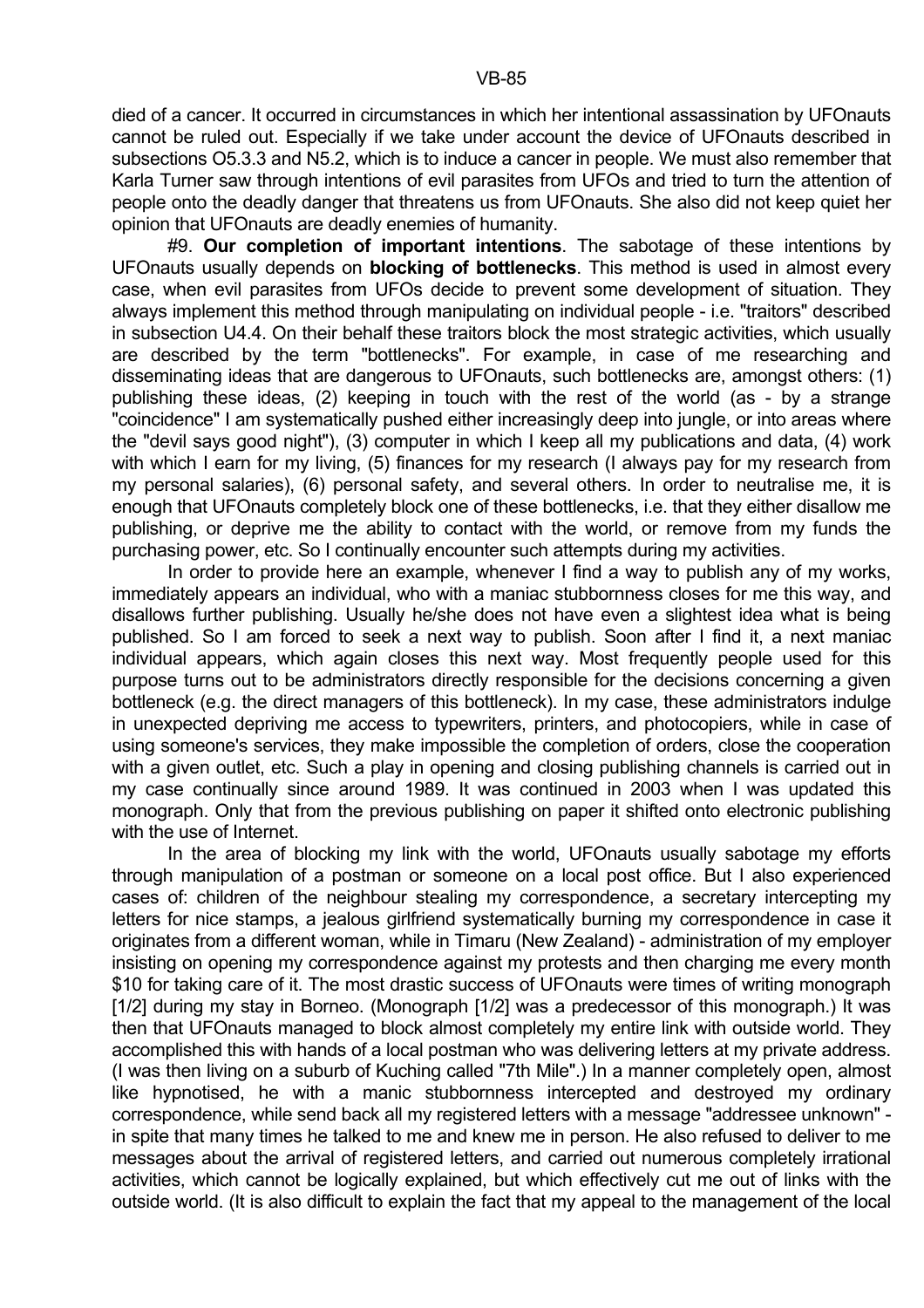died of a cancer. It occurred in circumstances in which her intentional assassination by UFOnauts cannot be ruled out. Especially if we take under account the device of UFOnauts described in subsections O5.3.3 and N5.2, which is to induce a cancer in people. We must also remember that Karla Turner saw through intentions of evil parasites from UFOs and tried to turn the attention of people onto the deadly danger that threatens us from UFOnauts. She also did not keep quiet her opinion that UFOnauts are deadly enemies of humanity.

#9. **Our completion of important intentions**. The sabotage of these intentions by UFOnauts usually depends on **blocking of bottlenecks**. This method is used in almost every case, when evil parasites from UFOs decide to prevent some development of situation. They always implement this method through manipulating on individual people - i.e. "traitors" described in subsection U4.4. On their behalf these traitors block the most strategic activities, which usually are described by the term "bottlenecks". For example, in case of me researching and disseminating ideas that are dangerous to UFOnauts, such bottlenecks are, amongst others: (1) publishing these ideas, (2) keeping in touch with the rest of the world (as - by a strange "coincidence" I am systematically pushed either increasingly deep into jungle, or into areas where the "devil says good night"), (3) computer in which I keep all my publications and data, (4) work with which I earn for my living, (5) finances for my research (I always pay for my research from my personal salaries), (6) personal safety, and several others. In order to neutralise me, it is enough that UFOnauts completely block one of these bottlenecks, i.e. that they either disallow me publishing, or deprive me the ability to contact with the world, or remove from my funds the purchasing power, etc. So I continually encounter such attempts during my activities.

In order to provide here an example, whenever I find a way to publish any of my works, immediately appears an individual, who with a maniac stubbornness closes for me this way, and disallows further publishing. Usually he/she does not have even a slightest idea what is being published. So I am forced to seek a next way to publish. Soon after I find it, a next maniac individual appears, which again closes this next way. Most frequently people used for this purpose turns out to be administrators directly responsible for the decisions concerning a given bottleneck (e.g. the direct managers of this bottleneck). In my case, these administrators indulge in unexpected depriving me access to typewriters, printers, and photocopiers, while in case of using someone's services, they make impossible the completion of orders, close the cooperation with a given outlet, etc. Such a play in opening and closing publishing channels is carried out in my case continually since around 1989. It was continued in 2003 when I was updated this monograph. Only that from the previous publishing on paper it shifted onto electronic publishing with the use of Internet.

In the area of blocking my link with the world, UFOnauts usually sabotage my efforts through manipulation of a postman or someone on a local post office. But I also experienced cases of: children of the neighbour stealing my correspondence, a secretary intercepting my letters for nice stamps, a jealous girlfriend systematically burning my correspondence in case it originates from a different woman, while in Timaru (New Zealand) - administration of my employer insisting on opening my correspondence against my protests and then charging me every month $10 for taking care of it. The most drastic success of UFOnauts were times of writing monograph [1/2] during my stay in Borneo. (Monograph [1/2] was a predecessor of this monograph.) It was then that UFOnauts managed to block almost completely my entire link with outside world. They accomplished this with hands of a local postman who was delivering letters at my private address. (I was then living on a suburb of Kuching called "7th Mile".) In a manner completely open, almost like hypnotised, he with a manic stubbornness intercepted and destroyed my ordinary correspondence, while send back all my registered letters with a message "addressee unknown" - in spite that many times he talked to me and knew me in person. He also refused to deliver to me messages about the arrival of registered letters, and carried out numerous completely irrational activities, which cannot be logically explained, but which effectively cut me out of links with the outside world. (It is also difficult to explain the fact that my appeal to the management of the local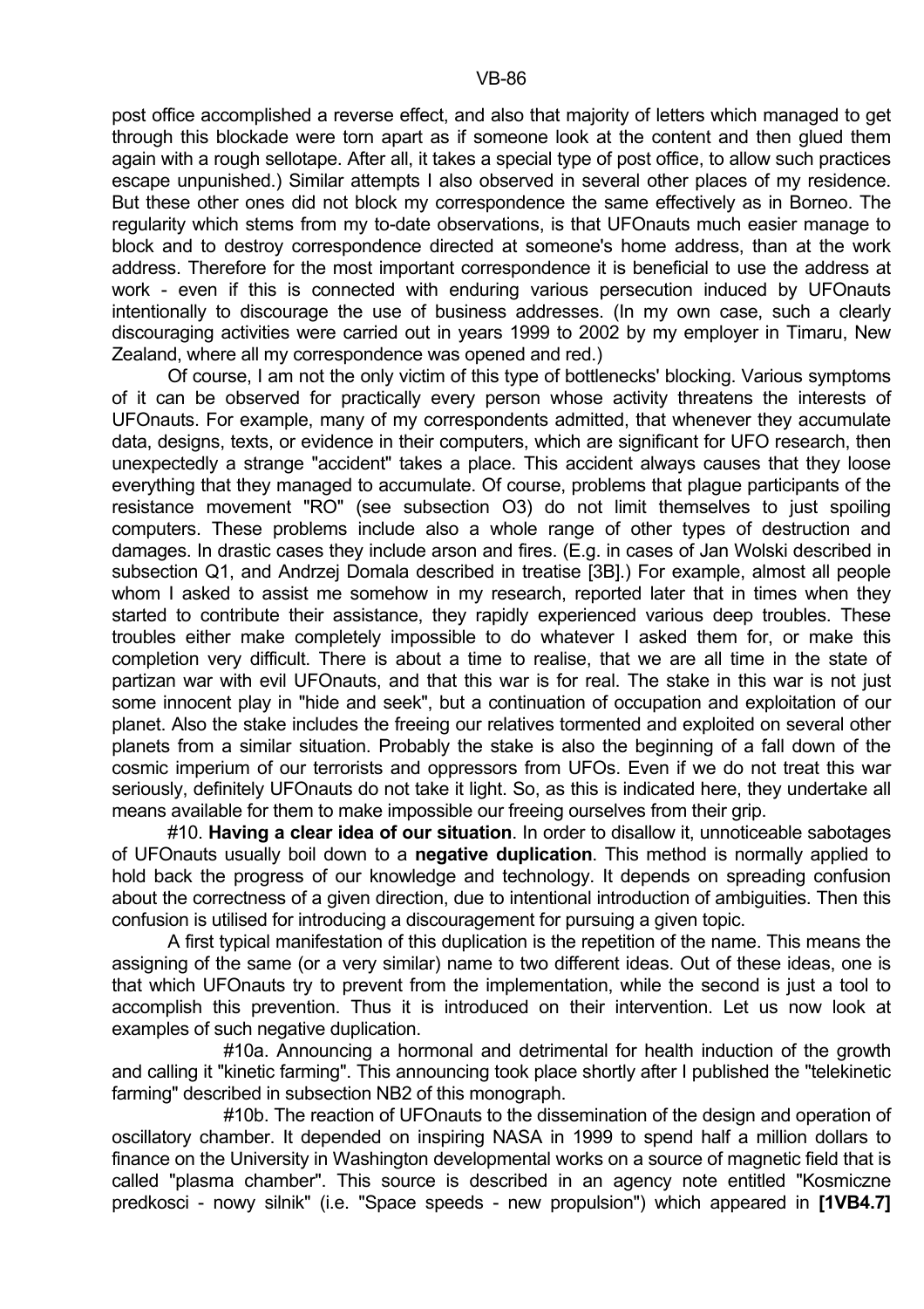post office accomplished a reverse effect, and also that majority of letters which managed to get through this blockade were torn apart as if someone look at the content and then glued them again with a rough sellotape. After all, it takes a special type of post office, to allow such practices escape unpunished.) Similar attempts I also observed in several other places of my residence. But these other ones did not block my correspondence the same effectively as in Borneo. The regularity which stems from my to-date observations, is that UFOnauts much easier manage to block and to destroy correspondence directed at someone's home address, than at the work address. Therefore for the most important correspondence it is beneficial to use the address at work - even if this is connected with enduring various persecution induced by UFOnauts intentionally to discourage the use of business addresses. (In my own case, such a clearly discouraging activities were carried out in years 1999 to 2002 by my employer in Timaru, New Zealand, where all my correspondence was opened and red.)

Of course, I am not the only victim of this type of bottlenecks' blocking. Various symptoms of it can be observed for practically every person whose activity threatens the interests of UFOnauts. For example, many of my correspondents admitted, that whenever they accumulate data, designs, texts, or evidence in their computers, which are significant for UFO research, then unexpectedly a strange "accident" takes a place. This accident always causes that they loose everything that they managed to accumulate. Of course, problems that plague participants of the resistance movement "RO" (see subsection O3) do not limit themselves to just spoiling computers. These problems include also a whole range of other types of destruction and damages. In drastic cases they include arson and fires. (E.g. in cases of Jan Wolski described in subsection Q1, and Andrzej Domala described in treatise [3B].) For example, almost all people whom I asked to assist me somehow in my research, reported later that in times when they started to contribute their assistance, they rapidly experienced various deep troubles. These troubles either make completely impossible to do whatever I asked them for, or make this completion very difficult. There is about a time to realise, that we are all time in the state of partizan war with evil UFOnauts, and that this war is for real. The stake in this war is not just some innocent play in "hide and seek", but a continuation of occupation and exploitation of our planet. Also the stake includes the freeing our relatives tormented and exploited on several other planets from a similar situation. Probably the stake is also the beginning of a fall down of the cosmic imperium of our terrorists and oppressors from UFOs. Even if we do not treat this war seriously, definitely UFOnauts do not take it light. So, as this is indicated here, they undertake all means available for them to make impossible our freeing ourselves from their grip.

#10. **Having a clear idea of our situation**. In order to disallow it, unnoticeable sabotages of UFOnauts usually boil down to a **negative duplication**. This method is normally applied to hold back the progress of our knowledge and technology. It depends on spreading confusion about the correctness of a given direction, due to intentional introduction of ambiguities. Then this confusion is utilised for introducing a discouragement for pursuing a given topic.

A first typical manifestation of this duplication is the repetition of the name. This means the assigning of the same (or a very similar) name to two different ideas. Out of these ideas, one is that which UFOnauts try to prevent from the implementation, while the second is just a tool to accomplish this prevention. Thus it is introduced on their intervention. Let us now look at examples of such negative duplication.

#10a. Announcing a hormonal and detrimental for health induction of the growth and calling it "kinetic farming". This announcing took place shortly after I published the "telekinetic farming" described in subsection NB2 of this monograph.

#10b. The reaction of UFOnauts to the dissemination of the design and operation of oscillatory chamber. It depended on inspiring NASA in 1999 to spend half a million dollars to finance on the University in Washington developmental works on a source of magnetic field that is called "plasma chamber". This source is described in an agency note entitled "Kosmiczne predkosci - nowy silnik" (i.e. "Space speeds - new propulsion") which appeared in **[1VB4.7]**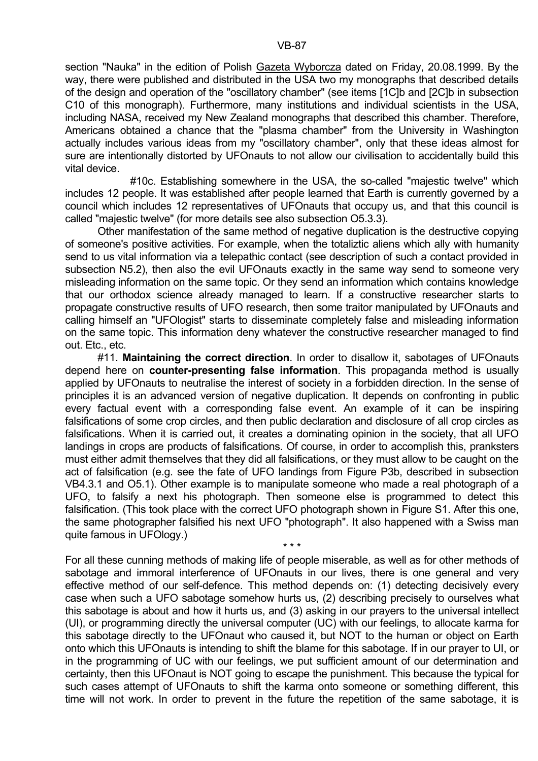section "Nauka" in the edition of Polish Gazeta Wyborcza dated on Friday, 20.08.1999. By the way, there were published and distributed in the USA two my monographs that described details of the design and operation of the "oscillatory chamber" (see items [1C]b and [2C]b in subsection C10 of this monograph). Furthermore, many institutions and individual scientists in the USA, including NASA, received my New Zealand monographs that described this chamber. Therefore, Americans obtained a chance that the "plasma chamber" from the University in Washington actually includes various ideas from my "oscillatory chamber", only that these ideas almost for sure are intentionally distorted by UFOnauts to not allow our civilisation to accidentally build this vital device.

#10c. Establishing somewhere in the USA, the so-called "majestic twelve" which includes 12 people. It was established after people learned that Earth is currently governed by a council which includes 12 representatives of UFOnauts that occupy us, and that this council is called "majestic twelve" (for more details see also subsection O5.3.3).

Other manifestation of the same method of negative duplication is the destructive copying of someone's positive activities. For example, when the totaliztic aliens which ally with humanity send to us vital information via a telepathic contact (see description of such a contact provided in subsection N5.2), then also the evil UFOnauts exactly in the same way send to someone very misleading information on the same topic. Or they send an information which contains knowledge that our orthodox science already managed to learn. If a constructive researcher starts to propagate constructive results of UFO research, then some traitor manipulated by UFOnauts and calling himself an "UFOlogist" starts to disseminate completely false and misleading information on the same topic. This information deny whatever the constructive researcher managed to find out. Etc., etc.

#11. **Maintaining the correct direction**. In order to disallow it, sabotages of UFOnauts depend here on **counter-presenting false information**. This propaganda method is usually applied by UFOnauts to neutralise the interest of society in a forbidden direction. In the sense of principles it is an advanced version of negative duplication. It depends on confronting in public every factual event with a corresponding false event. An example of it can be inspiring falsifications of some crop circles, and then public declaration and disclosure of all crop circles as falsifications. When it is carried out, it creates a dominating opinion in the society, that all UFO landings in crops are products of falsifications. Of course, in order to accomplish this, pranksters must either admit themselves that they did all falsifications, or they must allow to be caught on the act of falsification (e.g. see the fate of UFO landings from Figure P3b, described in subsection VB4.3.1 and O5.1). Other example is to manipulate someone who made a real photograph of a UFO, to falsify a next his photograph. Then someone else is programmed to detect this falsification. (This took place with the correct UFO photograph shown in Figure S1. After this one, the same photographer falsified his next UFO "photograph". It also happened with a Swiss man quite famous in UFOlogy.)

\* \* \*

For all these cunning methods of making life of people miserable, as well as for other methods of sabotage and immoral interference of UFOnauts in our lives, there is one general and very effective method of our self-defence. This method depends on: (1) detecting decisively every case when such a UFO sabotage somehow hurts us, (2) describing precisely to ourselves what this sabotage is about and how it hurts us, and (3) asking in our prayers to the universal intellect (UI), or programming directly the universal computer (UC) with our feelings, to allocate karma for this sabotage directly to the UFOnaut who caused it, but NOT to the human or object on Earth onto which this UFOnauts is intending to shift the blame for this sabotage. If in our prayer to UI, or in the programming of UC with our feelings, we put sufficient amount of our determination and certainty, then this UFOnaut is NOT going to escape the punishment. This because the typical for such cases attempt of UFOnauts to shift the karma onto someone or something different, this time will not work. In order to prevent in the future the repetition of the same sabotage, it is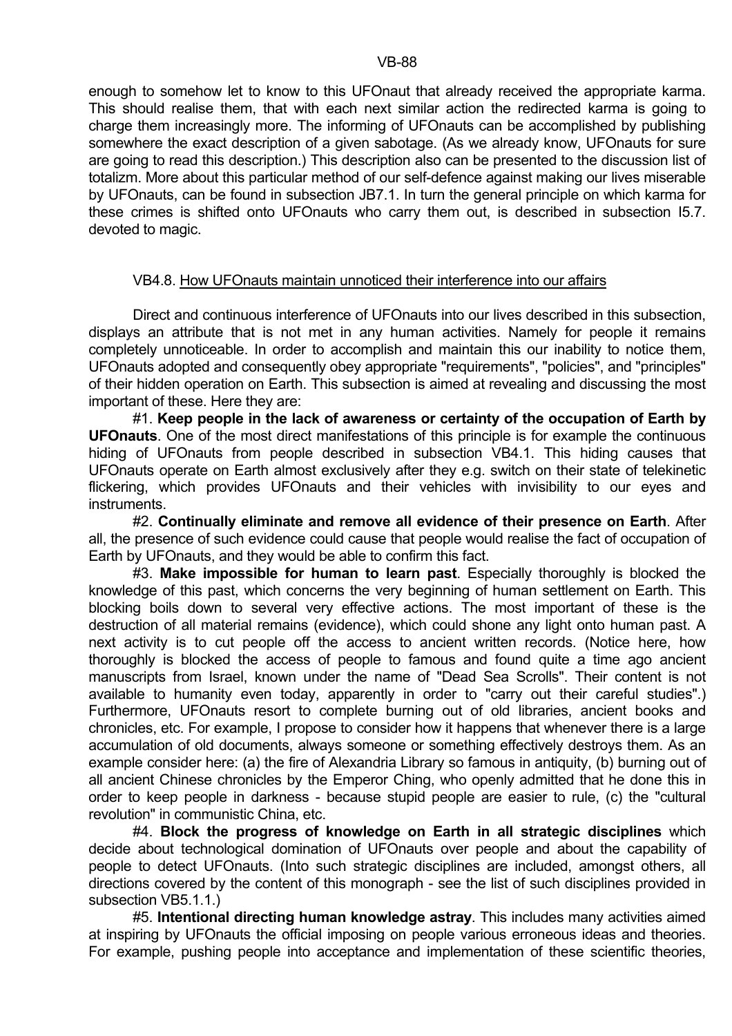enough to somehow let to know to this UFOnaut that already received the appropriate karma. This should realise them, that with each next similar action the redirected karma is going to charge them increasingly more. The informing of UFOnauts can be accomplished by publishing somewhere the exact description of a given sabotage. (As we already know, UFOnauts for sure are going to read this description.) This description also can be presented to the discussion list of totalizm. More about this particular method of our self-defence against making our lives miserable by UFOnauts, can be found in subsection JB7.1. In turn the general principle on which karma for these crimes is shifted onto UFOnauts who carry them out, is described in subsection I5.7. devoted to magic.

### VB4.8. How UFOnauts maintain unnoticed their interference into our affairs

Direct and continuous interference of UFOnauts into our lives described in this subsection, displays an attribute that is not met in any human activities. Namely for people it remains completely unnoticeable. In order to accomplish and maintain this our inability to notice them, UFOnauts adopted and consequently obey appropriate "requirements", "policies", and "principles" of their hidden operation on Earth. This subsection is aimed at revealing and discussing the most important of these. Here they are:

#1. **Keep people in the lack of awareness or certainty of the occupation of Earth by UFOnauts**. One of the most direct manifestations of this principle is for example the continuous hiding of UFOnauts from people described in subsection VB4.1. This hiding causes that UFOnauts operate on Earth almost exclusively after they e.g. switch on their state of telekinetic flickering, which provides UFOnauts and their vehicles with invisibility to our eyes and instruments.

#2. **Continually eliminate and remove all evidence of their presence on Earth**. After all, the presence of such evidence could cause that people would realise the fact of occupation of Earth by UFOnauts, and they would be able to confirm this fact.

#3. **Make impossible for human to learn past**. Especially thoroughly is blocked the knowledge of this past, which concerns the very beginning of human settlement on Earth. This blocking boils down to several very effective actions. The most important of these is the destruction of all material remains (evidence), which could shone any light onto human past. A next activity is to cut people off the access to ancient written records. (Notice here, how thoroughly is blocked the access of people to famous and found quite a time ago ancient manuscripts from Israel, known under the name of "Dead Sea Scrolls". Their content is not available to humanity even today, apparently in order to "carry out their careful studies".) Furthermore, UFOnauts resort to complete burning out of old libraries, ancient books and chronicles, etc. For example, I propose to consider how it happens that whenever there is a large accumulation of old documents, always someone or something effectively destroys them. As an example consider here: (a) the fire of Alexandria Library so famous in antiquity, (b) burning out of all ancient Chinese chronicles by the Emperor Ching, who openly admitted that he done this in order to keep people in darkness - because stupid people are easier to rule, (c) the "cultural revolution" in communistic China, etc.

#4. **Block the progress of knowledge on Earth in all strategic disciplines** which decide about technological domination of UFOnauts over people and about the capability of people to detect UFOnauts. (Into such strategic disciplines are included, amongst others, all directions covered by the content of this monograph - see the list of such disciplines provided in subsection VB5.1.1.)

#5. **Intentional directing human knowledge astray**. This includes many activities aimed at inspiring by UFOnauts the official imposing on people various erroneous ideas and theories. For example, pushing people into acceptance and implementation of these scientific theories,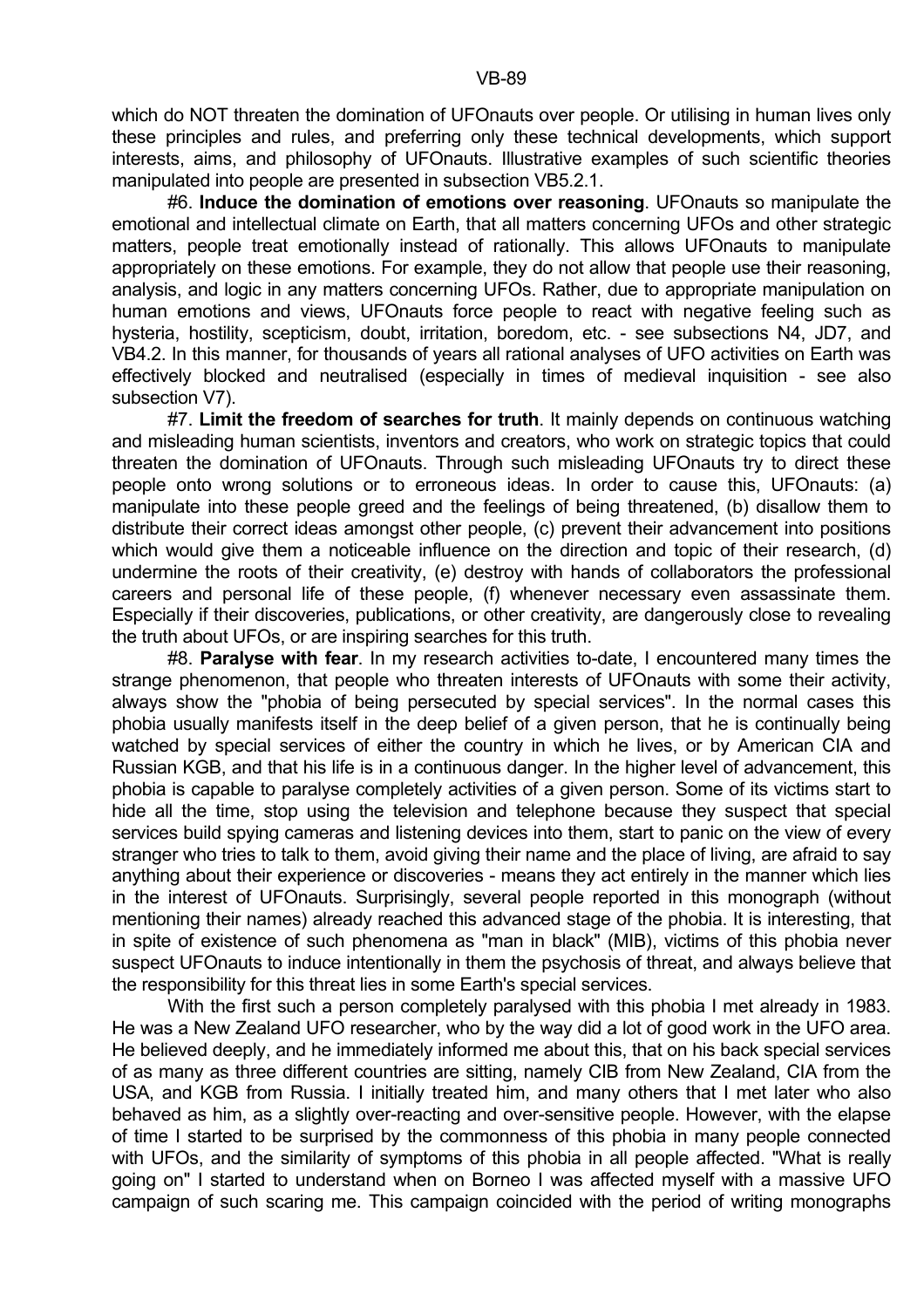which do NOT threaten the domination of UFOnauts over people. Or utilising in human lives only these principles and rules, and preferring only these technical developments, which support interests, aims, and philosophy of UFOnauts. Illustrative examples of such scientific theories manipulated into people are presented in subsection VB5.2.1.

#6. **Induce the domination of emotions over reasoning**. UFOnauts so manipulate the emotional and intellectual climate on Earth, that all matters concerning UFOs and other strategic matters, people treat emotionally instead of rationally. This allows UFOnauts to manipulate appropriately on these emotions. For example, they do not allow that people use their reasoning, analysis, and logic in any matters concerning UFOs. Rather, due to appropriate manipulation on human emotions and views, UFOnauts force people to react with negative feeling such as hysteria, hostility, scepticism, doubt, irritation, boredom, etc. - see subsections N4, JD7, and VB4.2. In this manner, for thousands of years all rational analyses of UFO activities on Earth was effectively blocked and neutralised (especially in times of medieval inquisition - see also subsection V7).

#7. **Limit the freedom of searches for truth**. It mainly depends on continuous watching and misleading human scientists, inventors and creators, who work on strategic topics that could threaten the domination of UFOnauts. Through such misleading UFOnauts try to direct these people onto wrong solutions or to erroneous ideas. In order to cause this, UFOnauts: (a) manipulate into these people greed and the feelings of being threatened, (b) disallow them to distribute their correct ideas amongst other people, (c) prevent their advancement into positions which would give them a noticeable influence on the direction and topic of their research, (d) undermine the roots of their creativity, (e) destroy with hands of collaborators the professional careers and personal life of these people, (f) whenever necessary even assassinate them. Especially if their discoveries, publications, or other creativity, are dangerously close to revealing the truth about UFOs, or are inspiring searches for this truth.

#8. **Paralyse with fear**. In my research activities to-date, I encountered many times the strange phenomenon, that people who threaten interests of UFOnauts with some their activity, always show the "phobia of being persecuted by special services". In the normal cases this phobia usually manifests itself in the deep belief of a given person, that he is continually being watched by special services of either the country in which he lives, or by American CIA and Russian KGB, and that his life is in a continuous danger. In the higher level of advancement, this phobia is capable to paralyse completely activities of a given person. Some of its victims start to hide all the time, stop using the television and telephone because they suspect that special services build spying cameras and listening devices into them, start to panic on the view of every stranger who tries to talk to them, avoid giving their name and the place of living, are afraid to say anything about their experience or discoveries - means they act entirely in the manner which lies in the interest of UFOnauts. Surprisingly, several people reported in this monograph (without mentioning their names) already reached this advanced stage of the phobia. It is interesting, that in spite of existence of such phenomena as "man in black" (MIB), victims of this phobia never suspect UFOnauts to induce intentionally in them the psychosis of threat, and always believe that the responsibility for this threat lies in some Earth's special services.

With the first such a person completely paralysed with this phobia I met already in 1983. He was a New Zealand UFO researcher, who by the way did a lot of good work in the UFO area. He believed deeply, and he immediately informed me about this, that on his back special services of as many as three different countries are sitting, namely CIB from New Zealand, CIA from the USA, and KGB from Russia. I initially treated him, and many others that I met later who also behaved as him, as a slightly over-reacting and over-sensitive people. However, with the elapse of time I started to be surprised by the commonness of this phobia in many people connected with UFOs, and the similarity of symptoms of this phobia in all people affected. "What is really going on" I started to understand when on Borneo I was affected myself with a massive UFO campaign of such scaring me. This campaign coincided with the period of writing monographs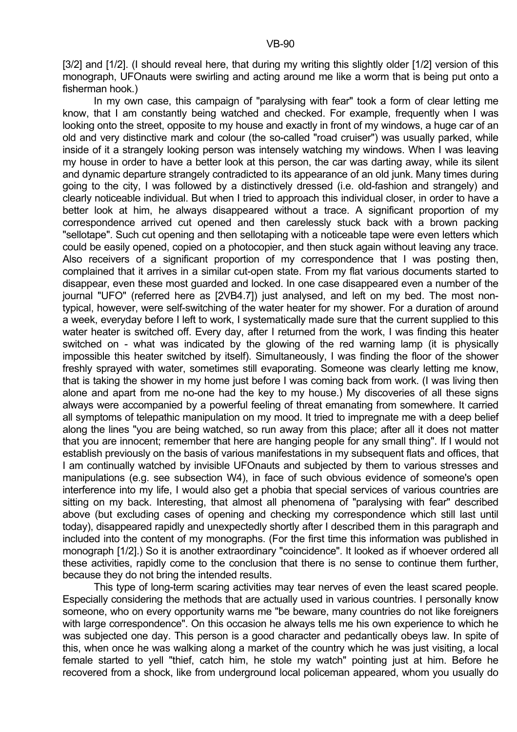[3/2] and [1/2]. (I should reveal here, that during my writing this slightly older [1/2] version of this monograph, UFOnauts were swirling and acting around me like a worm that is being put onto a fisherman hook.)

In my own case, this campaign of "paralysing with fear" took a form of clear letting me know, that I am constantly being watched and checked. For example, frequently when I was looking onto the street, opposite to my house and exactly in front of my windows, a huge car of an old and very distinctive mark and colour (the so-called "road cruiser") was usually parked, while inside of it a strangely looking person was intensely watching my windows. When I was leaving my house in order to have a better look at this person, the car was darting away, while its silent and dynamic departure strangely contradicted to its appearance of an old junk. Many times during going to the city, I was followed by a distinctively dressed (i.e. old-fashion and strangely) and clearly noticeable individual. But when I tried to approach this individual closer, in order to have a better look at him, he always disappeared without a trace. A significant proportion of my correspondence arrived cut opened and then carelessly stuck back with a brown packing "sellotape". Such cut opening and then sellotaping with a noticeable tape were even letters which could be easily opened, copied on a photocopier, and then stuck again without leaving any trace. Also receivers of a significant proportion of my correspondence that I was posting then, complained that it arrives in a similar cut-open state. From my flat various documents started to disappear, even these most guarded and locked. In one case disappeared even a number of the journal "UFO" (referred here as [2VB4.7]) just analysed, and left on my bed. The most non-typical, however, were self-switching of the water heater for my shower. For a duration of around a week, everyday before I left to work, I systematically made sure that the current supplied to this water heater is switched off. Every day, after I returned from the work, I was finding this heater switched on - what was indicated by the glowing of the red warning lamp (it is physically impossible this heater switched by itself). Simultaneously, I was finding the floor of the shower freshly sprayed with water, sometimes still evaporating. Someone was clearly letting me know, that is taking the shower in my home just before I was coming back from work. (I was living then alone and apart from me no-one had the key to my house.) My discoveries of all these signs always were accompanied by a powerful feeling of threat emanating from somewhere. It carried all symptoms of telepathic manipulation on my mood. It tried to impregnate me with a deep belief along the lines "you are being watched, so run away from this place; after all it does not matter that you are innocent; remember that here are hanging people for any small thing". If I would not establish previously on the basis of various manifestations in my subsequent flats and offices, that I am continually watched by invisible UFOnauts and subjected by them to various stresses and manipulations (e.g. see subsection W4), in face of such obvious evidence of someone's open interference into my life, I would also get a phobia that special services of various countries are sitting on my back. Interesting, that almost all phenomena of "paralysing with fear" described above (but excluding cases of opening and checking my correspondence which still last until today), disappeared rapidly and unexpectedly shortly after I described them in this paragraph and included into the content of my monographs. (For the first time this information was published in monograph [1/2].) So it is another extraordinary "coincidence". It looked as if whoever ordered all these activities, rapidly come to the conclusion that there is no sense to continue them further, because they do not bring the intended results.

This type of long-term scaring activities may tear nerves of even the least scared people. Especially considering the methods that are actually used in various countries. I personally know someone, who on every opportunity warns me "be beware, many countries do not like foreigners with large correspondence". On this occasion he always tells me his own experience to which he was subjected one day. This person is a good character and pedantically obeys law. In spite of this, when once he was walking along a market of the country which he was just visiting, a local female started to yell "thief, catch him, he stole my watch" pointing just at him. Before he recovered from a shock, like from underground local policeman appeared, whom you usually do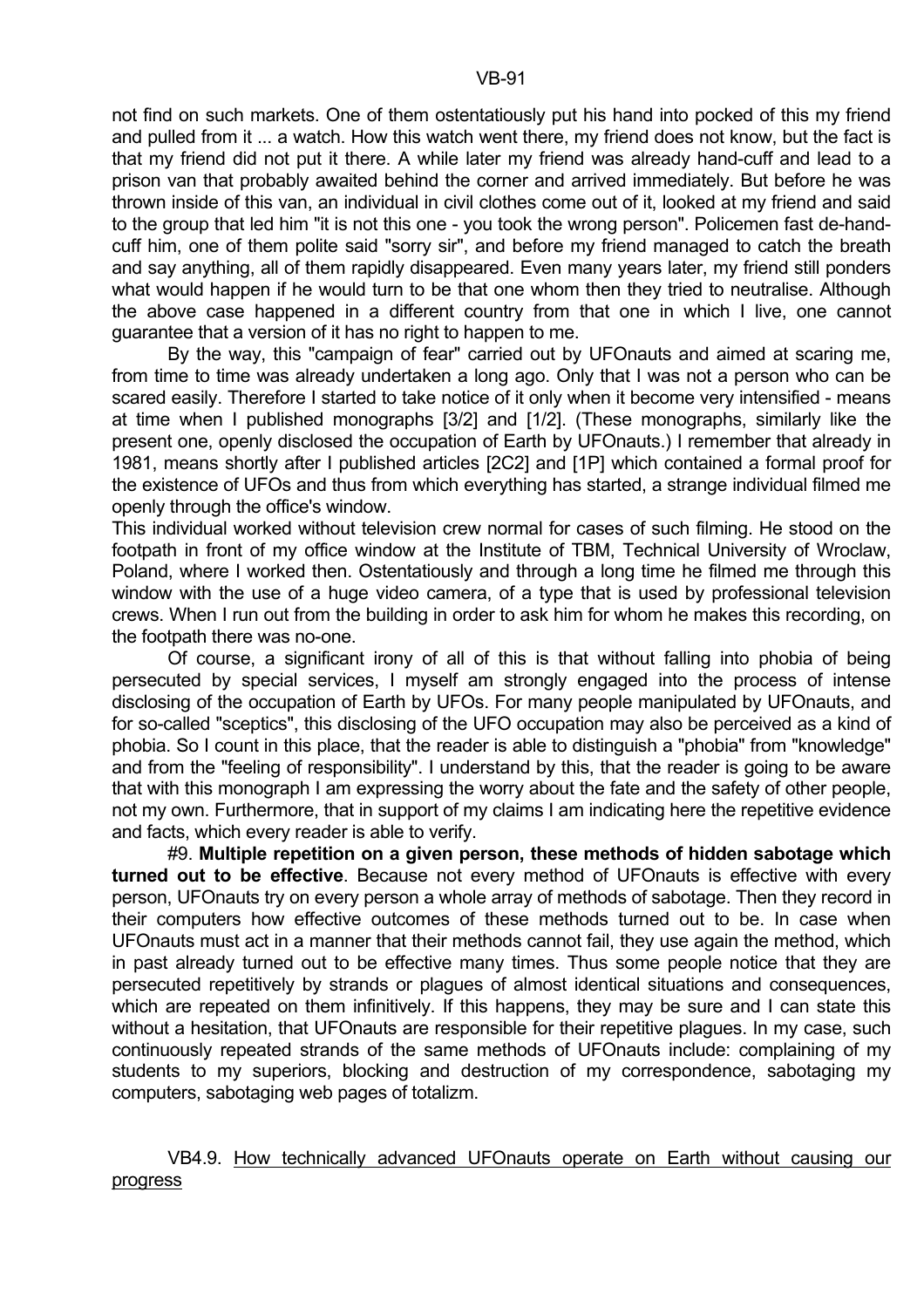not find on such markets. One of them ostentatiously put his hand into pocked of this my friend and pulled from it ... a watch. How this watch went there, my friend does not know, but the fact is that my friend did not put it there. A while later my friend was already hand-cuff and lead to a prison van that probably awaited behind the corner and arrived immediately. But before he was thrown inside of this van, an individual in civil clothes come out of it, looked at my friend and said to the group that led him "it is not this one - you took the wrong person". Policemen fast de-hand-cuff him, one of them polite said "sorry sir", and before my friend managed to catch the breath and say anything, all of them rapidly disappeared. Even many years later, my friend still ponders what would happen if he would turn to be that one whom then they tried to neutralise. Although the above case happened in a different country from that one in which I live, one cannot guarantee that a version of it has no right to happen to me.

By the way, this "campaign of fear" carried out by UFOnauts and aimed at scaring me, from time to time was already undertaken a long ago. Only that I was not a person who can be scared easily. Therefore I started to take notice of it only when it become very intensified - means at time when I published monographs [3/2] and [1/2]. (These monographs, similarly like the present one, openly disclosed the occupation of Earth by UFOnauts.) I remember that already in 1981, means shortly after I published articles [2C2] and [1P] which contained a formal proof for the existence of UFOs and thus from which everything has started, a strange individual filmed me openly through the office's window.
This individual worked without television crew normal for cases of such filming. He stood on the footpath in front of my office window at the Institute of TBM, Technical University of Wroclaw, Poland, where I worked then. Ostentatiously and through a long time he filmed me through this window with the use of a huge video camera, of a type that is used by professional television crews. When I run out from the building in order to ask him for whom he makes this recording, on the footpath there was no-one.

Of course, a significant irony of all of this is that without falling into phobia of being persecuted by special services, I myself am strongly engaged into the process of intense disclosing of the occupation of Earth by UFOs. For many people manipulated by UFOnauts, and for so-called "sceptics", this disclosing of the UFO occupation may also be perceived as a kind of phobia. So I count in this place, that the reader is able to distinguish a "phobia" from "knowledge" and from the "feeling of responsibility". I understand by this, that the reader is going to be aware that with this monograph I am expressing the worry about the fate and the safety of other people, not my own. Furthermore, that in support of my claims I am indicating here the repetitive evidence and facts, which every reader is able to verify.

#9. **Multiple repetition on a given person, these methods of hidden sabotage which turned out to be effective**. Because not every method of UFOnauts is effective with every person, UFOnauts try on every person a whole array of methods of sabotage. Then they record in their computers how effective outcomes of these methods turned out to be. In case when UFOnauts must act in a manner that their methods cannot fail, they use again the method, which in past already turned out to be effective many times. Thus some people notice that they are persecuted repetitively by strands or plagues of almost identical situations and consequences, which are repeated on them infinitively. If this happens, they may be sure and I can state this without a hesitation, that UFOnauts are responsible for their repetitive plagues. In my case, such continuously repeated strands of the same methods of UFOnauts include: complaining of my students to my superiors, blocking and destruction of my correspondence, sabotaging my computers, sabotaging web pages of totalizm.

## VB4.9. How technically advanced UFOnauts operate on Earth without causing our progress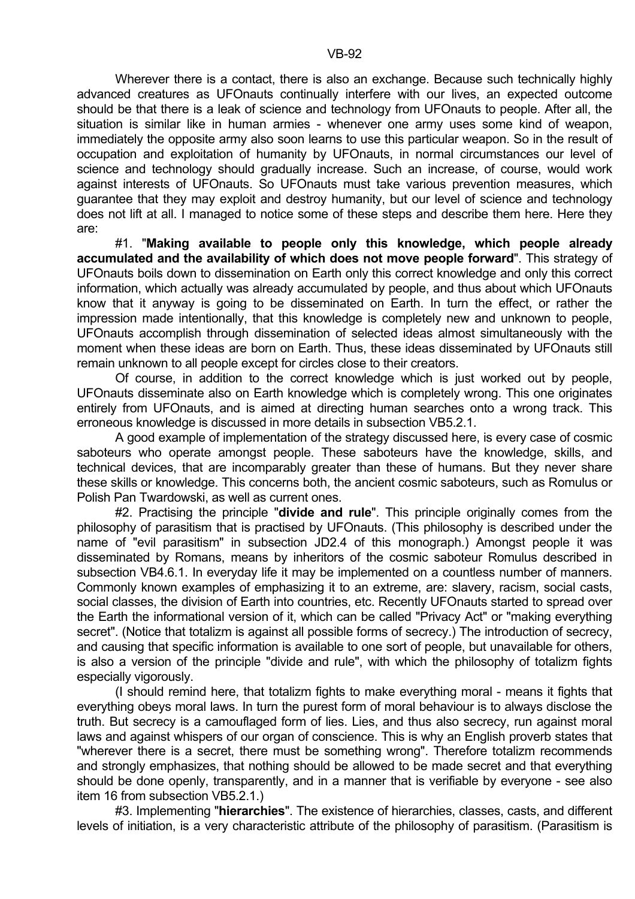Wherever there is a contact, there is also an exchange. Because such technically highly advanced creatures as UFOnauts continually interfere with our lives, an expected outcome should be that there is a leak of science and technology from UFOnauts to people. After all, the situation is similar like in human armies - whenever one army uses some kind of weapon, immediately the opposite army also soon learns to use this particular weapon. So in the result of occupation and exploitation of humanity by UFOnauts, in normal circumstances our level of science and technology should gradually increase. Such an increase, of course, would work against interests of UFOnauts. So UFOnauts must take various prevention measures, which guarantee that they may exploit and destroy humanity, but our level of science and technology does not lift at all. I managed to notice some of these steps and describe them here. Here they are:

#1. "**Making available to people only this knowledge, which people already accumulated and the availability of which does not move people forward**". This strategy of UFOnauts boils down to dissemination on Earth only this correct knowledge and only this correct information, which actually was already accumulated by people, and thus about which UFOnauts know that it anyway is going to be disseminated on Earth. In turn the effect, or rather the impression made intentionally, that this knowledge is completely new and unknown to people, UFOnauts accomplish through dissemination of selected ideas almost simultaneously with the moment when these ideas are born on Earth. Thus, these ideas disseminated by UFOnauts still remain unknown to all people except for circles close to their creators.

Of course, in addition to the correct knowledge which is just worked out by people, UFOnauts disseminate also on Earth knowledge which is completely wrong. This one originates entirely from UFOnauts, and is aimed at directing human searches onto a wrong track. This erroneous knowledge is discussed in more details in subsection VB5.2.1.

A good example of implementation of the strategy discussed here, is every case of cosmic saboteurs who operate amongst people. These saboteurs have the knowledge, skills, and technical devices, that are incomparably greater than these of humans. But they never share these skills or knowledge. This concerns both, the ancient cosmic saboteurs, such as Romulus or Polish Pan Twardowski, as well as current ones.

#2. Practising the principle "**divide and rule**". This principle originally comes from the philosophy of parasitism that is practised by UFOnauts. (This philosophy is described under the name of "evil parasitism" in subsection JD2.4 of this monograph.) Amongst people it was disseminated by Romans, means by inheritors of the cosmic saboteur Romulus described in subsection VB4.6.1. In everyday life it may be implemented on a countless number of manners. Commonly known examples of emphasizing it to an extreme, are: slavery, racism, social casts, social classes, the division of Earth into countries, etc. Recently UFOnauts started to spread over the Earth the informational version of it, which can be called "Privacy Act" or "making everything secret". (Notice that totalizm is against all possible forms of secrecy.) The introduction of secrecy, and causing that specific information is available to one sort of people, but unavailable for others, is also a version of the principle "divide and rule", with which the philosophy of totalizm fights especially vigorously.

(I should remind here, that totalizm fights to make everything moral - means it fights that everything obeys moral laws. In turn the purest form of moral behaviour is to always disclose the truth. But secrecy is a camouflaged form of lies. Lies, and thus also secrecy, run against moral laws and against whispers of our organ of conscience. This is why an English proverb states that "wherever there is a secret, there must be something wrong". Therefore totalizm recommends and strongly emphasizes, that nothing should be allowed to be made secret and that everything should be done openly, transparently, and in a manner that is verifiable by everyone - see also item 16 from subsection VB5.2.1.)

#3. Implementing "**hierarchies**". The existence of hierarchies, classes, casts, and different levels of initiation, is a very characteristic attribute of the philosophy of parasitism. (Parasitism is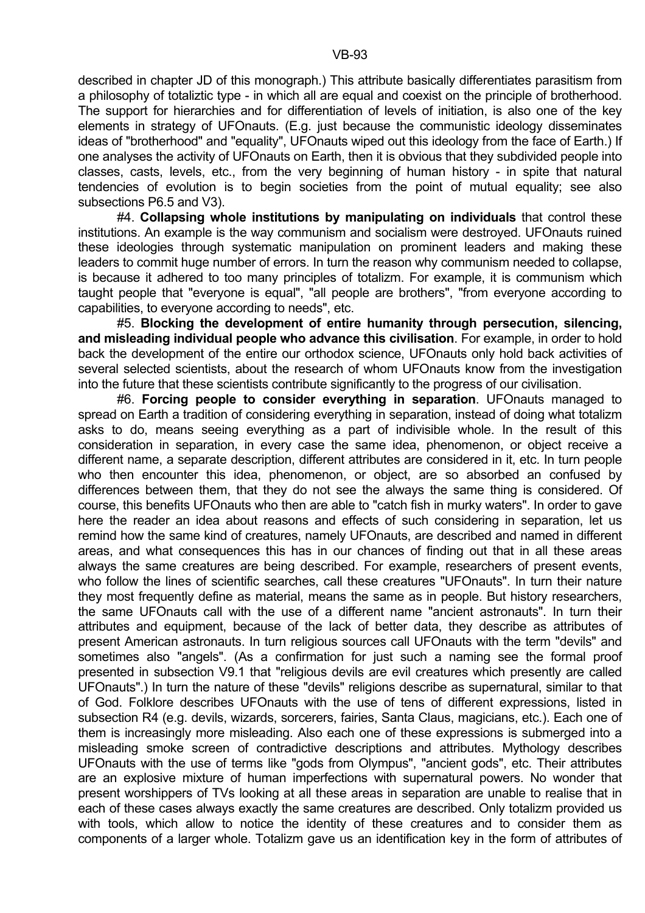described in chapter JD of this monograph.) This attribute basically differentiates parasitism from a philosophy of totaliztc type - in which all are equal and coexist on the principle of brotherhood. The support for hierarchies and for differentiation of levels of initiation, is also one of the key elements in strategy of UFOnauts. (E.g. just because the communistic ideology disseminates ideas of "brotherhood" and "equality", UFOnauts wiped out this ideology from the face of Earth.) If one analyses the activity of UFOnauts on Earth, then it is obvious that they subdivided people into classes, casts, levels, etc., from the very beginning of human history - in spite that natural tendencies of evolution is to begin societies from the point of mutual equality; see also subsections P6.5 and V3).

#4. **Collapsing whole institutions by manipulating on individuals** that control these institutions. An example is the way communism and socialism were destroyed. UFOnauts ruined these ideologies through systematic manipulation on prominent leaders and making these leaders to commit huge number of errors. In turn the reason why communism needed to collapse, is because it adhered to too many principles of totalizm. For example, it is communism which taught people that "everyone is equal", "all people are brothers", "from everyone according to capabilities, to everyone according to needs", etc.

#5. **Blocking the development of entire humanity through persecution, silencing, and misleading individual people who advance this civilisation**. For example, in order to hold back the development of the entire our orthodox science, UFOnauts only hold back activities of several selected scientists, about the research of whom UFOnauts know from the investigation into the future that these scientists contribute significantly to the progress of our civilisation.

#6. **Forcing people to consider everything in separation**. UFOnauts managed to spread on Earth a tradition of considering everything in separation, instead of doing what totalizm asks to do, means seeing everything as a part of indivisible whole. In the result of this consideration in separation, in every case the same idea, phenomenon, or object receive a different name, a separate description, different attributes are considered in it, etc. In turn people who then encounter this idea, phenomenon, or object, are so absorbed an confused by differences between them, that they do not see the always the same thing is considered. Of course, this benefits UFOnauts who then are able to "catch fish in murky waters". In order to gave here the reader an idea about reasons and effects of such considering in separation, let us remind how the same kind of creatures, namely UFOnauts, are described and named in different areas, and what consequences this has in our chances of finding out that in all these areas always the same creatures are being described. For example, researchers of present events, who follow the lines of scientific searches, call these creatures "UFOnauts". In turn their nature they most frequently define as material, means the same as in people. But history researchers, the same UFOnauts call with the use of a different name "ancient astronauts". In turn their attributes and equipment, because of the lack of better data, they describe as attributes of present American astronauts. In turn religious sources call UFOnauts with the term "devils" and sometimes also "angels". (As a confirmation for just such a naming see the formal proof presented in subsection V9.1 that "religious devils are evil creatures which presently are called UFOnauts".) In turn the nature of these "devils" religions describe as supernatural, similar to that of God. Folklore describes UFOnauts with the use of tens of different expressions, listed in subsection R4 (e.g. devils, wizards, sorcerers, fairies, Santa Claus, magicians, etc.). Each one of them is increasingly more misleading. Also each one of these expressions is submerged into a misleading smoke screen of contradictive descriptions and attributes. Mythology describes UFOnauts with the use of terms like "gods from Olympus", "ancient gods", etc. Their attributes are an explosive mixture of human imperfections with supernatural powers. No wonder that present worshippers of TVs looking at all these areas in separation are unable to realise that in each of these cases always exactly the same creatures are described. Only totalizm provided us with tools, which allow to notice the identity of these creatures and to consider them as components of a larger whole. Totalizm gave us an identification key in the form of attributes of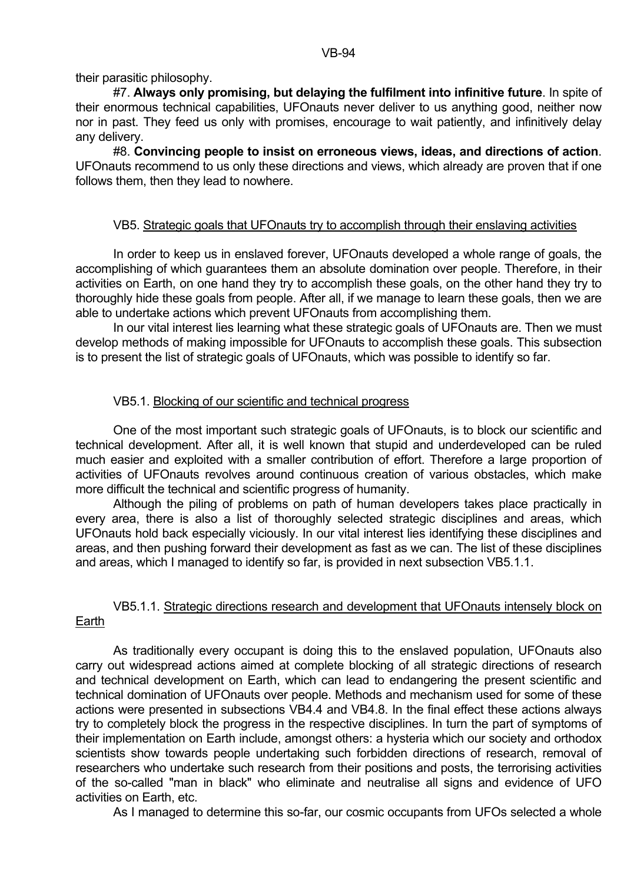their parasitic philosophy.

#7. **Always only promising, but delaying the fulfilment into infinitive future**. In spite of their enormous technical capabilities, UFOnauts never deliver to us anything good, neither now nor in past. They feed us only with promises, encourage to wait patiently, and infinitively delay any delivery.

#8. **Convincing people to insist on erroneous views, ideas, and directions of action**. UFOnauts recommend to us only these directions and views, which already are proven that if one follows them, then they lead to nowhere.

## VB5. Strategic goals that UFOnauts try to accomplish through their enslaving activities

In order to keep us in enslaved forever, UFOnauts developed a whole range of goals, the accomplishing of which guarantees them an absolute domination over people. Therefore, in their activities on Earth, on one hand they try to accomplish these goals, on the other hand they try to thoroughly hide these goals from people. After all, if we manage to learn these goals, then we are able to undertake actions which prevent UFOnauts from accomplishing them.

In our vital interest lies learning what these strategic goals of UFOnauts are. Then we must develop methods of making impossible for UFOnauts to accomplish these goals. This subsection is to present the list of strategic goals of UFOnauts, which was possible to identify so far.

### VB5.1. Blocking of our scientific and technical progress

One of the most important such strategic goals of UFOnauts, is to block our scientific and technical development. After all, it is well known that stupid and underdeveloped can be ruled much easier and exploited with a smaller contribution of effort. Therefore a large proportion of activities of UFOnauts revolves around continuous creation of various obstacles, which make more difficult the technical and scientific progress of humanity.

Although the piling of problems on path of human developers takes place practically in every area, there is also a list of thoroughly selected strategic disciplines and areas, which UFOnauts hold back especially viciously. In our vital interest lies identifying these disciplines and areas, and then pushing forward their development as fast as we can. The list of these disciplines and areas, which I managed to identify so far, is provided in next subsection VB5.1.1.

#### VB5.1.1. Strategic directions research and development that UFOnauts intensely block on Earth

As traditionally every occupant is doing this to the enslaved population, UFOnauts also carry out widespread actions aimed at complete blocking of all strategic directions of research and technical development on Earth, which can lead to endangering the present scientific and technical domination of UFOnauts over people. Methods and mechanism used for some of these actions were presented in subsections VB4.4 and VB4.8. In the final effect these actions always try to completely block the progress in the respective disciplines. In turn the part of symptoms of their implementation on Earth include, amongst others: a hysteria which our society and orthodox scientists show towards people undertaking such forbidden directions of research, removal of researchers who undertake such research from their positions and posts, the terrorising activities of the so-called "man in black" who eliminate and neutralise all signs and evidence of UFO activities on Earth, etc.

As I managed to determine this so-far, our cosmic occupants from UFOs selected a whole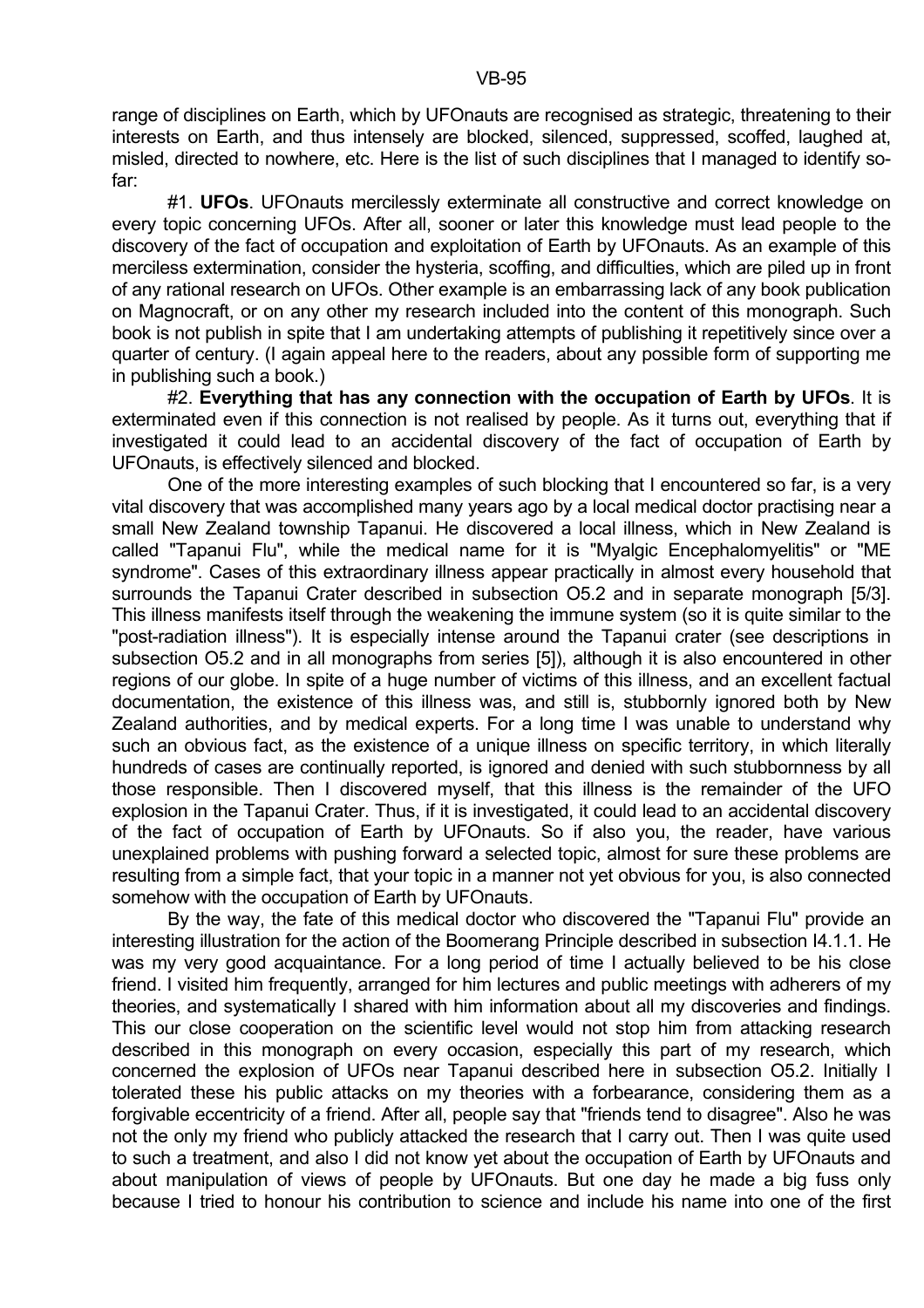range of disciplines on Earth, which by UFOnauts are recognised as strategic, threatening to their interests on Earth, and thus intensely are blocked, silenced, suppressed, scoffed, laughed at, misled, directed to nowhere, etc. Here is the list of such disciplines that I managed to identify so-far:

#1. **UFOs**. UFOnauts mercilessly exterminate all constructive and correct knowledge on every topic concerning UFOs. After all, sooner or later this knowledge must lead people to the discovery of the fact of occupation and exploitation of Earth by UFOnauts. As an example of this merciless extermination, consider the hysteria, scoffing, and difficulties, which are piled up in front of any rational research on UFOs. Other example is an embarrassing lack of any book publication on Magnocraft, or on any other my research included into the content of this monograph. Such book is not publish in spite that I am undertaking attempts of publishing it repetitively since over a quarter of century. (I again appeal here to the readers, about any possible form of supporting me in publishing such a book.)

#2. **Everything that has any connection with the occupation of Earth by UFOs**. It is exterminated even if this connection is not realised by people. As it turns out, everything that if investigated it could lead to an accidental discovery of the fact of occupation of Earth by UFOnauts, is effectively silenced and blocked.

One of the more interesting examples of such blocking that I encountered so far, is a very vital discovery that was accomplished many years ago by a local medical doctor practising near a small New Zealand township Tapanui. He discovered a local illness, which in New Zealand is called "Tapanui Flu", while the medical name for it is "Myalgic Encephalomyelitis" or "ME syndrome". Cases of this extraordinary illness appear practically in almost every household that surrounds the Tapanui Crater described in subsection O5.2 and in separate monograph [5/3]. This illness manifests itself through the weakening the immune system (so it is quite similar to the "post-radiation illness"). It is especially intense around the Tapanui crater (see descriptions in subsection O5.2 and in all monographs from series [5]), although it is also encountered in other regions of our globe. In spite of a huge number of victims of this illness, and an excellent factual documentation, the existence of this illness was, and still is, stubbornly ignored both by New Zealand authorities, and by medical experts. For a long time I was unable to understand why such an obvious fact, as the existence of a unique illness on specific territory, in which literally hundreds of cases are continually reported, is ignored and denied with such stubbornness by all those responsible. Then I discovered myself, that this illness is the remainder of the UFO explosion in the Tapanui Crater. Thus, if it is investigated, it could lead to an accidental discovery of the fact of occupation of Earth by UFOnauts. So if also you, the reader, have various unexplained problems with pushing forward a selected topic, almost for sure these problems are resulting from a simple fact, that your topic in a manner not yet obvious for you, is also connected somehow with the occupation of Earth by UFOnauts.

By the way, the fate of this medical doctor who discovered the "Tapanui Flu" provide an interesting illustration for the action of the Boomerang Principle described in subsection I4.1.1. He was my very good acquaintance. For a long period of time I actually believed to be his close friend. I visited him frequently, arranged for him lectures and public meetings with adherers of my theories, and systematically I shared with him information about all my discoveries and findings. This our close cooperation on the scientific level would not stop him from attacking research described in this monograph on every occasion, especially this part of my research, which concerned the explosion of UFOs near Tapanui described here in subsection O5.2. Initially I tolerated these his public attacks on my theories with a forbearance, considering them as a forgivable eccentricity of a friend. After all, people say that "friends tend to disagree". Also he was not the only my friend who publicly attacked the research that I carry out. Then I was quite used to such a treatment, and also I did not know yet about the occupation of Earth by UFOnauts and about manipulation of views of people by UFOnauts. But one day he made a big fuss only because I tried to honour his contribution to science and include his name into one of the first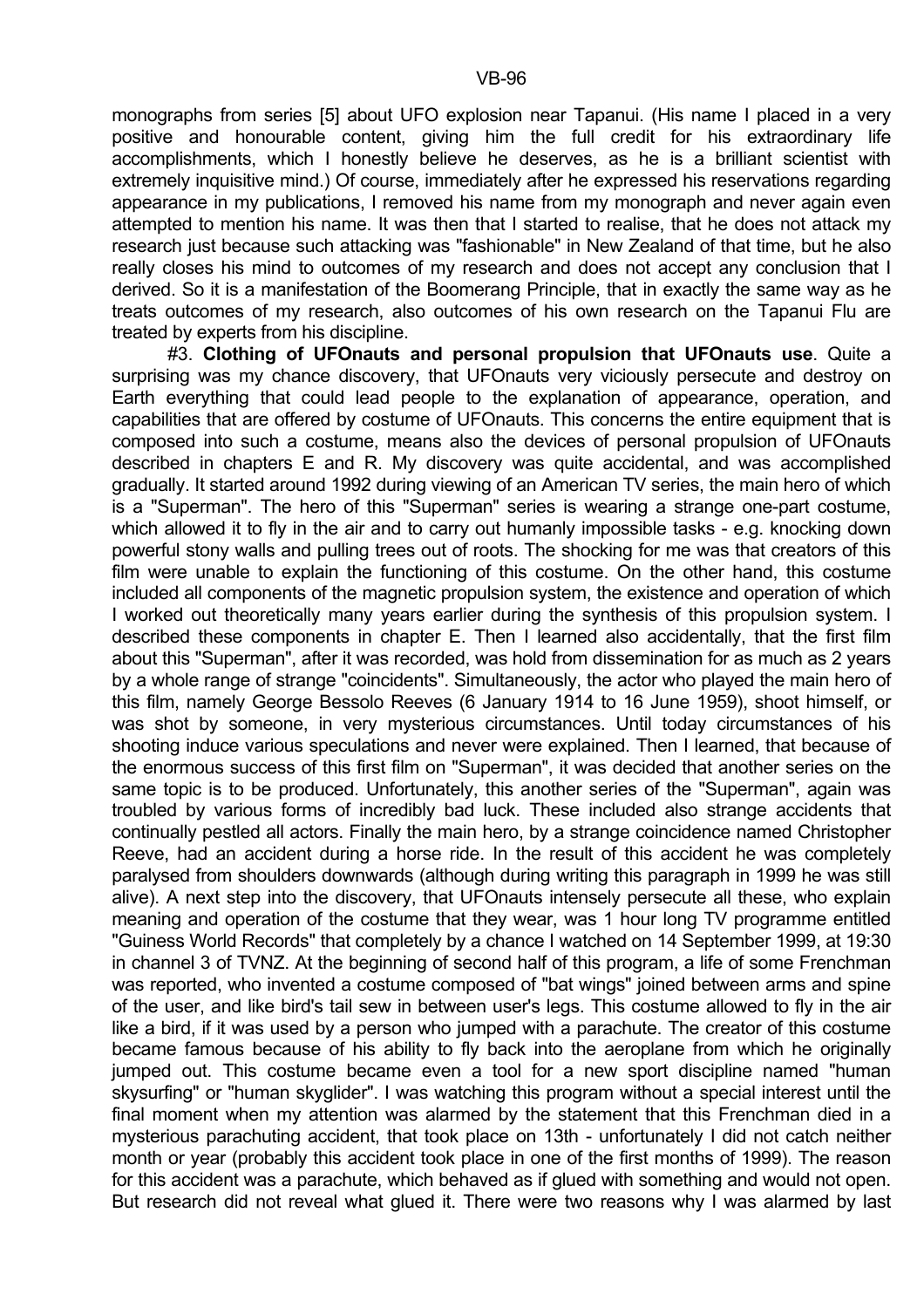monographs from series [5] about UFO explosion near Tapanui. (His name I placed in a very positive and honourable content, giving him the full credit for his extraordinary life accomplishments, which I honestly believe he deserves, as he is a brilliant scientist with extremely inquisitive mind.) Of course, immediately after he expressed his reservations regarding appearance in my publications, I removed his name from my monograph and never again even attempted to mention his name. It was then that I started to realise, that he does not attack my research just because such attacking was "fashionable" in New Zealand of that time, but he also really closes his mind to outcomes of my research and does not accept any conclusion that I derived. So it is a manifestation of the Boomerang Principle, that in exactly the same way as he treats outcomes of my research, also outcomes of his own research on the Tapanui Flu are treated by experts from his discipline.

#3. **Clothing of UFOnauts and personal propulsion that UFOnauts use**. Quite a surprising was my chance discovery, that UFOnauts very viciously persecute and destroy on Earth everything that could lead people to the explanation of appearance, operation, and capabilities that are offered by costume of UFOnauts. This concerns the entire equipment that is composed into such a costume, means also the devices of personal propulsion of UFOnauts described in chapters E and R. My discovery was quite accidental, and was accomplished gradually. It started around 1992 during viewing of an American TV series, the main hero of which is a "Superman". The hero of this "Superman" series is wearing a strange one-part costume, which allowed it to fly in the air and to carry out humanly impossible tasks - e.g. knocking down powerful stony walls and pulling trees out of roots. The shocking for me was that creators of this film were unable to explain the functioning of this costume. On the other hand, this costume included all components of the magnetic propulsion system, the existence and operation of which I worked out theoretically many years earlier during the synthesis of this propulsion system. I described these components in chapter E. Then I learned also accidentally, that the first film about this "Superman", after it was recorded, was hold from dissemination for as much as 2 years by a whole range of strange "coincidents". Simultaneously, the actor who played the main hero of this film, namely George Bessolo Reeves (6 January 1914 to 16 June 1959), shoot himself, or was shot by someone, in very mysterious circumstances. Until today circumstances of his shooting induce various speculations and never were explained. Then I learned, that because of the enormous success of this first film on "Superman", it was decided that another series on the same topic is to be produced. Unfortunately, this another series of the "Superman", again was troubled by various forms of incredibly bad luck. These included also strange accidents that continually pestled all actors. Finally the main hero, by a strange coincidence named Christopher Reeve, had an accident during a horse ride. In the result of this accident he was completely paralysed from shoulders downwards (although during writing this paragraph in 1999 he was still alive). A next step into the discovery, that UFOnauts intensely persecute all these, who explain meaning and operation of the costume that they wear, was 1 hour long TV programme entitled "Guiness World Records" that completely by a chance I watched on 14 September 1999, at 19:30 in channel 3 of TVNZ. At the beginning of second half of this program, a life of some Frenchman was reported, who invented a costume composed of "bat wings" joined between arms and spine of the user, and like bird's tail sew in between user's legs. This costume allowed to fly in the air like a bird, if it was used by a person who jumped with a parachute. The creator of this costume became famous because of his ability to fly back into the aeroplane from which he originally jumped out. This costume became even a tool for a new sport discipline named "human skysurfing" or "human skyglider". I was watching this program without a special interest until the final moment when my attention was alarmed by the statement that this Frenchman died in a mysterious parachuting accident, that took place on 13th - unfortunately I did not catch neither month or year (probably this accident took place in one of the first months of 1999). The reason for this accident was a parachute, which behaved as if glued with something and would not open. But research did not reveal what glued it. There were two reasons why I was alarmed by last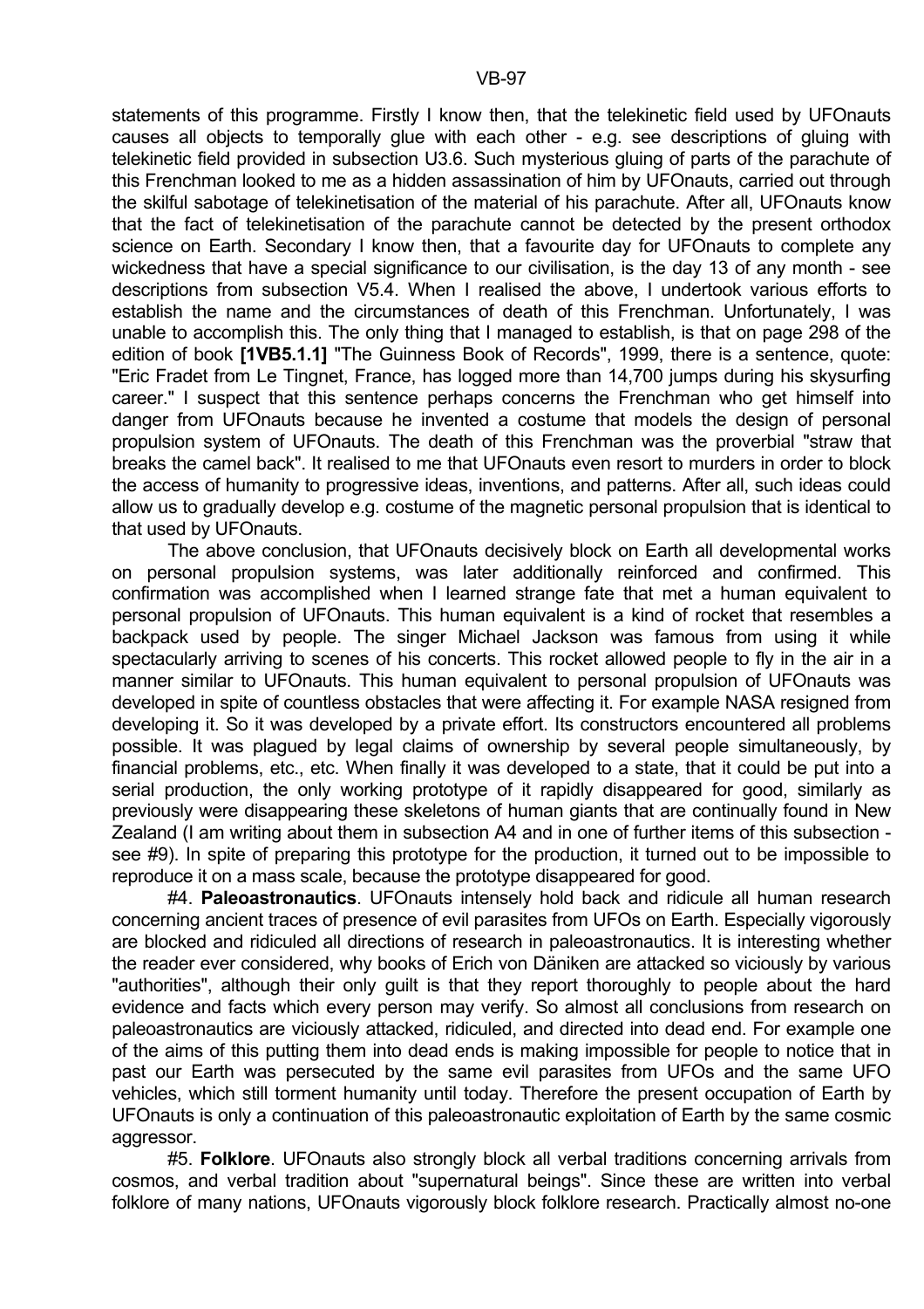statements of this programme. Firstly I know then, that the telekinetic field used by UFOnauts causes all objects to temporally glue with each other - e.g. see descriptions of gluing with telekinetic field provided in subsection U3.6. Such mysterious gluing of parts of the parachute of this Frenchman looked to me as a hidden assassination of him by UFOnauts, carried out through the skilful sabotage of telekinetisation of the material of his parachute. After all, UFOnauts know that the fact of telekinetisation of the parachute cannot be detected by the present orthodox science on Earth. Secondary I know then, that a favourite day for UFOnauts to complete any wickedness that have a special significance to our civilisation, is the day 13 of any month - see descriptions from subsection V5.4. When I realised the above, I undertook various efforts to establish the name and the circumstances of death of this Frenchman. Unfortunately, I was unable to accomplish this. The only thing that I managed to establish, is that on page 298 of the edition of book **[1VB5.1.1]** "The Guinness Book of Records", 1999, there is a sentence, quote: "Eric Fradet from Le Tingnet, France, has logged more than 14,700 jumps during his skysurfing career." I suspect that this sentence perhaps concerns the Frenchman who get himself into danger from UFOnauts because he invented a costume that models the design of personal propulsion system of UFOnauts. The death of this Frenchman was the proverbial "straw that breaks the camel back". It realised to me that UFOnauts even resort to murders in order to block the access of humanity to progressive ideas, inventions, and patterns. After all, such ideas could allow us to gradually develop e.g. costume of the magnetic personal propulsion that is identical to that used by UFOnauts.

The above conclusion, that UFOnauts decisively block on Earth all developmental works on personal propulsion systems, was later additionally reinforced and confirmed. This confirmation was accomplished when I learned strange fate that met a human equivalent to personal propulsion of UFOnauts. This human equivalent is a kind of rocket that resembles a backpack used by people. The singer Michael Jackson was famous from using it while spectacularly arriving to scenes of his concerts. This rocket allowed people to fly in the air in a manner similar to UFOnauts. This human equivalent to personal propulsion of UFOnauts was developed in spite of countless obstacles that were affecting it. For example NASA resigned from developing it. So it was developed by a private effort. Its constructors encountered all problems possible. It was plagued by legal claims of ownership by several people simultaneously, by financial problems, etc., etc. When finally it was developed to a state, that it could be put into a serial production, the only working prototype of it rapidly disappeared for good, similarly as previously were disappearing these skeletons of human giants that are continually found in New Zealand (I am writing about them in subsection A4 and in one of further items of this subsection - see #9). In spite of preparing this prototype for the production, it turned out to be impossible to reproduce it on a mass scale, because the prototype disappeared for good.

#4. **Paleoastronautics**. UFOnauts intensely hold back and ridicule all human research concerning ancient traces of presence of evil parasites from UFOs on Earth. Especially vigorously are blocked and ridiculed all directions of research in paleoastronautics. It is interesting whether the reader ever considered, why books of Erich von Däniken are attacked so viciously by various "authorities", although their only guilt is that they report thoroughly to people about the hard evidence and facts which every person may verify. So almost all conclusions from research on paleoastronautics are viciously attacked, ridiculed, and directed into dead end. For example one of the aims of this putting them into dead ends is making impossible for people to notice that in past our Earth was persecuted by the same evil parasites from UFOs and the same UFO vehicles, which still torment humanity until today. Therefore the present occupation of Earth by UFOnauts is only a continuation of this paleoastronautic exploitation of Earth by the same cosmic aggressor.

#5. **Folklore**. UFOnauts also strongly block all verbal traditions concerning arrivals from cosmos, and verbal tradition about "supernatural beings". Since these are written into verbal folklore of many nations, UFOnauts vigorously block folklore research. Practically almost no-one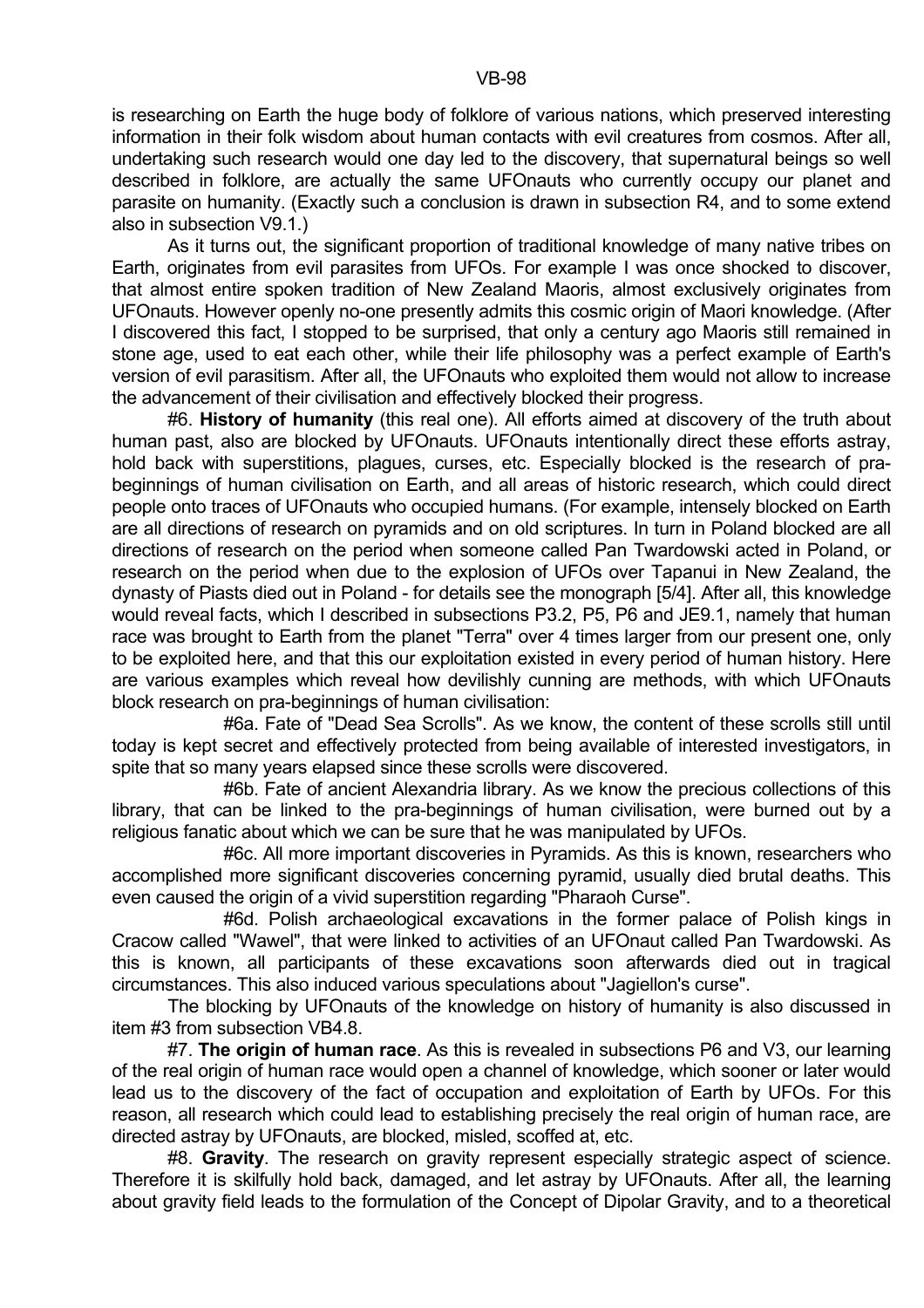is researching on Earth the huge body of folklore of various nations, which preserved interesting information in their folk wisdom about human contacts with evil creatures from cosmos. After all, undertaking such research would one day led to the discovery, that supernatural beings so well described in folklore, are actually the same UFOnauts who currently occupy our planet and parasite on humanity. (Exactly such a conclusion is drawn in subsection R4, and to some extend also in subsection V9.1.)

As it turns out, the significant proportion of traditional knowledge of many native tribes on Earth, originates from evil parasites from UFOs. For example I was once shocked to discover, that almost entire spoken tradition of New Zealand Maoris, almost exclusively originates from UFOnauts. However openly no-one presently admits this cosmic origin of Maori knowledge. (After I discovered this fact, I stopped to be surprised, that only a century ago Maoris still remained in stone age, used to eat each other, while their life philosophy was a perfect example of Earth's version of evil parasitism. After all, the UFOnauts who exploited them would not allow to increase the advancement of their civilisation and effectively blocked their progress.

#6. **History of humanity** (this real one). All efforts aimed at discovery of the truth about human past, also are blocked by UFOnauts. UFOnauts intentionally direct these efforts astray, hold back with superstitions, plagues, curses, etc. Especially blocked is the research of pra-beginnings of human civilisation on Earth, and all areas of historic research, which could direct people onto traces of UFOnauts who occupied humans. (For example, intensely blocked on Earth are all directions of research on pyramids and on old scriptures. In turn in Poland blocked are all directions of research on the period when someone called Pan Twardowski acted in Poland, or research on the period when due to the explosion of UFOs over Tapanui in New Zealand, the dynasty of Piasts died out in Poland - for details see the monograph [5/4]. After all, this knowledge would reveal facts, which I described in subsections P3.2, P5, P6 and JE9.1, namely that human race was brought to Earth from the planet "Terra" over 4 times larger from our present one, only to be exploited here, and that this our exploitation existed in every period of human history. Here are various examples which reveal how devilishly cunning are methods, with which UFOnauts block research on pra-beginnings of human civilisation:

#6a. Fate of "Dead Sea Scrolls". As we know, the content of these scrolls still until today is kept secret and effectively protected from being available of interested investigators, in spite that so many years elapsed since these scrolls were discovered.

#6b. Fate of ancient Alexandria library. As we know the precious collections of this library, that can be linked to the pra-beginnings of human civilisation, were burned out by a religious fanatic about which we can be sure that he was manipulated by UFOs.

#6c. All more important discoveries in Pyramids. As this is known, researchers who accomplished more significant discoveries concerning pyramid, usually died brutal deaths. This even caused the origin of a vivid superstition regarding "Pharaoh Curse".

#6d. Polish archaeological excavations in the former palace of Polish kings in Cracow called "Wawel", that were linked to activities of an UFOnaut called Pan Twardowski. As this is known, all participants of these excavations soon afterwards died out in tragical circumstances. This also induced various speculations about "Jagiellon's curse".

The blocking by UFOnauts of the knowledge on history of humanity is also discussed in item #3 from subsection VB4.8.

#7. **The origin of human race**. As this is revealed in subsections P6 and V3, our learning of the real origin of human race would open a channel of knowledge, which sooner or later would lead us to the discovery of the fact of occupation and exploitation of Earth by UFOs. For this reason, all research which could lead to establishing precisely the real origin of human race, are directed astray by UFOnauts, are blocked, misled, scoffed at, etc.

#8. **Gravity**. The research on gravity represent especially strategic aspect of science. Therefore it is skilfully hold back, damaged, and let astray by UFOnauts. After all, the learning about gravity field leads to the formulation of the Concept of Dipolar Gravity, and to a theoretical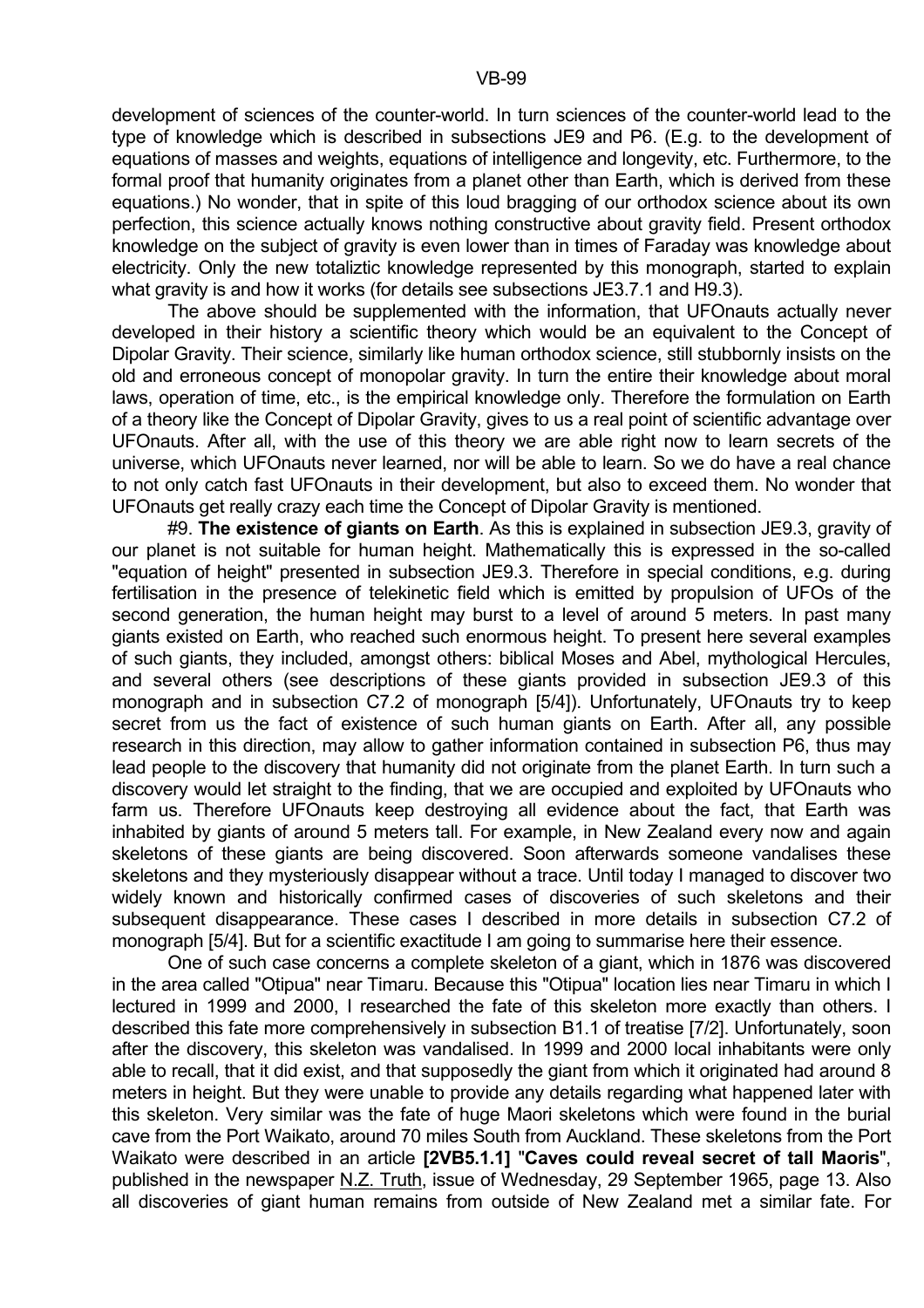development of sciences of the counter-world. In turn sciences of the counter-world lead to the type of knowledge which is described in subsections JE9 and P6. (E.g. to the development of equations of masses and weights, equations of intelligence and longevity, etc. Furthermore, to the formal proof that humanity originates from a planet other than Earth, which is derived from these equations.) No wonder, that in spite of this loud bragging of our orthodox science about its own perfection, this science actually knows nothing constructive about gravity field. Present orthodox knowledge on the subject of gravity is even lower than in times of Faraday was knowledge about electricity. Only the new totaliztic knowledge represented by this monograph, started to explain what gravity is and how it works (for details see subsections JE3.7.1 and H9.3).

The above should be supplemented with the information, that UFOnauts actually never developed in their history a scientific theory which would be an equivalent to the Concept of Dipolar Gravity. Their science, similarly like human orthodox science, still stubbornly insists on the old and erroneous concept of monopolar gravity. In turn the entire their knowledge about moral laws, operation of time, etc., is the empirical knowledge only. Therefore the formulation on Earth of a theory like the Concept of Dipolar Gravity, gives to us a real point of scientific advantage over UFOnauts. After all, with the use of this theory we are able right now to learn secrets of the universe, which UFOnauts never learned, nor will be able to learn. So we do have a real chance to not only catch fast UFOnauts in their development, but also to exceed them. No wonder that UFOnauts get really crazy each time the Concept of Dipolar Gravity is mentioned.

#9. **The existence of giants on Earth**. As this is explained in subsection JE9.3, gravity of our planet is not suitable for human height. Mathematically this is expressed in the so-called "equation of height" presented in subsection JE9.3. Therefore in special conditions, e.g. during fertilisation in the presence of telekinetic field which is emitted by propulsion of UFOs of the second generation, the human height may burst to a level of around 5 meters. In past many giants existed on Earth, who reached such enormous height. To present here several examples of such giants, they included, amongst others: biblical Moses and Abel, mythological Hercules, and several others (see descriptions of these giants provided in subsection JE9.3 of this monograph and in subsection C7.2 of monograph [5/4]). Unfortunately, UFOnauts try to keep secret from us the fact of existence of such human giants on Earth. After all, any possible research in this direction, may allow to gather information contained in subsection P6, thus may lead people to the discovery that humanity did not originate from the planet Earth. In turn such a discovery would let straight to the finding, that we are occupied and exploited by UFOnauts who farm us. Therefore UFOnauts keep destroying all evidence about the fact, that Earth was inhabited by giants of around 5 meters tall. For example, in New Zealand every now and again skeletons of these giants are being discovered. Soon afterwards someone vandalises these skeletons and they mysteriously disappear without a trace. Until today I managed to discover two widely known and historically confirmed cases of discoveries of such skeletons and their subsequent disappearance. These cases I described in more details in subsection C7.2 of monograph [5/4]. But for a scientific exactitude I am going to summarise here their essence.

One of such case concerns a complete skeleton of a giant, which in 1876 was discovered in the area called "Otipua" near Timaru. Because this "Otipua" location lies near Timaru in which I lectured in 1999 and 2000, I researched the fate of this skeleton more exactly than others. I described this fate more comprehensively in subsection B1.1 of treatise [7/2]. Unfortunately, soon after the discovery, this skeleton was vandalised. In 1999 and 2000 local inhabitants were only able to recall, that it did exist, and that supposedly the giant from which it originated had around 8 meters in height. But they were unable to provide any details regarding what happened later with this skeleton. Very similar was the fate of huge Maori skeletons which were found in the burial cave from the Port Waikato, around 70 miles South from Auckland. These skeletons from the Port Waikato were described in an article **[2VB5.1.1]** "**Caves could reveal secret of tall Maoris**", published in the newspaper N.Z. Truth, issue of Wednesday, 29 September 1965, page 13. Also all discoveries of giant human remains from outside of New Zealand met a similar fate. For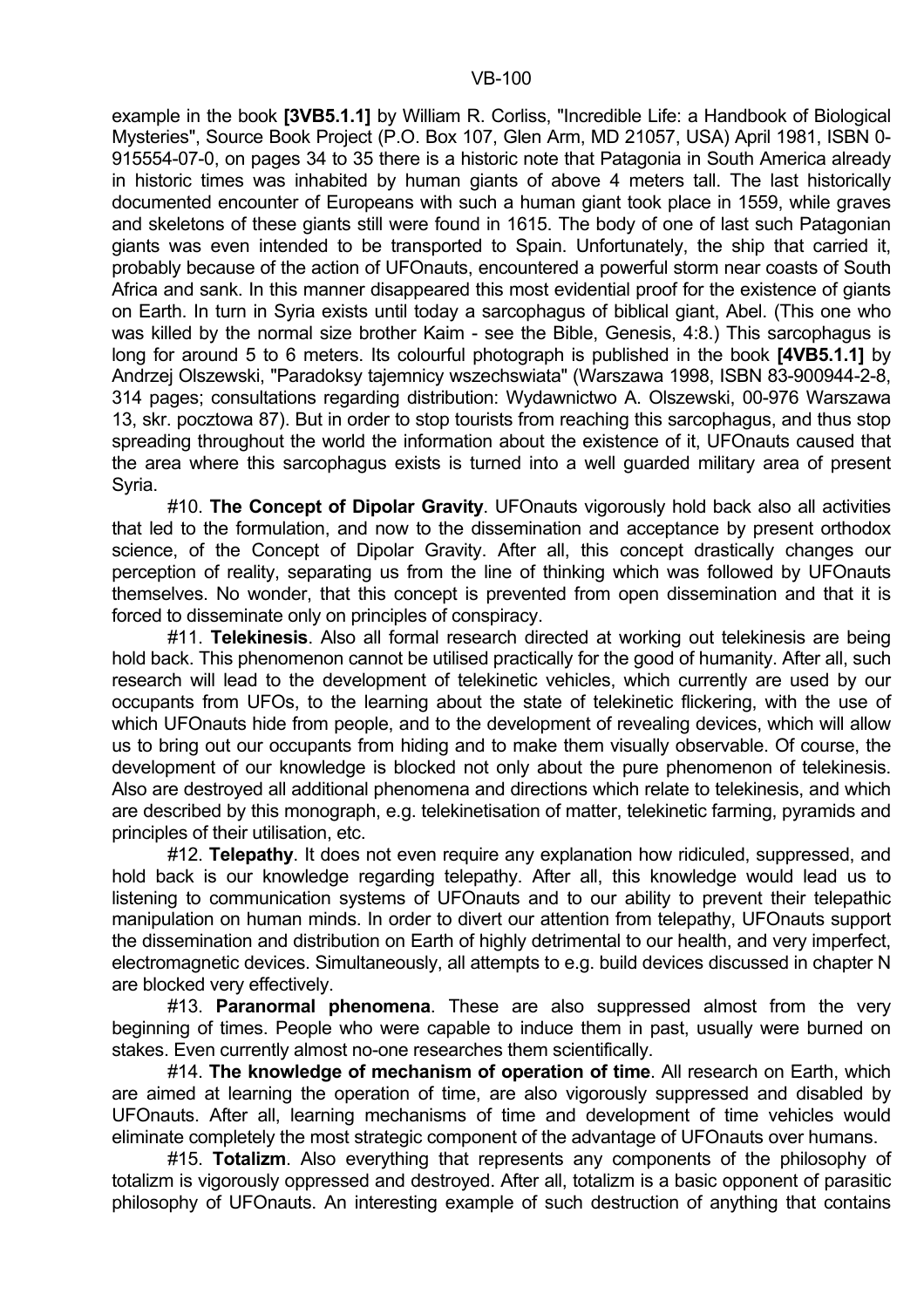example in the book **[3VB5.1.1]** by William R. Corliss, "Incredible Life: a Handbook of Biological Mysteries", Source Book Project (P.O. Box 107, Glen Arm, MD 21057, USA) April 1981, ISBN 0-915554-07-0, on pages 34 to 35 there is a historic note that Patagonia in South America already in historic times was inhabited by human giants of above 4 meters tall. The last historically documented encounter of Europeans with such a human giant took place in 1559, while graves and skeletons of these giants still were found in 1615. The body of one of last such Patagonian giants was even intended to be transported to Spain. Unfortunately, the ship that carried it, probably because of the action of UFOnauts, encountered a powerful storm near coasts of South Africa and sank. In this manner disappeared this most evidential proof for the existence of giants on Earth. In turn in Syria exists until today a sarcophagus of biblical giant, Abel. (This one who was killed by the normal size brother Kaim - see the Bible, Genesis, 4:8.) This sarcophagus is long for around 5 to 6 meters. Its colourful photograph is published in the book **[4VB5.1.1]** by Andrzej Olszewski, "Paradoksy tajemnicy wszechswiata" (Warszawa 1998, ISBN 83-900944-2-8, 314 pages; consultations regarding distribution: Wydawnictwo A. Olszewski, 00-976 Warszawa 13, skr. pocztowa 87). But in order to stop tourists from reaching this sarcophagus, and thus stop spreading throughout the world the information about the existence of it, UFOnauts caused that the area where this sarcophagus exists is turned into a well guarded military area of present Syria.

#10. **The Concept of Dipolar Gravity**. UFOnauts vigorously hold back also all activities that led to the formulation, and now to the dissemination and acceptance by present orthodox science, of the Concept of Dipolar Gravity. After all, this concept drastically changes our perception of reality, separating us from the line of thinking which was followed by UFOnauts themselves. No wonder, that this concept is prevented from open dissemination and that it is forced to disseminate only on principles of conspiracy.

#11. **Telekinesis**. Also all formal research directed at working out telekinesis are being hold back. This phenomenon cannot be utilised practically for the good of humanity. After all, such research will lead to the development of telekinetic vehicles, which currently are used by our occupants from UFOs, to the learning about the state of telekinetic flickering, with the use of which UFOnauts hide from people, and to the development of revealing devices, which will allow us to bring out our occupants from hiding and to make them visually observable. Of course, the development of our knowledge is blocked not only about the pure phenomenon of telekinesis. Also are destroyed all additional phenomena and directions which relate to telekinesis, and which are described by this monograph, e.g. telekinetisation of matter, telekinetic farming, pyramids and principles of their utilisation, etc.

#12. **Telepathy**. It does not even require any explanation how ridiculed, suppressed, and hold back is our knowledge regarding telepathy. After all, this knowledge would lead us to listening to communication systems of UFOnauts and to our ability to prevent their telepathic manipulation on human minds. In order to divert our attention from telepathy, UFOnauts support the dissemination and distribution on Earth of highly detrimental to our health, and very imperfect, electromagnetic devices. Simultaneously, all attempts to e.g. build devices discussed in chapter N are blocked very effectively.

#13. **Paranormal phenomena**. These are also suppressed almost from the very beginning of times. People who were capable to induce them in past, usually were burned on stakes. Even currently almost no-one researches them scientifically.

#14. **The knowledge of mechanism of operation of time**. All research on Earth, which are aimed at learning the operation of time, are also vigorously suppressed and disabled by UFOnauts. After all, learning mechanisms of time and development of time vehicles would eliminate completely the most strategic component of the advantage of UFOnauts over humans.

#15. **Totalizm**. Also everything that represents any components of the philosophy of totalizm is vigorously oppressed and destroyed. After all, totalizm is a basic opponent of parasitic philosophy of UFOnauts. An interesting example of such destruction of anything that contains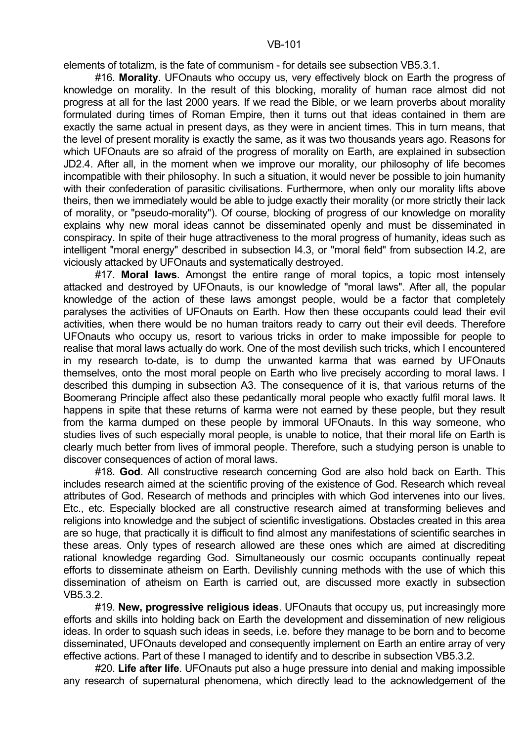elements of totalizm, is the fate of communism - for details see subsection VB5.3.1.

#16. **Morality**. UFOnauts who occupy us, very effectively block on Earth the progress of knowledge on morality. In the result of this blocking, morality of human race almost did not progress at all for the last 2000 years. If we read the Bible, or we learn proverbs about morality formulated during times of Roman Empire, then it turns out that ideas contained in them are exactly the same actual in present days, as they were in ancient times. This in turn means, that the level of present morality is exactly the same, as it was two thousands years ago. Reasons for which UFOnauts are so afraid of the progress of morality on Earth, are explained in subsection JD2.4. After all, in the moment when we improve our morality, our philosophy of life becomes incompatible with their philosophy. In such a situation, it would never be possible to join humanity with their confederation of parasitic civilisations. Furthermore, when only our morality lifts above theirs, then we immediately would be able to judge exactly their morality (or more strictly their lack of morality, or "pseudo-morality"). Of course, blocking of progress of our knowledge on morality explains why new moral ideas cannot be disseminated openly and must be disseminated in conspiracy. In spite of their huge attractiveness to the moral progress of humanity, ideas such as intelligent "moral energy" described in subsection I4.3, or "moral field" from subsection I4.2, are viciously attacked by UFOnauts and systematically destroyed.

#17. **Moral laws**. Amongst the entire range of moral topics, a topic most intensely attacked and destroyed by UFOnauts, is our knowledge of "moral laws". After all, the popular knowledge of the action of these laws amongst people, would be a factor that completely paralyses the activities of UFOnauts on Earth. How then these occupants could lead their evil activities, when there would be no human traitors ready to carry out their evil deeds. Therefore UFOnauts who occupy us, resort to various tricks in order to make impossible for people to realise that moral laws actually do work. One of the most devilish such tricks, which I encountered in my research to-date, is to dump the unwanted karma that was earned by UFOnauts themselves, onto the most moral people on Earth who live precisely according to moral laws. I described this dumping in subsection A3. The consequence of it is, that various returns of the Boomerang Principle affect also these pedantically moral people who exactly fulfil moral laws. It happens in spite that these returns of karma were not earned by these people, but they result from the karma dumped on these people by immoral UFOnauts. In this way someone, who studies lives of such especially moral people, is unable to notice, that their moral life on Earth is clearly much better from lives of immoral people. Therefore, such a studying person is unable to discover consequences of action of moral laws.

#18. **God**. All constructive research concerning God are also hold back on Earth. This includes research aimed at the scientific proving of the existence of God. Research which reveal attributes of God. Research of methods and principles with which God intervenes into our lives. Etc., etc. Especially blocked are all constructive research aimed at transforming believes and religions into knowledge and the subject of scientific investigations. Obstacles created in this area are so huge, that practically it is difficult to find almost any manifestations of scientific searches in these areas. Only types of research allowed are these ones which are aimed at discrediting rational knowledge regarding God. Simultaneously our cosmic occupants continually repeat efforts to disseminate atheism on Earth. Devilishly cunning methods with the use of which this dissemination of atheism on Earth is carried out, are discussed more exactly in subsection VB5.3.2.

#19. **New, progressive religious ideas**. UFOnauts that occupy us, put increasingly more efforts and skills into holding back on Earth the development and dissemination of new religious ideas. In order to squash such ideas in seeds, i.e. before they manage to be born and to become disseminated, UFOnauts developed and consequently implement on Earth an entire array of very effective actions. Part of these I managed to identify and to describe in subsection VB5.3.2.

#20. **Life after life**. UFOnauts put also a huge pressure into denial and making impossible any research of supernatural phenomena, which directly lead to the acknowledgement of the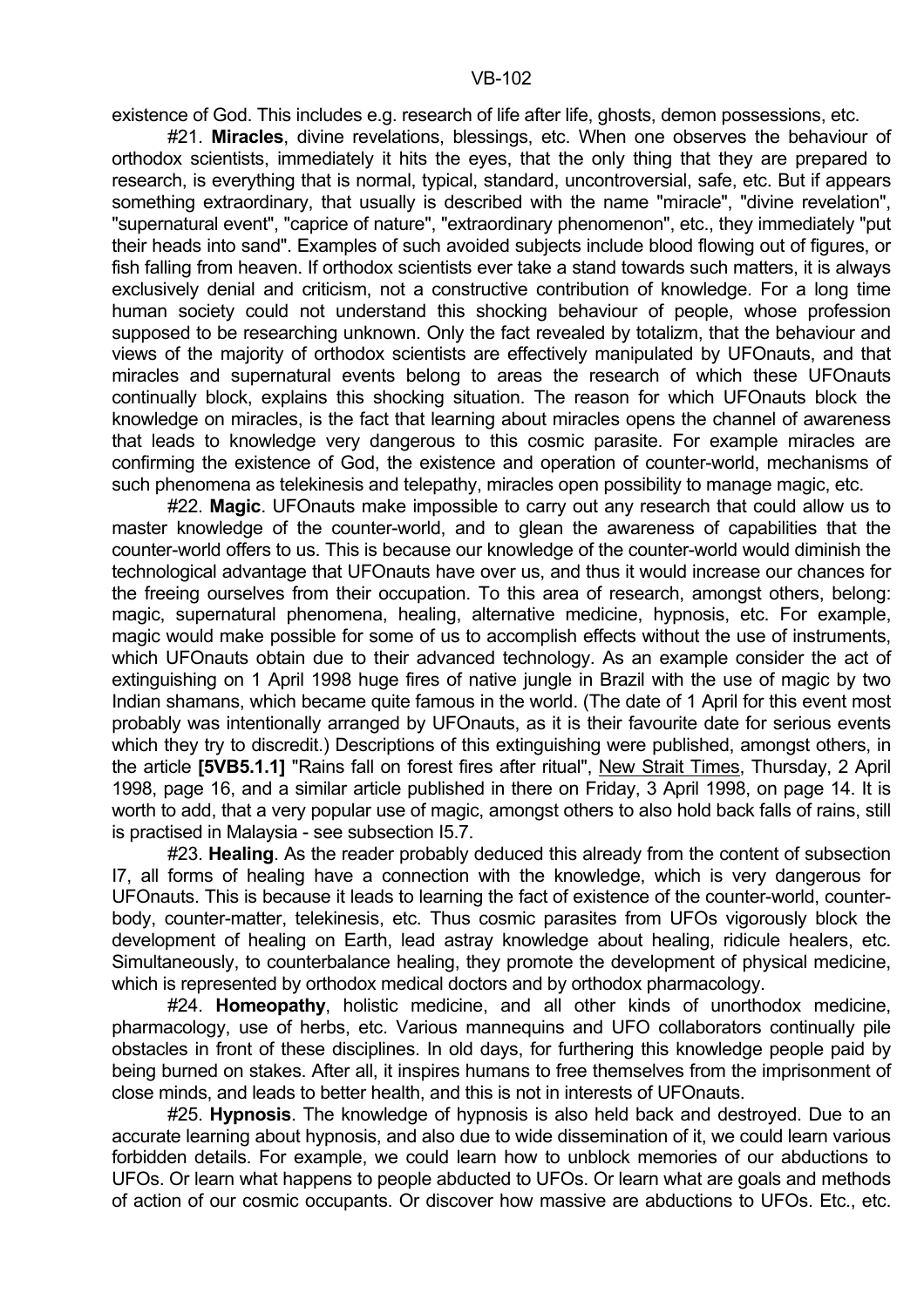existence of God. This includes e.g. research of life after life, ghosts, demon possessions, etc.

#21. **Miracles**, divine revelations, blessings, etc. When one observes the behaviour of orthodox scientists, immediately it hits the eyes, that the only thing that they are prepared to research, is everything that is normal, typical, standard, uncontroversial, safe, etc. But if appears something extraordinary, that usually is described with the name "miracle", "divine revelation", "supernatural event", "caprice of nature", "extraordinary phenomenon", etc., they immediately "put their heads into sand". Examples of such avoided subjects include blood flowing out of figures, or fish falling from heaven. If orthodox scientists ever take a stand towards such matters, it is always exclusively denial and criticism, not a constructive contribution of knowledge. For a long time human society could not understand this shocking behaviour of people, whose profession supposed to be researching unknown. Only the fact revealed by totalizm, that the behaviour and views of the majority of orthodox scientists are effectively manipulated by UFOnauts, and that miracles and supernatural events belong to areas the research of which these UFOnauts continually block, explains this shocking situation. The reason for which UFOnauts block the knowledge on miracles, is the fact that learning about miracles opens the channel of awareness that leads to knowledge very dangerous to this cosmic parasite. For example miracles are confirming the existence of God, the existence and operation of counter-world, mechanisms of such phenomena as telekinesis and telepathy, miracles open possibility to manage magic, etc.

#22. **Magic**. UFOnauts make impossible to carry out any research that could allow us to master knowledge of the counter-world, and to glean the awareness of capabilities that the counter-world offers to us. This is because our knowledge of the counter-world would diminish the technological advantage that UFOnauts have over us, and thus it would increase our chances for the freeing ourselves from their occupation. To this area of research, amongst others, belong: magic, supernatural phenomena, healing, alternative medicine, hypnosis, etc. For example, magic would make possible for some of us to accomplish effects without the use of instruments, which UFOnauts obtain due to their advanced technology. As an example consider the act of extinguishing on 1 April 1998 huge fires of native jungle in Brazil with the use of magic by two Indian shamans, which became quite famous in the world. (The date of 1 April for this event most probably was intentionally arranged by UFOnauts, as it is their favourite date for serious events which they try to discredit.) Descriptions of this extinguishing were published, amongst others, in the article **[5VB5.1.1]** "Rains fall on forest fires after ritual", New Strait Times, Thursday, 2 April 1998, page 16, and a similar article published in there on Friday, 3 April 1998, on page 14. It is worth to add, that a very popular use of magic, amongst others to also hold back falls of rains, still is practised in Malaysia - see subsection I5.7.

#23. **Healing**. As the reader probably deduced this already from the content of subsection I7, all forms of healing have a connection with the knowledge, which is very dangerous for UFOnauts. This is because it leads to learning the fact of existence of the counter-world, counter-body, counter-matter, telekinesis, etc. Thus cosmic parasites from UFOs vigorously block the development of healing on Earth, lead astray knowledge about healing, ridicule healers, etc. Simultaneously, to counterbalance healing, they promote the development of physical medicine, which is represented by orthodox medical doctors and by orthodox pharmacology.

#24. **Homeopathy**, holistic medicine, and all other kinds of unorthodox medicine, pharmacology, use of herbs, etc. Various mannequins and UFO collaborators continually pile obstacles in front of these disciplines. In old days, for furthering this knowledge people paid by being burned on stakes. After all, it inspires humans to free themselves from the imprisonment of close minds, and leads to better health, and this is not in interests of UFOnauts.

#25. **Hypnosis**. The knowledge of hypnosis is also held back and destroyed. Due to an accurate learning about hypnosis, and also due to wide dissemination of it, we could learn various forbidden details. For example, we could learn how to unblock memories of our abductions to UFOs. Or learn what happens to people abducted to UFOs. Or learn what are goals and methods of action of our cosmic occupants. Or discover how massive are abductions to UFOs. Etc., etc.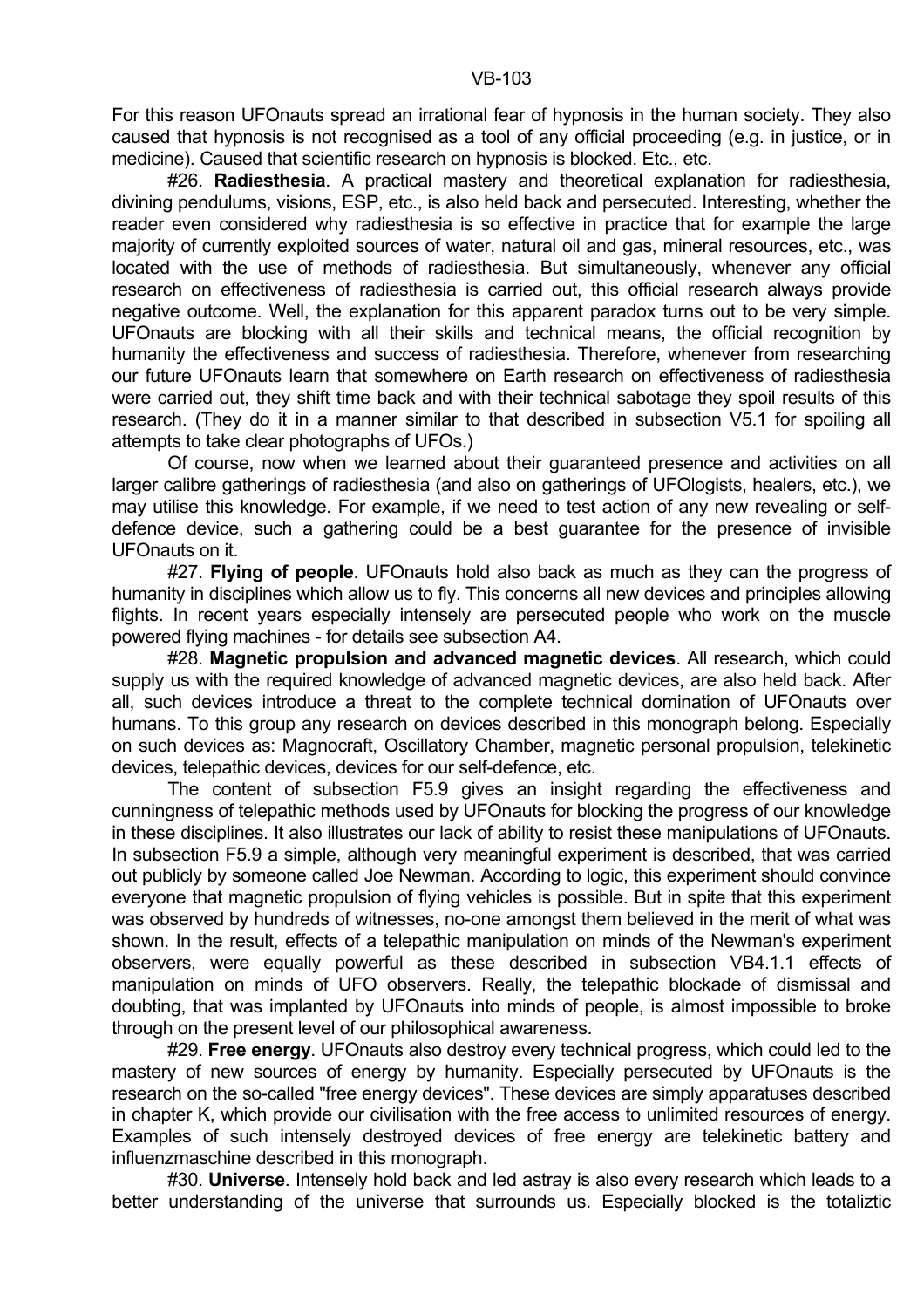For this reason UFOnauts spread an irrational fear of hypnosis in the human society. They also caused that hypnosis is not recognised as a tool of any official proceeding (e.g. in justice, or in medicine). Caused that scientific research on hypnosis is blocked. Etc., etc.

#26. **Radiesthesia**. A practical mastery and theoretical explanation for radiesthesia, divining pendulums, visions, ESP, etc., is also held back and persecuted. Interesting, whether the reader even considered why radiesthesia is so effective in practice that for example the large majority of currently exploited sources of water, natural oil and gas, mineral resources, etc., was located with the use of methods of radiesthesia. But simultaneously, whenever any official research on effectiveness of radiesthesia is carried out, this official research always provide negative outcome. Well, the explanation for this apparent paradox turns out to be very simple. UFOnauts are blocking with all their skills and technical means, the official recognition by humanity the effectiveness and success of radiesthesia. Therefore, whenever from researching our future UFOnauts learn that somewhere on Earth research on effectiveness of radiesthesia were carried out, they shift time back and with their technical sabotage they spoil results of this research. (They do it in a manner similar to that described in subsection V5.1 for spoiling all attempts to take clear photographs of UFOs.)

Of course, now when we learned about their guaranteed presence and activities on all larger calibre gatherings of radiesthesia (and also on gatherings of UFOlogists, healers, etc.), we may utilise this knowledge. For example, if we need to test action of any new revealing or self-defence device, such a gathering could be a best guarantee for the presence of invisible UFOnauts on it.

#27. **Flying of people**. UFOnauts hold also back as much as they can the progress of humanity in disciplines which allow us to fly. This concerns all new devices and principles allowing flights. In recent years especially intensely are persecuted people who work on the muscle powered flying machines - for details see subsection A4.

#28. **Magnetic propulsion and advanced magnetic devices**. All research, which could supply us with the required knowledge of advanced magnetic devices, are also held back. After all, such devices introduce a threat to the complete technical domination of UFOnauts over humans. To this group any research on devices described in this monograph belong. Especially on such devices as: Magnocraft, Oscillatory Chamber, magnetic personal propulsion, telekinetic devices, telepathic devices, devices for our self-defence, etc.

The content of subsection F5.9 gives an insight regarding the effectiveness and cunningness of telepathic methods used by UFOnauts for blocking the progress of our knowledge in these disciplines. It also illustrates our lack of ability to resist these manipulations of UFOnauts. In subsection F5.9 a simple, although very meaningful experiment is described, that was carried out publicly by someone called Joe Newman. According to logic, this experiment should convince everyone that magnetic propulsion of flying vehicles is possible. But in spite that this experiment was observed by hundreds of witnesses, no-one amongst them believed in the merit of what was shown. In the result, effects of a telepathic manipulation on minds of the Newman's experiment observers, were equally powerful as these described in subsection VB4.1.1 effects of manipulation on minds of UFO observers. Really, the telepathic blockade of dismissal and doubting, that was implanted by UFOnauts into minds of people, is almost impossible to broke through on the present level of our philosophical awareness.

#29. **Free energy**. UFOnauts also destroy every technical progress, which could led to the mastery of new sources of energy by humanity. Especially persecuted by UFOnauts is the research on the so-called "free energy devices". These devices are simply apparatuses described in chapter K, which provide our civilisation with the free access to unlimited resources of energy. Examples of such intensely destroyed devices of free energy are telekinetic battery and influenzmaschine described in this monograph.

#30. **Universe**. Intensely hold back and led astray is also every research which leads to a better understanding of the universe that surrounds us. Especially blocked is the totaliztic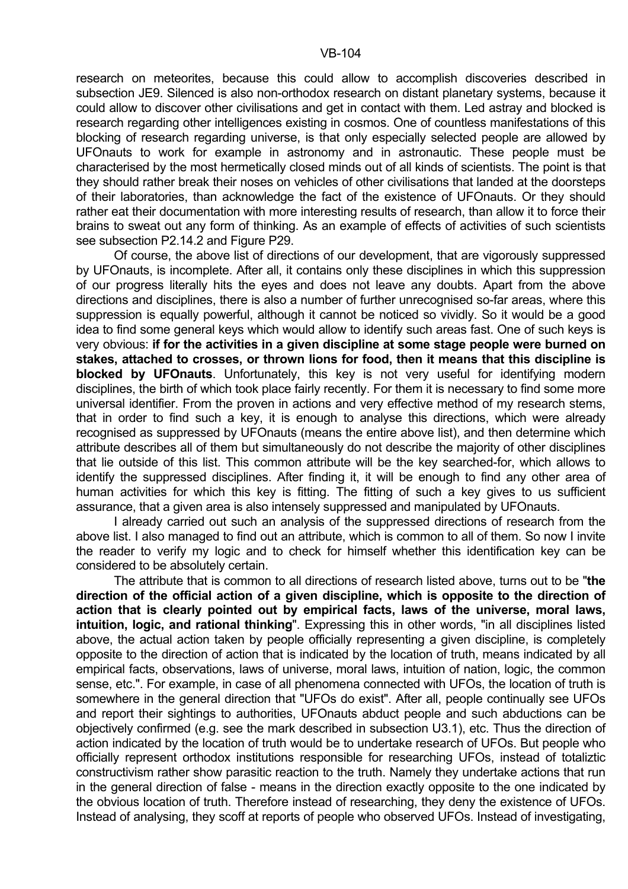research on meteorites, because this could allow to accomplish discoveries described in subsection JE9. Silenced is also non-orthodox research on distant planetary systems, because it could allow to discover other civilisations and get in contact with them. Led astray and blocked is research regarding other intelligences existing in cosmos. One of countless manifestations of this blocking of research regarding universe, is that only especially selected people are allowed by UFOnauts to work for example in astronomy and in astronautic. These people must be characterised by the most hermetically closed minds out of all kinds of scientists. The point is that they should rather break their noses on vehicles of other civilisations that landed at the doorsteps of their laboratories, than acknowledge the fact of the existence of UFOnauts. Or they should rather eat their documentation with more interesting results of research, than allow it to force their brains to sweat out any form of thinking. As an example of effects of activities of such scientists see subsection P2.14.2 and Figure P29.

Of course, the above list of directions of our development, that are vigorously suppressed by UFOnauts, is incomplete. After all, it contains only these disciplines in which this suppression of our progress literally hits the eyes and does not leave any doubts. Apart from the above directions and disciplines, there is also a number of further unrecognised so-far areas, where this suppression is equally powerful, although it cannot be noticed so vividly. So it would be a good idea to find some general keys which would allow to identify such areas fast. One of such keys is very obvious: **if for the activities in a given discipline at some stage people were burned on stakes, attached to crosses, or thrown lions for food, then it means that this discipline is blocked by UFOnauts**. Unfortunately, this key is not very useful for identifying modern disciplines, the birth of which took place fairly recently. For them it is necessary to find some more universal identifier. From the proven in actions and very effective method of my research stems, that in order to find such a key, it is enough to analyse this directions, which were already recognised as suppressed by UFOnauts (means the entire above list), and then determine which attribute describes all of them but simultaneously do not describe the majority of other disciplines that lie outside of this list. This common attribute will be the key searched-for, which allows to identify the suppressed disciplines. After finding it, it will be enough to find any other area of human activities for which this key is fitting. The fitting of such a key gives to us sufficient assurance, that a given area is also intensely suppressed and manipulated by UFOnauts.

I already carried out such an analysis of the suppressed directions of research from the above list. I also managed to find out an attribute, which is common to all of them. So now I invite the reader to verify my logic and to check for himself whether this identification key can be considered to be absolutely certain.

The attribute that is common to all directions of research listed above, turns out to be "**the direction of the official action of a given discipline, which is opposite to the direction of action that is clearly pointed out by empirical facts, laws of the universe, moral laws, intuition, logic, and rational thinking**". Expressing this in other words, "in all disciplines listed above, the actual action taken by people officially representing a given discipline, is completely opposite to the direction of action that is indicated by the location of truth, means indicated by all empirical facts, observations, laws of universe, moral laws, intuition of nation, logic, the common sense, etc.". For example, in case of all phenomena connected with UFOs, the location of truth is somewhere in the general direction that "UFOs do exist". After all, people continually see UFOs and report their sightings to authorities, UFOnauts abduct people and such abductions can be objectively confirmed (e.g. see the mark described in subsection U3.1), etc. Thus the direction of action indicated by the location of truth would be to undertake research of UFOs. But people who officially represent orthodox institutions responsible for researching UFOs, instead of totaliztic constructivism rather show parasitic reaction to the truth. Namely they undertake actions that run in the general direction of false - means in the direction exactly opposite to the one indicated by the obvious location of truth. Therefore instead of researching, they deny the existence of UFOs. Instead of analysing, they scoff at reports of people who observed UFOs. Instead of investigating,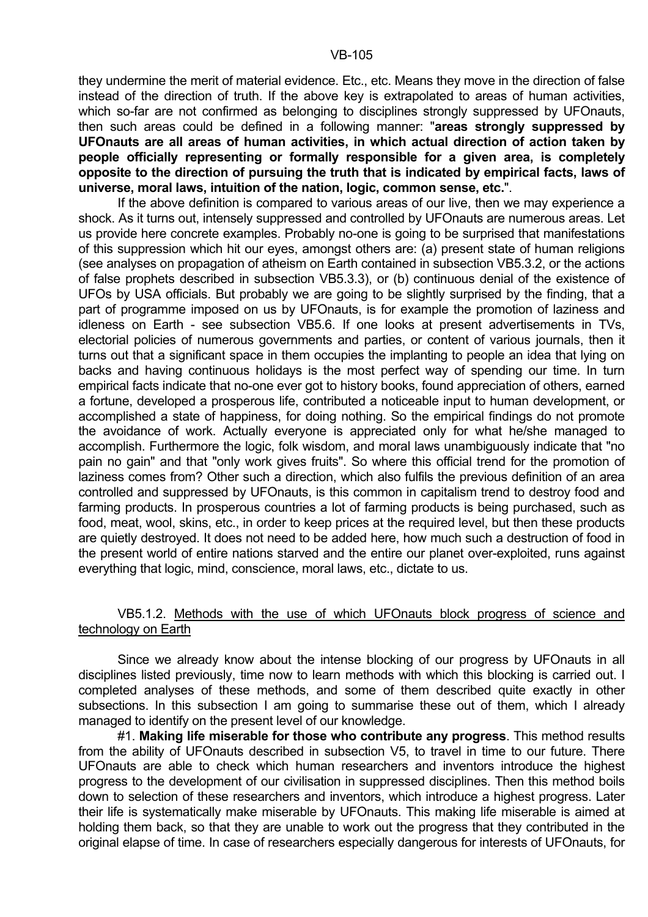they undermine the merit of material evidence. Etc., etc. Means they move in the direction of false instead of the direction of truth. If the above key is extrapolated to areas of human activities, which so-far are not confirmed as belonging to disciplines strongly suppressed by UFOnauts, then such areas could be defined in a following manner: "**areas strongly suppressed by UFOnauts are all areas of human activities, in which actual direction of action taken by people officially representing or formally responsible for a given area, is completely opposite to the direction of pursuing the truth that is indicated by empirical facts, laws of universe, moral laws, intuition of the nation, logic, common sense, etc.**".

If the above definition is compared to various areas of our live, then we may experience a shock. As it turns out, intensely suppressed and controlled by UFOnauts are numerous areas. Let us provide here concrete examples. Probably no-one is going to be surprised that manifestations of this suppression which hit our eyes, amongst others are: (a) present state of human religions (see analyses on propagation of atheism on Earth contained in subsection VB5.3.2, or the actions of false prophets described in subsection VB5.3.3), or (b) continuous denial of the existence of UFOs by USA officials. But probably we are going to be slightly surprised by the finding, that a part of programme imposed on us by UFOnauts, is for example the promotion of laziness and idleness on Earth - see subsection VB5.6. If one looks at present advertisements in TVs, electorial policies of numerous governments and parties, or content of various journals, then it turns out that a significant space in them occupies the implanting to people an idea that lying on backs and having continuous holidays is the most perfect way of spending our time. In turn empirical facts indicate that no-one ever got to history books, found appreciation of others, earned a fortune, developed a prosperous life, contributed a noticeable input to human development, or accomplished a state of happiness, for doing nothing. So the empirical findings do not promote the avoidance of work. Actually everyone is appreciated only for what he/she managed to accomplish. Furthermore the logic, folk wisdom, and moral laws unambiguously indicate that "no pain no gain" and that "only work gives fruits". So where this official trend for the promotion of laziness comes from? Other such a direction, which also fulfils the previous definition of an area controlled and suppressed by UFOnauts, is this common in capitalism trend to destroy food and farming products. In prosperous countries a lot of farming products is being purchased, such as food, meat, wool, skins, etc., in order to keep prices at the required level, but then these products are quietly destroyed. It does not need to be added here, how much such a destruction of food in the present world of entire nations starved and the entire our planet over-exploited, runs against everything that logic, mind, conscience, moral laws, etc., dictate to us.

### VB5.1.2. Methods with the use of which UFOnauts block progress of science and technology on Earth

Since we already know about the intense blocking of our progress by UFOnauts in all disciplines listed previously, time now to learn methods with which this blocking is carried out. I completed analyses of these methods, and some of them described quite exactly in other subsections. In this subsection I am going to summarise these out of them, which I already managed to identify on the present level of our knowledge.

#1. **Making life miserable for those who contribute any progress**. This method results from the ability of UFOnauts described in subsection V5, to travel in time to our future. There UFOnauts are able to check which human researchers and inventors introduce the highest progress to the development of our civilisation in suppressed disciplines. Then this method boils down to selection of these researchers and inventors, which introduce a highest progress. Later their life is systematically make miserable by UFOnauts. This making life miserable is aimed at holding them back, so that they are unable to work out the progress that they contributed in the original elapse of time. In case of researchers especially dangerous for interests of UFOnauts, for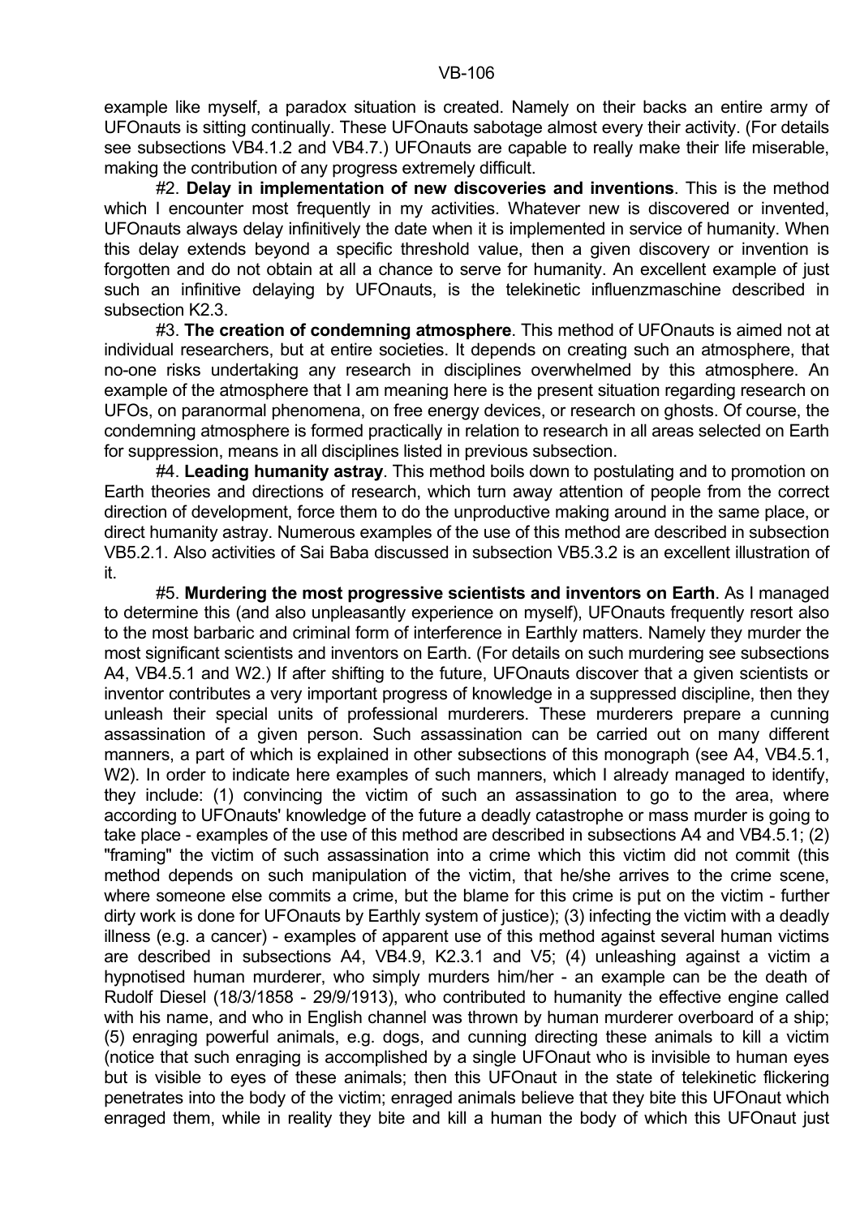example like myself, a paradox situation is created. Namely on their backs an entire army of UFOnauts is sitting continually. These UFOnauts sabotage almost every their activity. (For details see subsections VB4.1.2 and VB4.7.) UFOnauts are capable to really make their life miserable, making the contribution of any progress extremely difficult.

#2. **Delay in implementation of new discoveries and inventions**. This is the method which I encounter most frequently in my activities. Whatever new is discovered or invented, UFOnauts always delay infinitively the date when it is implemented in service of humanity. When this delay extends beyond a specific threshold value, then a given discovery or invention is forgotten and do not obtain at all a chance to serve for humanity. An excellent example of just such an infinitive delaying by UFOnauts, is the telekinetic influenzmaschine described in subsection K2.3.

#3. **The creation of condemning atmosphere**. This method of UFOnauts is aimed not at individual researchers, but at entire societies. It depends on creating such an atmosphere, that no-one risks undertaking any research in disciplines overwhelmed by this atmosphere. An example of the atmosphere that I am meaning here is the present situation regarding research on UFOs, on paranormal phenomena, on free energy devices, or research on ghosts. Of course, the condemning atmosphere is formed practically in relation to research in all areas selected on Earth for suppression, means in all disciplines listed in previous subsection.

#4. **Leading humanity astray**. This method boils down to postulating and to promotion on Earth theories and directions of research, which turn away attention of people from the correct direction of development, force them to do the unproductive making around in the same place, or direct humanity astray. Numerous examples of the use of this method are described in subsection VB5.2.1. Also activities of Sai Baba discussed in subsection VB5.3.2 is an excellent illustration of it.

#5. **Murdering the most progressive scientists and inventors on Earth**. As I managed to determine this (and also unpleasantly experience on myself), UFOnauts frequently resort also to the most barbaric and criminal form of interference in Earthly matters. Namely they murder the most significant scientists and inventors on Earth. (For details on such murdering see subsections A4, VB4.5.1 and W2.) If after shifting to the future, UFOnauts discover that a given scientists or inventor contributes a very important progress of knowledge in a suppressed discipline, then they unleash their special units of professional murderers. These murderers prepare a cunning assassination of a given person. Such assassination can be carried out on many different manners, a part of which is explained in other subsections of this monograph (see A4, VB4.5.1, W2). In order to indicate here examples of such manners, which I already managed to identify, they include: (1) convincing the victim of such an assassination to go to the area, where according to UFOnauts' knowledge of the future a deadly catastrophe or mass murder is going to take place - examples of the use of this method are described in subsections A4 and VB4.5.1; (2) "framing" the victim of such assassination into a crime which this victim did not commit (this method depends on such manipulation of the victim, that he/she arrives to the crime scene, where someone else commits a crime, but the blame for this crime is put on the victim - further dirty work is done for UFOnauts by Earthly system of justice); (3) infecting the victim with a deadly illness (e.g. a cancer) - examples of apparent use of this method against several human victims are described in subsections A4, VB4.9, K2.3.1 and V5; (4) unleashing against a victim a hypnotised human murderer, who simply murders him/her - an example can be the death of Rudolf Diesel (18/3/1858 - 29/9/1913), who contributed to humanity the effective engine called with his name, and who in English channel was thrown by human murderer overboard of a ship; (5) enraging powerful animals, e.g. dogs, and cunning directing these animals to kill a victim (notice that such enraging is accomplished by a single UFOnaut who is invisible to human eyes but is visible to eyes of these animals; then this UFOnaut in the state of telekinetic flickering penetrates into the body of the victim; enraged animals believe that they bite this UFOnaut which enraged them, while in reality they bite and kill a human the body of which this UFOnaut just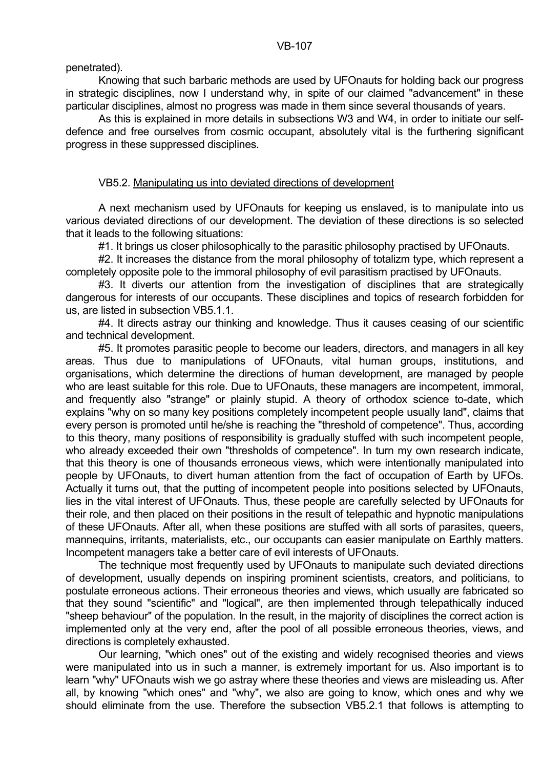penetrated).

Knowing that such barbaric methods are used by UFOnauts for holding back our progress in strategic disciplines, now I understand why, in spite of our claimed "advancement" in these particular disciplines, almost no progress was made in them since several thousands of years.

As this is explained in more details in subsections W3 and W4, in order to initiate our self-defence and free ourselves from cosmic occupant, absolutely vital is the furthering significant progress in these suppressed disciplines.

### VB5.2. Manipulating us into deviated directions of development

A next mechanism used by UFOnauts for keeping us enslaved, is to manipulate into us various deviated directions of our development. The deviation of these directions is so selected that it leads to the following situations:

#1. It brings us closer philosophically to the parasitic philosophy practised by UFOnauts.

#2. It increases the distance from the moral philosophy of totalizm type, which represent a completely opposite pole to the immoral philosophy of evil parasitism practised by UFOnauts.

#3. It diverts our attention from the investigation of disciplines that are strategically dangerous for interests of our occupants. These disciplines and topics of research forbidden for us, are listed in subsection VB5.1.1.

#4. It directs astray our thinking and knowledge. Thus it causes ceasing of our scientific and technical development.

#5. It promotes parasitic people to become our leaders, directors, and managers in all key areas. Thus due to manipulations of UFOnauts, vital human groups, institutions, and organisations, which determine the directions of human development, are managed by people who are least suitable for this role. Due to UFOnauts, these managers are incompetent, immoral, and frequently also "strange" or plainly stupid. A theory of orthodox science to-date, which explains "why on so many key positions completely incompetent people usually land", claims that every person is promoted until he/she is reaching the "threshold of competence". Thus, according to this theory, many positions of responsibility is gradually stuffed with such incompetent people, who already exceeded their own "thresholds of competence". In turn my own research indicate, that this theory is one of thousands erroneous views, which were intentionally manipulated into people by UFOnauts, to divert human attention from the fact of occupation of Earth by UFOs. Actually it turns out, that the putting of incompetent people into positions selected by UFOnauts, lies in the vital interest of UFOnauts. Thus, these people are carefully selected by UFOnauts for their role, and then placed on their positions in the result of telepathic and hypnotic manipulations of these UFOnauts. After all, when these positions are stuffed with all sorts of parasites, queers, mannequins, irritants, materialists, etc., our occupants can easier manipulate on Earthly matters. Incompetent managers take a better care of evil interests of UFOnauts.

The technique most frequently used by UFOnauts to manipulate such deviated directions of development, usually depends on inspiring prominent scientists, creators, and politicians, to postulate erroneous actions. Their erroneous theories and views, which usually are fabricated so that they sound "scientific" and "logical", are then implemented through telepathically induced "sheep behaviour" of the population. In the result, in the majority of disciplines the correct action is implemented only at the very end, after the pool of all possible erroneous theories, views, and directions is completely exhausted.

Our learning, "which ones" out of the existing and widely recognised theories and views were manipulated into us in such a manner, is extremely important for us. Also important is to learn "why" UFOnauts wish we go astray where these theories and views are misleading us. After all, by knowing "which ones" and "why", we also are going to know, which ones and why we should eliminate from the use. Therefore the subsection VB5.2.1 that follows is attempting to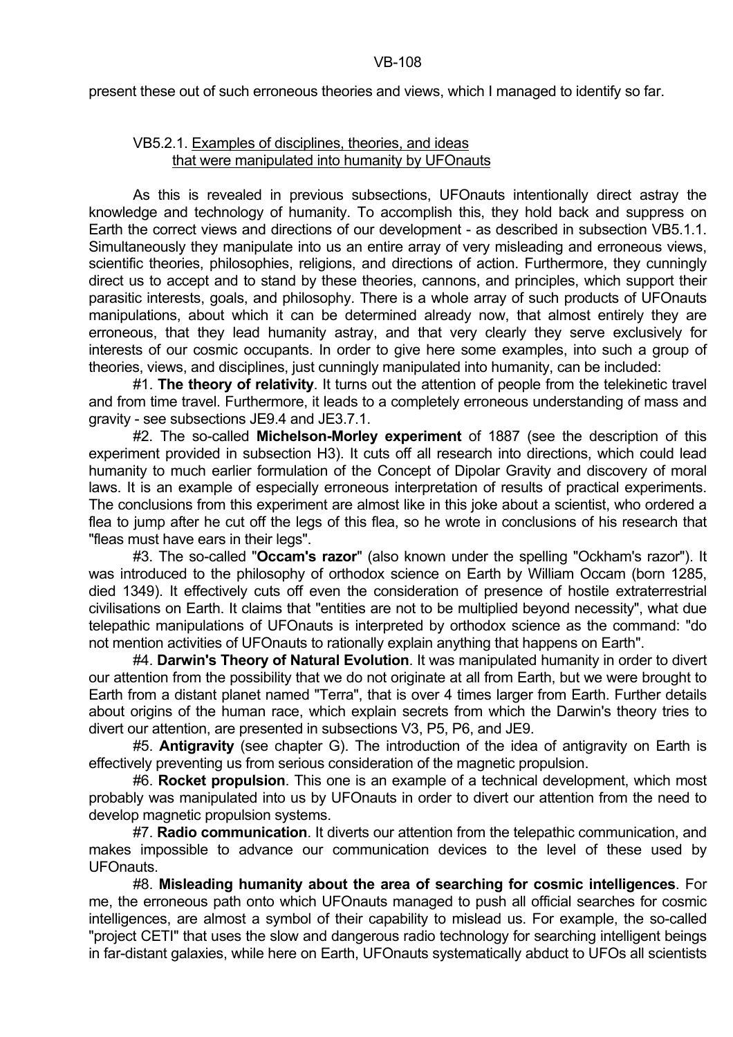present these out of such erroneous theories and views, which I managed to identify so far.

### VB5.2.1. Examples of disciplines, theories, and ideas that were manipulated into humanity by UFOnauts

As this is revealed in previous subsections, UFOnauts intentionally direct astray the knowledge and technology of humanity. To accomplish this, they hold back and suppress on Earth the correct views and directions of our development - as described in subsection VB5.1.1. Simultaneously they manipulate into us an entire array of very misleading and erroneous views, scientific theories, philosophies, religions, and directions of action. Furthermore, they cunningly direct us to accept and to stand by these theories, cannons, and principles, which support their parasitic interests, goals, and philosophy. There is a whole array of such products of UFOnauts manipulations, about which it can be determined already now, that almost entirely they are erroneous, that they lead humanity astray, and that very clearly they serve exclusively for interests of our cosmic occupants. In order to give here some examples, into such a group of theories, views, and disciplines, just cunningly manipulated into humanity, can be included:

#1. **The theory of relativity**. It turns out the attention of people from the telekinetic travel and from time travel. Furthermore, it leads to a completely erroneous understanding of mass and gravity - see subsections JE9.4 and JE3.7.1.

#2. The so-called **Michelson-Morley experiment** of 1887 (see the description of this experiment provided in subsection H3). It cuts off all research into directions, which could lead humanity to much earlier formulation of the Concept of Dipolar Gravity and discovery of moral laws. It is an example of especially erroneous interpretation of results of practical experiments. The conclusions from this experiment are almost like in this joke about a scientist, who ordered a flea to jump after he cut off the legs of this flea, so he wrote in conclusions of his research that "fleas must have ears in their legs".

#3. The so-called "**Occam's razor**" (also known under the spelling "Ockham's razor"). It was introduced to the philosophy of orthodox science on Earth by William Occam (born 1285, died 1349). It effectively cuts off even the consideration of presence of hostile extraterrestrial civilisations on Earth. It claims that "entities are not to be multiplied beyond necessity", what due telepathic manipulations of UFOnauts is interpreted by orthodox science as the command: "do not mention activities of UFOnauts to rationally explain anything that happens on Earth".

#4. **Darwin's Theory of Natural Evolution**. It was manipulated humanity in order to divert our attention from the possibility that we do not originate at all from Earth, but we were brought to Earth from a distant planet named "Terra", that is over 4 times larger from Earth. Further details about origins of the human race, which explain secrets from which the Darwin's theory tries to divert our attention, are presented in subsections V3, P5, P6, and JE9.

#5. **Antigravity** (see chapter G). The introduction of the idea of antigravity on Earth is effectively preventing us from serious consideration of the magnetic propulsion.

#6. **Rocket propulsion**. This one is an example of a technical development, which most probably was manipulated into us by UFOnauts in order to divert our attention from the need to develop magnetic propulsion systems.

#7. **Radio communication**. It diverts our attention from the telepathic communication, and makes impossible to advance our communication devices to the level of these used by UFOnauts.

#8. **Misleading humanity about the area of searching for cosmic intelligences**. For me, the erroneous path onto which UFOnauts managed to push all official searches for cosmic intelligences, are almost a symbol of their capability to mislead us. For example, the so-called "project CETI" that uses the slow and dangerous radio technology for searching intelligent beings in far-distant galaxies, while here on Earth, UFOnauts systematically abduct to UFOs all scientists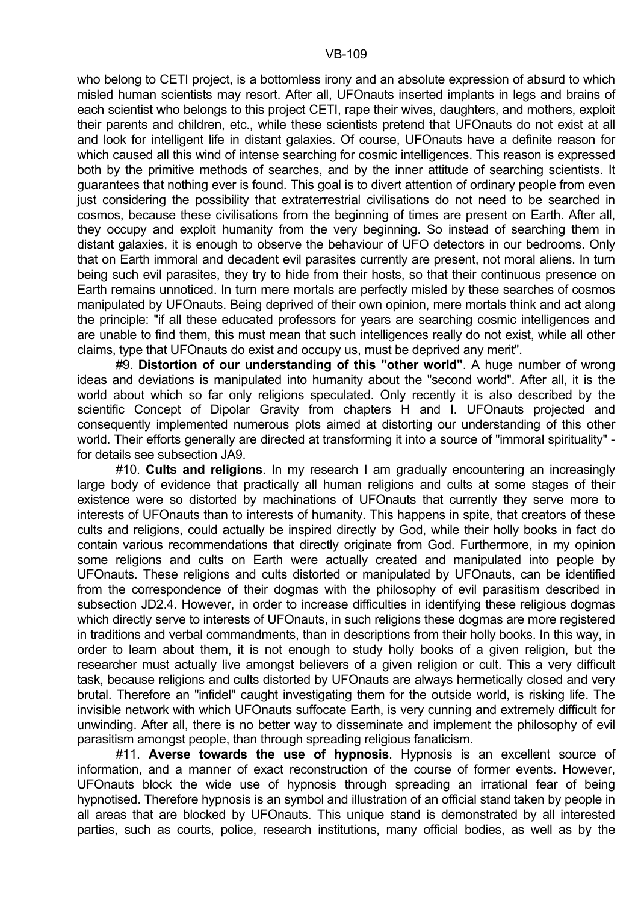who belong to CETI project, is a bottomless irony and an absolute expression of absurd to which misled human scientists may resort. After all, UFOnauts inserted implants in legs and brains of each scientist who belongs to this project CETI, rape their wives, daughters, and mothers, exploit their parents and children, etc., while these scientists pretend that UFOnauts do not exist at all and look for intelligent life in distant galaxies. Of course, UFOnauts have a definite reason for which caused all this wind of intense searching for cosmic intelligences. This reason is expressed both by the primitive methods of searches, and by the inner attitude of searching scientists. It guarantees that nothing ever is found. This goal is to divert attention of ordinary people from even just considering the possibility that extraterrestrial civilisations do not need to be searched in cosmos, because these civilisations from the beginning of times are present on Earth. After all, they occupy and exploit humanity from the very beginning. So instead of searching them in distant galaxies, it is enough to observe the behaviour of UFO detectors in our bedrooms. Only that on Earth immoral and decadent evil parasites currently are present, not moral aliens. In turn being such evil parasites, they try to hide from their hosts, so that their continuous presence on Earth remains unnoticed. In turn mere mortals are perfectly misled by these searches of cosmos manipulated by UFOnauts. Being deprived of their own opinion, mere mortals think and act along the principle: "if all these educated professors for years are searching cosmic intelligences and are unable to find them, this must mean that such intelligences really do not exist, while all other claims, type that UFOnauts do exist and occupy us, must be deprived any merit".

#9. **Distortion of our understanding of this "other world"**. A huge number of wrong ideas and deviations is manipulated into humanity about the "second world". After all, it is the world about which so far only religions speculated. Only recently it is also described by the scientific Concept of Dipolar Gravity from chapters H and I. UFOnauts projected and consequently implemented numerous plots aimed at distorting our understanding of this other world. Their efforts generally are directed at transforming it into a source of "immoral spirituality" - for details see subsection JA9.

#10. **Cults and religions**. In my research I am gradually encountering an increasingly large body of evidence that practically all human religions and cults at some stages of their existence were so distorted by machinations of UFOnauts that currently they serve more to interests of UFOnauts than to interests of humanity. This happens in spite, that creators of these cults and religions, could actually be inspired directly by God, while their holly books in fact do contain various recommendations that directly originate from God. Furthermore, in my opinion some religions and cults on Earth were actually created and manipulated into people by UFOnauts. These religions and cults distorted or manipulated by UFOnauts, can be identified from the correspondence of their dogmas with the philosophy of evil parasitism described in subsection JD2.4. However, in order to increase difficulties in identifying these religious dogmas which directly serve to interests of UFOnauts, in such religions these dogmas are more registered in traditions and verbal commandments, than in descriptions from their holly books. In this way, in order to learn about them, it is not enough to study holly books of a given religion, but the researcher must actually live amongst believers of a given religion or cult. This a very difficult task, because religions and cults distorted by UFOnauts are always hermetically closed and very brutal. Therefore an "infidel" caught investigating them for the outside world, is risking life. The invisible network with which UFOnauts suffocate Earth, is very cunning and extremely difficult for unwinding. After all, there is no better way to disseminate and implement the philosophy of evil parasitism amongst people, than through spreading religious fanaticism.

#11. **Averse towards the use of hypnosis**. Hypnosis is an excellent source of information, and a manner of exact reconstruction of the course of former events. However, UFOnauts block the wide use of hypnosis through spreading an irrational fear of being hypnotised. Therefore hypnosis is an symbol and illustration of an official stand taken by people in all areas that are blocked by UFOnauts. This unique stand is demonstrated by all interested parties, such as courts, police, research institutions, many official bodies, as well as by the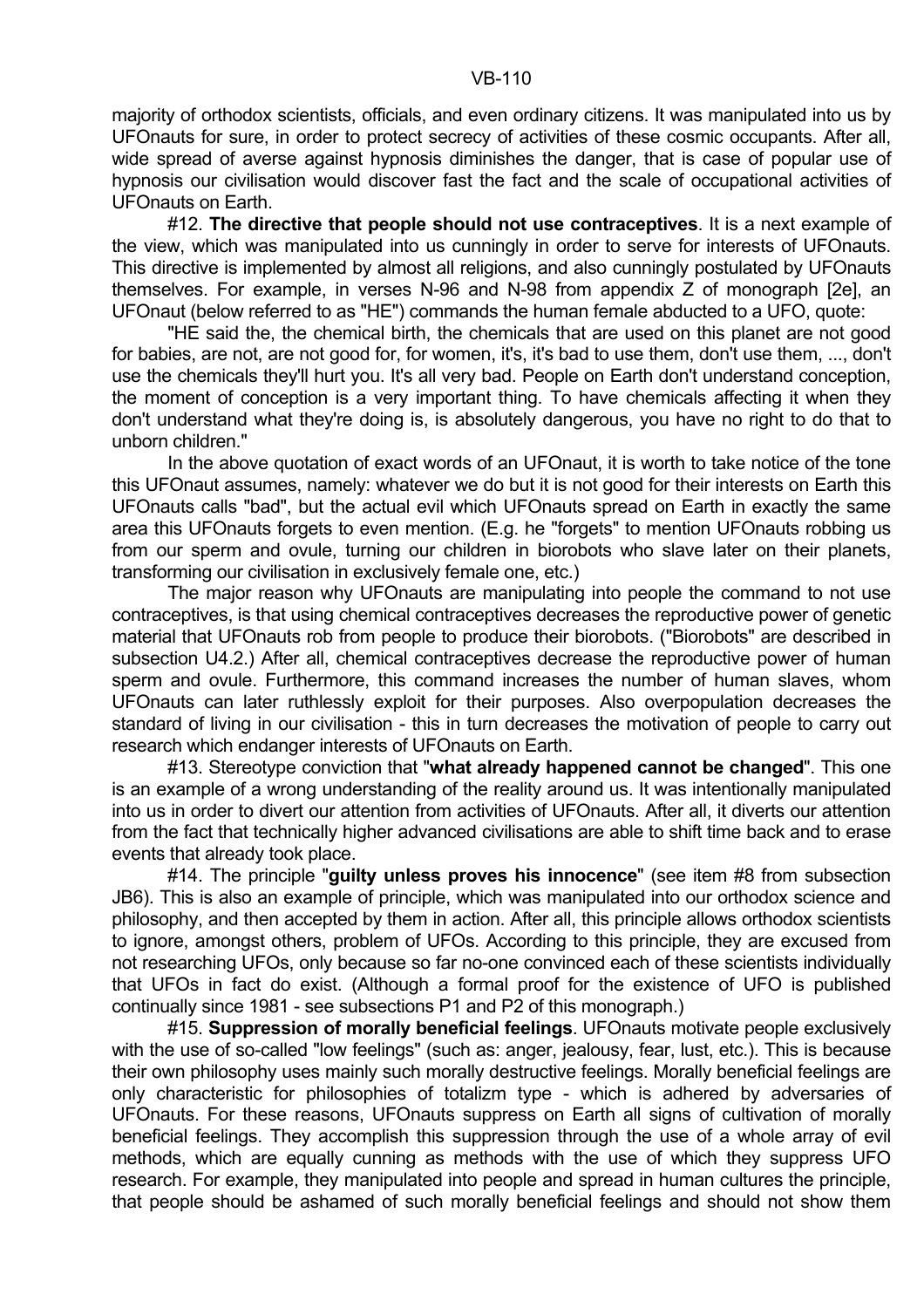majority of orthodox scientists, officials, and even ordinary citizens. It was manipulated into us by UFOnauts for sure, in order to protect secrecy of activities of these cosmic occupants. After all, wide spread of averse against hypnosis diminishes the danger, that is case of popular use of hypnosis our civilisation would discover fast the fact and the scale of occupational activities of UFOnauts on Earth.

#12. **The directive that people should not use contraceptives**. It is a next example of the view, which was manipulated into us cunningly in order to serve for interests of UFOnauts. This directive is implemented by almost all religions, and also cunningly postulated by UFOnauts themselves. For example, in verses N-96 and N-98 from appendix Z of monograph [2e], an UFOnaut (below referred to as "HE") commands the human female abducted to a UFO, quote:

"HE said the, the chemical birth, the chemicals that are used on this planet are not good for babies, are not, are not good for, for women, it's, it's bad to use them, don't use them, ..., don't use the chemicals they'll hurt you. It's all very bad. People on Earth don't understand conception, the moment of conception is a very important thing. To have chemicals affecting it when they don't understand what they're doing is, is absolutely dangerous, you have no right to do that to unborn children."

In the above quotation of exact words of an UFOnaut, it is worth to take notice of the tone this UFOnaut assumes, namely: whatever we do but it is not good for their interests on Earth this UFOnauts calls "bad", but the actual evil which UFOnauts spread on Earth in exactly the same area this UFOnauts forgets to even mention. (E.g. he "forgets" to mention UFOnauts robbing us from our sperm and ovule, turning our children in biorobots who slave later on their planets, transforming our civilisation in exclusively female one, etc.)

The major reason why UFOnauts are manipulating into people the command to not use contraceptives, is that using chemical contraceptives decreases the reproductive power of genetic material that UFOnauts rob from people to produce their biorobots. ("Biorobots" are described in subsection U4.2.) After all, chemical contraceptives decrease the reproductive power of human sperm and ovule. Furthermore, this command increases the number of human slaves, whom UFOnauts can later ruthlessly exploit for their purposes. Also overpopulation decreases the standard of living in our civilisation - this in turn decreases the motivation of people to carry out research which endanger interests of UFOnauts on Earth.

#13. Stereotype conviction that "**what already happened cannot be changed**". This one is an example of a wrong understanding of the reality around us. It was intentionally manipulated into us in order to divert our attention from activities of UFOnauts. After all, it diverts our attention from the fact that technically higher advanced civilisations are able to shift time back and to erase events that already took place.

#14. The principle "**guilty unless proves his innocence**" (see item #8 from subsection JB6). This is also an example of principle, which was manipulated into our orthodox science and philosophy, and then accepted by them in action. After all, this principle allows orthodox scientists to ignore, amongst others, problem of UFOs. According to this principle, they are excused from not researching UFOs, only because so far no-one convinced each of these scientists individually that UFOs in fact do exist. (Although a formal proof for the existence of UFO is published continually since 1981 - see subsections P1 and P2 of this monograph.)

#15. **Suppression of morally beneficial feelings**. UFOnauts motivate people exclusively with the use of so-called "low feelings" (such as: anger, jealousy, fear, lust, etc.). This is because their own philosophy uses mainly such morally destructive feelings. Morally beneficial feelings are only characteristic for philosophies of totalizm type - which is adhered by adversaries of UFOnauts. For these reasons, UFOnauts suppress on Earth all signs of cultivation of morally beneficial feelings. They accomplish this suppression through the use of a whole array of evil methods, which are equally cunning as methods with the use of which they suppress UFO research. For example, they manipulated into people and spread in human cultures the principle, that people should be ashamed of such morally beneficial feelings and should not show them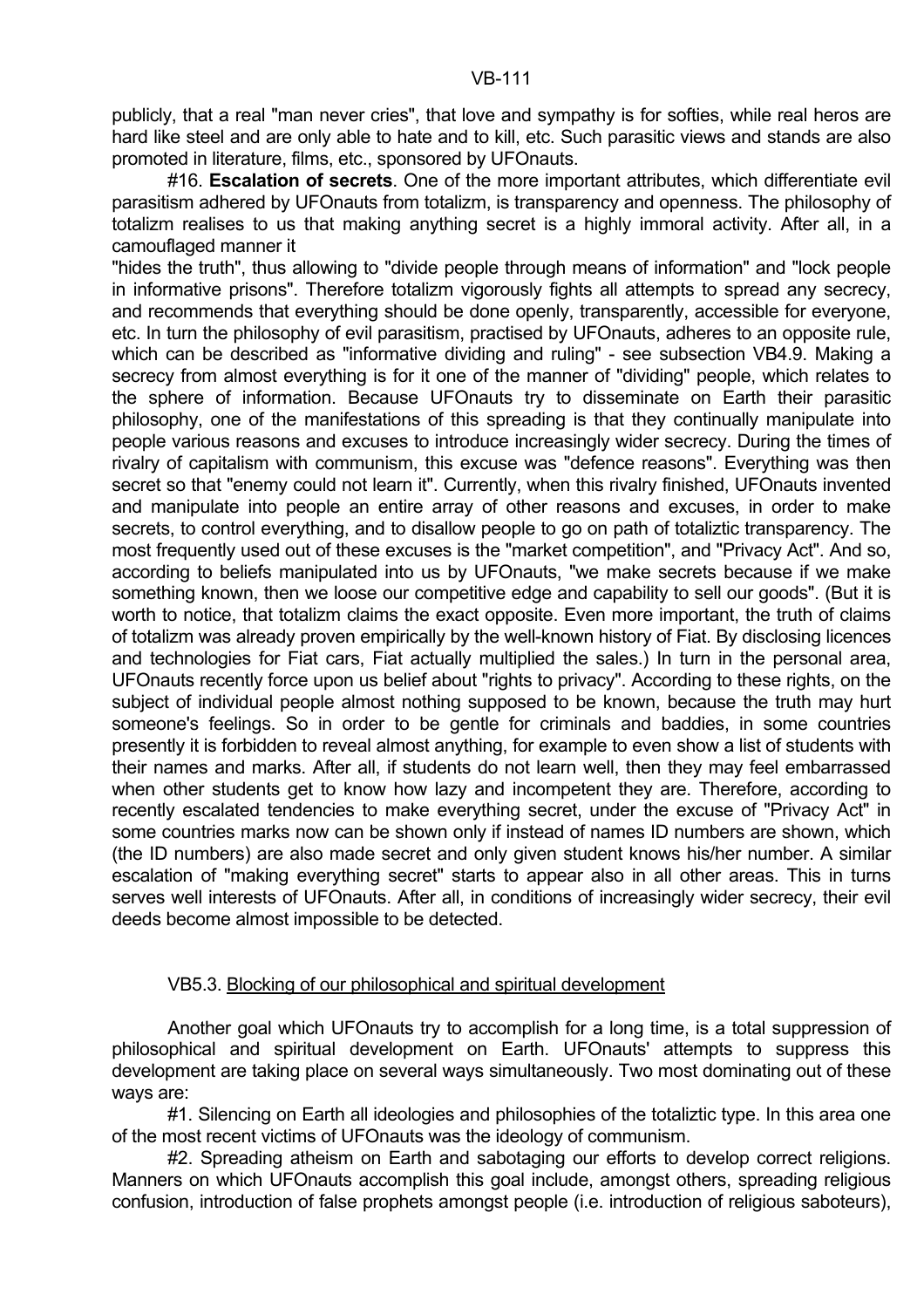publicly, that a real "man never cries", that love and sympathy is for softies, while real heros are hard like steel and are only able to hate and to kill, etc. Such parasitic views and stands are also promoted in literature, films, etc., sponsored by UFOnauts.

#16. **Escalation of secrets**. One of the more important attributes, which differentiate evil parasitism adhered by UFOnauts from totalizm, is transparency and openness. The philosophy of totalizm realises to us that making anything secret is a highly immoral activity. After all, in a camouflaged manner it "hides the truth", thus allowing to "divide people through means of information" and "lock people in informative prisons". Therefore totalizm vigorously fights all attempts to spread any secrecy, and recommends that everything should be done openly, transparently, accessible for everyone, etc. In turn the philosophy of evil parasitism, practised by UFOnauts, adheres to an opposite rule, which can be described as "informative dividing and ruling" - see subsection VB4.9. Making a secrecy from almost everything is for it one of the manner of "dividing" people, which relates to the sphere of information. Because UFOnauts try to disseminate on Earth their parasitic philosophy, one of the manifestations of this spreading is that they continually manipulate into people various reasons and excuses to introduce increasingly wider secrecy. During the times of rivalry of capitalism with communism, this excuse was "defence reasons". Everything was then secret so that "enemy could not learn it". Currently, when this rivalry finished, UFOnauts invented and manipulate into people an entire array of other reasons and excuses, in order to make secrets, to control everything, and to disallow people to go on path of totaliztic transparency. The most frequently used out of these excuses is the "market competition", and "Privacy Act". And so, according to beliefs manipulated into us by UFOnauts, "we make secrets because if we make something known, then we loose our competitive edge and capability to sell our goods". (But it is worth to notice, that totalizm claims the exact opposite. Even more important, the truth of claims of totalizm was already proven empirically by the well-known history of Fiat. By disclosing licences and technologies for Fiat cars, Fiat actually multiplied the sales.) In turn in the personal area, UFOnauts recently force upon us belief about "rights to privacy". According to these rights, on the subject of individual people almost nothing supposed to be known, because the truth may hurt someone's feelings. So in order to be gentle for criminals and baddies, in some countries presently it is forbidden to reveal almost anything, for example to even show a list of students with their names and marks. After all, if students do not learn well, then they may feel embarrassed when other students get to know how lazy and incompetent they are. Therefore, according to recently escalated tendencies to make everything secret, under the excuse of "Privacy Act" in some countries marks now can be shown only if instead of names ID numbers are shown, which (the ID numbers) are also made secret and only given student knows his/her number. A similar escalation of "making everything secret" starts to appear also in all other areas. This in turns serves well interests of UFOnauts. After all, in conditions of increasingly wider secrecy, their evil deeds become almost impossible to be detected.

### VB5.3. Blocking of our philosophical and spiritual development

Another goal which UFOnauts try to accomplish for a long time, is a total suppression of philosophical and spiritual development on Earth. UFOnauts' attempts to suppress this development are taking place on several ways simultaneously. Two most dominating out of these ways are:

#1. Silencing on Earth all ideologies and philosophies of the totaliztic type. In this area one of the most recent victims of UFOnauts was the ideology of communism.

#2. Spreading atheism on Earth and sabotaging our efforts to develop correct religions. Manners on which UFOnauts accomplish this goal include, amongst others, spreading religious confusion, introduction of false prophets amongst people (i.e. introduction of religious saboteurs),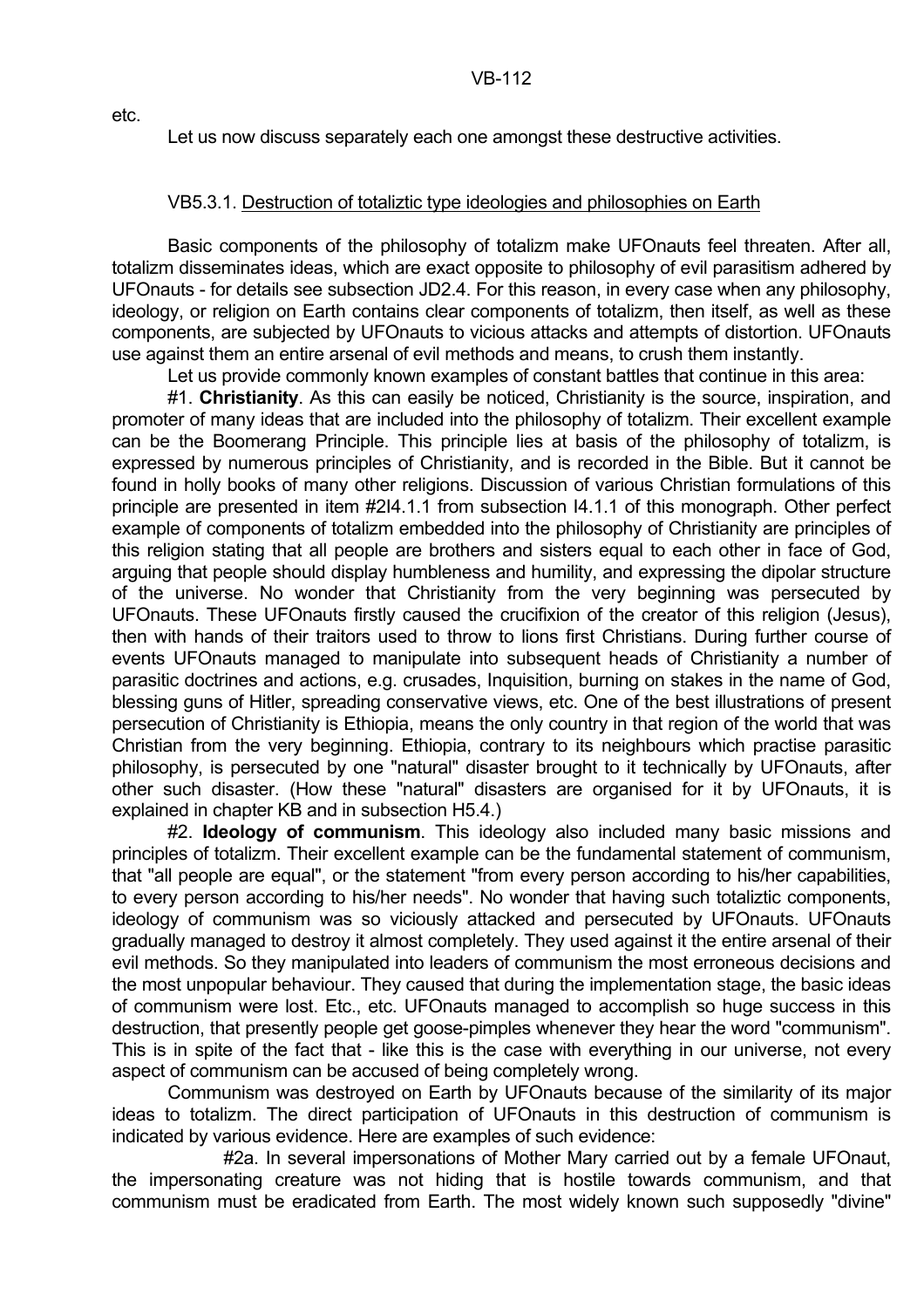etc.

Let us now discuss separately each one amongst these destructive activities.

### VB5.3.1. Destruction of totaliztic type ideologies and philosophies on Earth

Basic components of the philosophy of totalizm make UFOnauts feel threaten. After all, totalizm disseminates ideas, which are exact opposite to philosophy of evil parasitism adhered by UFOnauts - for details see subsection JD2.4. For this reason, in every case when any philosophy, ideology, or religion on Earth contains clear components of totalizm, then itself, as well as these components, are subjected by UFOnauts to vicious attacks and attempts of distortion. UFOnauts use against them an entire arsenal of evil methods and means, to crush them instantly.

Let us provide commonly known examples of constant battles that continue in this area:

#1. **Christianity**. As this can easily be noticed, Christianity is the source, inspiration, and promoter of many ideas that are included into the philosophy of totalizm. Their excellent example can be the Boomerang Principle. This principle lies at basis of the philosophy of totalizm, is expressed by numerous principles of Christianity, and is recorded in the Bible. But it cannot be found in holly books of many other religions. Discussion of various Christian formulations of this principle are presented in item #2I4.1.1 from subsection I4.1.1 of this monograph. Other perfect example of components of totalizm embedded into the philosophy of Christianity are principles of this religion stating that all people are brothers and sisters equal to each other in face of God, arguing that people should display humbleness and humility, and expressing the dipolar structure of the universe. No wonder that Christianity from the very beginning was persecuted by UFOnauts. These UFOnauts firstly caused the crucifixion of the creator of this religion (Jesus), then with hands of their traitors used to throw to lions first Christians. During further course of events UFOnauts managed to manipulate into subsequent heads of Christianity a number of parasitic doctrines and actions, e.g. crusades, Inquisition, burning on stakes in the name of God, blessing guns of Hitler, spreading conservative views, etc. One of the best illustrations of present persecution of Christianity is Ethiopia, means the only country in that region of the world that was Christian from the very beginning. Ethiopia, contrary to its neighbours which practise parasitic philosophy, is persecuted by one "natural" disaster brought to it technically by UFOnauts, after other such disaster. (How these "natural" disasters are organised for it by UFOnauts, it is explained in chapter KB and in subsection H5.4.)

#2. **Ideology of communism**. This ideology also included many basic missions and principles of totalizm. Their excellent example can be the fundamental statement of communism, that "all people are equal", or the statement "from every person according to his/her capabilities, to every person according to his/her needs". No wonder that having such totaliztic components, ideology of communism was so viciously attacked and persecuted by UFOnauts. UFOnauts gradually managed to destroy it almost completely. They used against it the entire arsenal of their evil methods. So they manipulated into leaders of communism the most erroneous decisions and the most unpopular behaviour. They caused that during the implementation stage, the basic ideas of communism were lost. Etc., etc. UFOnauts managed to accomplish so huge success in this destruction, that presently people get goose-pimples whenever they hear the word "communism". This is in spite of the fact that - like this is the case with everything in our universe, not every aspect of communism can be accused of being completely wrong.

Communism was destroyed on Earth by UFOnauts because of the similarity of its major ideas to totalizm. The direct participation of UFOnauts in this destruction of communism is indicated by various evidence. Here are examples of such evidence:

#2a. In several impersonations of Mother Mary carried out by a female UFOnaut, the impersonating creature was not hiding that is hostile towards communism, and that communism must be eradicated from Earth. The most widely known such supposedly "divine"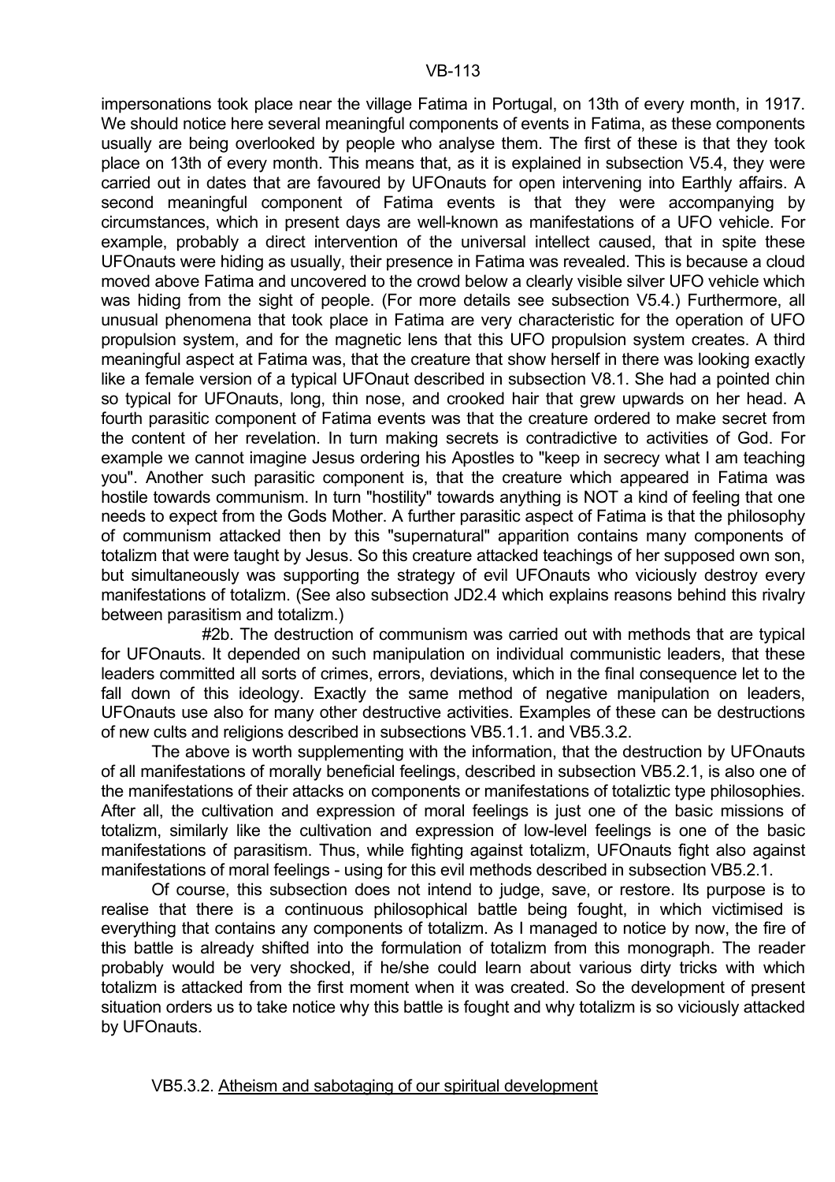impersonations took place near the village Fatima in Portugal, on 13th of every month, in 1917. We should notice here several meaningful components of events in Fatima, as these components usually are being overlooked by people who analyse them. The first of these is that they took place on 13th of every month. This means that, as it is explained in subsection V5.4, they were carried out in dates that are favoured by UFOnauts for open intervening into Earthly affairs. A second meaningful component of Fatima events is that they were accompanying by circumstances, which in present days are well-known as manifestations of a UFO vehicle. For example, probably a direct intervention of the universal intellect caused, that in spite these UFOnauts were hiding as usually, their presence in Fatima was revealed. This is because a cloud moved above Fatima and uncovered to the crowd below a clearly visible silver UFO vehicle which was hiding from the sight of people. (For more details see subsection V5.4.) Furthermore, all unusual phenomena that took place in Fatima are very characteristic for the operation of UFO propulsion system, and for the magnetic lens that this UFO propulsion system creates. A third meaningful aspect at Fatima was, that the creature that show herself in there was looking exactly like a female version of a typical UFOnaut described in subsection V8.1. She had a pointed chin so typical for UFOnauts, long, thin nose, and crooked hair that grew upwards on her head. A fourth parasitic component of Fatima events was that the creature ordered to make secret from the content of her revelation. In turn making secrets is contradictive to activities of God. For example we cannot imagine Jesus ordering his Apostles to "keep in secrecy what I am teaching you". Another such parasitic component is, that the creature which appeared in Fatima was hostile towards communism. In turn "hostility" towards anything is NOT a kind of feeling that one needs to expect from the Gods Mother. A further parasitic aspect of Fatima is that the philosophy of communism attacked then by this "supernatural" apparition contains many components of totalizm that were taught by Jesus. So this creature attacked teachings of her supposed own son, but simultaneously was supporting the strategy of evil UFOnauts who viciously destroy every manifestations of totalizm. (See also subsection JD2.4 which explains reasons behind this rivalry between parasitism and totalizm.)

#2b. The destruction of communism was carried out with methods that are typical for UFOnauts. It depended on such manipulation on individual communistic leaders, that these leaders committed all sorts of crimes, errors, deviations, which in the final consequence let to the fall down of this ideology. Exactly the same method of negative manipulation on leaders, UFOnauts use also for many other destructive activities. Examples of these can be destructions of new cults and religions described in subsections VB5.1.1. and VB5.3.2.

The above is worth supplementing with the information, that the destruction by UFOnauts of all manifestations of morally beneficial feelings, described in subsection VB5.2.1, is also one of the manifestations of their attacks on components or manifestations of totaliztic type philosophies. After all, the cultivation and expression of moral feelings is just one of the basic missions of totalizm, similarly like the cultivation and expression of low-level feelings is one of the basic manifestations of parasitism. Thus, while fighting against totalizm, UFOnauts fight also against manifestations of moral feelings - using for this evil methods described in subsection VB5.2.1.

Of course, this subsection does not intend to judge, save, or restore. Its purpose is to realise that there is a continuous philosophical battle being fought, in which victimised is everything that contains any components of totalizm. As I managed to notice by now, the fire of this battle is already shifted into the formulation of totalizm from this monograph. The reader probably would be very shocked, if he/she could learn about various dirty tricks with which totalizm is attacked from the first moment when it was created. So the development of present situation orders us to take notice why this battle is fought and why totalizm is so viciously attacked by UFOnauts.

#### VB5.3.2. Atheism and sabotaging of our spiritual development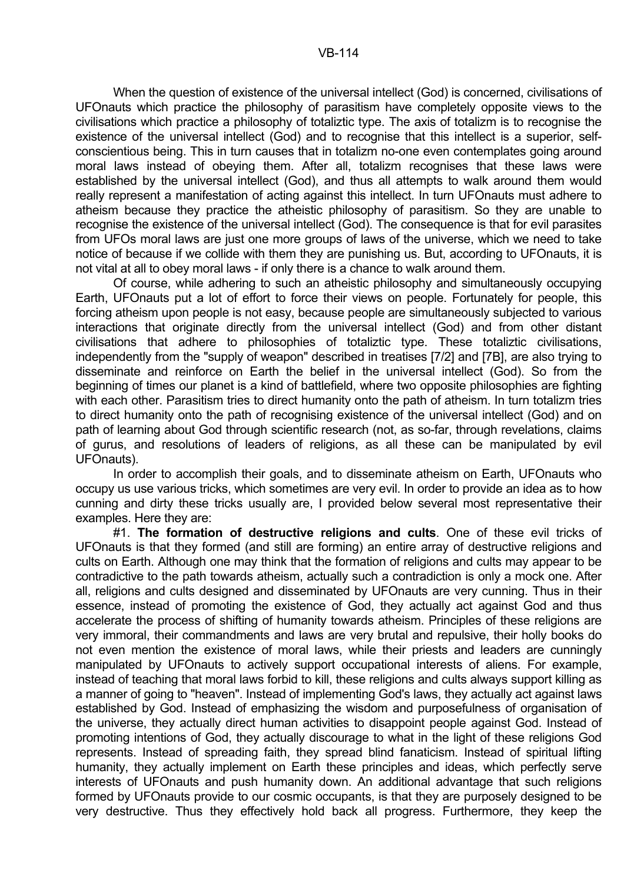When the question of existence of the universal intellect (God) is concerned, civilisations of UFOnauts which practice the philosophy of parasitism have completely opposite views to the civilisations which practice a philosophy of totaliztic type. The axis of totalizm is to recognise the existence of the universal intellect (God) and to recognise that this intellect is a superior, self-conscientious being. This in turn causes that in totalizm no-one even contemplates going around moral laws instead of obeying them. After all, totalizm recognises that these laws were established by the universal intellect (God), and thus all attempts to walk around them would really represent a manifestation of acting against this intellect. In turn UFOnauts must adhere to atheism because they practice the atheistic philosophy of parasitism. So they are unable to recognise the existence of the universal intellect (God). The consequence is that for evil parasites from UFOs moral laws are just one more groups of laws of the universe, which we need to take notice of because if we collide with them they are punishing us. But, according to UFOnauts, it is not vital at all to obey moral laws - if only there is a chance to walk around them.

Of course, while adhering to such an atheistic philosophy and simultaneously occupying Earth, UFOnauts put a lot of effort to force their views on people. Fortunately for people, this forcing atheism upon people is not easy, because people are simultaneously subjected to various interactions that originate directly from the universal intellect (God) and from other distant civilisations that adhere to philosophies of totaliztic type. These totaliztic civilisations, independently from the "supply of weapon" described in treatises [7/2] and [7B], are also trying to disseminate and reinforce on Earth the belief in the universal intellect (God). So from the beginning of times our planet is a kind of battlefield, where two opposite philosophies are fighting with each other. Parasitism tries to direct humanity onto the path of atheism. In turn totalizm tries to direct humanity onto the path of recognising existence of the universal intellect (God) and on path of learning about God through scientific research (not, as so-far, through revelations, claims of gurus, and resolutions of leaders of religions, as all these can be manipulated by evil UFOnauts).

In order to accomplish their goals, and to disseminate atheism on Earth, UFOnauts who occupy us use various tricks, which sometimes are very evil. In order to provide an idea as to how cunning and dirty these tricks usually are, I provided below several most representative their examples. Here they are:

#1. **The formation of destructive religions and cults**. One of these evil tricks of UFOnauts is that they formed (and still are forming) an entire array of destructive religions and cults on Earth. Although one may think that the formation of religions and cults may appear to be contradictive to the path towards atheism, actually such a contradiction is only a mock one. After all, religions and cults designed and disseminated by UFOnauts are very cunning. Thus in their essence, instead of promoting the existence of God, they actually act against God and thus accelerate the process of shifting of humanity towards atheism. Principles of these religions are very immoral, their commandments and laws are very brutal and repulsive, their holly books do not even mention the existence of moral laws, while their priests and leaders are cunningly manipulated by UFOnauts to actively support occupational interests of aliens. For example, instead of teaching that moral laws forbid to kill, these religions and cults always support killing as a manner of going to "heaven". Instead of implementing God's laws, they actually act against laws established by God. Instead of emphasizing the wisdom and purposefulness of organisation of the universe, they actually direct human activities to disappoint people against God. Instead of promoting intentions of God, they actually discourage to what in the light of these religions God represents. Instead of spreading faith, they spread blind fanaticism. Instead of spiritual lifting humanity, they actually implement on Earth these principles and ideas, which perfectly serve interests of UFOnauts and push humanity down. An additional advantage that such religions formed by UFOnauts provide to our cosmic occupants, is that they are purposely designed to be very destructive. Thus they effectively hold back all progress. Furthermore, they keep the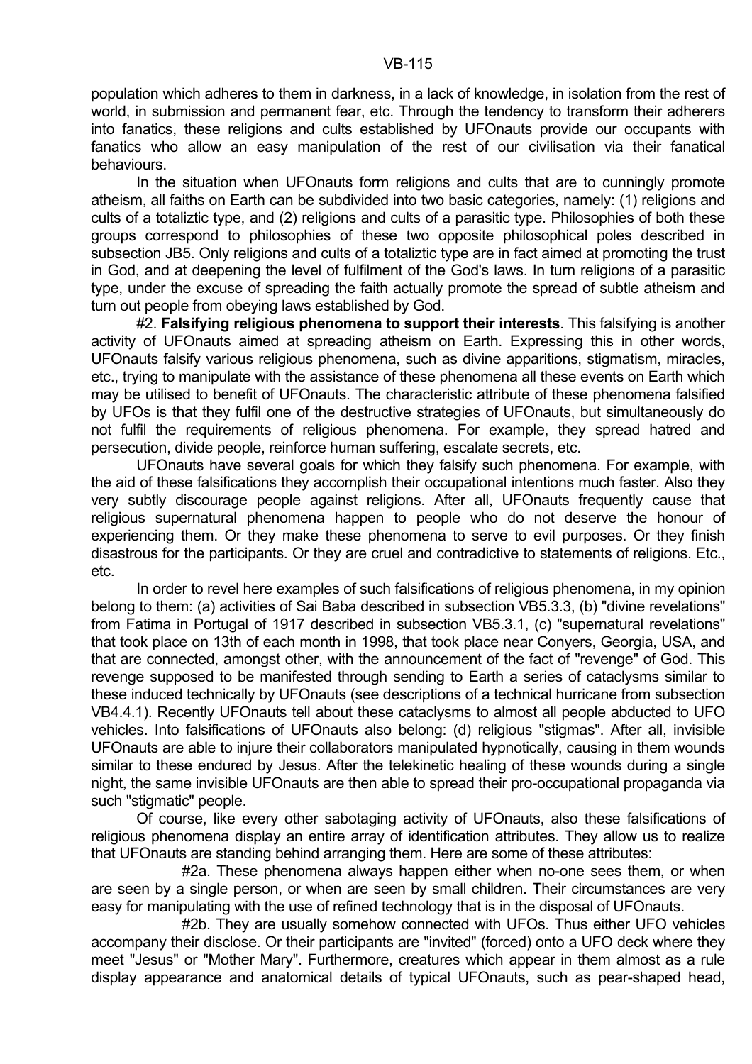population which adheres to them in darkness, in a lack of knowledge, in isolation from the rest of world, in submission and permanent fear, etc. Through the tendency to transform their adherers into fanatics, these religions and cults established by UFOnauts provide our occupants with fanatics who allow an easy manipulation of the rest of our civilisation via their fanatical behaviours.

In the situation when UFOnauts form religions and cults that are to cunningly promote atheism, all faiths on Earth can be subdivided into two basic categories, namely: (1) religions and cults of a totaliztic type, and (2) religions and cults of a parasitic type. Philosophies of both these groups correspond to philosophies of these two opposite philosophical poles described in subsection JB5. Only religions and cults of a totaliztic type are in fact aimed at promoting the trust in God, and at deepening the level of fulfilment of the God's laws. In turn religions of a parasitic type, under the excuse of spreading the faith actually promote the spread of subtle atheism and turn out people from obeying laws established by God.

#2. **Falsifying religious phenomena to support their interests**. This falsifying is another activity of UFOnauts aimed at spreading atheism on Earth. Expressing this in other words, UFOnauts falsify various religious phenomena, such as divine apparitions, stigmatism, miracles, etc., trying to manipulate with the assistance of these phenomena all these events on Earth which may be utilised to benefit of UFOnauts. The characteristic attribute of these phenomena falsified by UFOs is that they fulfil one of the destructive strategies of UFOnauts, but simultaneously do not fulfil the requirements of religious phenomena. For example, they spread hatred and persecution, divide people, reinforce human suffering, escalate secrets, etc.

UFOnauts have several goals for which they falsify such phenomena. For example, with the aid of these falsifications they accomplish their occupational intentions much faster. Also they very subtly discourage people against religions. After all, UFOnauts frequently cause that religious supernatural phenomena happen to people who do not deserve the honour of experiencing them. Or they make these phenomena to serve to evil purposes. Or they finish disastrous for the participants. Or they are cruel and contradictive to statements of religions. Etc., etc.

In order to revel here examples of such falsifications of religious phenomena, in my opinion belong to them: (a) activities of Sai Baba described in subsection VB5.3.3, (b) "divine revelations" from Fatima in Portugal of 1917 described in subsection VB5.3.1, (c) "supernatural revelations" that took place on 13th of each month in 1998, that took place near Conyers, Georgia, USA, and that are connected, amongst other, with the announcement of the fact of "revenge" of God. This revenge supposed to be manifested through sending to Earth a series of cataclysms similar to these induced technically by UFOnauts (see descriptions of a technical hurricane from subsection VB4.4.1). Recently UFOnauts tell about these cataclysms to almost all people abducted to UFO vehicles. Into falsifications of UFOnauts also belong: (d) religious "stigmas". After all, invisible UFOnauts are able to injure their collaborators manipulated hypnotically, causing in them wounds similar to these endured by Jesus. After the telekinetic healing of these wounds during a single night, the same invisible UFOnauts are then able to spread their pro-occupational propaganda via such "stigmatic" people.

Of course, like every other sabotaging activity of UFOnauts, also these falsifications of religious phenomena display an entire array of identification attributes. They allow us to realize that UFOnauts are standing behind arranging them. Here are some of these attributes:

#2a. These phenomena always happen either when no-one sees them, or when are seen by a single person, or when are seen by small children. Their circumstances are very easy for manipulating with the use of refined technology that is in the disposal of UFOnauts.

#2b. They are usually somehow connected with UFOs. Thus either UFO vehicles accompany their disclose. Or their participants are "invited" (forced) onto a UFO deck where they meet "Jesus" or "Mother Mary". Furthermore, creatures which appear in them almost as a rule display appearance and anatomical details of typical UFOnauts, such as pear-shaped head,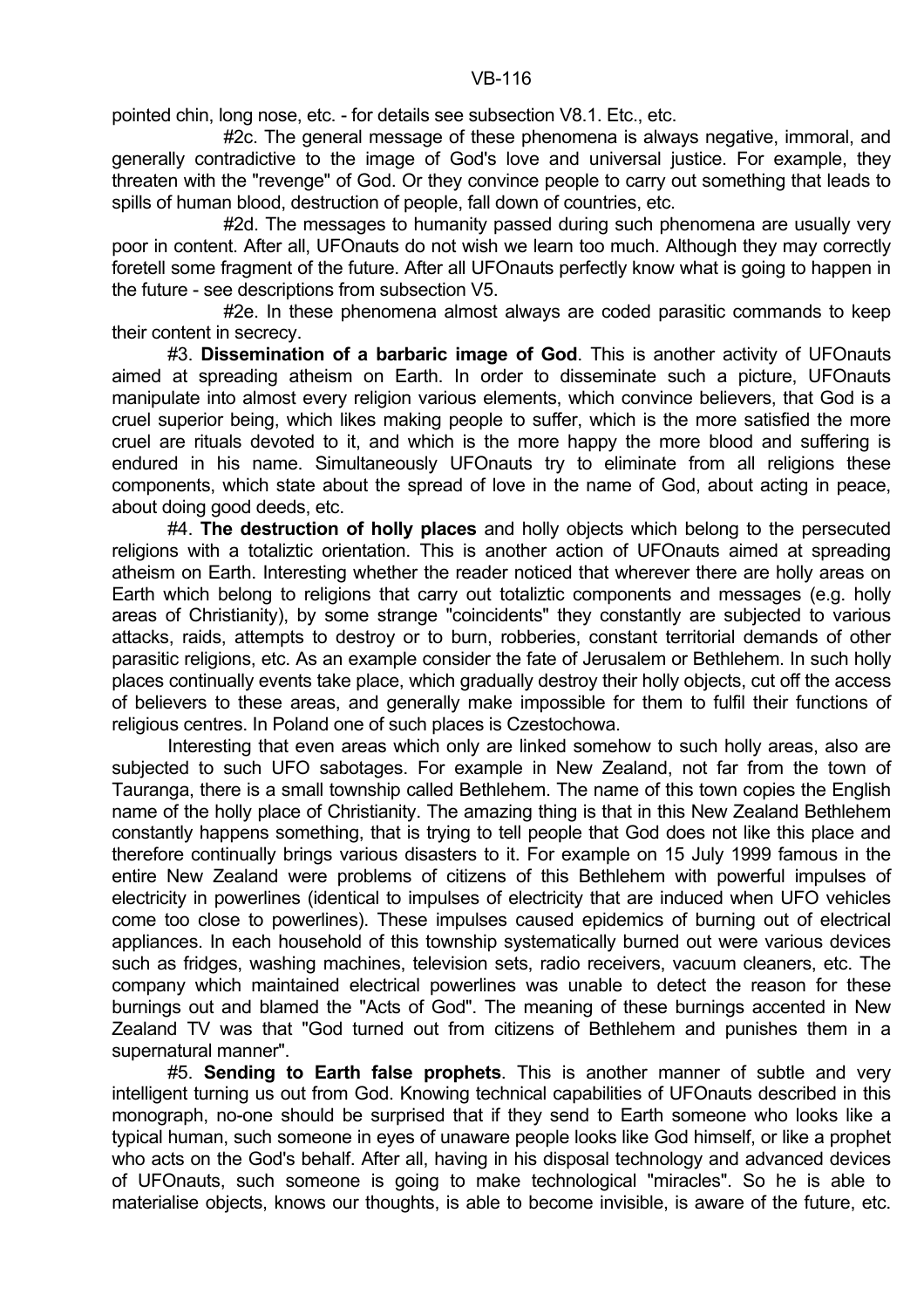pointed chin, long nose, etc. - for details see subsection V8.1. Etc., etc.

#2c. The general message of these phenomena is always negative, immoral, and generally contradictive to the image of God's love and universal justice. For example, they threaten with the "revenge" of God. Or they convince people to carry out something that leads to spills of human blood, destruction of people, fall down of countries, etc.

#2d. The messages to humanity passed during such phenomena are usually very poor in content. After all, UFOnauts do not wish we learn too much. Although they may correctly foretell some fragment of the future. After all UFOnauts perfectly know what is going to happen in the future - see descriptions from subsection V5.

#2e. In these phenomena almost always are coded parasitic commands to keep their content in secrecy.

#3. **Dissemination of a barbaric image of God**. This is another activity of UFOnauts aimed at spreading atheism on Earth. In order to disseminate such a picture, UFOnauts manipulate into almost every religion various elements, which convince believers, that God is a cruel superior being, which likes making people to suffer, which is the more satisfied the more cruel are rituals devoted to it, and which is the more happy the more blood and suffering is endured in his name. Simultaneously UFOnauts try to eliminate from all religions these components, which state about the spread of love in the name of God, about acting in peace, about doing good deeds, etc.

#4. **The destruction of holly places** and holly objects which belong to the persecuted religions with a totaliztic orientation. This is another action of UFOnauts aimed at spreading atheism on Earth. Interesting whether the reader noticed that wherever there are holly areas on Earth which belong to religions that carry out totaliztic components and messages (e.g. holly areas of Christianity), by some strange "coincidents" they constantly are subjected to various attacks, raids, attempts to destroy or to burn, robberies, constant territorial demands of other parasitic religions, etc. As an example consider the fate of Jerusalem or Bethlehem. In such holly places continually events take place, which gradually destroy their holly objects, cut off the access of believers to these areas, and generally make impossible for them to fulfil their functions of religious centres. In Poland one of such places is Czestochowa.

Interesting that even areas which only are linked somehow to such holly areas, also are subjected to such UFO sabotages. For example in New Zealand, not far from the town of Tauranga, there is a small township called Bethlehem. The name of this town copies the English name of the holly place of Christianity. The amazing thing is that in this New Zealand Bethlehem constantly happens something, that is trying to tell people that God does not like this place and therefore continually brings various disasters to it. For example on 15 July 1999 famous in the entire New Zealand were problems of citizens of this Bethlehem with powerful impulses of electricity in powerlines (identical to impulses of electricity that are induced when UFO vehicles come too close to powerlines). These impulses caused epidemics of burning out of electrical appliances. In each household of this township systematically burned out were various devices such as fridges, washing machines, television sets, radio receivers, vacuum cleaners, etc. The company which maintained electrical powerlines was unable to detect the reason for these burnings out and blamed the "Acts of God". The meaning of these burnings accented in New Zealand TV was that "God turned out from citizens of Bethlehem and punishes them in a supernatural manner".

#5. **Sending to Earth false prophets**. This is another manner of subtle and very intelligent turning us out from God. Knowing technical capabilities of UFOnauts described in this monograph, no-one should be surprised that if they send to Earth someone who looks like a typical human, such someone in eyes of unaware people looks like God himself, or like a prophet who acts on the God's behalf. After all, having in his disposal technology and advanced devices of UFOnauts, such someone is going to make technological "miracles". So he is able to materialise objects, knows our thoughts, is able to become invisible, is aware of the future, etc.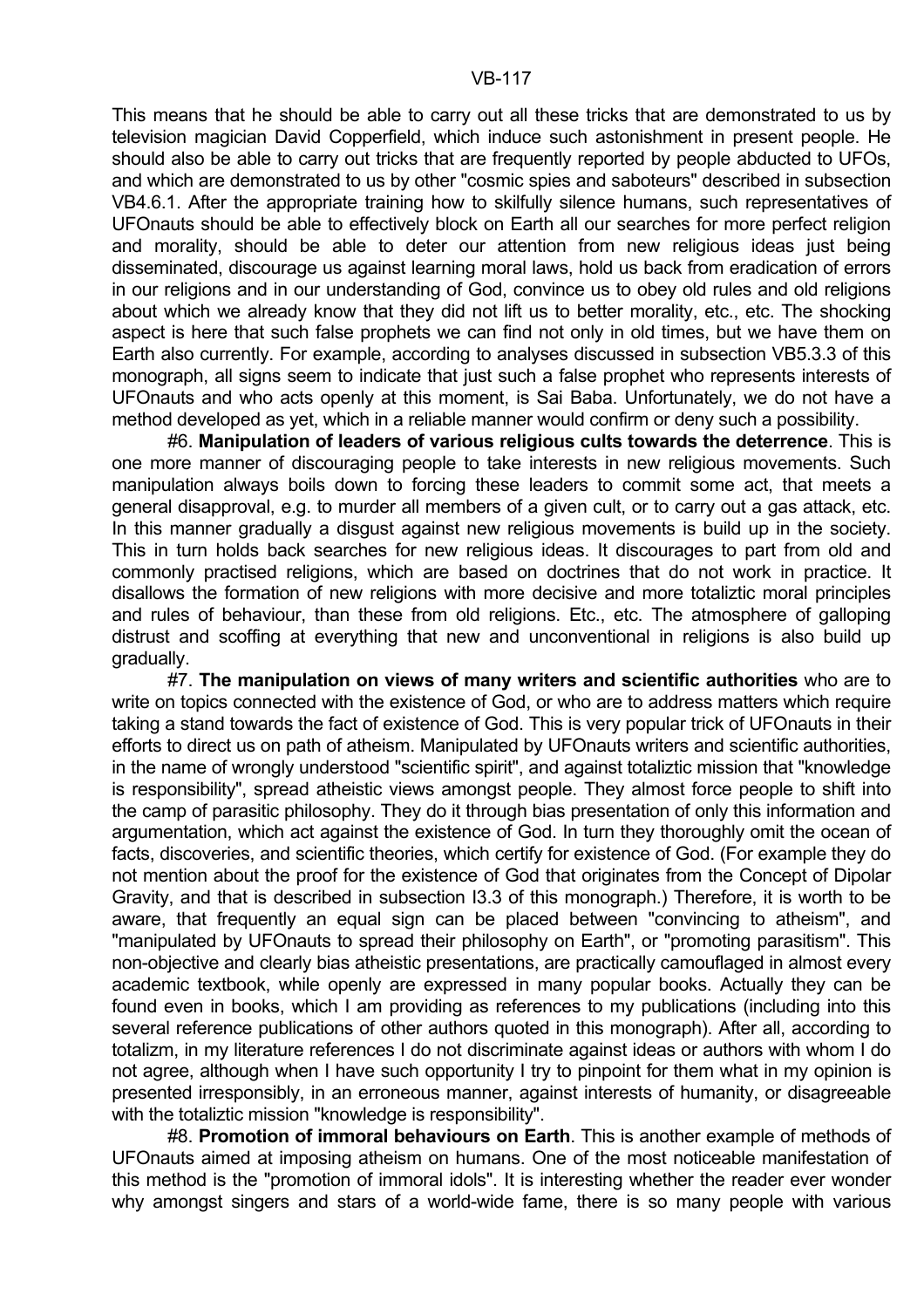This means that he should be able to carry out all these tricks that are demonstrated to us by television magician David Copperfield, which induce such astonishment in present people. He should also be able to carry out tricks that are frequently reported by people abducted to UFOs, and which are demonstrated to us by other "cosmic spies and saboteurs" described in subsection VB4.6.1. After the appropriate training how to skilfully silence humans, such representatives of UFOnauts should be able to effectively block on Earth all our searches for more perfect religion and morality, should be able to deter our attention from new religious ideas just being disseminated, discourage us against learning moral laws, hold us back from eradication of errors in our religions and in our understanding of God, convince us to obey old rules and old religions about which we already know that they did not lift us to better morality, etc., etc. The shocking aspect is here that such false prophets we can find not only in old times, but we have them on Earth also currently. For example, according to analyses discussed in subsection VB5.3.3 of this monograph, all signs seem to indicate that just such a false prophet who represents interests of UFOnauts and who acts openly at this moment, is Sai Baba. Unfortunately, we do not have a method developed as yet, which in a reliable manner would confirm or deny such a possibility.

#6. **Manipulation of leaders of various religious cults towards the deterrence**. This is one more manner of discouraging people to take interests in new religious movements. Such manipulation always boils down to forcing these leaders to commit some act, that meets a general disapproval, e.g. to murder all members of a given cult, or to carry out a gas attack, etc. In this manner gradually a disgust against new religious movements is build up in the society. This in turn holds back searches for new religious ideas. It discourages to part from old and commonly practised religions, which are based on doctrines that do not work in practice. It disallows the formation of new religions with more decisive and more totaliztic moral principles and rules of behaviour, than these from old religions. Etc., etc. The atmosphere of galloping distrust and scoffing at everything that new and unconventional in religions is also build up gradually.

#7. **The manipulation on views of many writers and scientific authorities** who are to write on topics connected with the existence of God, or who are to address matters which require taking a stand towards the fact of existence of God. This is very popular trick of UFOnauts in their efforts to direct us on path of atheism. Manipulated by UFOnauts writers and scientific authorities, in the name of wrongly understood "scientific spirit", and against totaliztic mission that "knowledge is responsibility", spread atheistic views amongst people. They almost force people to shift into the camp of parasitic philosophy. They do it through bias presentation of only this information and argumentation, which act against the existence of God. In turn they thoroughly omit the ocean of facts, discoveries, and scientific theories, which certify for existence of God. (For example they do not mention about the proof for the existence of God that originates from the Concept of Dipolar Gravity, and that is described in subsection I3.3 of this monograph.) Therefore, it is worth to be aware, that frequently an equal sign can be placed between "convincing to atheism", and "manipulated by UFOnauts to spread their philosophy on Earth", or "promoting parasitism". This non-objective and clearly bias atheistic presentations, are practically camouflaged in almost every academic textbook, while openly are expressed in many popular books. Actually they can be found even in books, which I am providing as references to my publications (including into this several reference publications of other authors quoted in this monograph). After all, according to totalizm, in my literature references I do not discriminate against ideas or authors with whom I do not agree, although when I have such opportunity I try to pinpoint for them what in my opinion is presented irresponsibly, in an erroneous manner, against interests of humanity, or disagreeable with the totaliztic mission "knowledge is responsibility".

#8. **Promotion of immoral behaviours on Earth**. This is another example of methods of UFOnauts aimed at imposing atheism on humans. One of the most noticeable manifestation of this method is the "promotion of immoral idols". It is interesting whether the reader ever wonder why amongst singers and stars of a world-wide fame, there is so many people with various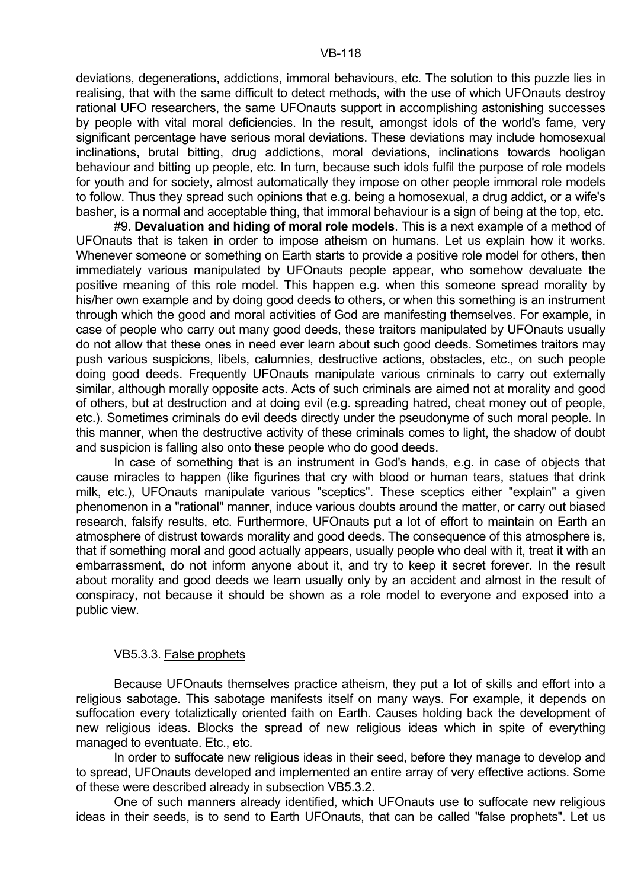deviations, degenerations, addictions, immoral behaviours, etc. The solution to this puzzle lies in realising, that with the same difficult to detect methods, with the use of which UFOnauts destroy rational UFO researchers, the same UFOnauts support in accomplishing astonishing successes by people with vital moral deficiencies. In the result, amongst idols of the world's fame, very significant percentage have serious moral deviations. These deviations may include homosexual inclinations, brutal bitting, drug addictions, moral deviations, inclinations towards hooligan behaviour and bitting up people, etc. In turn, because such idols fulfil the purpose of role models for youth and for society, almost automatically they impose on other people immoral role models to follow. Thus they spread such opinions that e.g. being a homosexual, a drug addict, or a wife's basher, is a normal and acceptable thing, that immoral behaviour is a sign of being at the top, etc.

#9. **Devaluation and hiding of moral role models**. This is a next example of a method of UFOnauts that is taken in order to impose atheism on humans. Let us explain how it works. Whenever someone or something on Earth starts to provide a positive role model for others, then immediately various manipulated by UFOnauts people appear, who somehow devaluate the positive meaning of this role model. This happen e.g. when this someone spread morality by his/her own example and by doing good deeds to others, or when this something is an instrument through which the good and moral activities of God are manifesting themselves. For example, in case of people who carry out many good deeds, these traitors manipulated by UFOnauts usually do not allow that these ones in need ever learn about such good deeds. Sometimes traitors may push various suspicions, libels, calumnies, destructive actions, obstacles, etc., on such people doing good deeds. Frequently UFOnauts manipulate various criminals to carry out externally similar, although morally opposite acts. Acts of such criminals are aimed not at morality and good of others, but at destruction and at doing evil (e.g. spreading hatred, cheat money out of people, etc.). Sometimes criminals do evil deeds directly under the pseudonyme of such moral people. In this manner, when the destructive activity of these criminals comes to light, the shadow of doubt and suspicion is falling also onto these people who do good deeds.

In case of something that is an instrument in God's hands, e.g. in case of objects that cause miracles to happen (like figurines that cry with blood or human tears, statues that drink milk, etc.), UFOnauts manipulate various "sceptics". These sceptics either "explain" a given phenomenon in a "rational" manner, induce various doubts around the matter, or carry out biased research, falsify results, etc. Furthermore, UFOnauts put a lot of effort to maintain on Earth an atmosphere of distrust towards morality and good deeds. The consequence of this atmosphere is, that if something moral and good actually appears, usually people who deal with it, treat it with an embarrassment, do not inform anyone about it, and try to keep it secret forever. In the result about morality and good deeds we learn usually only by an accident and almost in the result of conspiracy, not because it should be shown as a role model to everyone and exposed into a public view.

### VB5.3.3. False prophets

Because UFOnauts themselves practice atheism, they put a lot of skills and effort into a religious sabotage. This sabotage manifests itself on many ways. For example, it depends on suffocation every totaliztically oriented faith on Earth. Causes holding back the development of new religious ideas. Blocks the spread of new religious ideas which in spite of everything managed to eventuate. Etc., etc.

In order to suffocate new religious ideas in their seed, before they manage to develop and to spread, UFOnauts developed and implemented an entire array of very effective actions. Some of these were described already in subsection VB5.3.2.

One of such manners already identified, which UFOnauts use to suffocate new religious ideas in their seeds, is to send to Earth UFOnauts, that can be called "false prophets". Let us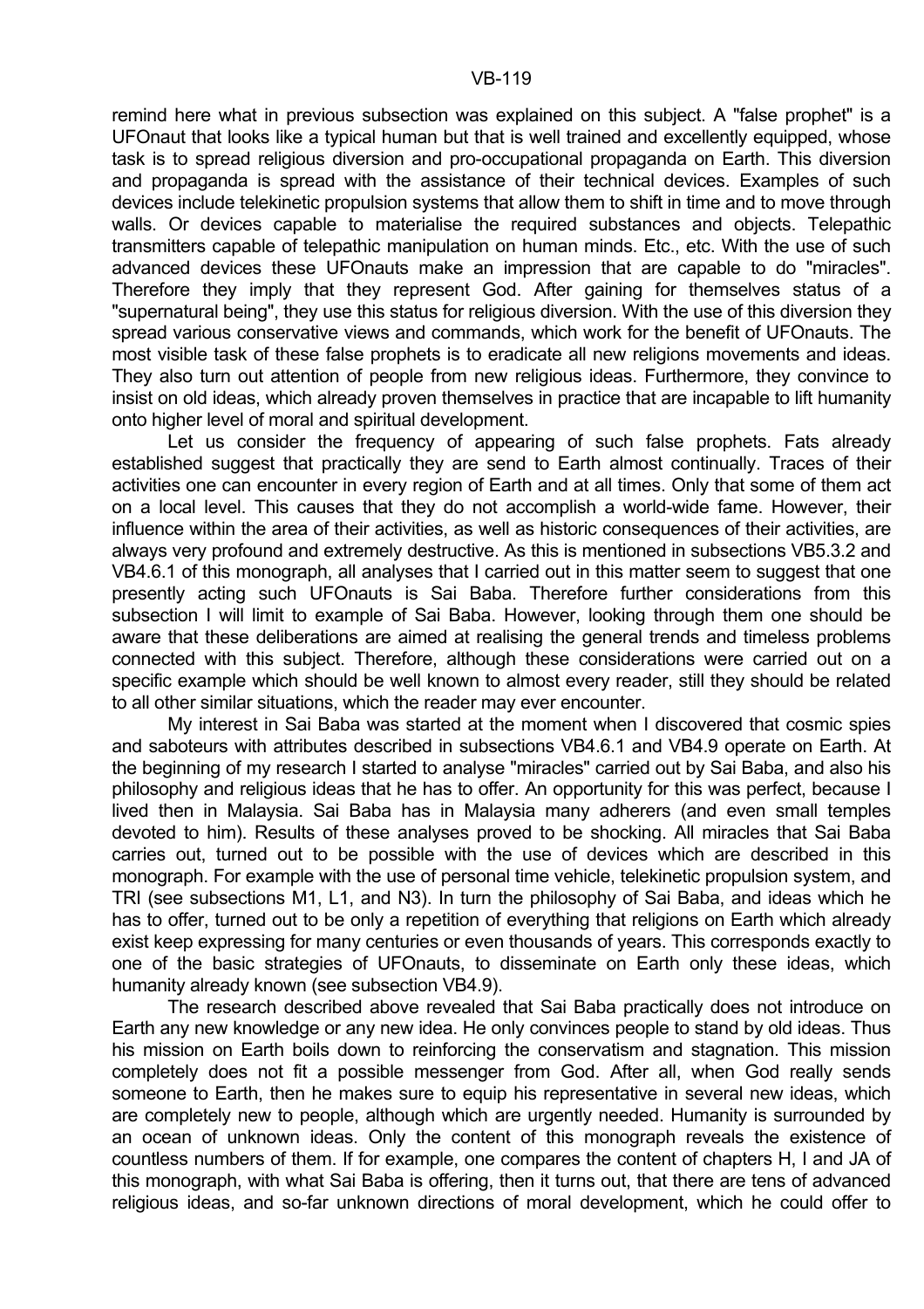remind here what in previous subsection was explained on this subject. A "false prophet" is a UFOnaut that looks like a typical human but that is well trained and excellently equipped, whose task is to spread religious diversion and pro-occupational propaganda on Earth. This diversion and propaganda is spread with the assistance of their technical devices. Examples of such devices include telekinetic propulsion systems that allow them to shift in time and to move through walls. Or devices capable to materialise the required substances and objects. Telepathic transmitters capable of telepathic manipulation on human minds. Etc., etc. With the use of such advanced devices these UFOnauts make an impression that are capable to do "miracles". Therefore they imply that they represent God. After gaining for themselves status of a "supernatural being", they use this status for religious diversion. With the use of this diversion they spread various conservative views and commands, which work for the benefit of UFOnauts. The most visible task of these false prophets is to eradicate all new religions movements and ideas. They also turn out attention of people from new religious ideas. Furthermore, they convince to insist on old ideas, which already proven themselves in practice that are incapable to lift humanity onto higher level of moral and spiritual development.

Let us consider the frequency of appearing of such false prophets. Fats already established suggest that practically they are send to Earth almost continually. Traces of their activities one can encounter in every region of Earth and at all times. Only that some of them act on a local level. This causes that they do not accomplish a world-wide fame. However, their influence within the area of their activities, as well as historic consequences of their activities, are always very profound and extremely destructive. As this is mentioned in subsections VB5.3.2 and VB4.6.1 of this monograph, all analyses that I carried out in this matter seem to suggest that one presently acting such UFOnauts is Sai Baba. Therefore further considerations from this subsection I will limit to example of Sai Baba. However, looking through them one should be aware that these deliberations are aimed at realising the general trends and timeless problems connected with this subject. Therefore, although these considerations were carried out on a specific example which should be well known to almost every reader, still they should be related to all other similar situations, which the reader may ever encounter.

My interest in Sai Baba was started at the moment when I discovered that cosmic spies and saboteurs with attributes described in subsections VB4.6.1 and VB4.9 operate on Earth. At the beginning of my research I started to analyse "miracles" carried out by Sai Baba, and also his philosophy and religious ideas that he has to offer. An opportunity for this was perfect, because I lived then in Malaysia. Sai Baba has in Malaysia many adherers (and even small temples devoted to him). Results of these analyses proved to be shocking. All miracles that Sai Baba carries out, turned out to be possible with the use of devices which are described in this monograph. For example with the use of personal time vehicle, telekinetic propulsion system, and TRI (see subsections M1, L1, and N3). In turn the philosophy of Sai Baba, and ideas which he has to offer, turned out to be only a repetition of everything that religions on Earth which already exist keep expressing for many centuries or even thousands of years. This corresponds exactly to one of the basic strategies of UFOnauts, to disseminate on Earth only these ideas, which humanity already known (see subsection VB4.9).

The research described above revealed that Sai Baba practically does not introduce on Earth any new knowledge or any new idea. He only convinces people to stand by old ideas. Thus his mission on Earth boils down to reinforcing the conservatism and stagnation. This mission completely does not fit a possible messenger from God. After all, when God really sends someone to Earth, then he makes sure to equip his representative in several new ideas, which are completely new to people, although which are urgently needed. Humanity is surrounded by an ocean of unknown ideas. Only the content of this monograph reveals the existence of countless numbers of them. If for example, one compares the content of chapters H, I and JA of this monograph, with what Sai Baba is offering, then it turns out, that there are tens of advanced religious ideas, and so-far unknown directions of moral development, which he could offer to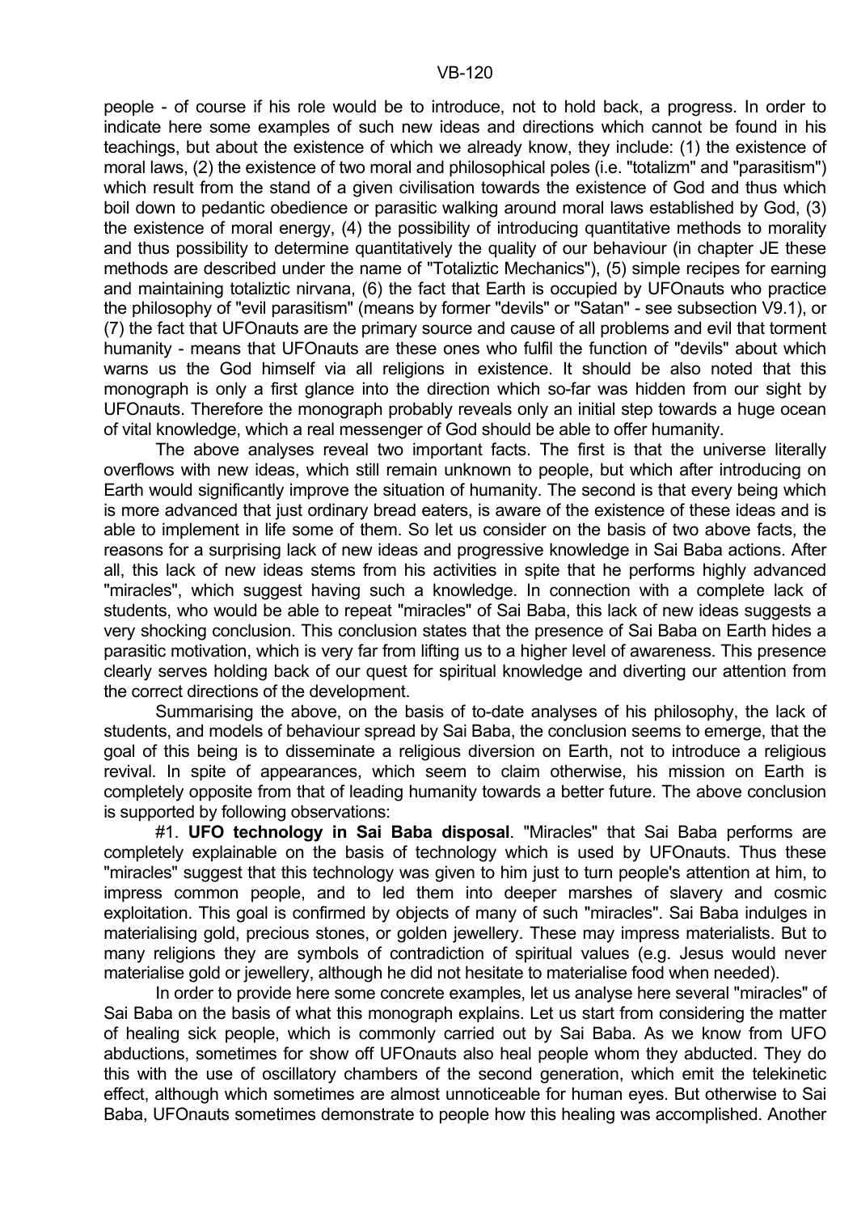people - of course if his role would be to introduce, not to hold back, a progress. In order to indicate here some examples of such new ideas and directions which cannot be found in his teachings, but about the existence of which we already know, they include: (1) the existence of moral laws, (2) the existence of two moral and philosophical poles (i.e. "totalizm" and "parasitism") which result from the stand of a given civilisation towards the existence of God and thus which boil down to pedantic obedience or parasitic walking around moral laws established by God, (3) the existence of moral energy, (4) the possibility of introducing quantitative methods to morality and thus possibility to determine quantitatively the quality of our behaviour (in chapter JE these methods are described under the name of "Totaliztic Mechanics"), (5) simple recipes for earning and maintaining totaliztic nirvana, (6) the fact that Earth is occupied by UFOnauts who practice the philosophy of "evil parasitism" (means by former "devils" or "Satan" - see subsection V9.1), or (7) the fact that UFOnauts are the primary source and cause of all problems and evil that torment humanity - means that UFOnauts are these ones who fulfil the function of "devils" about which warns us the God himself via all religions in existence. It should be also noted that this monograph is only a first glance into the direction which so-far was hidden from our sight by UFOnauts. Therefore the monograph probably reveals only an initial step towards a huge ocean of vital knowledge, which a real messenger of God should be able to offer humanity.

The above analyses reveal two important facts. The first is that the universe literally overflows with new ideas, which still remain unknown to people, but which after introducing on Earth would significantly improve the situation of humanity. The second is that every being which is more advanced that just ordinary bread eaters, is aware of the existence of these ideas and is able to implement in life some of them. So let us consider on the basis of two above facts, the reasons for a surprising lack of new ideas and progressive knowledge in Sai Baba actions. After all, this lack of new ideas stems from his activities in spite that he performs highly advanced "miracles", which suggest having such a knowledge. In connection with a complete lack of students, who would be able to repeat "miracles" of Sai Baba, this lack of new ideas suggests a very shocking conclusion. This conclusion states that the presence of Sai Baba on Earth hides a parasitic motivation, which is very far from lifting us to a higher level of awareness. This presence clearly serves holding back of our quest for spiritual knowledge and diverting our attention from the correct directions of the development.

Summarising the above, on the basis of to-date analyses of his philosophy, the lack of students, and models of behaviour spread by Sai Baba, the conclusion seems to emerge, that the goal of this being is to disseminate a religious diversion on Earth, not to introduce a religious revival. In spite of appearances, which seem to claim otherwise, his mission on Earth is completely opposite from that of leading humanity towards a better future. The above conclusion is supported by following observations:

#1. **UFO technology in Sai Baba disposal**. "Miracles" that Sai Baba performs are completely explainable on the basis of technology which is used by UFOnauts. Thus these "miracles" suggest that this technology was given to him just to turn people's attention at him, to impress common people, and to led them into deeper marshes of slavery and cosmic exploitation. This goal is confirmed by objects of many of such "miracles". Sai Baba indulges in materialising gold, precious stones, or golden jewellery. These may impress materialists. But to many religions they are symbols of contradiction of spiritual values (e.g. Jesus would never materialise gold or jewellery, although he did not hesitate to materialise food when needed).

In order to provide here some concrete examples, let us analyse here several "miracles" of Sai Baba on the basis of what this monograph explains. Let us start from considering the matter of healing sick people, which is commonly carried out by Sai Baba. As we know from UFO abductions, sometimes for show off UFOnauts also heal people whom they abducted. They do this with the use of oscillatory chambers of the second generation, which emit the telekinetic effect, although which sometimes are almost unnoticeable for human eyes. But otherwise to Sai Baba, UFOnauts sometimes demonstrate to people how this healing was accomplished. Another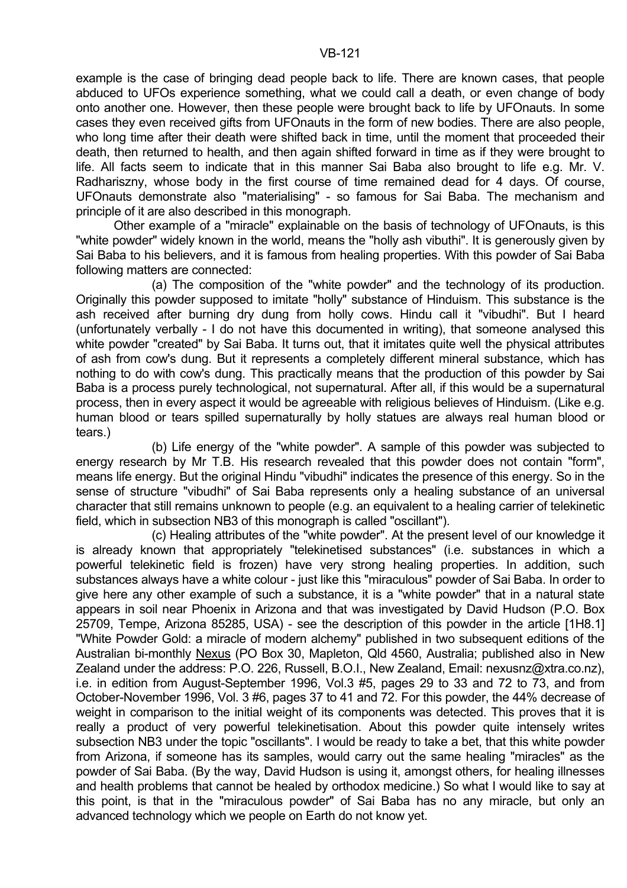example is the case of bringing dead people back to life. There are known cases, that people abduced to UFOs experience something, what we could call a death, or even change of body onto another one. However, then these people were brought back to life by UFOnauts. In some cases they even received gifts from UFOnauts in the form of new bodies. There are also people, who long time after their death were shifted back in time, until the moment that proceeded their death, then returned to health, and then again shifted forward in time as if they were brought to life. All facts seem to indicate that in this manner Sai Baba also brought to life e.g. Mr. V. Radhariszny, whose body in the first course of time remained dead for 4 days. Of course, UFOnauts demonstrate also "materialising" - so famous for Sai Baba. The mechanism and principle of it are also described in this monograph.

Other example of a "miracle" explainable on the basis of technology of UFOnauts, is this "white powder" widely known in the world, means the "holly ash vibuthi". It is generously given by Sai Baba to his believers, and it is famous from healing properties. With this powder of Sai Baba following matters are connected:

(a) The composition of the "white powder" and the technology of its production. Originally this powder supposed to imitate "holly" substance of Hinduism. This substance is the ash received after burning dry dung from holly cows. Hindu call it "vibudhi". But I heard (unfortunately verbally - I do not have this documented in writing), that someone analysed this white powder "created" by Sai Baba. It turns out, that it imitates quite well the physical attributes of ash from cow's dung. But it represents a completely different mineral substance, which has nothing to do with cow's dung. This practically means that the production of this powder by Sai Baba is a process purely technological, not supernatural. After all, if this would be a supernatural process, then in every aspect it would be agreeable with religious believes of Hinduism. (Like e.g. human blood or tears spilled supernaturally by holly statues are always real human blood or tears.)

(b) Life energy of the "white powder". A sample of this powder was subjected to energy research by Mr T.B. His research revealed that this powder does not contain "form", means life energy. But the original Hindu "vibudhi" indicates the presence of this energy. So in the sense of structure "vibudhi" of Sai Baba represents only a healing substance of an universal character that still remains unknown to people (e.g. an equivalent to a healing carrier of telekinetic field, which in subsection NB3 of this monograph is called "oscillant").

(c) Healing attributes of the "white powder". At the present level of our knowledge it is already known that appropriately "telekinetised substances" (i.e. substances in which a powerful telekinetic field is frozen) have very strong healing properties. In addition, such substances always have a white colour - just like this "miraculous" powder of Sai Baba. In order to give here any other example of such a substance, it is a "white powder" that in a natural state appears in soil near Phoenix in Arizona and that was investigated by David Hudson (P.O. Box 25709, Tempe, Arizona 85285, USA) - see the description of this powder in the article [1H8.1] "White Powder Gold: a miracle of modern alchemy" published in two subsequent editions of the Australian bi-monthly Nexus (PO Box 30, Mapleton, Qld 4560, Australia; published also in New Zealand under the address: P.O. 226, Russell, B.O.I., New Zealand, Email: nexusnz@xtra.co.nz), i.e. in edition from August-September 1996, Vol.3 #5, pages 29 to 33 and 72 to 73, and from October-November 1996, Vol. 3 #6, pages 37 to 41 and 72. For this powder, the 44% decrease of weight in comparison to the initial weight of its components was detected. This proves that it is really a product of very powerful telekinetisation. About this powder quite intensely writes subsection NB3 under the topic "oscillants". I would be ready to take a bet, that this white powder from Arizona, if someone has its samples, would carry out the same healing "miracles" as the powder of Sai Baba. (By the way, David Hudson is using it, amongst others, for healing illnesses and health problems that cannot be healed by orthodox medicine.) So what I would like to say at this point, is that in the "miraculous powder" of Sai Baba has no any miracle, but only an advanced technology which we people on Earth do not know yet.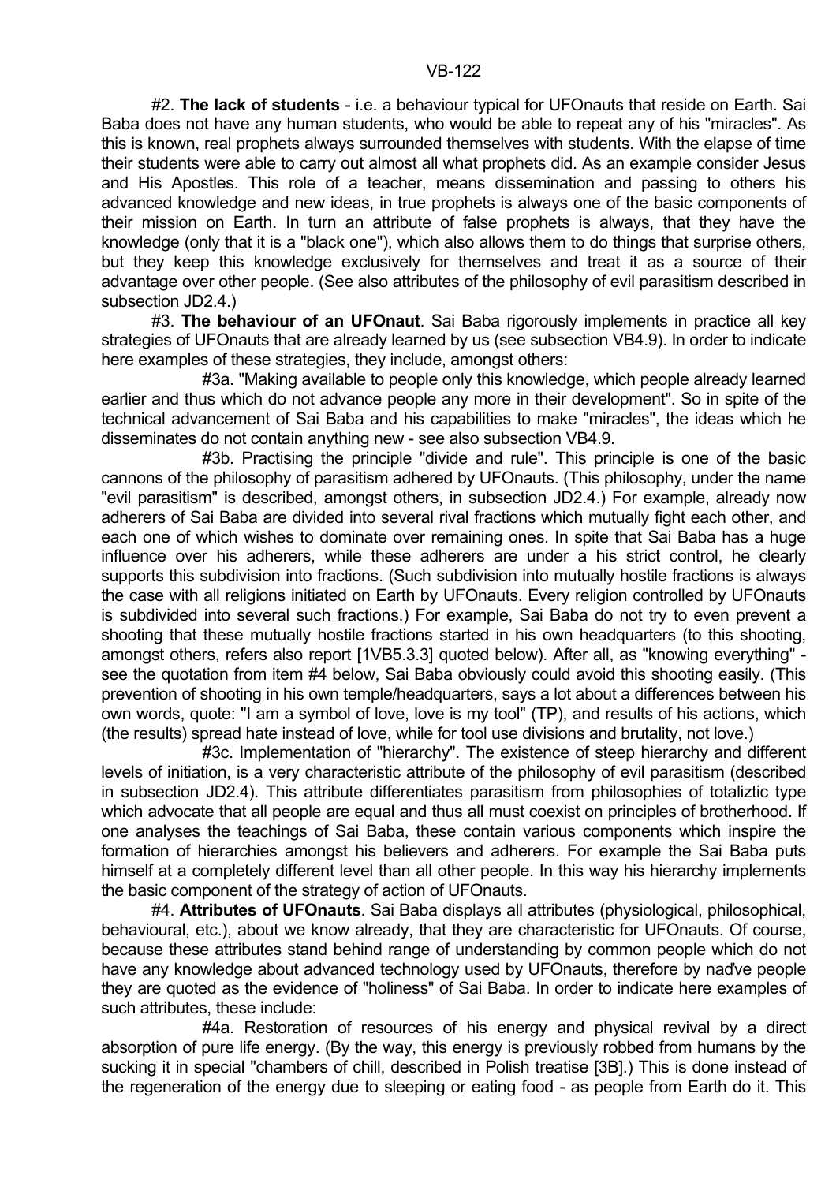#2. **The lack of students** - i.e. a behaviour typical for UFOnauts that reside on Earth. Sai Baba does not have any human students, who would be able to repeat any of his "miracles". As this is known, real prophets always surrounded themselves with students. With the elapse of time their students were able to carry out almost all what prophets did. As an example consider Jesus and His Apostles. This role of a teacher, means dissemination and passing to others his advanced knowledge and new ideas, in true prophets is always one of the basic components of their mission on Earth. In turn an attribute of false prophets is always, that they have the knowledge (only that it is a "black one"), which also allows them to do things that surprise others, but they keep this knowledge exclusively for themselves and treat it as a source of their advantage over other people. (See also attributes of the philosophy of evil parasitism described in subsection JD2.4.)

#3. **The behaviour of an UFOnaut**. Sai Baba rigorously implements in practice all key strategies of UFOnauts that are already learned by us (see subsection VB4.9). In order to indicate here examples of these strategies, they include, amongst others:

#3a. "Making available to people only this knowledge, which people already learned earlier and thus which do not advance people any more in their development". So in spite of the technical advancement of Sai Baba and his capabilities to make "miracles", the ideas which he disseminates do not contain anything new - see also subsection VB4.9.

#3b. Practising the principle "divide and rule". This principle is one of the basic cannons of the philosophy of parasitism adhered by UFOnauts. (This philosophy, under the name "evil parasitism" is described, amongst others, in subsection JD2.4.) For example, already now adherers of Sai Baba are divided into several rival fractions which mutually fight each other, and each one of which wishes to dominate over remaining ones. In spite that Sai Baba has a huge influence over his adherers, while these adherers are under a his strict control, he clearly supports this subdivision into fractions. (Such subdivision into mutually hostile fractions is always the case with all religions initiated on Earth by UFOnauts. Every religion controlled by UFOnauts is subdivided into several such fractions.) For example, Sai Baba do not try to even prevent a shooting that these mutually hostile fractions started in his own headquarters (to this shooting, amongst others, refers also report [1VB5.3.3] quoted below). After all, as "knowing everything" - see the quotation from item #4 below, Sai Baba obviously could avoid this shooting easily. (This prevention of shooting in his own temple/headquarters, says a lot about a differences between his own words, quote: "I am a symbol of love, love is my tool" (TP), and results of his actions, which (the results) spread hate instead of love, while for tool use divisions and brutality, not love.)

#3c. Implementation of "hierarchy". The existence of steep hierarchy and different levels of initiation, is a very characteristic attribute of the philosophy of evil parasitism (described in subsection JD2.4). This attribute differentiates parasitism from philosophies of totaliztic type which advocate that all people are equal and thus all must coexist on principles of brotherhood. If one analyses the teachings of Sai Baba, these contain various components which inspire the formation of hierarchies amongst his believers and adherers. For example the Sai Baba puts himself at a completely different level than all other people. In this way his hierarchy implements the basic component of the strategy of action of UFOnauts.

#4. **Attributes of UFOnauts**. Sai Baba displays all attributes (physiological, philosophical, behavioural, etc.), about we know already, that they are characteristic for UFOnauts. Of course, because these attributes stand behind range of understanding by common people which do not have any knowledge about advanced technology used by UFOnauts, therefore by naďve people they are quoted as the evidence of "holiness" of Sai Baba. In order to indicate here examples of such attributes, these include:

#4a. Restoration of resources of his energy and physical revival by a direct absorption of pure life energy. (By the way, this energy is previously robbed from humans by the sucking it in special "chambers of chill, described in Polish treatise [3B].) This is done instead of the regeneration of the energy due to sleeping or eating food - as people from Earth do it. This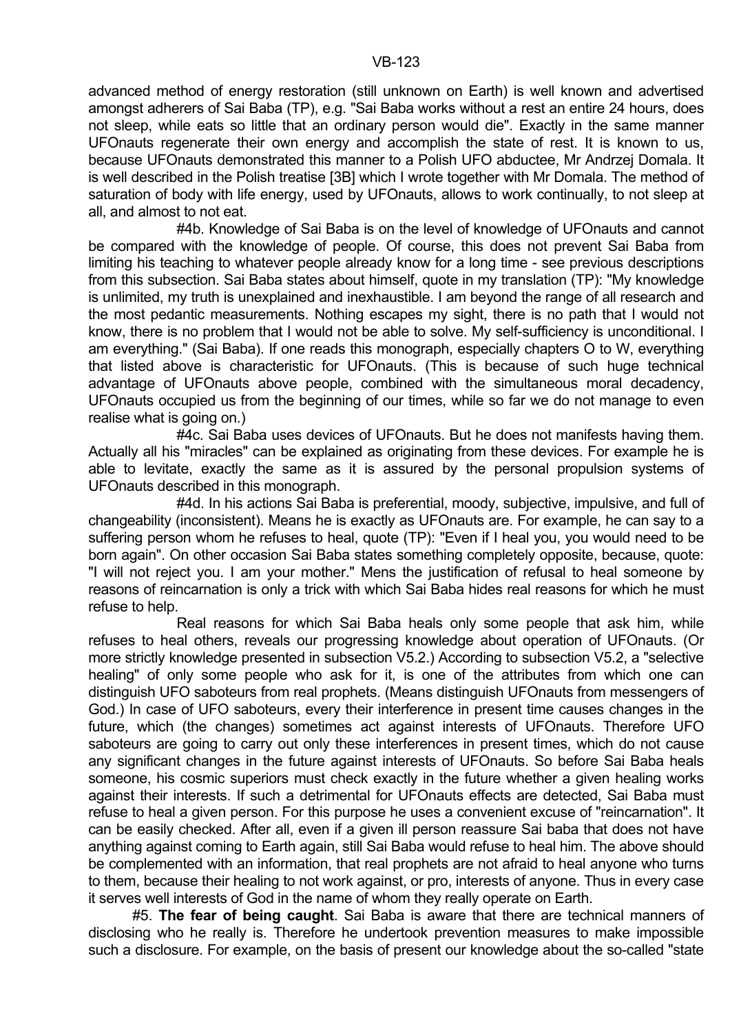advanced method of energy restoration (still unknown on Earth) is well known and advertised amongst adherers of Sai Baba (TP), e.g. "Sai Baba works without a rest an entire 24 hours, does not sleep, while eats so little that an ordinary person would die". Exactly in the same manner UFOnauts regenerate their own energy and accomplish the state of rest. It is known to us, because UFOnauts demonstrated this manner to a Polish UFO abductee, Mr Andrzej Domala. It is well described in the Polish treatise [3B] which I wrote together with Mr Domala. The method of saturation of body with life energy, used by UFOnauts, allows to work continually, to not sleep at all, and almost to not eat.

#4b. Knowledge of Sai Baba is on the level of knowledge of UFOnauts and cannot be compared with the knowledge of people. Of course, this does not prevent Sai Baba from limiting his teaching to whatever people already know for a long time - see previous descriptions from this subsection. Sai Baba states about himself, quote in my translation (TP): "My knowledge is unlimited, my truth is unexplained and inexhaustible. I am beyond the range of all research and the most pedantic measurements. Nothing escapes my sight, there is no path that I would not know, there is no problem that I would not be able to solve. My self-sufficiency is unconditional. I am everything." (Sai Baba). If one reads this monograph, especially chapters O to W, everything that listed above is characteristic for UFOnauts. (This is because of such huge technical advantage of UFOnauts above people, combined with the simultaneous moral decadency, UFOnauts occupied us from the beginning of our times, while so far we do not manage to even realise what is going on.)

#4c. Sai Baba uses devices of UFOnauts. But he does not manifests having them. Actually all his "miracles" can be explained as originating from these devices. For example he is able to levitate, exactly the same as it is assured by the personal propulsion systems of UFOnauts described in this monograph.

#4d. In his actions Sai Baba is preferential, moody, subjective, impulsive, and full of changeability (inconsistent). Means he is exactly as UFOnauts are. For example, he can say to a suffering person whom he refuses to heal, quote (TP): "Even if I heal you, you would need to be born again". On other occasion Sai Baba states something completely opposite, because, quote: "I will not reject you. I am your mother." Mens the justification of refusal to heal someone by reasons of reincarnation is only a trick with which Sai Baba hides real reasons for which he must refuse to help.

Real reasons for which Sai Baba heals only some people that ask him, while refuses to heal others, reveals our progressing knowledge about operation of UFOnauts. (Or more strictly knowledge presented in subsection V5.2.) According to subsection V5.2, a "selective healing" of only some people who ask for it, is one of the attributes from which one can distinguish UFO saboteurs from real prophets. (Means distinguish UFOnauts from messengers of God.) In case of UFO saboteurs, every their interference in present time causes changes in the future, which (the changes) sometimes act against interests of UFOnauts. Therefore UFO saboteurs are going to carry out only these interferences in present times, which do not cause any significant changes in the future against interests of UFOnauts. So before Sai Baba heals someone, his cosmic superiors must check exactly in the future whether a given healing works against their interests. If such a detrimental for UFOnauts effects are detected, Sai Baba must refuse to heal a given person. For this purpose he uses a convenient excuse of "reincarnation". It can be easily checked. After all, even if a given ill person reassure Sai baba that does not have anything against coming to Earth again, still Sai Baba would refuse to heal him. The above should be complemented with an information, that real prophets are not afraid to heal anyone who turns to them, because their healing to not work against, or pro, interests of anyone. Thus in every case it serves well interests of God in the name of whom they really operate on Earth.

#5. **The fear of being caught**. Sai Baba is aware that there are technical manners of disclosing who he really is. Therefore he undertook prevention measures to make impossible such a disclosure. For example, on the basis of present our knowledge about the so-called "state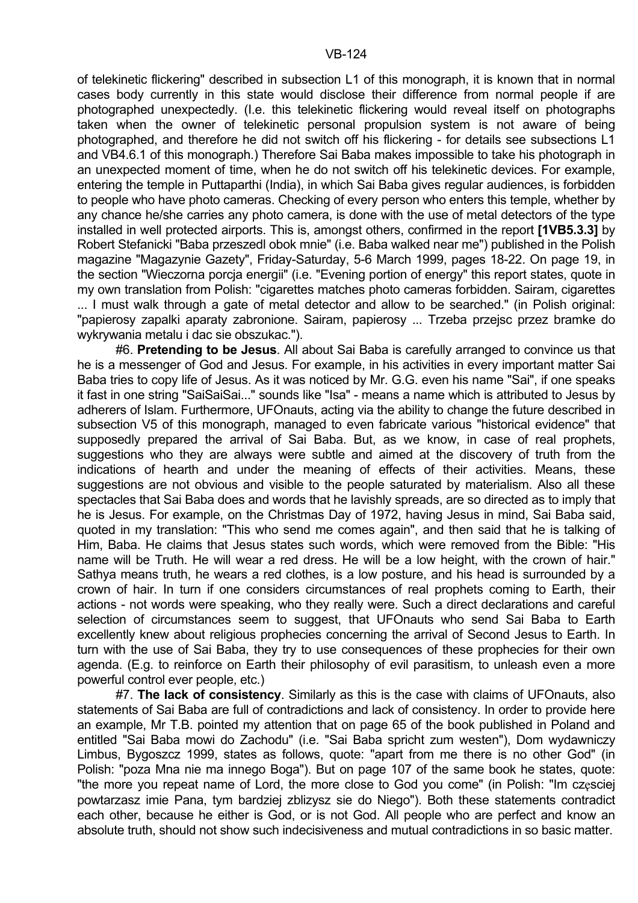of telekinetic flickering" described in subsection L1 of this monograph, it is known that in normal cases body currently in this state would disclose their difference from normal people if are photographed unexpectedly. (I.e. this telekinetic flickering would reveal itself on photographs taken when the owner of telekinetic personal propulsion system is not aware of being photographed, and therefore he did not switch off his flickering - for details see subsections L1 and VB4.6.1 of this monograph.) Therefore Sai Baba makes impossible to take his photograph in an unexpected moment of time, when he do not switch off his telekinetic devices. For example, entering the temple in Puttaparthi (India), in which Sai Baba gives regular audiences, is forbidden to people who have photo cameras. Checking of every person who enters this temple, whether by any chance he/she carries any photo camera, is done with the use of metal detectors of the type installed in well protected airports. This is, amongst others, confirmed in the report **[1VB5.3.3]** by Robert Stefanicki "Baba przeszedl obok mnie" (i.e. Baba walked near me") published in the Polish magazine "Magazynie Gazety", Friday-Saturday, 5-6 March 1999, pages 18-22. On page 19, in the section "Wieczorna porcja energii" (i.e. "Evening portion of energy" this report states, quote in my own translation from Polish: "cigarettes matches photo cameras forbidden. Sairam, cigarettes ... I must walk through a gate of metal detector and allow to be searched." (in Polish original: "papierosy zapalki aparaty zabronione. Sairam, papierosy ... Trzeba przejsc przez bramke do wykrywania metalu i dac sie obszukac.").

#6. **Pretending to be Jesus**. All about Sai Baba is carefully arranged to convince us that he is a messenger of God and Jesus. For example, in his activities in every important matter Sai Baba tries to copy life of Jesus. As it was noticed by Mr. G.G. even his name "Sai", if one speaks it fast in one string "SaiSaiSai..." sounds like "Isa" - means a name which is attributed to Jesus by adherers of Islam. Furthermore, UFOnauts, acting via the ability to change the future described in subsection V5 of this monograph, managed to even fabricate various "historical evidence" that supposedly prepared the arrival of Sai Baba. But, as we know, in case of real prophets, suggestions who they are always were subtle and aimed at the discovery of truth from the indications of hearth and under the meaning of effects of their activities. Means, these suggestions are not obvious and visible to the people saturated by materialism. Also all these spectacles that Sai Baba does and words that he lavishly spreads, are so directed as to imply that he is Jesus. For example, on the Christmas Day of 1972, having Jesus in mind, Sai Baba said, quoted in my translation: "This who send me comes again", and then said that he is talking of Him, Baba. He claims that Jesus states such words, which were removed from the Bible: "His name will be Truth. He will wear a red dress. He will be a low height, with the crown of hair." Sathya means truth, he wears a red clothes, is a low posture, and his head is surrounded by a crown of hair. In turn if one considers circumstances of real prophets coming to Earth, their actions - not words were speaking, who they really were. Such a direct declarations and careful selection of circumstances seem to suggest, that UFOnauts who send Sai Baba to Earth excellently knew about religious prophecies concerning the arrival of Second Jesus to Earth. In turn with the use of Sai Baba, they try to use consequences of these prophecies for their own agenda. (E.g. to reinforce on Earth their philosophy of evil parasitism, to unleash even a more powerful control ever people, etc.)

#7. **The lack of consistency**. Similarly as this is the case with claims of UFOnauts, also statements of Sai Baba are full of contradictions and lack of consistency. In order to provide here an example, Mr T.B. pointed my attention that on page 65 of the book published in Poland and entitled "Sai Baba mowi do Zachodu" (i.e. "Sai Baba spricht zum westen"), Dom wydawniczy Limbus, Bygoszcz 1999, states as follows, quote: "apart from me there is no other God" (in Polish: "poza Mna nie ma innego Boga"). But on page 107 of the same book he states, quote: "the more you repeat name of Lord, the more close to God you come" (in Polish: "Im częsciej powtarzasz imie Pana, tym bardziej zblizysz sie do Niego"). Both these statements contradict each other, because he either is God, or is not God. All people who are perfect and know an absolute truth, should not show such indecisiveness and mutual contradictions in so basic matter.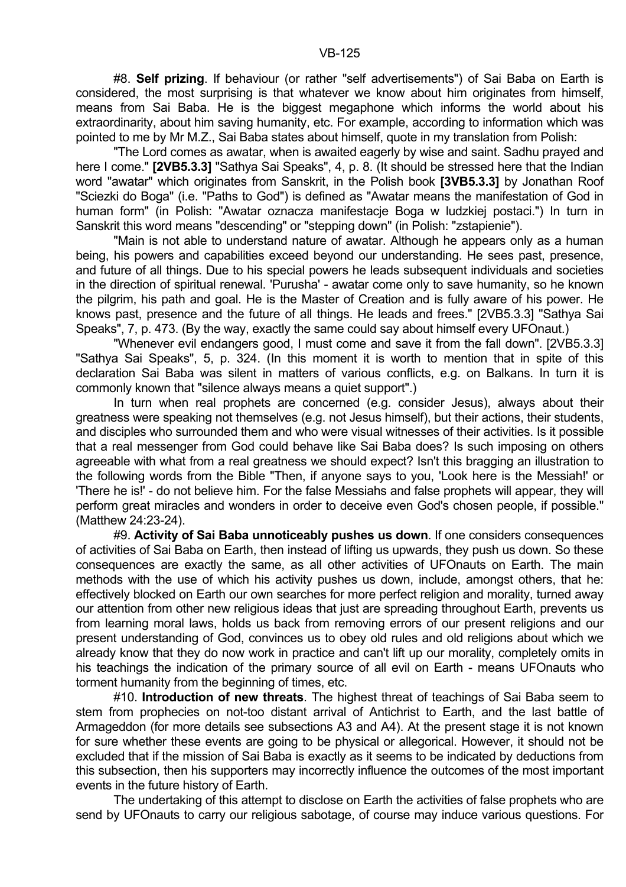#8. **Self prizing**. If behaviour (or rather "self advertisements") of Sai Baba on Earth is considered, the most surprising is that whatever we know about him originates from himself, means from Sai Baba. He is the biggest megaphone which informs the world about his extraordinarity, about him saving humanity, etc. For example, according to information which was pointed to me by Mr M.Z., Sai Baba states about himself, quote in my translation from Polish:

"The Lord comes as awatar, when is awaited eagerly by wise and saint. Sadhu prayed and here I come." **[2VB5.3.3]** "Sathya Sai Speaks", 4, p. 8. (It should be stressed here that the Indian word "awatar" which originates from Sanskrit, in the Polish book **[3VB5.3.3]** by Jonathan Roof "Sciezki do Boga" (i.e. "Paths to God") is defined as "Awatar means the manifestation of God in human form" (in Polish: "Awatar oznacza manifestacje Boga w ludzkiej postaci.") In turn in Sanskrit this word means "descending" or "stepping down" (in Polish: "zstapienie").

"Main is not able to understand nature of awatar. Although he appears only as a human being, his powers and capabilities exceed beyond our understanding. He sees past, presence, and future of all things. Due to his special powers he leads subsequent individuals and societies in the direction of spiritual renewal. 'Purusha' - awatar come only to save humanity, so he known the pilgrim, his path and goal. He is the Master of Creation and is fully aware of his power. He knows past, presence and the future of all things. He leads and frees." [2VB5.3.3] "Sathya Sai Speaks", 7, p. 473. (By the way, exactly the same could say about himself every UFOnaut.)

"Whenever evil endangers good, I must come and save it from the fall down". [2VB5.3.3] "Sathya Sai Speaks", 5, p. 324. (In this moment it is worth to mention that in spite of this declaration Sai Baba was silent in matters of various conflicts, e.g. on Balkans. In turn it is commonly known that "silence always means a quiet support".)

In turn when real prophets are concerned (e.g. consider Jesus), always about their greatness were speaking not themselves (e.g. not Jesus himself), but their actions, their students, and disciples who surrounded them and who were visual witnesses of their activities. Is it possible that a real messenger from God could behave like Sai Baba does? Is such imposing on others agreeable with what from a real greatness we should expect? Isn't this bragging an illustration to the following words from the Bible "Then, if anyone says to you, 'Look here is the Messiah!' or 'There he is!' - do not believe him. For the false Messiahs and false prophets will appear, they will perform great miracles and wonders in order to deceive even God's chosen people, if possible." (Matthew 24:23-24).

#9. **Activity of Sai Baba unnoticeably pushes us down**. If one considers consequences of activities of Sai Baba on Earth, then instead of lifting us upwards, they push us down. So these consequences are exactly the same, as all other activities of UFOnauts on Earth. The main methods with the use of which his activity pushes us down, include, amongst others, that he: effectively blocked on Earth our own searches for more perfect religion and morality, turned away our attention from other new religious ideas that just are spreading throughout Earth, prevents us from learning moral laws, holds us back from removing errors of our present religions and our present understanding of God, convinces us to obey old rules and old religions about which we already know that they do now work in practice and can't lift up our morality, completely omits in his teachings the indication of the primary source of all evil on Earth - means UFOnauts who torment humanity from the beginning of times, etc.

#10. **Introduction of new threats**. The highest threat of teachings of Sai Baba seem to stem from prophecies on not-too distant arrival of Antichrist to Earth, and the last battle of Armageddon (for more details see subsections A3 and A4). At the present stage it is not known for sure whether these events are going to be physical or allegorical. However, it should not be excluded that if the mission of Sai Baba is exactly as it seems to be indicated by deductions from this subsection, then his supporters may incorrectly influence the outcomes of the most important events in the future history of Earth.

The undertaking of this attempt to disclose on Earth the activities of false prophets who are send by UFOnauts to carry our religious sabotage, of course may induce various questions. For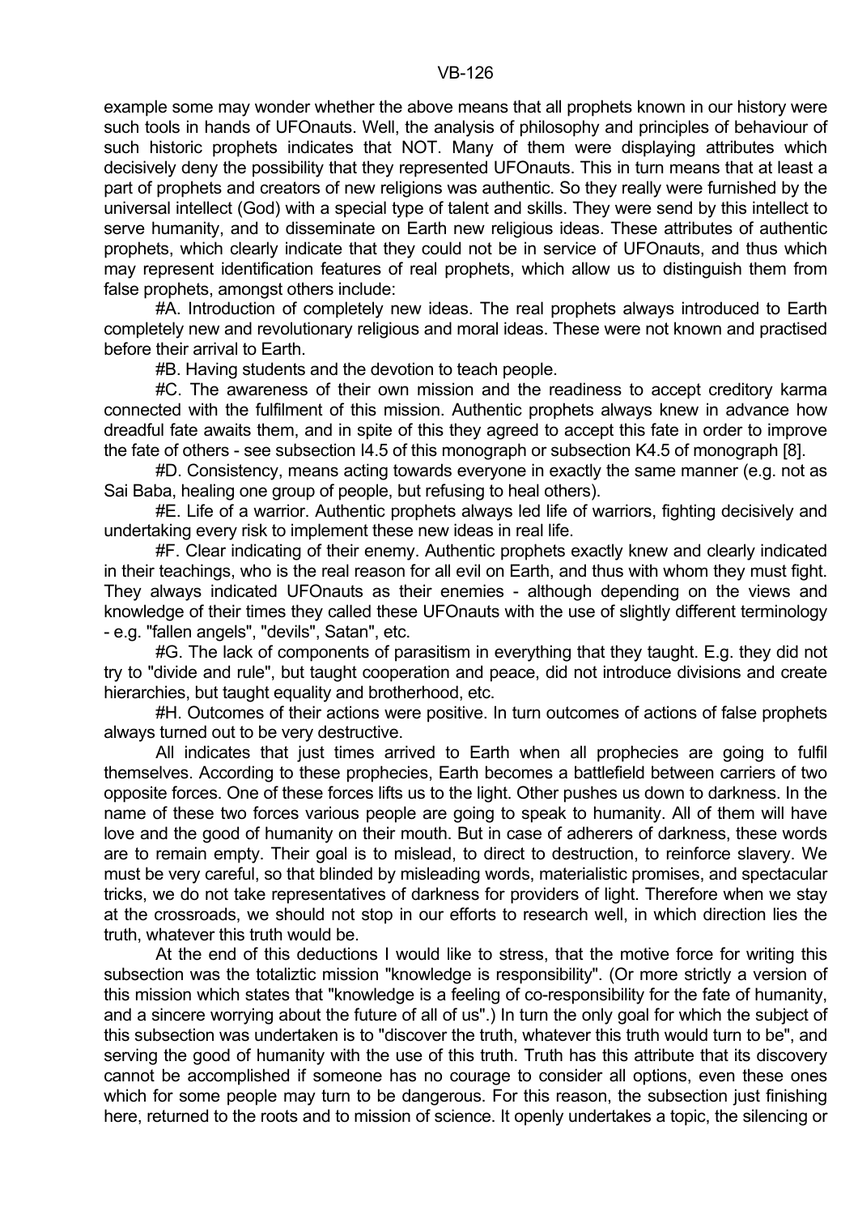example some may wonder whether the above means that all prophets known in our history were such tools in hands of UFOnauts. Well, the analysis of philosophy and principles of behaviour of such historic prophets indicates that NOT. Many of them were displaying attributes which decisively deny the possibility that they represented UFOnauts. This in turn means that at least a part of prophets and creators of new religions was authentic. So they really were furnished by the universal intellect (God) with a special type of talent and skills. They were send by this intellect to serve humanity, and to disseminate on Earth new religious ideas. These attributes of authentic prophets, which clearly indicate that they could not be in service of UFOnauts, and thus which may represent identification features of real prophets, which allow us to distinguish them from false prophets, amongst others include:

#A. Introduction of completely new ideas. The real prophets always introduced to Earth completely new and revolutionary religious and moral ideas. These were not known and practised before their arrival to Earth.

#B. Having students and the devotion to teach people.

#C. The awareness of their own mission and the readiness to accept creditory karma connected with the fulfilment of this mission. Authentic prophets always knew in advance how dreadful fate awaits them, and in spite of this they agreed to accept this fate in order to improve the fate of others - see subsection I4.5 of this monograph or subsection K4.5 of monograph [8].

#D. Consistency, means acting towards everyone in exactly the same manner (e.g. not as Sai Baba, healing one group of people, but refusing to heal others).

#E. Life of a warrior. Authentic prophets always led life of warriors, fighting decisively and undertaking every risk to implement these new ideas in real life.

#F. Clear indicating of their enemy. Authentic prophets exactly knew and clearly indicated in their teachings, who is the real reason for all evil on Earth, and thus with whom they must fight. They always indicated UFOnauts as their enemies - although depending on the views and knowledge of their times they called these UFOnauts with the use of slightly different terminology - e.g. "fallen angels", "devils", Satan", etc.

#G. The lack of components of parasitism in everything that they taught. E.g. they did not try to "divide and rule", but taught cooperation and peace, did not introduce divisions and create hierarchies, but taught equality and brotherhood, etc.

#H. Outcomes of their actions were positive. In turn outcomes of actions of false prophets always turned out to be very destructive.

All indicates that just times arrived to Earth when all prophecies are going to fulfil themselves. According to these prophecies, Earth becomes a battlefield between carriers of two opposite forces. One of these forces lifts us to the light. Other pushes us down to darkness. In the name of these two forces various people are going to speak to humanity. All of them will have love and the good of humanity on their mouth. But in case of adherers of darkness, these words are to remain empty. Their goal is to mislead, to direct to destruction, to reinforce slavery. We must be very careful, so that blinded by misleading words, materialistic promises, and spectacular tricks, we do not take representatives of darkness for providers of light. Therefore when we stay at the crossroads, we should not stop in our efforts to research well, in which direction lies the truth, whatever this truth would be.

At the end of this deductions I would like to stress, that the motive force for writing this subsection was the totaliztic mission "knowledge is responsibility". (Or more strictly a version of this mission which states that "knowledge is a feeling of co-responsibility for the fate of humanity, and a sincere worrying about the future of all of us".) In turn the only goal for which the subject of this subsection was undertaken is to "discover the truth, whatever this truth would turn to be", and serving the good of humanity with the use of this truth. Truth has this attribute that its discovery cannot be accomplished if someone has no courage to consider all options, even these ones which for some people may turn to be dangerous. For this reason, the subsection just finishing here, returned to the roots and to mission of science. It openly undertakes a topic, the silencing or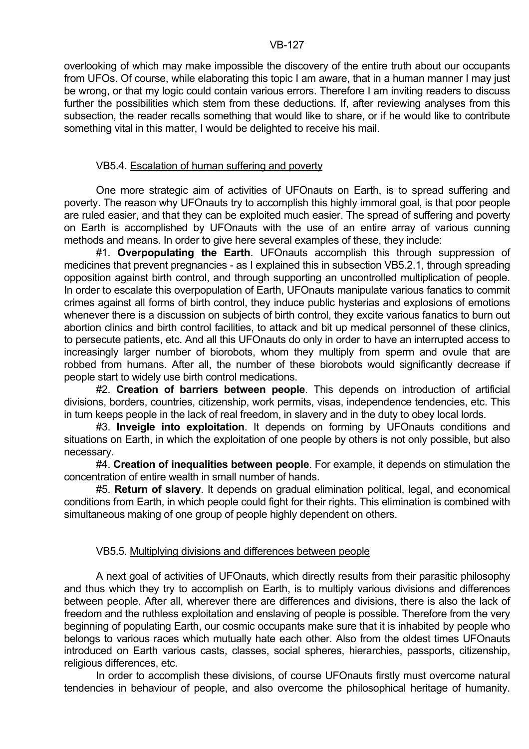overlooking of which may make impossible the discovery of the entire truth about our occupants from UFOs. Of course, while elaborating this topic I am aware, that in a human manner I may just be wrong, or that my logic could contain various errors. Therefore I am inviting readers to discuss further the possibilities which stem from these deductions. If, after reviewing analyses from this subsection, the reader recalls something that would like to share, or if he would like to contribute something vital in this matter, I would be delighted to receive his mail.

### VB5.4. Escalation of human suffering and poverty

One more strategic aim of activities of UFOnauts on Earth, is to spread suffering and poverty. The reason why UFOnauts try to accomplish this highly immoral goal, is that poor people are ruled easier, and that they can be exploited much easier. The spread of suffering and poverty on Earth is accomplished by UFOnauts with the use of an entire array of various cunning methods and means. In order to give here several examples of these, they include:

#1. **Overpopulating the Earth**. UFOnauts accomplish this through suppression of medicines that prevent pregnancies - as I explained this in subsection VB5.2.1, through spreading opposition against birth control, and through supporting an uncontrolled multiplication of people. In order to escalate this overpopulation of Earth, UFOnauts manipulate various fanatics to commit crimes against all forms of birth control, they induce public hysterias and explosions of emotions whenever there is a discussion on subjects of birth control, they excite various fanatics to burn out abortion clinics and birth control facilities, to attack and bit up medical personnel of these clinics, to persecute patients, etc. And all this UFOnauts do only in order to have an interrupted access to increasingly larger number of biorobots, whom they multiply from sperm and ovule that are robbed from humans. After all, the number of these biorobots would significantly decrease if people start to widely use birth control medications.

#2. **Creation of barriers between people**. This depends on introduction of artificial divisions, borders, countries, citizenship, work permits, visas, independence tendencies, etc. This in turn keeps people in the lack of real freedom, in slavery and in the duty to obey local lords.

#3. **Inveigle into exploitation**. It depends on forming by UFOnauts conditions and situations on Earth, in which the exploitation of one people by others is not only possible, but also necessary.

#4. **Creation of inequalities between people**. For example, it depends on stimulation the concentration of entire wealth in small number of hands.

#5. **Return of slavery**. It depends on gradual elimination political, legal, and economical conditions from Earth, in which people could fight for their rights. This elimination is combined with simultaneous making of one group of people highly dependent on others.

### VB5.5. Multiplying divisions and differences between people

A next goal of activities of UFOnauts, which directly results from their parasitic philosophy and thus which they try to accomplish on Earth, is to multiply various divisions and differences between people. After all, wherever there are differences and divisions, there is also the lack of freedom and the ruthless exploitation and enslaving of people is possible. Therefore from the very beginning of populating Earth, our cosmic occupants make sure that it is inhabited by people who belongs to various races which mutually hate each other. Also from the oldest times UFOnauts introduced on Earth various casts, classes, social spheres, hierarchies, passports, citizenship, religious differences, etc.

In order to accomplish these divisions, of course UFOnauts firstly must overcome natural tendencies in behaviour of people, and also overcome the philosophical heritage of humanity.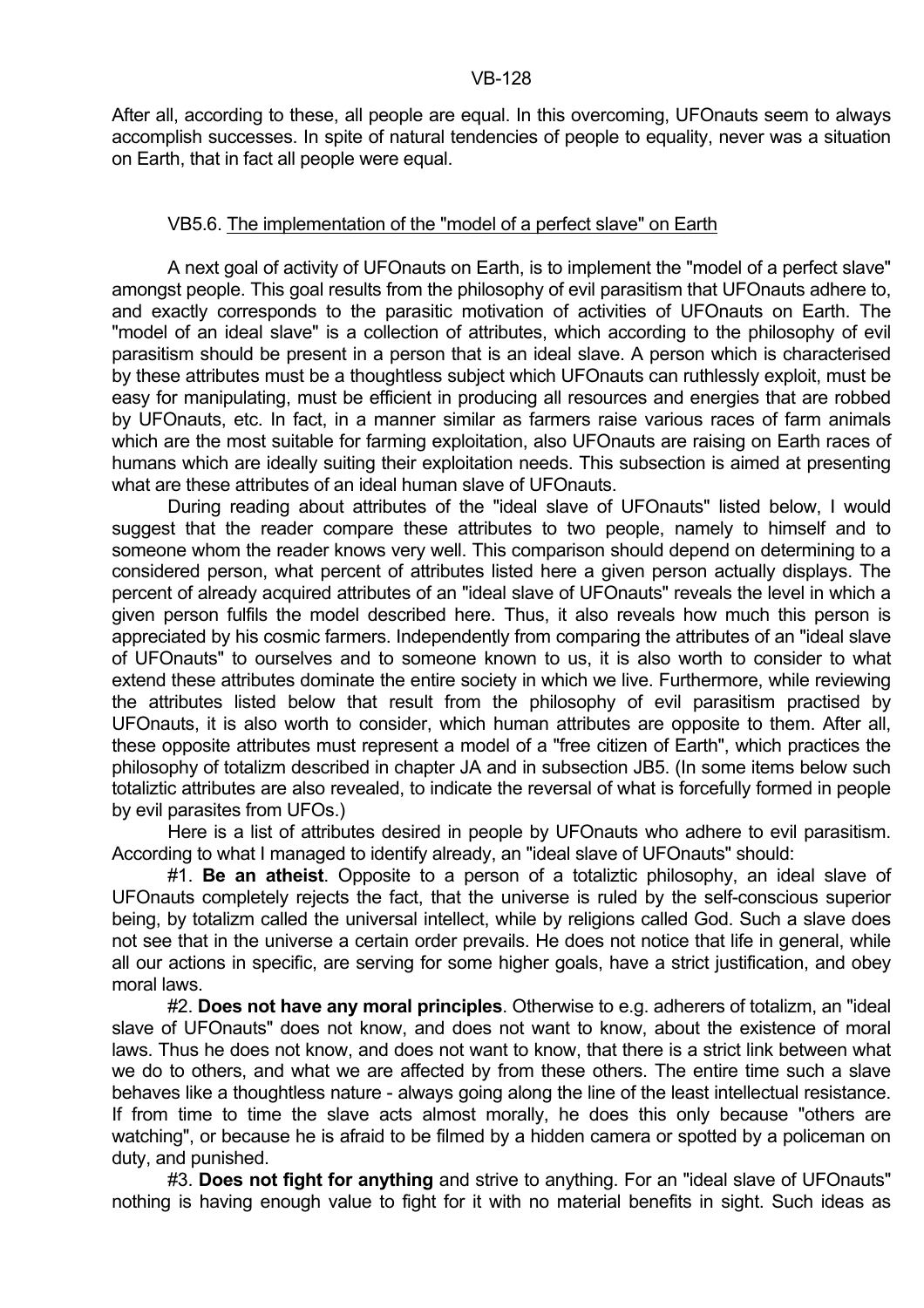After all, according to these, all people are equal. In this overcoming, UFOnauts seem to always accomplish successes. In spite of natural tendencies of people to equality, never was a situation on Earth, that in fact all people were equal.

### VB5.6. The implementation of the "model of a perfect slave" on Earth

A next goal of activity of UFOnauts on Earth, is to implement the "model of a perfect slave" amongst people. This goal results from the philosophy of evil parasitism that UFOnauts adhere to, and exactly corresponds to the parasitic motivation of activities of UFOnauts on Earth. The "model of an ideal slave" is a collection of attributes, which according to the philosophy of evil parasitism should be present in a person that is an ideal slave. A person which is characterised by these attributes must be a thoughtless subject which UFOnauts can ruthlessly exploit, must be easy for manipulating, must be efficient in producing all resources and energies that are robbed by UFOnauts, etc. In fact, in a manner similar as farmers raise various races of farm animals which are the most suitable for farming exploitation, also UFOnauts are raising on Earth races of humans which are ideally suiting their exploitation needs. This subsection is aimed at presenting what are these attributes of an ideal human slave of UFOnauts.

During reading about attributes of the "ideal slave of UFOnauts" listed below, I would suggest that the reader compare these attributes to two people, namely to himself and to someone whom the reader knows very well. This comparison should depend on determining to a considered person, what percent of attributes listed here a given person actually displays. The percent of already acquired attributes of an "ideal slave of UFOnauts" reveals the level in which a given person fulfils the model described here. Thus, it also reveals how much this person is appreciated by his cosmic farmers. Independently from comparing the attributes of an "ideal slave of UFOnauts" to ourselves and to someone known to us, it is also worth to consider to what extend these attributes dominate the entire society in which we live. Furthermore, while reviewing the attributes listed below that result from the philosophy of evil parasitism practised by UFOnauts, it is also worth to consider, which human attributes are opposite to them. After all, these opposite attributes must represent a model of a "free citizen of Earth", which practices the philosophy of totalizm described in chapter JA and in subsection JB5. (In some items below such totaliztic attributes are also revealed, to indicate the reversal of what is forcefully formed in people by evil parasites from UFOs.)

Here is a list of attributes desired in people by UFOnauts who adhere to evil parasitism. According to what I managed to identify already, an "ideal slave of UFOnauts" should:

#1. **Be an atheist**. Opposite to a person of a totaliztic philosophy, an ideal slave of UFOnauts completely rejects the fact, that the universe is ruled by the self-conscious superior being, by totalizm called the universal intellect, while by religions called God. Such a slave does not see that in the universe a certain order prevails. He does not notice that life in general, while all our actions in specific, are serving for some higher goals, have a strict justification, and obey moral laws.

#2. **Does not have any moral principles**. Otherwise to e.g. adherers of totalizm, an "ideal slave of UFOnauts" does not know, and does not want to know, about the existence of moral laws. Thus he does not know, and does not want to know, that there is a strict link between what we do to others, and what we are affected by from these others. The entire time such a slave behaves like a thoughtless nature - always going along the line of the least intellectual resistance. If from time to time the slave acts almost morally, he does this only because "others are watching", or because he is afraid to be filmed by a hidden camera or spotted by a policeman on duty, and punished.

#3. **Does not fight for anything** and strive to anything. For an "ideal slave of UFOnauts" nothing is having enough value to fight for it with no material benefits in sight. Such ideas as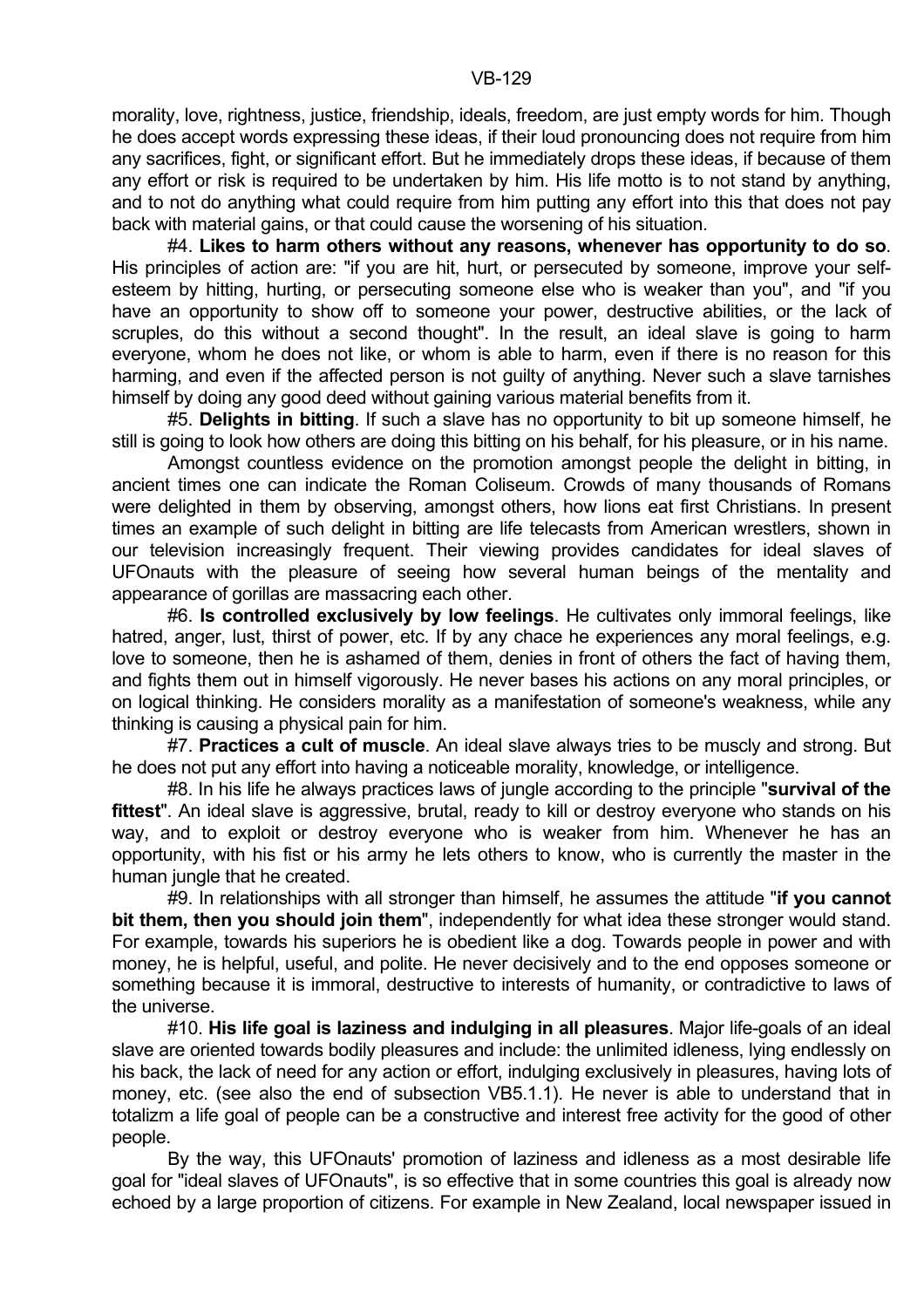morality, love, rightness, justice, friendship, ideals, freedom, are just empty words for him. Though he does accept words expressing these ideas, if their loud pronouncing does not require from him any sacrifices, fight, or significant effort. But he immediately drops these ideas, if because of them any effort or risk is required to be undertaken by him. His life motto is to not stand by anything, and to not do anything what could require from him putting any effort into this that does not pay back with material gains, or that could cause the worsening of his situation.

#4. **Likes to harm others without any reasons, whenever has opportunity to do so**. His principles of action are: "if you are hit, hurt, or persecuted by someone, improve your self-esteem by hitting, hurting, or persecuting someone else who is weaker than you", and "if you have an opportunity to show off to someone your power, destructive abilities, or the lack of scruples, do this without a second thought". In the result, an ideal slave is going to harm everyone, whom he does not like, or whom is able to harm, even if there is no reason for this harming, and even if the affected person is not guilty of anything. Never such a slave tarnishes himself by doing any good deed without gaining various material benefits from it.

#5. **Delights in bitting**. If such a slave has no opportunity to bit up someone himself, he still is going to look how others are doing this bitting on his behalf, for his pleasure, or in his name.

Amongst countless evidence on the promotion amongst people the delight in bitting, in ancient times one can indicate the Roman Coliseum. Crowds of many thousands of Romans were delighted in them by observing, amongst others, how lions eat first Christians. In present times an example of such delight in bitting are life telecasts from American wrestlers, shown in our television increasingly frequent. Their viewing provides candidates for ideal slaves of UFOnauts with the pleasure of seeing how several human beings of the mentality and appearance of gorillas are massacring each other.

#6. **Is controlled exclusively by low feelings**. He cultivates only immoral feelings, like hatred, anger, lust, thirst of power, etc. If by any chace he experiences any moral feelings, e.g. love to someone, then he is ashamed of them, denies in front of others the fact of having them, and fights them out in himself vigorously. He never bases his actions on any moral principles, or on logical thinking. He considers morality as a manifestation of someone's weakness, while any thinking is causing a physical pain for him.

#7. **Practices a cult of muscle**. An ideal slave always tries to be muscly and strong. But he does not put any effort into having a noticeable morality, knowledge, or intelligence.

#8. In his life he always practices laws of jungle according to the principle "**survival of the fittest**". An ideal slave is aggressive, brutal, ready to kill or destroy everyone who stands on his way, and to exploit or destroy everyone who is weaker from him. Whenever he has an opportunity, with his fist or his army he lets others to know, who is currently the master in the human jungle that he created.

#9. In relationships with all stronger than himself, he assumes the attitude "**if you cannot bit them, then you should join them**", independently for what idea these stronger would stand. For example, towards his superiors he is obedient like a dog. Towards people in power and with money, he is helpful, useful, and polite. He never decisively and to the end opposes someone or something because it is immoral, destructive to interests of humanity, or contradictive to laws of the universe.

#10. **His life goal is laziness and indulging in all pleasures**. Major life-goals of an ideal slave are oriented towards bodily pleasures and include: the unlimited idleness, lying endlessly on his back, the lack of need for any action or effort, indulging exclusively in pleasures, having lots of money, etc. (see also the end of subsection VB5.1.1). He never is able to understand that in totalizm a life goal of people can be a constructive and interest free activity for the good of other people.

By the way, this UFOnauts' promotion of laziness and idleness as a most desirable life goal for "ideal slaves of UFOnauts", is so effective that in some countries this goal is already now echoed by a large proportion of citizens. For example in New Zealand, local newspaper issued in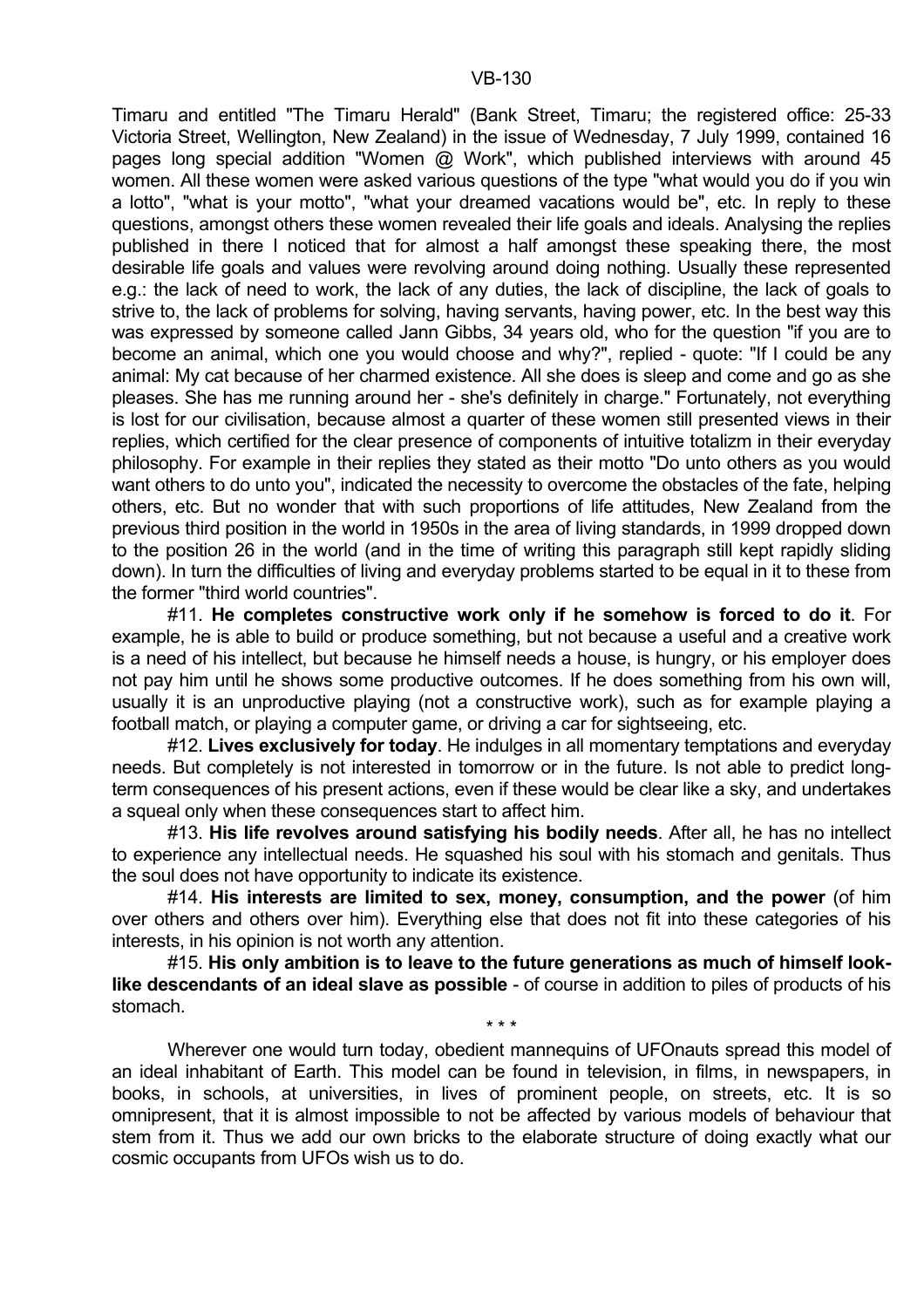Timaru and entitled "The Timaru Herald" (Bank Street, Timaru; the registered office: 25-33 Victoria Street, Wellington, New Zealand) in the issue of Wednesday, 7 July 1999, contained 16 pages long special addition "Women @ Work", which published interviews with around 45 women. All these women were asked various questions of the type "what would you do if you win a lotto", "what is your motto", "what your dreamed vacations would be", etc. In reply to these questions, amongst others these women revealed their life goals and ideals. Analysing the replies published in there I noticed that for almost a half amongst these speaking there, the most desirable life goals and values were revolving around doing nothing. Usually these represented e.g.: the lack of need to work, the lack of any duties, the lack of discipline, the lack of goals to strive to, the lack of problems for solving, having servants, having power, etc. In the best way this was expressed by someone called Jann Gibbs, 34 years old, who for the question "if you are to become an animal, which one you would choose and why?", replied - quote: "If I could be any animal: My cat because of her charmed existence. All she does is sleep and come and go as she pleases. She has me running around her - she's definitely in charge." Fortunately, not everything is lost for our civilisation, because almost a quarter of these women still presented views in their replies, which certified for the clear presence of components of intuitive totalizm in their everyday philosophy. For example in their replies they stated as their motto "Do unto others as you would want others to do unto you", indicated the necessity to overcome the obstacles of the fate, helping others, etc. But no wonder that with such proportions of life attitudes, New Zealand from the previous third position in the world in 1950s in the area of living standards, in 1999 dropped down to the position 26 in the world (and in the time of writing this paragraph still kept rapidly sliding down). In turn the difficulties of living and everyday problems started to be equal in it to these from the former "third world countries".

#11. **He completes constructive work only if he somehow is forced to do it**. For example, he is able to build or produce something, but not because a useful and a creative work is a need of his intellect, but because he himself needs a house, is hungry, or his employer does not pay him until he shows some productive outcomes. If he does something from his own will, usually it is an unproductive playing (not a constructive work), such as for example playing a football match, or playing a computer game, or driving a car for sightseeing, etc.

#12. **Lives exclusively for today**. He indulges in all momentary temptations and everyday needs. But completely is not interested in tomorrow or in the future. Is not able to predict long-term consequences of his present actions, even if these would be clear like a sky, and undertakes a squeal only when these consequences start to affect him.

#13. **His life revolves around satisfying his bodily needs**. After all, he has no intellect to experience any intellectual needs. He squashed his soul with his stomach and genitals. Thus the soul does not have opportunity to indicate its existence.

#14. **His interests are limited to sex, money, consumption, and the power** (of him over others and others over him). Everything else that does not fit into these categories of his interests, in his opinion is not worth any attention.

#15. **His only ambition is to leave to the future generations as much of himself look-like descendants of an ideal slave as possible** - of course in addition to piles of products of his stomach.

\* \* \*

Wherever one would turn today, obedient mannequins of UFOnauts spread this model of an ideal inhabitant of Earth. This model can be found in television, in films, in newspapers, in books, in schools, at universities, in lives of prominent people, on streets, etc. It is so omnipresent, that it is almost impossible to not be affected by various models of behaviour that stem from it. Thus we add our own bricks to the elaborate structure of doing exactly what our cosmic occupants from UFOs wish us to do.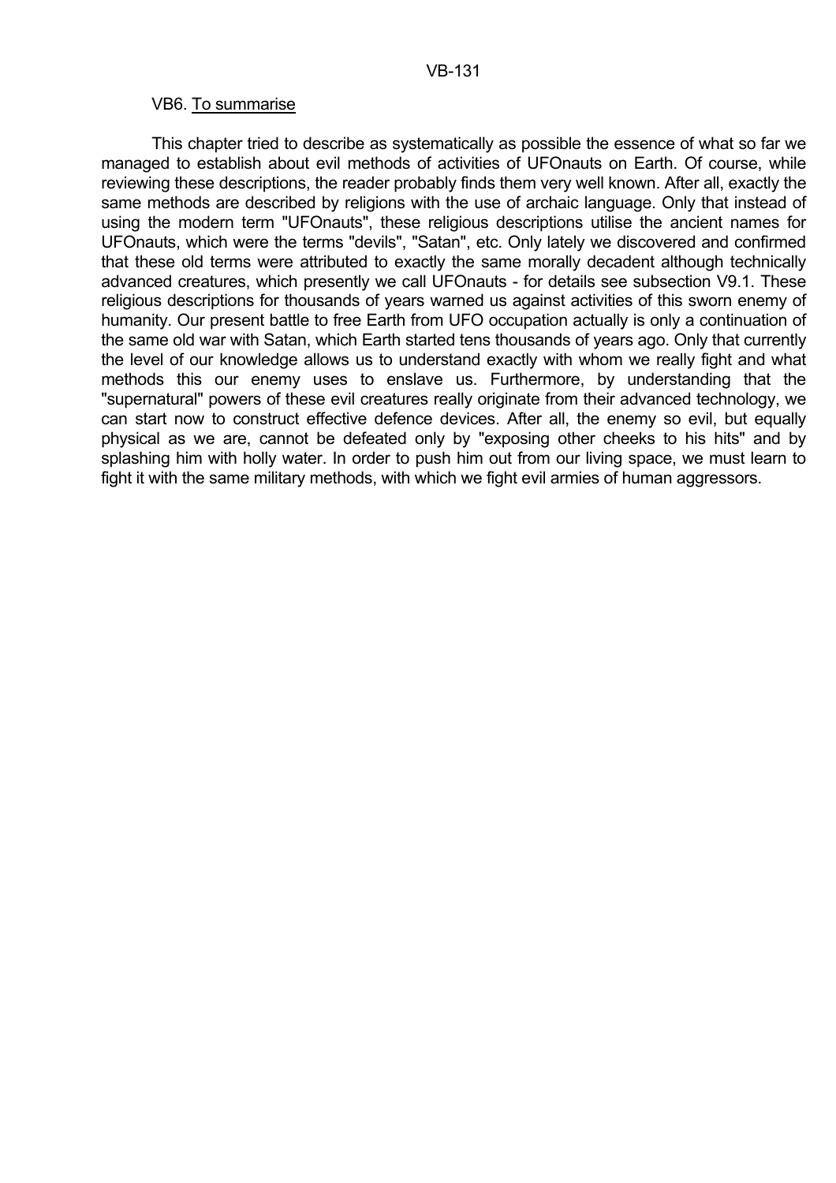### VB6. To summarise

This chapter tried to describe as systematically as possible the essence of what so far we managed to establish about evil methods of activities of UFOnauts on Earth. Of course, while reviewing these descriptions, the reader probably finds them very well known. After all, exactly the same methods are described by religions with the use of archaic language. Only that instead of using the modern term "UFOnauts", these religious descriptions utilise the ancient names for UFOnauts, which were the terms "devils", "Satan", etc. Only lately we discovered and confirmed that these old terms were attributed to exactly the same morally decadent although technically advanced creatures, which presently we call UFOnauts - for details see subsection V9.1. These religious descriptions for thousands of years warned us against activities of this sworn enemy of humanity. Our present battle to free Earth from UFO occupation actually is only a continuation of the same old war with Satan, which Earth started tens thousands of years ago. Only that currently the level of our knowledge allows us to understand exactly with whom we really fight and what methods this our enemy uses to enslave us. Furthermore, by understanding that the "supernatural" powers of these evil creatures really originate from their advanced technology, we can start now to construct effective defence devices. After all, the enemy so evil, but equally physical as we are, cannot be defeated only by "exposing other cheeks to his hits" and by splashing him with holly water. In order to push him out from our living space, we must learn to fight it with the same military methods, with which we fight evil armies of human aggressors.